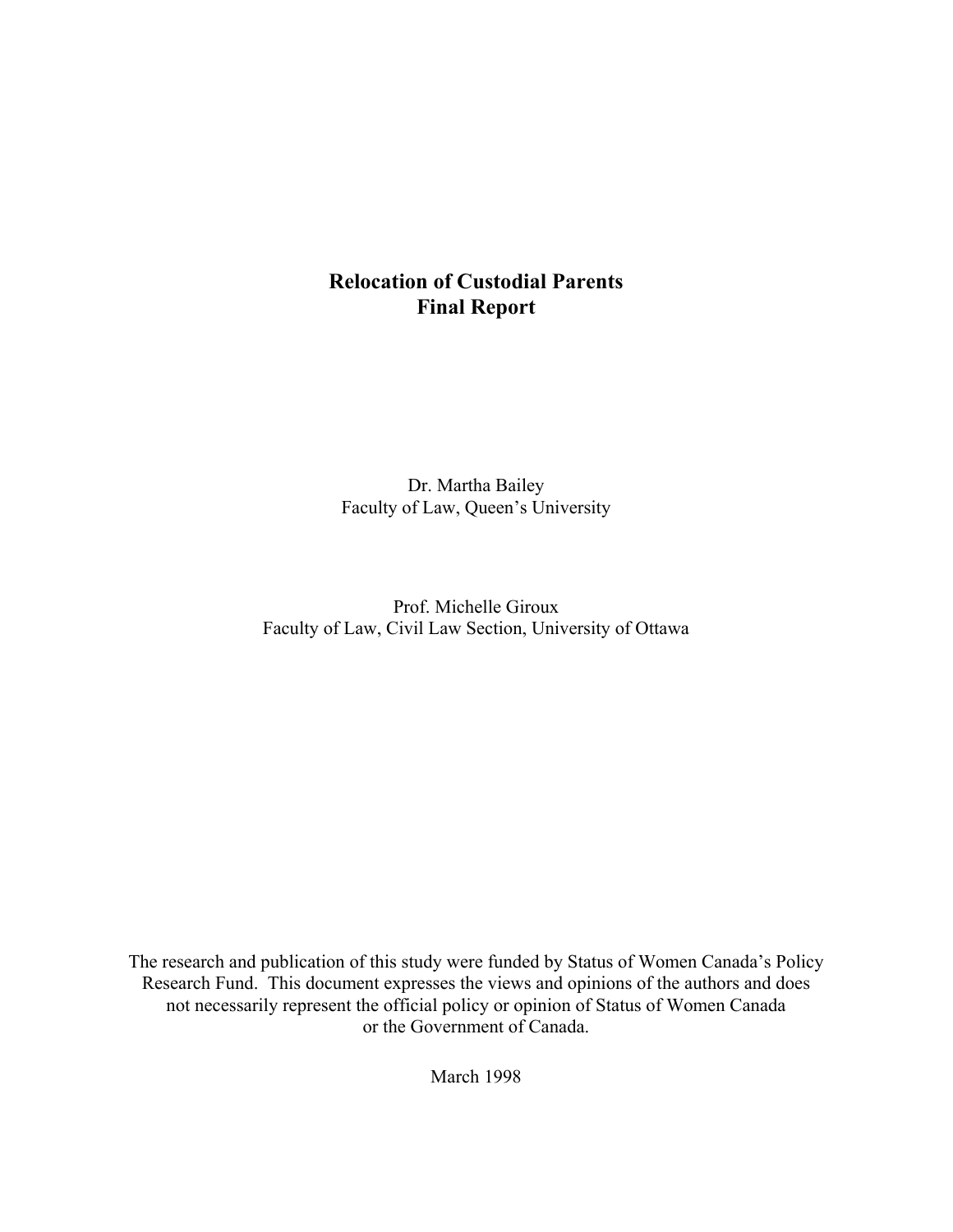# Relocation of Custodial Parents
# Final Report

Dr. Martha Bailey
Faculty of Law, Queen's University

Prof. Michelle Giroux
Faculty of Law, Civil Law Section, University of Ottawa

The research and publication of this study were funded by Status of Women Canada's Policy Research Fund. This document expresses the views and opinions of the authors and does not necessarily represent the official policy or opinion of Status of Women Canada or the Government of Canada.

March 1998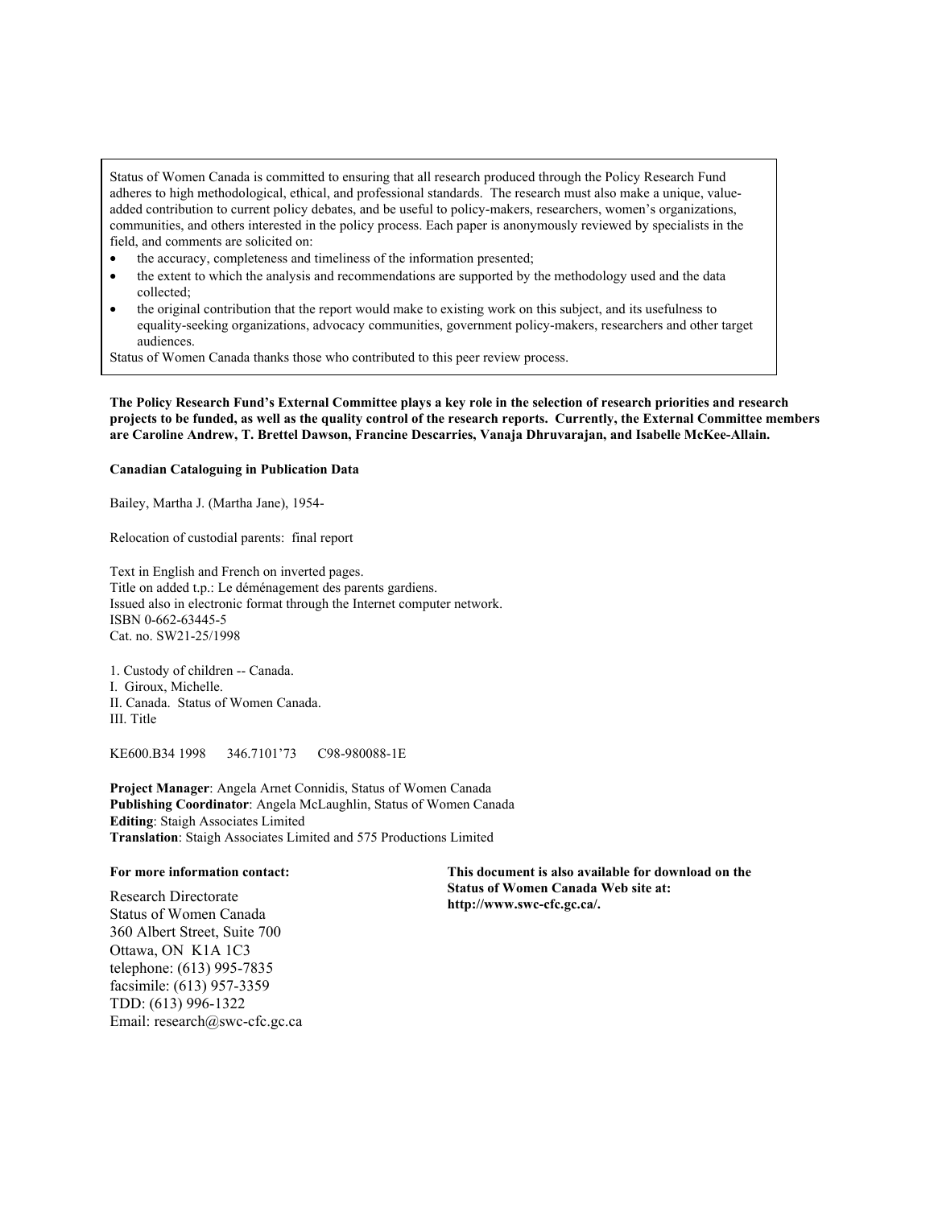Status of Women Canada is committed to ensuring that all research produced through the Policy Research Fund adheres to high methodological, ethical, and professional standards. The research must also make a unique, value-added contribution to current policy debates, and be useful to policy-makers, researchers, women's organizations, communities, and others interested in the policy process. Each paper is anonymously reviewed by specialists in the field, and comments are solicited on:

- the accuracy, completeness and timeliness of the information presented;
- the extent to which the analysis and recommendations are supported by the methodology used and the data collected;
- the original contribution that the report would make to existing work on this subject, and its usefulness to equality-seeking organizations, advocacy communities, government policy-makers, researchers and other target audiences.

Status of Women Canada thanks those who contributed to this peer review process.

**The Policy Research Fund's External Committee plays a key role in the selection of research priorities and research projects to be funded, as well as the quality control of the research reports. Currently, the External Committee members are Caroline Andrew, T. Brettel Dawson, Francine Descarries, Vanaja Dhruvarajan, and Isabelle McKee-Allain.**

**Canadian Cataloguing in Publication Data**

Bailey, Martha J. (Martha Jane), 1954-

Relocation of custodial parents: final report

Text in English and French on inverted pages.
Title on added t.p.: Le déménagement des parents gardiens.
Issued also in electronic format through the Internet computer network.
ISBN 0-662-63445-5
Cat. no. SW21-25/1998

1. Custody of children -- Canada.
I. Giroux, Michelle.
II. Canada. Status of Women Canada.
III. Title

KE600.B34 1998 346.7101'73 C98-980088-1E

**Project Manager**: Angela Arnet Connidis, Status of Women Canada
**Publishing Coordinator**: Angela McLaughlin, Status of Women Canada
**Editing**: Staigh Associates Limited
**Translation**: Staigh Associates Limited and 575 Productions Limited

**For more information contact:**

Research Directorate
Status of Women Canada
360 Albert Street, Suite 700
Ottawa, ON K1A 1C3
telephone: (613) 995-7835
facsimile: (613) 957-3359
TDD: (613) 996-1322
Email: research@swc-cfc.gc.ca

**This document is also available for download on the Status of Women Canada Web site at: http://www.swc-cfc.gc.ca/.**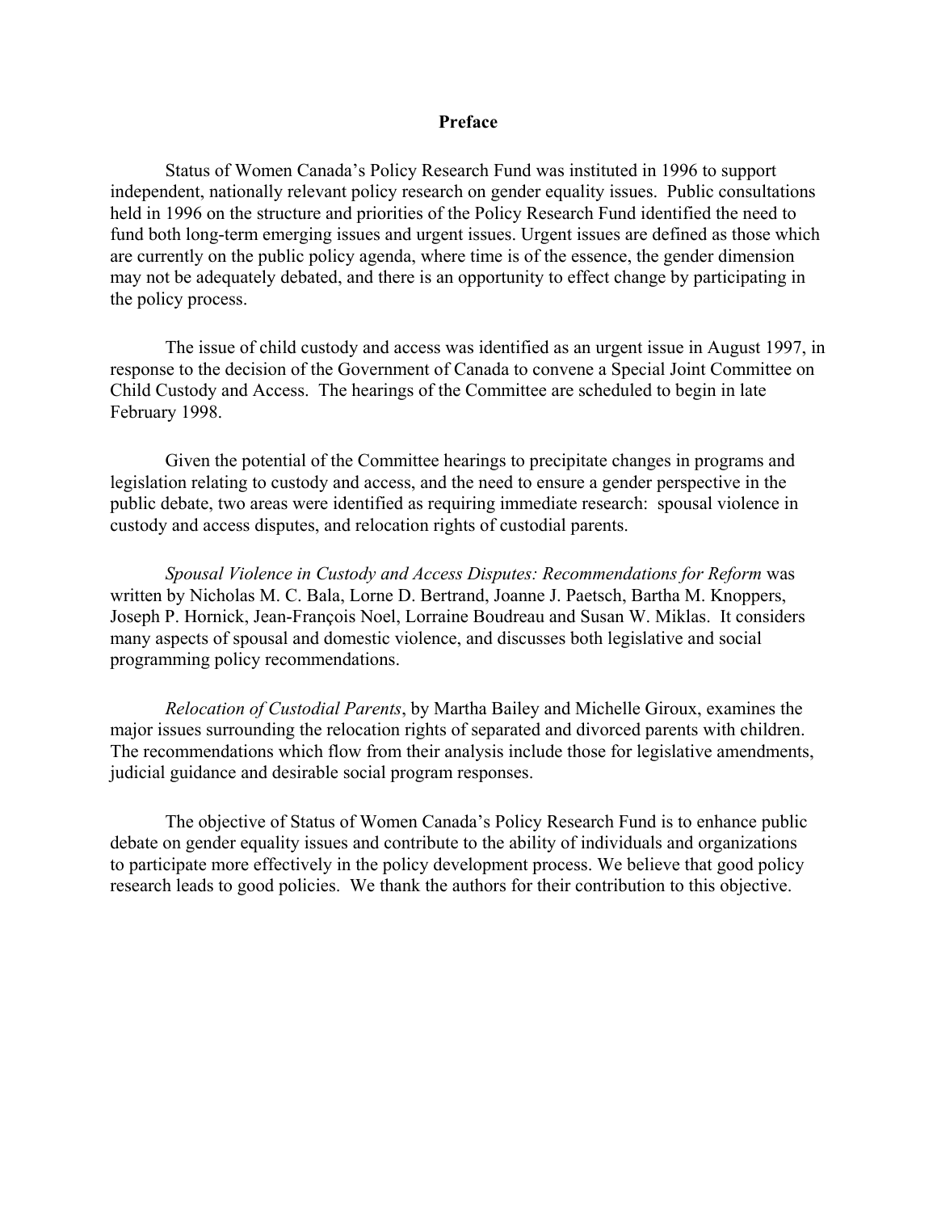# Preface

Status of Women Canada's Policy Research Fund was instituted in 1996 to support independent, nationally relevant policy research on gender equality issues. Public consultations held in 1996 on the structure and priorities of the Policy Research Fund identified the need to fund both long-term emerging issues and urgent issues. Urgent issues are defined as those which are currently on the public policy agenda, where time is of the essence, the gender dimension may not be adequately debated, and there is an opportunity to effect change by participating in the policy process.

The issue of child custody and access was identified as an urgent issue in August 1997, in response to the decision of the Government of Canada to convene a Special Joint Committee on Child Custody and Access. The hearings of the Committee are scheduled to begin in late February 1998.

Given the potential of the Committee hearings to precipitate changes in programs and legislation relating to custody and access, and the need to ensure a gender perspective in the public debate, two areas were identified as requiring immediate research: spousal violence in custody and access disputes, and relocation rights of custodial parents.

*Spousal Violence in Custody and Access Disputes: Recommendations for Reform* was written by Nicholas M. C. Bala, Lorne D. Bertrand, Joanne J. Paetsch, Bartha M. Knoppers, Joseph P. Hornick, Jean-François Noel, Lorraine Boudreau and Susan W. Miklas. It considers many aspects of spousal and domestic violence, and discusses both legislative and social programming policy recommendations.

*Relocation of Custodial Parents*, by Martha Bailey and Michelle Giroux, examines the major issues surrounding the relocation rights of separated and divorced parents with children. The recommendations which flow from their analysis include those for legislative amendments, judicial guidance and desirable social program responses.

The objective of Status of Women Canada's Policy Research Fund is to enhance public debate on gender equality issues and contribute to the ability of individuals and organizations to participate more effectively in the policy development process. We believe that good policy research leads to good policies. We thank the authors for their contribution to this objective.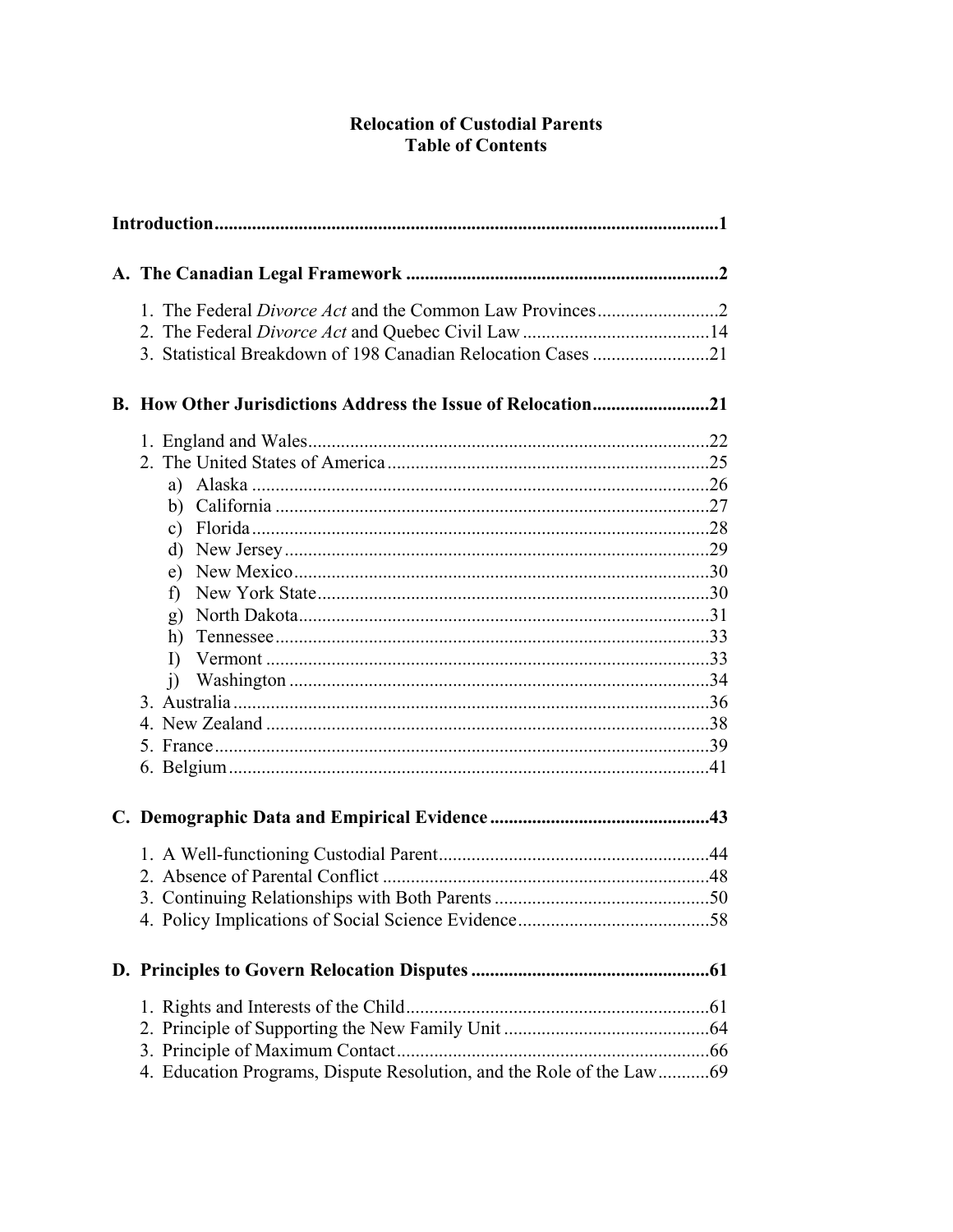# Relocation of Custodial Parents
## Table of Contents

**Introduction** .......... **1**

**A. The Canadian Legal Framework** .......... **2**

1. The Federal *Divorce Act* and the Common Law Provinces .......... 2
2. The Federal *Divorce Act* and Quebec Civil Law .......... 14
3. Statistical Breakdown of 198 Canadian Relocation Cases .......... 21

**B. How Other Jurisdictions Address the Issue of Relocation** .......... **21**

1. England and Wales .......... 22
2. The United States of America .......... 25
   a) Alaska .......... 26
   b) California .......... 27
   c) Florida .......... 28
   d) New Jersey .......... 29
   e) New Mexico .......... 30
   f) New York State .......... 30
   g) North Dakota .......... 31
   h) Tennessee .......... 33
   I) Vermont .......... 33
   j) Washington .......... 34
3. Australia .......... 36
4. New Zealand .......... 38
5. France .......... 39
6. Belgium .......... 41

**C. Demographic Data and Empirical Evidence** .......... **43**

1. A Well-functioning Custodial Parent .......... 44
2. Absence of Parental Conflict .......... 48
3. Continuing Relationships with Both Parents .......... 50
4. Policy Implications of Social Science Evidence .......... 58

**D. Principles to Govern Relocation Disputes** .......... **61**

1. Rights and Interests of the Child .......... 61
2. Principle of Supporting the New Family Unit .......... 64
3. Principle of Maximum Contact .......... 66
4. Education Programs, Dispute Resolution, and the Role of the Law .......... 69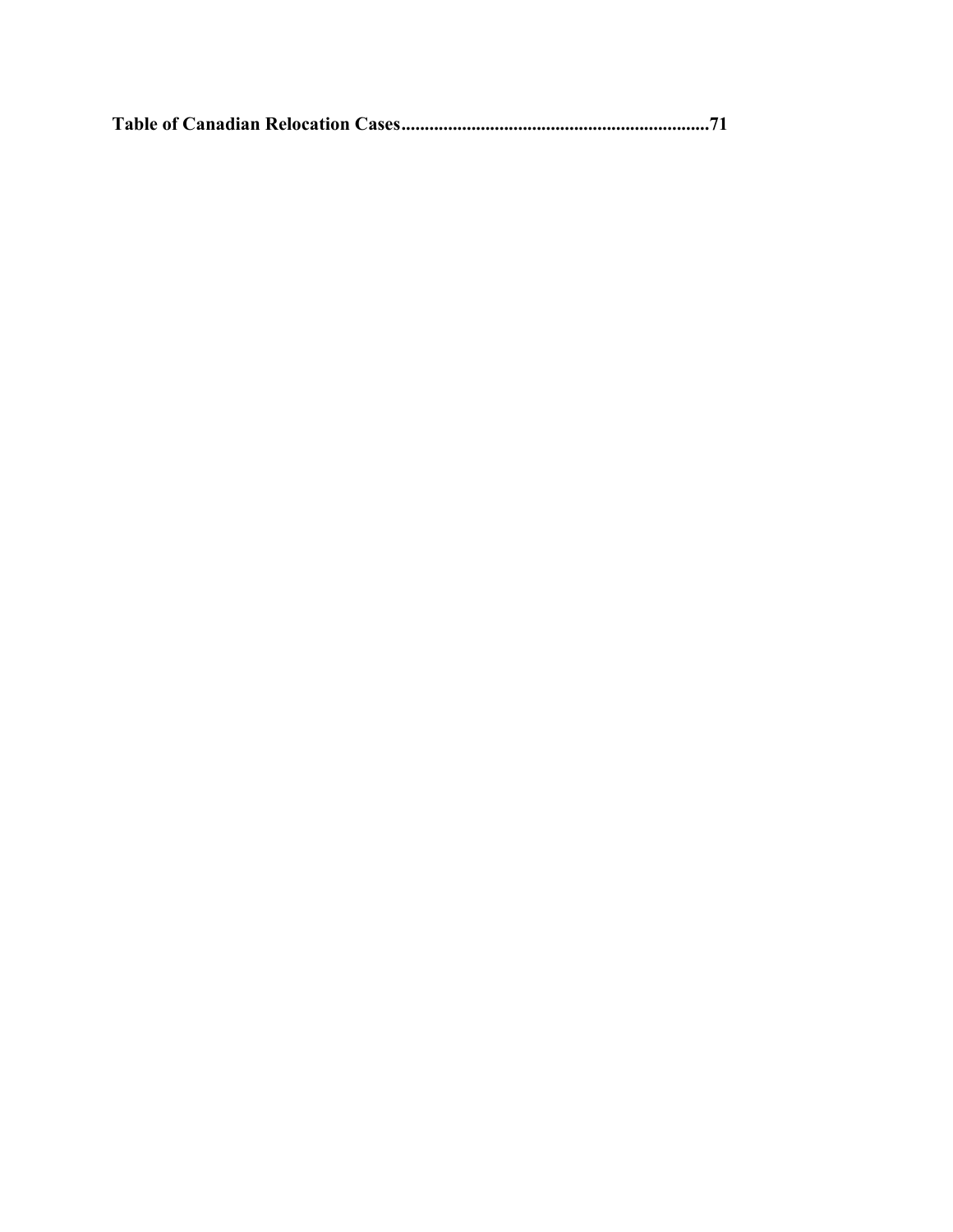**Table of Canadian Relocation Cases.................................................................71**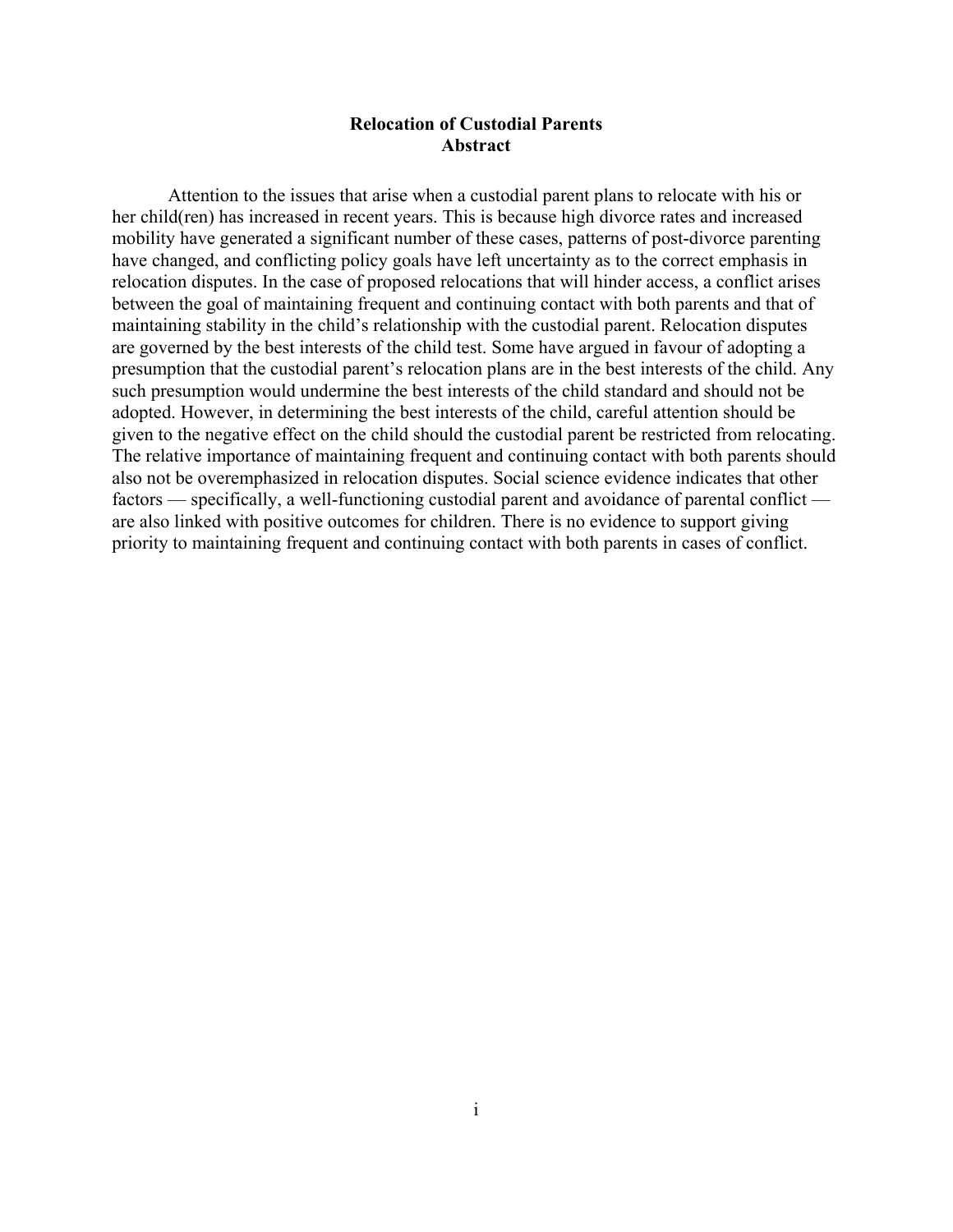## Relocation of Custodial Parents
## Abstract

Attention to the issues that arise when a custodial parent plans to relocate with his or her child(ren) has increased in recent years. This is because high divorce rates and increased mobility have generated a significant number of these cases, patterns of post-divorce parenting have changed, and conflicting policy goals have left uncertainty as to the correct emphasis in relocation disputes. In the case of proposed relocations that will hinder access, a conflict arises between the goal of maintaining frequent and continuing contact with both parents and that of maintaining stability in the child's relationship with the custodial parent. Relocation disputes are governed by the best interests of the child test. Some have argued in favour of adopting a presumption that the custodial parent's relocation plans are in the best interests of the child. Any such presumption would undermine the best interests of the child standard and should not be adopted. However, in determining the best interests of the child, careful attention should be given to the negative effect on the child should the custodial parent be restricted from relocating. The relative importance of maintaining frequent and continuing contact with both parents should also not be overemphasized in relocation disputes. Social science evidence indicates that other factors — specifically, a well-functioning custodial parent and avoidance of parental conflict — are also linked with positive outcomes for children. There is no evidence to support giving priority to maintaining frequent and continuing contact with both parents in cases of conflict.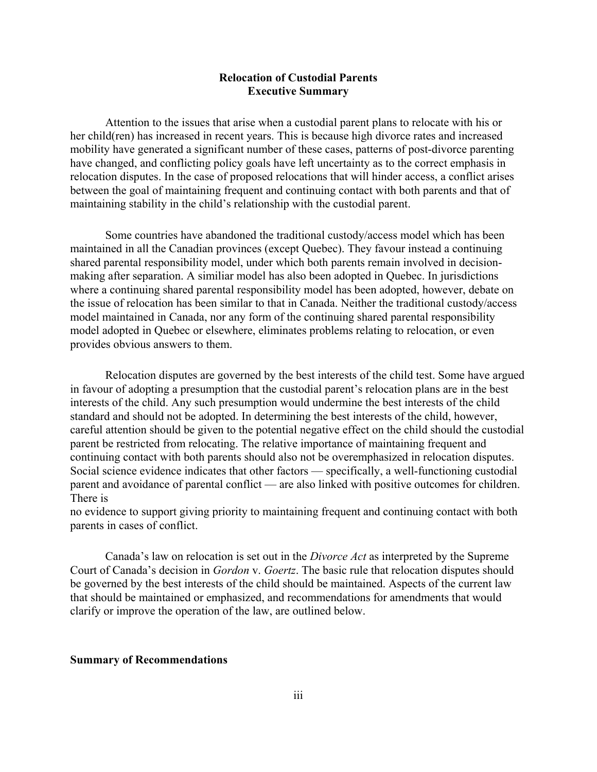**Relocation of Custodial Parents**
**Executive Summary**

Attention to the issues that arise when a custodial parent plans to relocate with his or her child(ren) has increased in recent years. This is because high divorce rates and increased mobility have generated a significant number of these cases, patterns of post-divorce parenting have changed, and conflicting policy goals have left uncertainty as to the correct emphasis in relocation disputes. In the case of proposed relocations that will hinder access, a conflict arises between the goal of maintaining frequent and continuing contact with both parents and that of maintaining stability in the child's relationship with the custodial parent.

Some countries have abandoned the traditional custody/access model which has been maintained in all the Canadian provinces (except Quebec). They favour instead a continuing shared parental responsibility model, under which both parents remain involved in decision-making after separation. A similiar model has also been adopted in Quebec. In jurisdictions where a continuing shared parental responsibility model has been adopted, however, debate on the issue of relocation has been similar to that in Canada. Neither the traditional custody/access model maintained in Canada, nor any form of the continuing shared parental responsibility model adopted in Quebec or elsewhere, eliminates problems relating to relocation, or even provides obvious answers to them.

Relocation disputes are governed by the best interests of the child test. Some have argued in favour of adopting a presumption that the custodial parent's relocation plans are in the best interests of the child. Any such presumption would undermine the best interests of the child standard and should not be adopted. In determining the best interests of the child, however, careful attention should be given to the potential negative effect on the child should the custodial parent be restricted from relocating. The relative importance of maintaining frequent and continuing contact with both parents should also not be overemphasized in relocation disputes. Social science evidence indicates that other factors — specifically, a well-functioning custodial parent and avoidance of parental conflict — are also linked with positive outcomes for children. There is no evidence to support giving priority to maintaining frequent and continuing contact with both parents in cases of conflict.

Canada's law on relocation is set out in the *Divorce Act* as interpreted by the Supreme Court of Canada's decision in *Gordon* v. *Goertz*. The basic rule that relocation disputes should be governed by the best interests of the child should be maintained. Aspects of the current law that should be maintained or emphasized, and recommendations for amendments that would clarify or improve the operation of the law, are outlined below.

**Summary of Recommendations**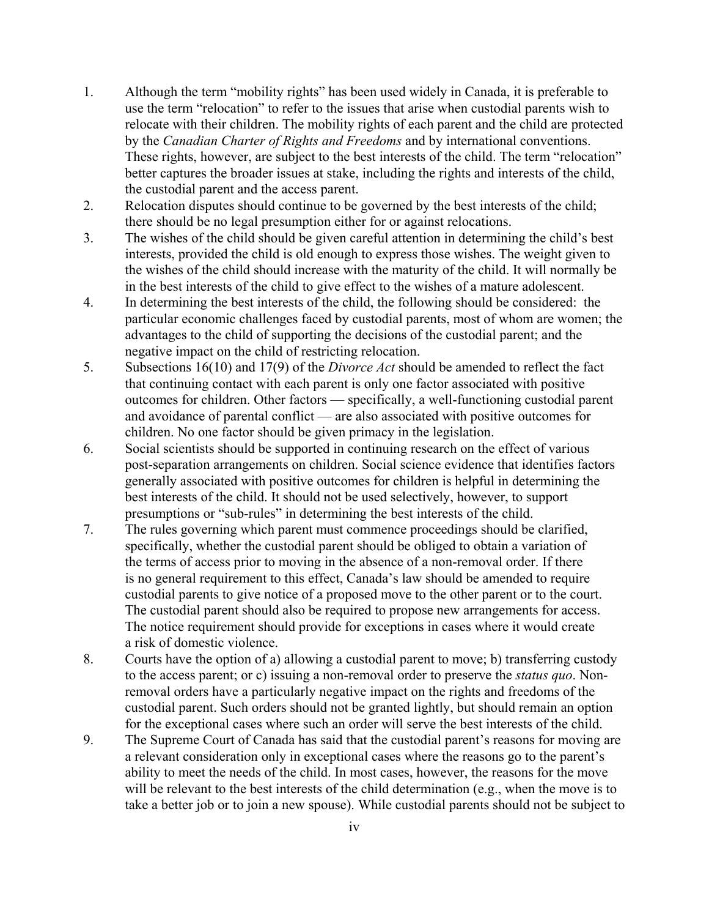1. Although the term "mobility rights" has been used widely in Canada, it is preferable to use the term "relocation" to refer to the issues that arise when custodial parents wish to relocate with their children. The mobility rights of each parent and the child are protected by the *Canadian Charter of Rights and Freedoms* and by international conventions. These rights, however, are subject to the best interests of the child. The term "relocation" better captures the broader issues at stake, including the rights and interests of the child, the custodial parent and the access parent.
2. Relocation disputes should continue to be governed by the best interests of the child; there should be no legal presumption either for or against relocations.
3. The wishes of the child should be given careful attention in determining the child's best interests, provided the child is old enough to express those wishes. The weight given to the wishes of the child should increase with the maturity of the child. It will normally be in the best interests of the child to give effect to the wishes of a mature adolescent.
4. In determining the best interests of the child, the following should be considered: the particular economic challenges faced by custodial parents, most of whom are women; the advantages to the child of supporting the decisions of the custodial parent; and the negative impact on the child of restricting relocation.
5. Subsections 16(10) and 17(9) of the *Divorce Act* should be amended to reflect the fact that continuing contact with each parent is only one factor associated with positive outcomes for children. Other factors — specifically, a well-functioning custodial parent and avoidance of parental conflict — are also associated with positive outcomes for children. No one factor should be given primacy in the legislation.
6. Social scientists should be supported in continuing research on the effect of various post-separation arrangements on children. Social science evidence that identifies factors generally associated with positive outcomes for children is helpful in determining the best interests of the child. It should not be used selectively, however, to support presumptions or "sub-rules" in determining the best interests of the child.
7. The rules governing which parent must commence proceedings should be clarified, specifically, whether the custodial parent should be obliged to obtain a variation of the terms of access prior to moving in the absence of a non-removal order. If there is no general requirement to this effect, Canada's law should be amended to require custodial parents to give notice of a proposed move to the other parent or to the court. The custodial parent should also be required to propose new arrangements for access. The notice requirement should provide for exceptions in cases where it would create a risk of domestic violence.
8. Courts have the option of a) allowing a custodial parent to move; b) transferring custody to the access parent; or c) issuing a non-removal order to preserve the *status quo*. Non-removal orders have a particularly negative impact on the rights and freedoms of the custodial parent. Such orders should not be granted lightly, but should remain an option for the exceptional cases where such an order will serve the best interests of the child.
9. The Supreme Court of Canada has said that the custodial parent's reasons for moving are a relevant consideration only in exceptional cases where the reasons go to the parent's ability to meet the needs of the child. In most cases, however, the reasons for the move will be relevant to the best interests of the child determination (e.g., when the move is to take a better job or to join a new spouse). While custodial parents should not be subject to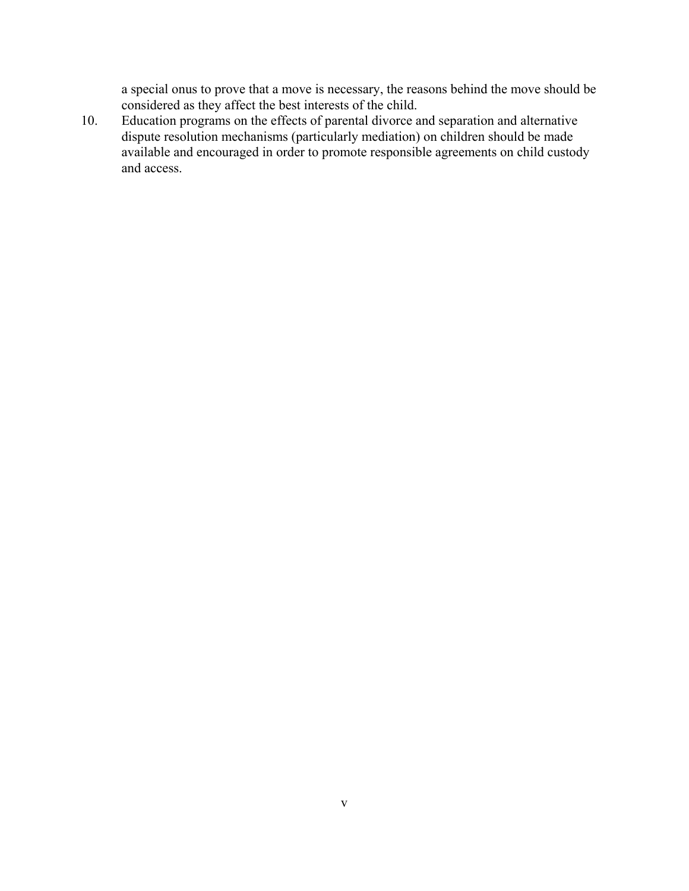a special onus to prove that a move is necessary, the reasons behind the move should be considered as they affect the best interests of the child.

10. Education programs on the effects of parental divorce and separation and alternative dispute resolution mechanisms (particularly mediation) on children should be made available and encouraged in order to promote responsible agreements on child custody and access.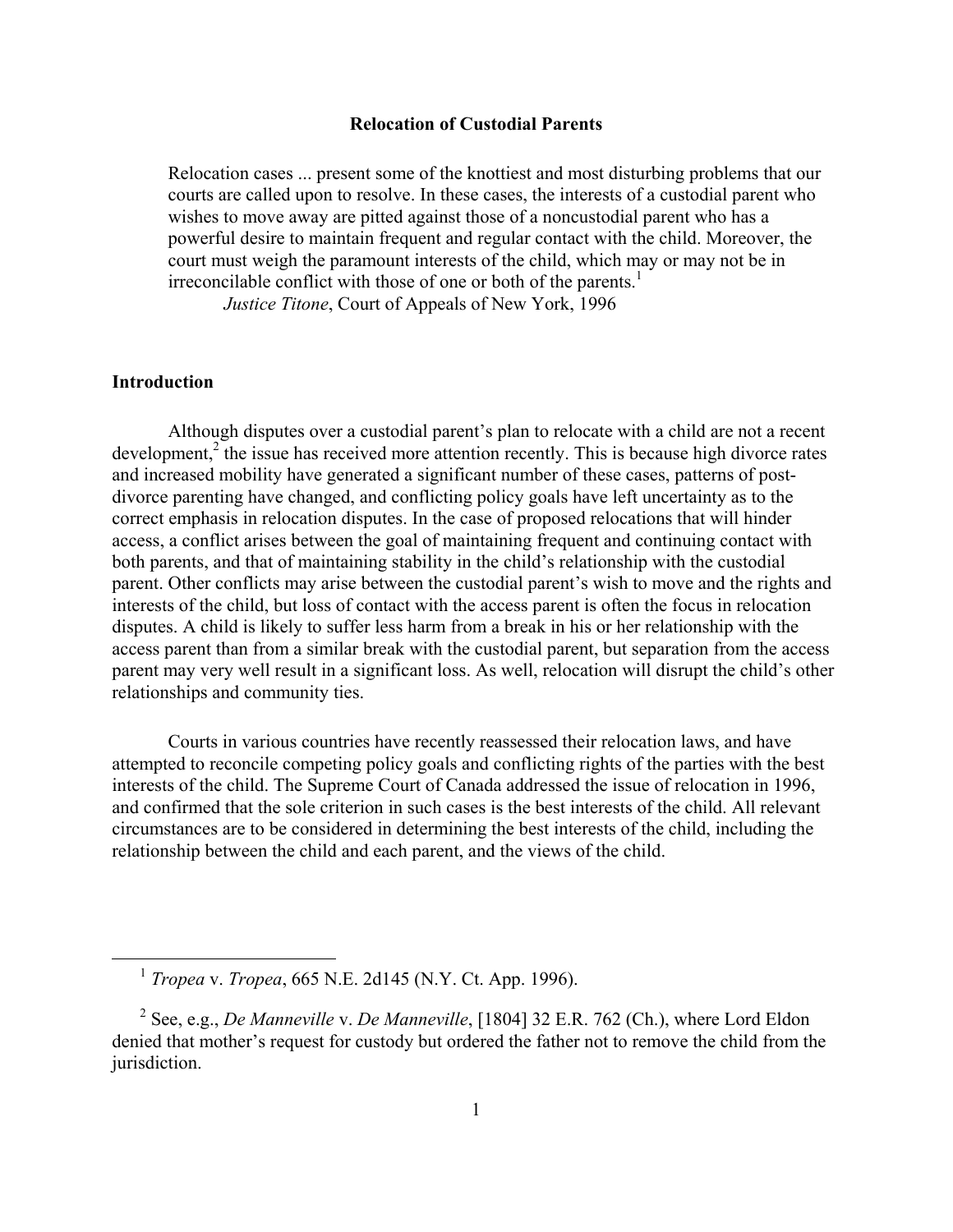# Relocation of Custodial Parents

> Relocation cases ... present some of the knottiest and most disturbing problems that our courts are called upon to resolve. In these cases, the interests of a custodial parent who wishes to move away are pitted against those of a noncustodial parent who has a powerful desire to maintain frequent and regular contact with the child. Moreover, the court must weigh the paramount interests of the child, which may or may not be in irreconcilable conflict with those of one or both of the parents.[1]
>
> *Justice Titone*, Court of Appeals of New York, 1996

## Introduction

Although disputes over a custodial parent's plan to relocate with a child are not a recent development,[2] the issue has received more attention recently. This is because high divorce rates and increased mobility have generated a significant number of these cases, patterns of post-divorce parenting have changed, and conflicting policy goals have left uncertainty as to the correct emphasis in relocation disputes. In the case of proposed relocations that will hinder access, a conflict arises between the goal of maintaining frequent and continuing contact with both parents, and that of maintaining stability in the child's relationship with the custodial parent. Other conflicts may arise between the custodial parent's wish to move and the rights and interests of the child, but loss of contact with the access parent is often the focus in relocation disputes. A child is likely to suffer less harm from a break in his or her relationship with the access parent than from a similar break with the custodial parent, but separation from the access parent may very well result in a significant loss. As well, relocation will disrupt the child's other relationships and community ties.

Courts in various countries have recently reassessed their relocation laws, and have attempted to reconcile competing policy goals and conflicting rights of the parties with the best interests of the child. The Supreme Court of Canada addressed the issue of relocation in 1996, and confirmed that the sole criterion in such cases is the best interests of the child. All relevant circumstances are to be considered in determining the best interests of the child, including the relationship between the child and each parent, and the views of the child.

---

[1] *Tropea* v. *Tropea*, 665 N.E. 2d145 (N.Y. Ct. App. 1996).

[2] See, e.g., *De Manneville* v. *De Manneville*, [1804] 32 E.R. 762 (Ch.), where Lord Eldon denied that mother's request for custody but ordered the father not to remove the child from the jurisdiction.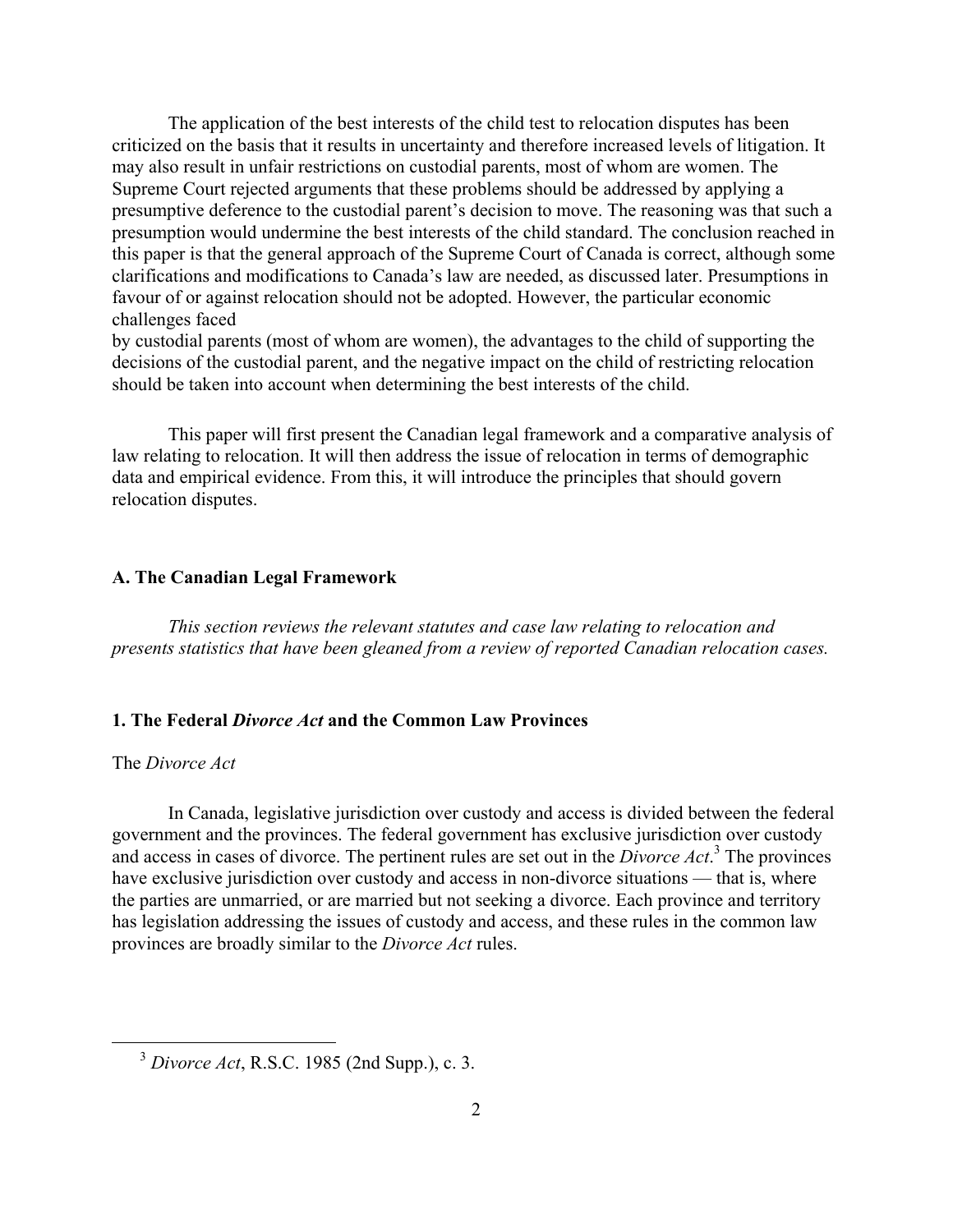The application of the best interests of the child test to relocation disputes has been criticized on the basis that it results in uncertainty and therefore increased levels of litigation. It may also result in unfair restrictions on custodial parents, most of whom are women. The Supreme Court rejected arguments that these problems should be addressed by applying a presumptive deference to the custodial parent's decision to move. The reasoning was that such a presumption would undermine the best interests of the child standard. The conclusion reached in this paper is that the general approach of the Supreme Court of Canada is correct, although some clarifications and modifications to Canada's law are needed, as discussed later. Presumptions in favour of or against relocation should not be adopted. However, the particular economic challenges faced by custodial parents (most of whom are women), the advantages to the child of supporting the decisions of the custodial parent, and the negative impact on the child of restricting relocation should be taken into account when determining the best interests of the child.

This paper will first present the Canadian legal framework and a comparative analysis of law relating to relocation. It will then address the issue of relocation in terms of demographic data and empirical evidence. From this, it will introduce the principles that should govern relocation disputes.

## A. The Canadian Legal Framework

*This section reviews the relevant statutes and case law relating to relocation and presents statistics that have been gleaned from a review of reported Canadian relocation cases.*

### 1. The Federal *Divorce Act* and the Common Law Provinces

The *Divorce Act*

In Canada, legislative jurisdiction over custody and access is divided between the federal government and the provinces. The federal government has exclusive jurisdiction over custody and access in cases of divorce. The pertinent rules are set out in the *Divorce Act*.[3] The provinces have exclusive jurisdiction over custody and access in non-divorce situations — that is, where the parties are unmarried, or are married but not seeking a divorce. Each province and territory has legislation addressing the issues of custody and access, and these rules in the common law provinces are broadly similar to the *Divorce Act* rules.

[3] *Divorce Act*, R.S.C. 1985 (2nd Supp.), c. 3.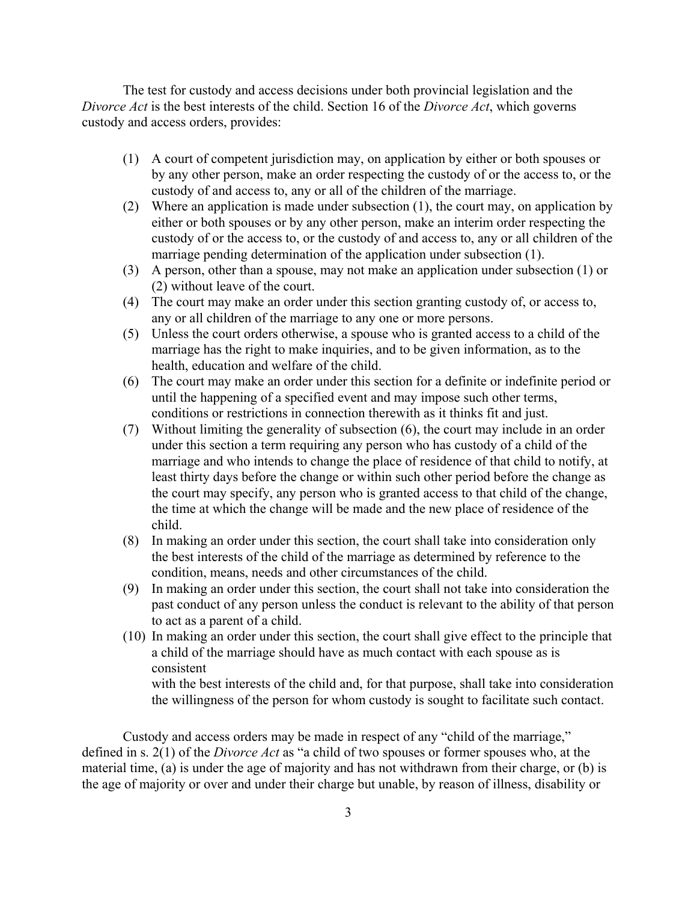The test for custody and access decisions under both provincial legislation and the *Divorce Act* is the best interests of the child. Section 16 of the *Divorce Act*, which governs custody and access orders, provides:

> (1) A court of competent jurisdiction may, on application by either or both spouses or by any other person, make an order respecting the custody of or the access to, or the custody of and access to, any or all of the children of the marriage.
>
> (2) Where an application is made under subsection (1), the court may, on application by either or both spouses or by any other person, make an interim order respecting the custody of or the access to, or the custody of and access to, any or all children of the marriage pending determination of the application under subsection (1).
>
> (3) A person, other than a spouse, may not make an application under subsection (1) or (2) without leave of the court.
>
> (4) The court may make an order under this section granting custody of, or access to, any or all children of the marriage to any one or more persons.
>
> (5) Unless the court orders otherwise, a spouse who is granted access to a child of the marriage has the right to make inquiries, and to be given information, as to the health, education and welfare of the child.
>
> (6) The court may make an order under this section for a definite or indefinite period or until the happening of a specified event and may impose such other terms, conditions or restrictions in connection therewith as it thinks fit and just.
>
> (7) Without limiting the generality of subsection (6), the court may include in an order under this section a term requiring any person who has custody of a child of the marriage and who intends to change the place of residence of that child to notify, at least thirty days before the change or within such other period before the change as the court may specify, any person who is granted access to that child of the change, the time at which the change will be made and the new place of residence of the child.
>
> (8) In making an order under this section, the court shall take into consideration only the best interests of the child of the marriage as determined by reference to the condition, means, needs and other circumstances of the child.
>
> (9) In making an order under this section, the court shall not take into consideration the past conduct of any person unless the conduct is relevant to the ability of that person to act as a parent of a child.
>
> (10) In making an order under this section, the court shall give effect to the principle that a child of the marriage should have as much contact with each spouse as is consistent with the best interests of the child and, for that purpose, shall take into consideration the willingness of the person for whom custody is sought to facilitate such contact.

Custody and access orders may be made in respect of any "child of the marriage," defined in s. 2(1) of the *Divorce Act* as "a child of two spouses or former spouses who, at the material time, (a) is under the age of majority and has not withdrawn from their charge, or (b) is the age of majority or over and under their charge but unable, by reason of illness, disability or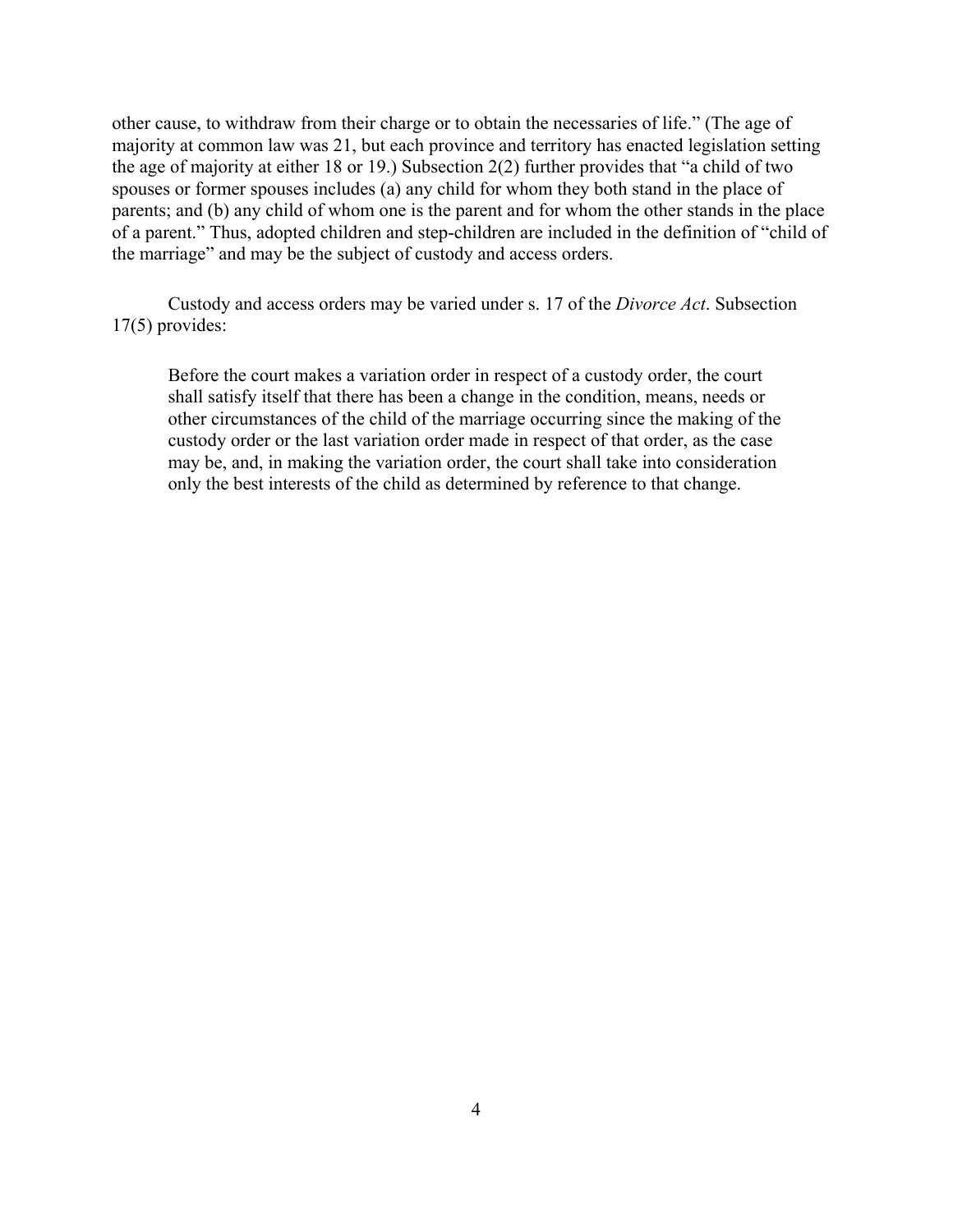other cause, to withdraw from their charge or to obtain the necessaries of life." (The age of majority at common law was 21, but each province and territory has enacted legislation setting the age of majority at either 18 or 19.) Subsection 2(2) further provides that "a child of two spouses or former spouses includes (a) any child for whom they both stand in the place of parents; and (b) any child of whom one is the parent and for whom the other stands in the place of a parent." Thus, adopted children and step-children are included in the definition of "child of the marriage" and may be the subject of custody and access orders.

Custody and access orders may be varied under s. 17 of the *Divorce Act*. Subsection 17(5) provides:

> Before the court makes a variation order in respect of a custody order, the court shall satisfy itself that there has been a change in the condition, means, needs or other circumstances of the child of the marriage occurring since the making of the custody order or the last variation order made in respect of that order, as the case may be, and, in making the variation order, the court shall take into consideration only the best interests of the child as determined by reference to that change.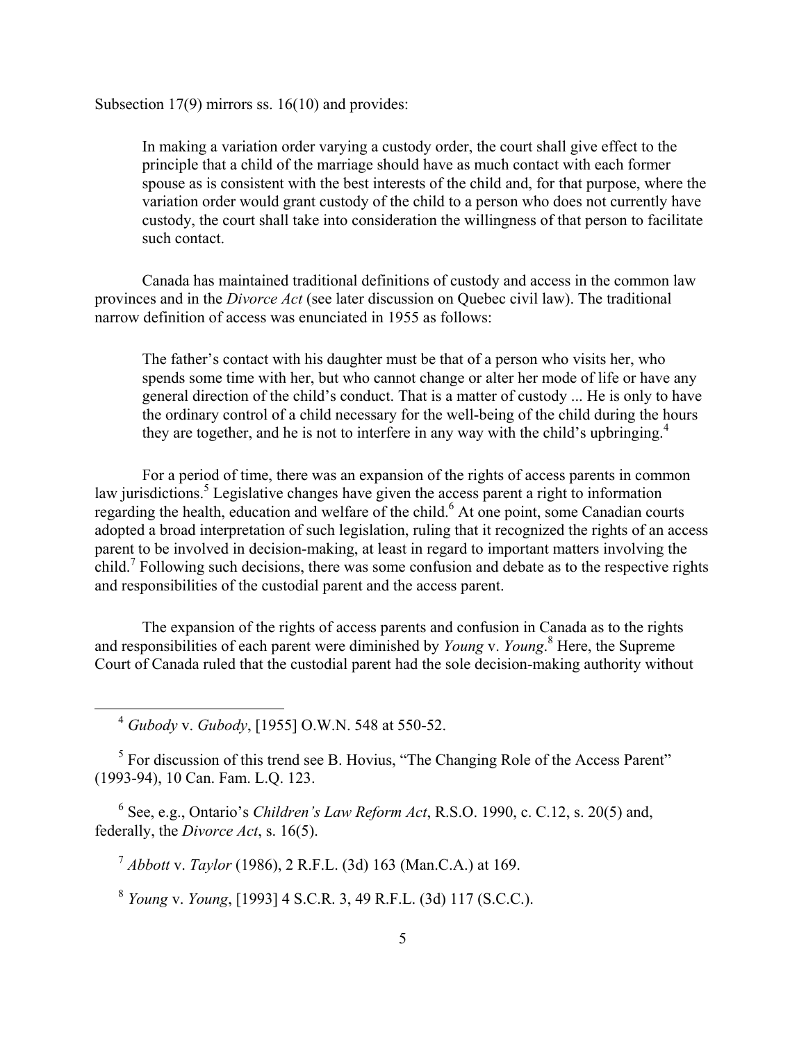Subsection 17(9) mirrors ss. 16(10) and provides:

> In making a variation order varying a custody order, the court shall give effect to the principle that a child of the marriage should have as much contact with each former spouse as is consistent with the best interests of the child and, for that purpose, where the variation order would grant custody of the child to a person who does not currently have custody, the court shall take into consideration the willingness of that person to facilitate such contact.

Canada has maintained traditional definitions of custody and access in the common law provinces and in the *Divorce Act* (see later discussion on Quebec civil law). The traditional narrow definition of access was enunciated in 1955 as follows:

> The father's contact with his daughter must be that of a person who visits her, who spends some time with her, but who cannot change or alter her mode of life or have any general direction of the child's conduct. That is a matter of custody ... He is only to have the ordinary control of a child necessary for the well-being of the child during the hours they are together, and he is not to interfere in any way with the child's upbringing.[4]

For a period of time, there was an expansion of the rights of access parents in common law jurisdictions.[5] Legislative changes have given the access parent a right to information regarding the health, education and welfare of the child.[6] At one point, some Canadian courts adopted a broad interpretation of such legislation, ruling that it recognized the rights of an access parent to be involved in decision-making, at least in regard to important matters involving the child.[7] Following such decisions, there was some confusion and debate as to the respective rights and responsibilities of the custodial parent and the access parent.

The expansion of the rights of access parents and confusion in Canada as to the rights and responsibilities of each parent were diminished by *Young* v. *Young*.[8] Here, the Supreme Court of Canada ruled that the custodial parent had the sole decision-making authority without

---

[4] *Gubody* v. *Gubody*, [1955] O.W.N. 548 at 550-52.

[5] For discussion of this trend see B. Hovius, "The Changing Role of the Access Parent" (1993-94), 10 Can. Fam. L.Q. 123.

[6] See, e.g., Ontario's *Children's Law Reform Act*, R.S.O. 1990, c. C.12, s. 20(5) and, federally, the *Divorce Act*, s. 16(5).

[7] *Abbott* v. *Taylor* (1986), 2 R.F.L. (3d) 163 (Man.C.A.) at 169.

[8] *Young* v. *Young*, [1993] 4 S.C.R. 3, 49 R.F.L. (3d) 117 (S.C.C.).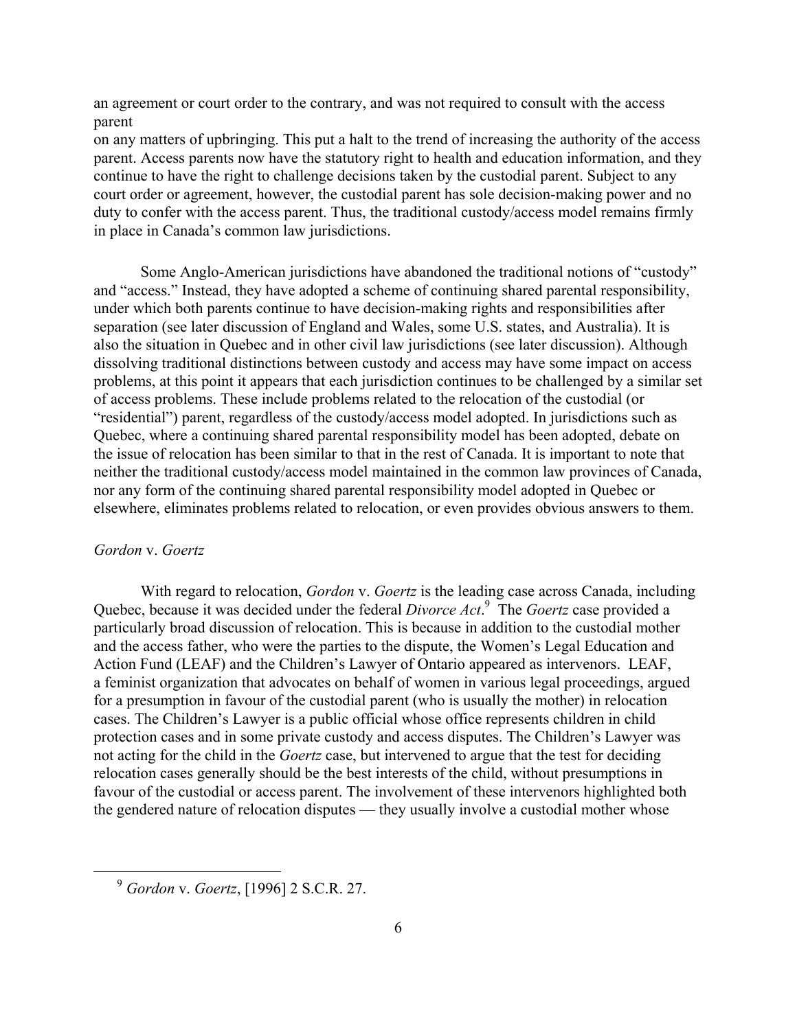an agreement or court order to the contrary, and was not required to consult with the access parent on any matters of upbringing. This put a halt to the trend of increasing the authority of the access parent. Access parents now have the statutory right to health and education information, and they continue to have the right to challenge decisions taken by the custodial parent. Subject to any court order or agreement, however, the custodial parent has sole decision-making power and no duty to confer with the access parent. Thus, the traditional custody/access model remains firmly in place in Canada's common law jurisdictions.

Some Anglo-American jurisdictions have abandoned the traditional notions of "custody" and "access." Instead, they have adopted a scheme of continuing shared parental responsibility, under which both parents continue to have decision-making rights and responsibilities after separation (see later discussion of England and Wales, some U.S. states, and Australia). It is also the situation in Quebec and in other civil law jurisdictions (see later discussion). Although dissolving traditional distinctions between custody and access may have some impact on access problems, at this point it appears that each jurisdiction continues to be challenged by a similar set of access problems. These include problems related to the relocation of the custodial (or "residential") parent, regardless of the custody/access model adopted. In jurisdictions such as Quebec, where a continuing shared parental responsibility model has been adopted, debate on the issue of relocation has been similar to that in the rest of Canada. It is important to note that neither the traditional custody/access model maintained in the common law provinces of Canada, nor any form of the continuing shared parental responsibility model adopted in Quebec or elsewhere, eliminates problems related to relocation, or even provides obvious answers to them.

*Gordon* v. *Goertz*

With regard to relocation, *Gordon* v. *Goertz* is the leading case across Canada, including Quebec, because it was decided under the federal *Divorce Act*.[9] The *Goertz* case provided a particularly broad discussion of relocation. This is because in addition to the custodial mother and the access father, who were the parties to the dispute, the Women's Legal Education and Action Fund (LEAF) and the Children's Lawyer of Ontario appeared as intervenors. LEAF, a feminist organization that advocates on behalf of women in various legal proceedings, argued for a presumption in favour of the custodial parent (who is usually the mother) in relocation cases. The Children's Lawyer is a public official whose office represents children in child protection cases and in some private custody and access disputes. The Children's Lawyer was not acting for the child in the *Goertz* case, but intervened to argue that the test for deciding relocation cases generally should be the best interests of the child, without presumptions in favour of the custodial or access parent. The involvement of these intervenors highlighted both the gendered nature of relocation disputes — they usually involve a custodial mother whose

[9] *Gordon* v. *Goertz*, [1996] 2 S.C.R. 27.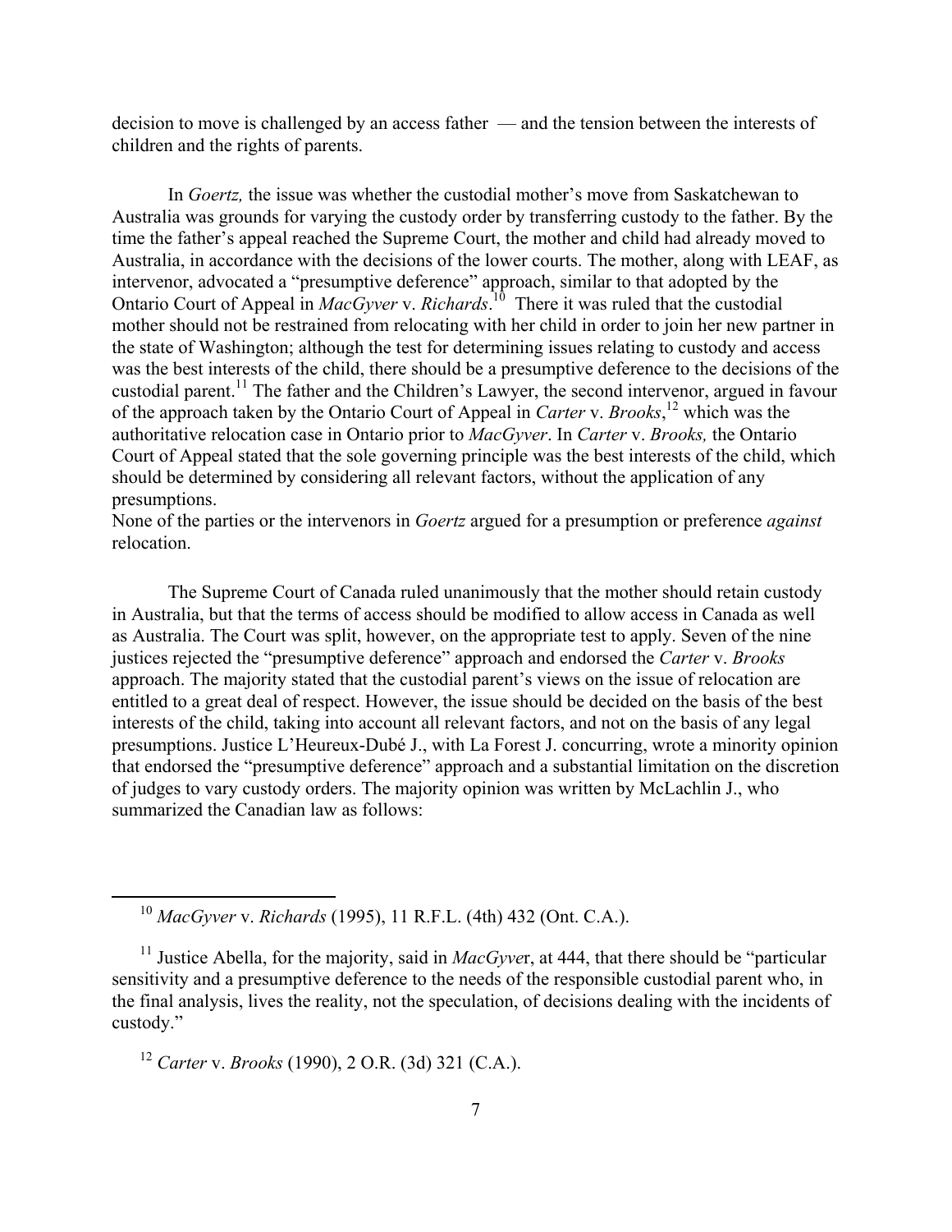decision to move is challenged by an access father — and the tension between the interests of children and the rights of parents.

In *Goertz,* the issue was whether the custodial mother's move from Saskatchewan to Australia was grounds for varying the custody order by transferring custody to the father. By the time the father's appeal reached the Supreme Court, the mother and child had already moved to Australia, in accordance with the decisions of the lower courts. The mother, along with LEAF, as intervenor, advocated a "presumptive deference" approach, similar to that adopted by the Ontario Court of Appeal in *MacGyver* v. *Richards*.[10] There it was ruled that the custodial mother should not be restrained from relocating with her child in order to join her new partner in the state of Washington; although the test for determining issues relating to custody and access was the best interests of the child, there should be a presumptive deference to the decisions of the custodial parent.[11] The father and the Children's Lawyer, the second intervenor, argued in favour of the approach taken by the Ontario Court of Appeal in *Carter* v. *Brooks*,[12] which was the authoritative relocation case in Ontario prior to *MacGyver*. In *Carter* v. *Brooks,* the Ontario Court of Appeal stated that the sole governing principle was the best interests of the child, which should be determined by considering all relevant factors, without the application of any presumptions.
None of the parties or the intervenors in *Goertz* argued for a presumption or preference *against* relocation.

The Supreme Court of Canada ruled unanimously that the mother should retain custody in Australia, but that the terms of access should be modified to allow access in Canada as well as Australia. The Court was split, however, on the appropriate test to apply. Seven of the nine justices rejected the "presumptive deference" approach and endorsed the *Carter* v. *Brooks* approach. The majority stated that the custodial parent's views on the issue of relocation are entitled to a great deal of respect. However, the issue should be decided on the basis of the best interests of the child, taking into account all relevant factors, and not on the basis of any legal presumptions. Justice L'Heureux-Dubé J., with La Forest J. concurring, wrote a minority opinion that endorsed the "presumptive deference" approach and a substantial limitation on the discretion of judges to vary custody orders. The majority opinion was written by McLachlin J., who summarized the Canadian law as follows:

---

[10] *MacGyver* v. *Richards* (1995), 11 R.F.L. (4th) 432 (Ont. C.A.).

[11] Justice Abella, for the majority, said in *MacGyver*, at 444, that there should be "particular sensitivity and a presumptive deference to the needs of the responsible custodial parent who, in the final analysis, lives the reality, not the speculation, of decisions dealing with the incidents of custody."

[12] *Carter* v. *Brooks* (1990), 2 O.R. (3d) 321 (C.A.).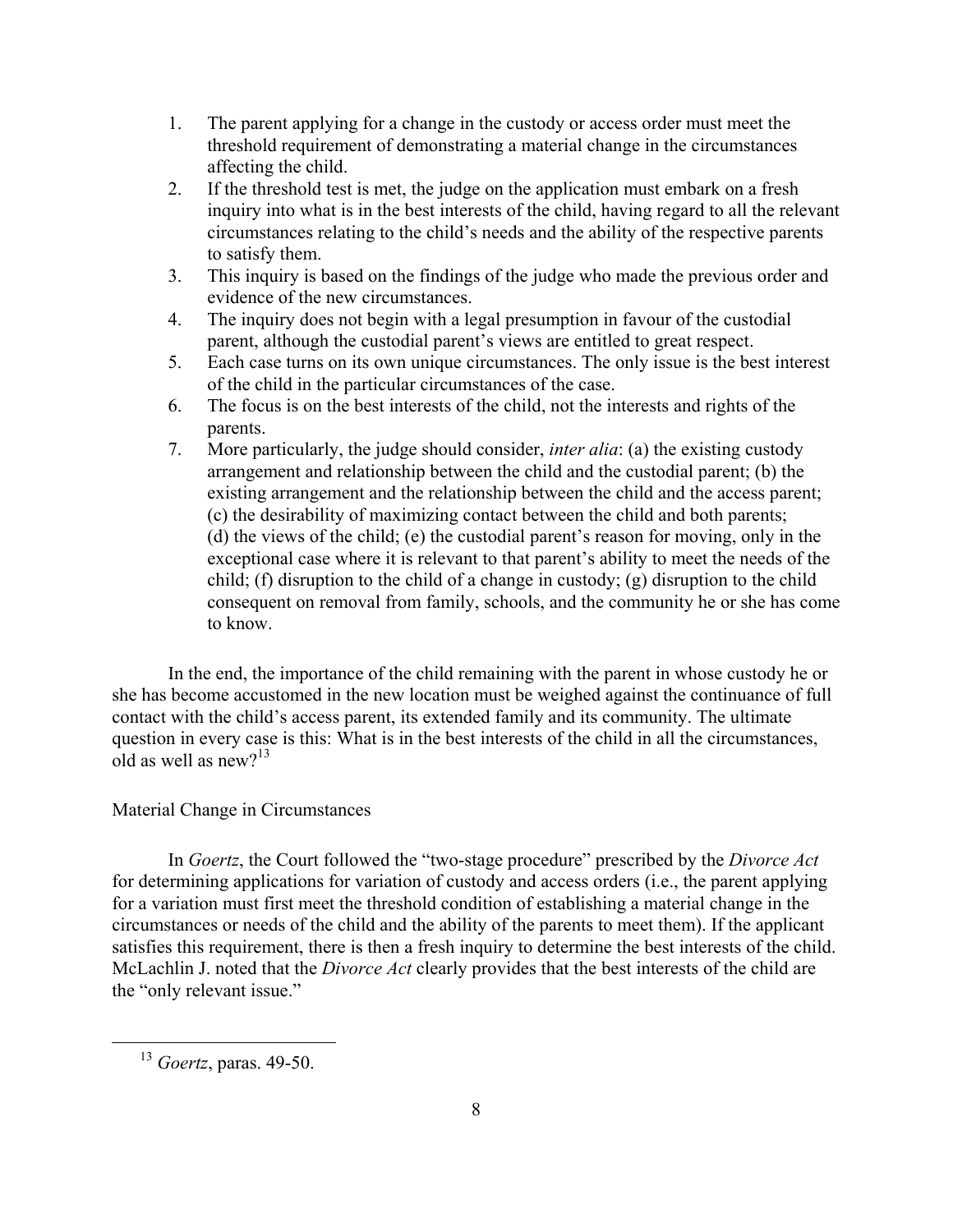1. The parent applying for a change in the custody or access order must meet the threshold requirement of demonstrating a material change in the circumstances affecting the child.
2. If the threshold test is met, the judge on the application must embark on a fresh inquiry into what is in the best interests of the child, having regard to all the relevant circumstances relating to the child's needs and the ability of the respective parents to satisfy them.
3. This inquiry is based on the findings of the judge who made the previous order and evidence of the new circumstances.
4. The inquiry does not begin with a legal presumption in favour of the custodial parent, although the custodial parent's views are entitled to great respect.
5. Each case turns on its own unique circumstances. The only issue is the best interest of the child in the particular circumstances of the case.
6. The focus is on the best interests of the child, not the interests and rights of the parents.
7. More particularly, the judge should consider, *inter alia*: (a) the existing custody arrangement and relationship between the child and the custodial parent; (b) the existing arrangement and the relationship between the child and the access parent; (c) the desirability of maximizing contact between the child and both parents; (d) the views of the child; (e) the custodial parent's reason for moving, only in the exceptional case where it is relevant to that parent's ability to meet the needs of the child; (f) disruption to the child of a change in custody; (g) disruption to the child consequent on removal from family, schools, and the community he or she has come to know.

In the end, the importance of the child remaining with the parent in whose custody he or she has become accustomed in the new location must be weighed against the continuance of full contact with the child's access parent, its extended family and its community. The ultimate question in every case is this: What is in the best interests of the child in all the circumstances, old as well as new?[13]

Material Change in Circumstances

In *Goertz*, the Court followed the "two-stage procedure" prescribed by the *Divorce Act* for determining applications for variation of custody and access orders (i.e., the parent applying for a variation must first meet the threshold condition of establishing a material change in the circumstances or needs of the child and the ability of the parents to meet them). If the applicant satisfies this requirement, there is then a fresh inquiry to determine the best interests of the child. McLachlin J. noted that the *Divorce Act* clearly provides that the best interests of the child are the "only relevant issue."

[13] *Goertz*, paras. 49-50.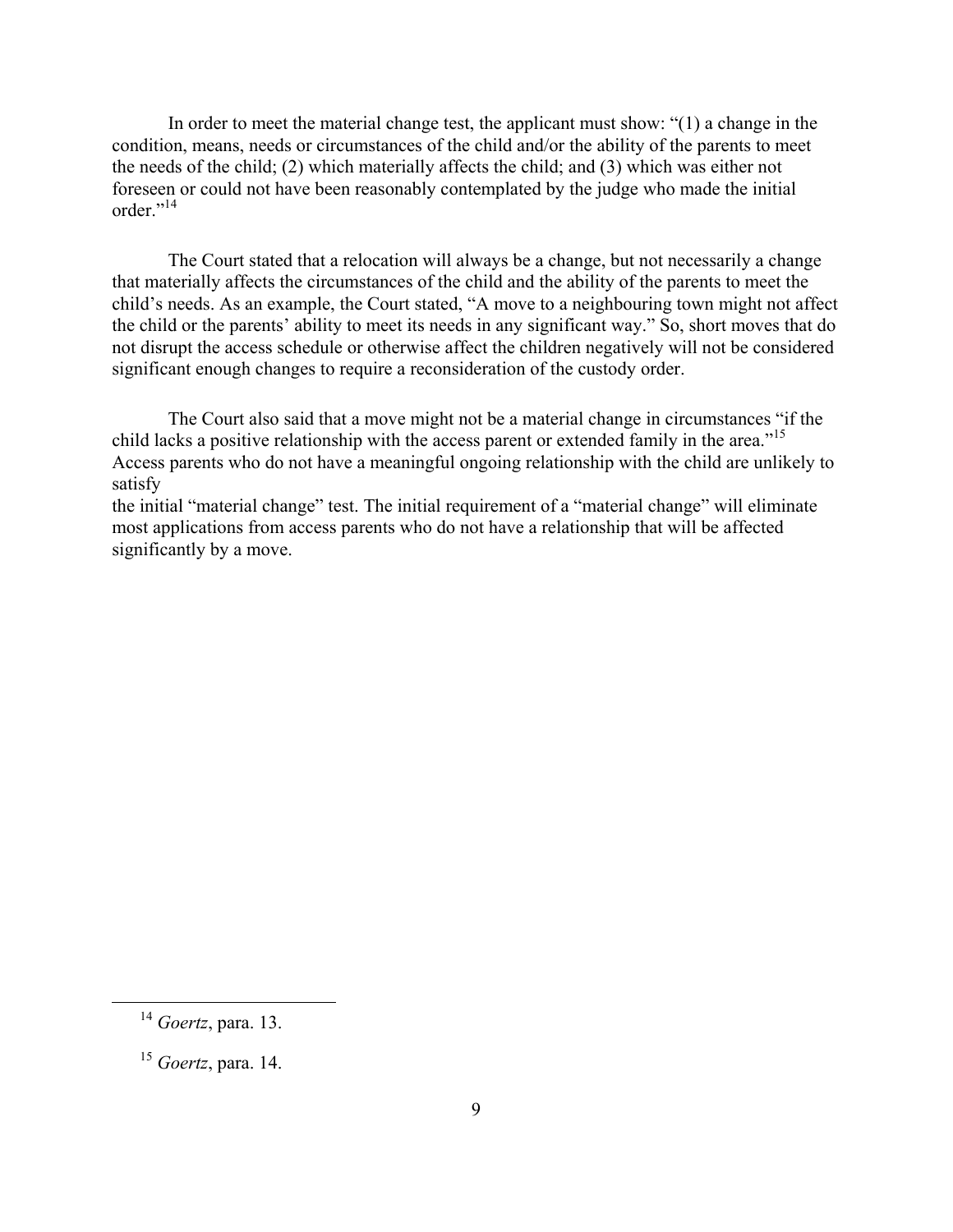In order to meet the material change test, the applicant must show: "(1) a change in the condition, means, needs or circumstances of the child and/or the ability of the parents to meet the needs of the child; (2) which materially affects the child; and (3) which was either not foreseen or could not have been reasonably contemplated by the judge who made the initial order."[14]

The Court stated that a relocation will always be a change, but not necessarily a change that materially affects the circumstances of the child and the ability of the parents to meet the child's needs. As an example, the Court stated, "A move to a neighbouring town might not affect the child or the parents' ability to meet its needs in any significant way." So, short moves that do not disrupt the access schedule or otherwise affect the children negatively will not be considered significant enough changes to require a reconsideration of the custody order.

The Court also said that a move might not be a material change in circumstances "if the child lacks a positive relationship with the access parent or extended family in the area."[15] Access parents who do not have a meaningful ongoing relationship with the child are unlikely to satisfy the initial "material change" test. The initial requirement of a "material change" will eliminate most applications from access parents who do not have a relationship that will be affected significantly by a move.

---

[14] *Goertz*, para. 13.

[15] *Goertz*, para. 14.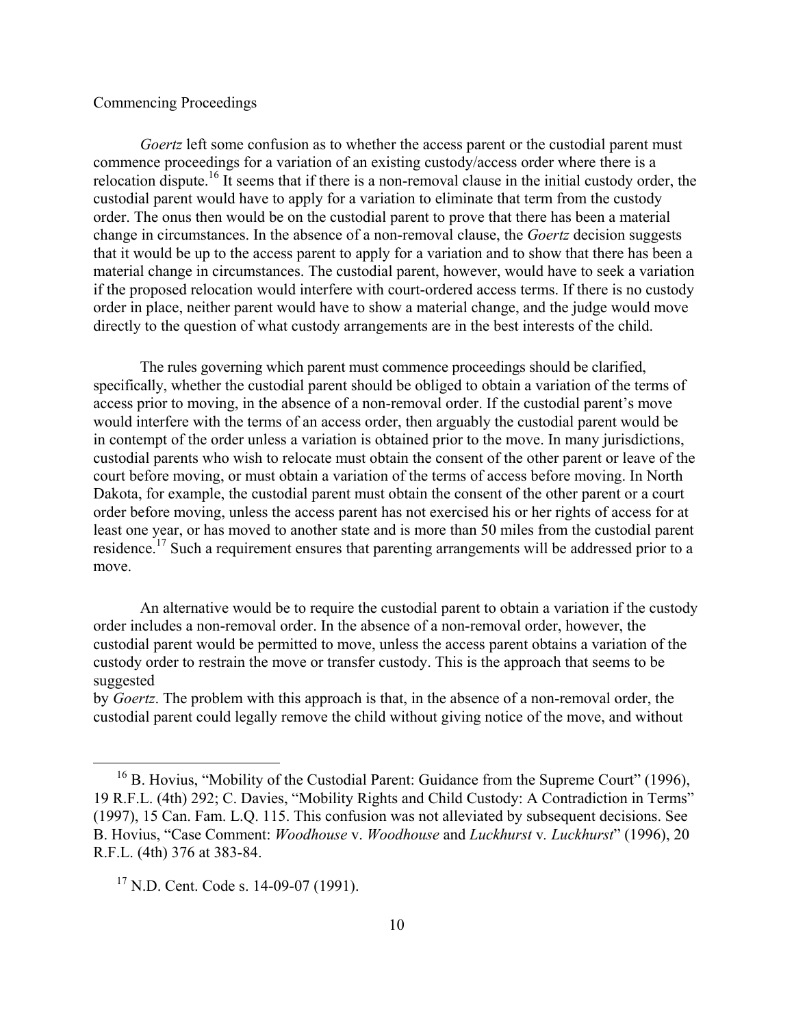## Commencing Proceedings

*Goertz* left some confusion as to whether the access parent or the custodial parent must commence proceedings for a variation of an existing custody/access order where there is a relocation dispute.[16] It seems that if there is a non-removal clause in the initial custody order, the custodial parent would have to apply for a variation to eliminate that term from the custody order. The onus then would be on the custodial parent to prove that there has been a material change in circumstances. In the absence of a non-removal clause, the *Goertz* decision suggests that it would be up to the access parent to apply for a variation and to show that there has been a material change in circumstances. The custodial parent, however, would have to seek a variation if the proposed relocation would interfere with court-ordered access terms. If there is no custody order in place, neither parent would have to show a material change, and the judge would move directly to the question of what custody arrangements are in the best interests of the child.

The rules governing which parent must commence proceedings should be clarified, specifically, whether the custodial parent should be obliged to obtain a variation of the terms of access prior to moving, in the absence of a non-removal order. If the custodial parent's move would interfere with the terms of an access order, then arguably the custodial parent would be in contempt of the order unless a variation is obtained prior to the move. In many jurisdictions, custodial parents who wish to relocate must obtain the consent of the other parent or leave of the court before moving, or must obtain a variation of the terms of access before moving. In North Dakota, for example, the custodial parent must obtain the consent of the other parent or a court order before moving, unless the access parent has not exercised his or her rights of access for at least one year, or has moved to another state and is more than 50 miles from the custodial parent residence.[17] Such a requirement ensures that parenting arrangements will be addressed prior to a move.

An alternative would be to require the custodial parent to obtain a variation if the custody order includes a non-removal order. In the absence of a non-removal order, however, the custodial parent would be permitted to move, unless the access parent obtains a variation of the custody order to restrain the move or transfer custody. This is the approach that seems to be suggested by *Goertz*. The problem with this approach is that, in the absence of a non-removal order, the custodial parent could legally remove the child without giving notice of the move, and without

---

[16] B. Hovius, "Mobility of the Custodial Parent: Guidance from the Supreme Court" (1996), 19 R.F.L. (4th) 292; C. Davies, "Mobility Rights and Child Custody: A Contradiction in Terms" (1997), 15 Can. Fam. L.Q. 115. This confusion was not alleviated by subsequent decisions. See B. Hovius, "Case Comment: *Woodhouse* v. *Woodhouse* and *Luckhurst* v. *Luckhurst*" (1996), 20 R.F.L. (4th) 376 at 383-84.

[17] N.D. Cent. Code s. 14-09-07 (1991).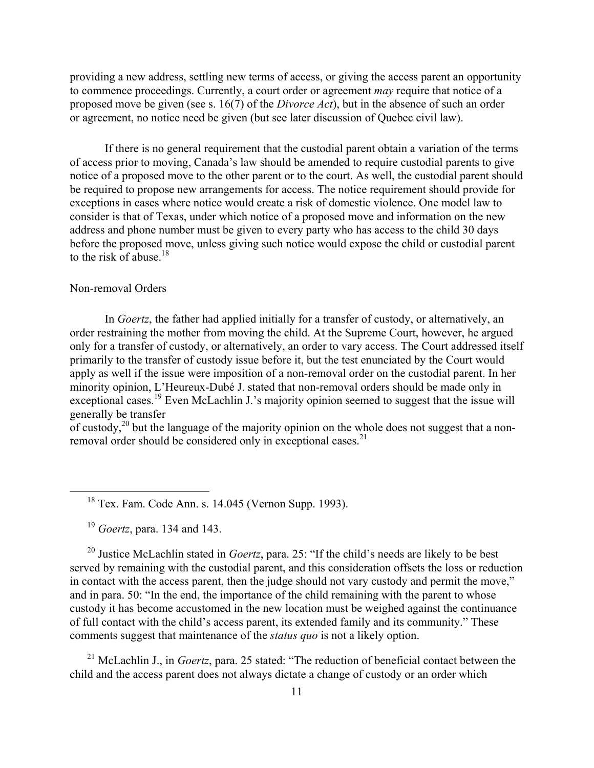providing a new address, settling new terms of access, or giving the access parent an opportunity to commence proceedings. Currently, a court order or agreement *may* require that notice of a proposed move be given (see s. 16(7) of the *Divorce Act*), but in the absence of such an order or agreement, no notice need be given (but see later discussion of Quebec civil law).

If there is no general requirement that the custodial parent obtain a variation of the terms of access prior to moving, Canada's law should be amended to require custodial parents to give notice of a proposed move to the other parent or to the court. As well, the custodial parent should be required to propose new arrangements for access. The notice requirement should provide for exceptions in cases where notice would create a risk of domestic violence. One model law to consider is that of Texas, under which notice of a proposed move and information on the new address and phone number must be given to every party who has access to the child 30 days before the proposed move, unless giving such notice would expose the child or custodial parent to the risk of abuse.[18]

Non-removal Orders

In *Goertz*, the father had applied initially for a transfer of custody, or alternatively, an order restraining the mother from moving the child. At the Supreme Court, however, he argued only for a transfer of custody, or alternatively, an order to vary access. The Court addressed itself primarily to the transfer of custody issue before it, but the test enunciated by the Court would apply as well if the issue were imposition of a non-removal order on the custodial parent. In her minority opinion, L'Heureux-Dubé J. stated that non-removal orders should be made only in exceptional cases.[19] Even McLachlin J.'s majority opinion seemed to suggest that the issue will generally be transfer of custody,[20] but the language of the majority opinion on the whole does not suggest that a non-removal order should be considered only in exceptional cases.[21]

---

[18] Tex. Fam. Code Ann. s. 14.045 (Vernon Supp. 1993).

[19] *Goertz*, para. 134 and 143.

[20] Justice McLachlin stated in *Goertz*, para. 25: "If the child's needs are likely to be best served by remaining with the custodial parent, and this consideration offsets the loss or reduction in contact with the access parent, then the judge should not vary custody and permit the move," and in para. 50: "In the end, the importance of the child remaining with the parent to whose custody it has become accustomed in the new location must be weighed against the continuance of full contact with the child's access parent, its extended family and its community." These comments suggest that maintenance of the *status quo* is not a likely option.

[21] McLachlin J., in *Goertz*, para. 25 stated: "The reduction of beneficial contact between the child and the access parent does not always dictate a change of custody or an order which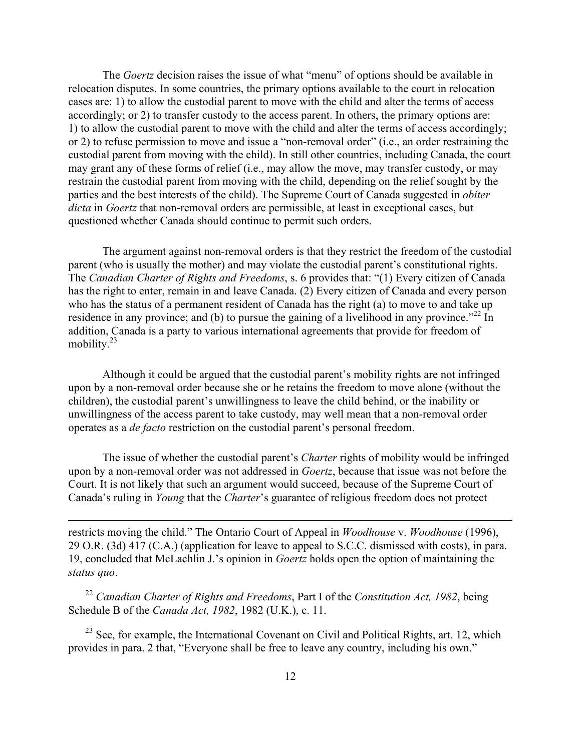The *Goertz* decision raises the issue of what "menu" of options should be available in relocation disputes. In some countries, the primary options available to the court in relocation cases are: 1) to allow the custodial parent to move with the child and alter the terms of access accordingly; or 2) to transfer custody to the access parent. In others, the primary options are: 1) to allow the custodial parent to move with the child and alter the terms of access accordingly; or 2) to refuse permission to move and issue a "non-removal order" (i.e., an order restraining the custodial parent from moving with the child). In still other countries, including Canada, the court may grant any of these forms of relief (i.e., may allow the move, may transfer custody, or may restrain the custodial parent from moving with the child, depending on the relief sought by the parties and the best interests of the child). The Supreme Court of Canada suggested in *obiter dicta* in *Goertz* that non-removal orders are permissible, at least in exceptional cases, but questioned whether Canada should continue to permit such orders.

The argument against non-removal orders is that they restrict the freedom of the custodial parent (who is usually the mother) and may violate the custodial parent's constitutional rights. The *Canadian Charter of Rights and Freedoms*, s. 6 provides that: "(1) Every citizen of Canada has the right to enter, remain in and leave Canada. (2) Every citizen of Canada and every person who has the status of a permanent resident of Canada has the right (a) to move to and take up residence in any province; and (b) to pursue the gaining of a livelihood in any province."[22] In addition, Canada is a party to various international agreements that provide for freedom of mobility.[23]

Although it could be argued that the custodial parent's mobility rights are not infringed upon by a non-removal order because she or he retains the freedom to move alone (without the children), the custodial parent's unwillingness to leave the child behind, or the inability or unwillingness of the access parent to take custody, may well mean that a non-removal order operates as a *de facto* restriction on the custodial parent's personal freedom.

The issue of whether the custodial parent's *Charter* rights of mobility would be infringed upon by a non-removal order was not addressed in *Goertz*, because that issue was not before the Court. It is not likely that such an argument would succeed, because of the Supreme Court of Canada's ruling in *Young* that the *Charter*'s guarantee of religious freedom does not protect

---

restricts moving the child." The Ontario Court of Appeal in *Woodhouse* v. *Woodhouse* (1996), 29 O.R. (3d) 417 (C.A.) (application for leave to appeal to S.C.C. dismissed with costs), in para. 19, concluded that McLachlin J.'s opinion in *Goertz* holds open the option of maintaining the *status quo*.

[22] *Canadian Charter of Rights and Freedoms*, Part I of the *Constitution Act, 1982*, being Schedule B of the *Canada Act, 1982*, 1982 (U.K.), c. 11.

[23] See, for example, the International Covenant on Civil and Political Rights, art. 12, which provides in para. 2 that, "Everyone shall be free to leave any country, including his own."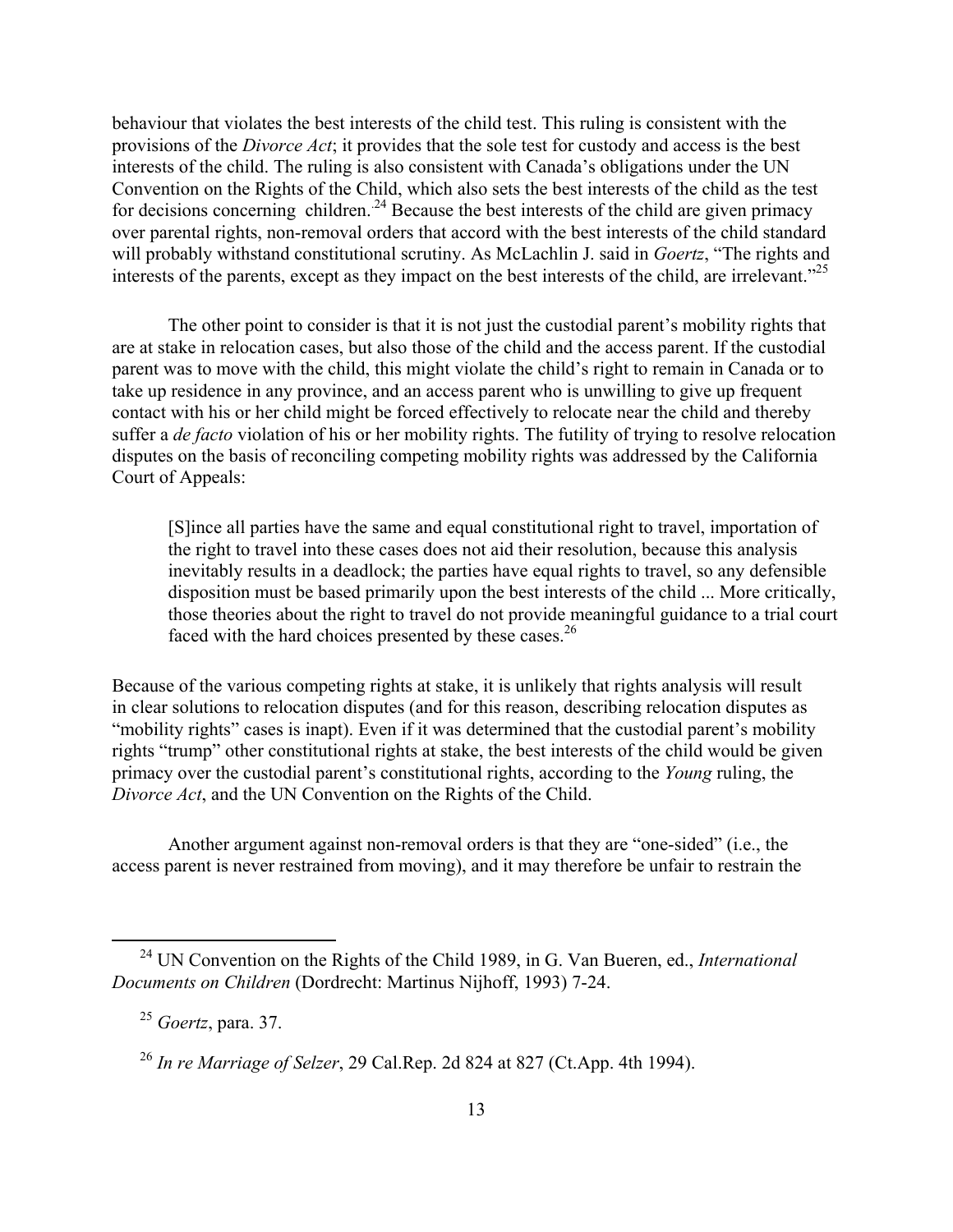behaviour that violates the best interests of the child test. This ruling is consistent with the provisions of the *Divorce Act*; it provides that the sole test for custody and access is the best interests of the child. The ruling is also consistent with Canada's obligations under the UN Convention on the Rights of the Child, which also sets the best interests of the child as the test for decisions concerning children.[24] Because the best interests of the child are given primacy over parental rights, non-removal orders that accord with the best interests of the child standard will probably withstand constitutional scrutiny. As McLachlin J. said in *Goertz*, "The rights and interests of the parents, except as they impact on the best interests of the child, are irrelevant."[25]

The other point to consider is that it is not just the custodial parent's mobility rights that are at stake in relocation cases, but also those of the child and the access parent. If the custodial parent was to move with the child, this might violate the child's right to remain in Canada or to take up residence in any province, and an access parent who is unwilling to give up frequent contact with his or her child might be forced effectively to relocate near the child and thereby suffer a *de facto* violation of his or her mobility rights. The futility of trying to resolve relocation disputes on the basis of reconciling competing mobility rights was addressed by the California Court of Appeals:

> [S]ince all parties have the same and equal constitutional right to travel, importation of the right to travel into these cases does not aid their resolution, because this analysis inevitably results in a deadlock; the parties have equal rights to travel, so any defensible disposition must be based primarily upon the best interests of the child ... More critically, those theories about the right to travel do not provide meaningful guidance to a trial court faced with the hard choices presented by these cases.[26]

Because of the various competing rights at stake, it is unlikely that rights analysis will result in clear solutions to relocation disputes (and for this reason, describing relocation disputes as "mobility rights" cases is inapt). Even if it was determined that the custodial parent's mobility rights "trump" other constitutional rights at stake, the best interests of the child would be given primacy over the custodial parent's constitutional rights, according to the *Young* ruling, the *Divorce Act*, and the UN Convention on the Rights of the Child.

Another argument against non-removal orders is that they are "one-sided" (i.e., the access parent is never restrained from moving), and it may therefore be unfair to restrain the

---

[24] UN Convention on the Rights of the Child 1989, in G. Van Bueren, ed., *International Documents on Children* (Dordrecht: Martinus Nijhoff, 1993) 7-24.

[25] *Goertz*, para. 37.

[26] *In re Marriage of Selzer*, 29 Cal.Rep. 2d 824 at 827 (Ct.App. 4th 1994).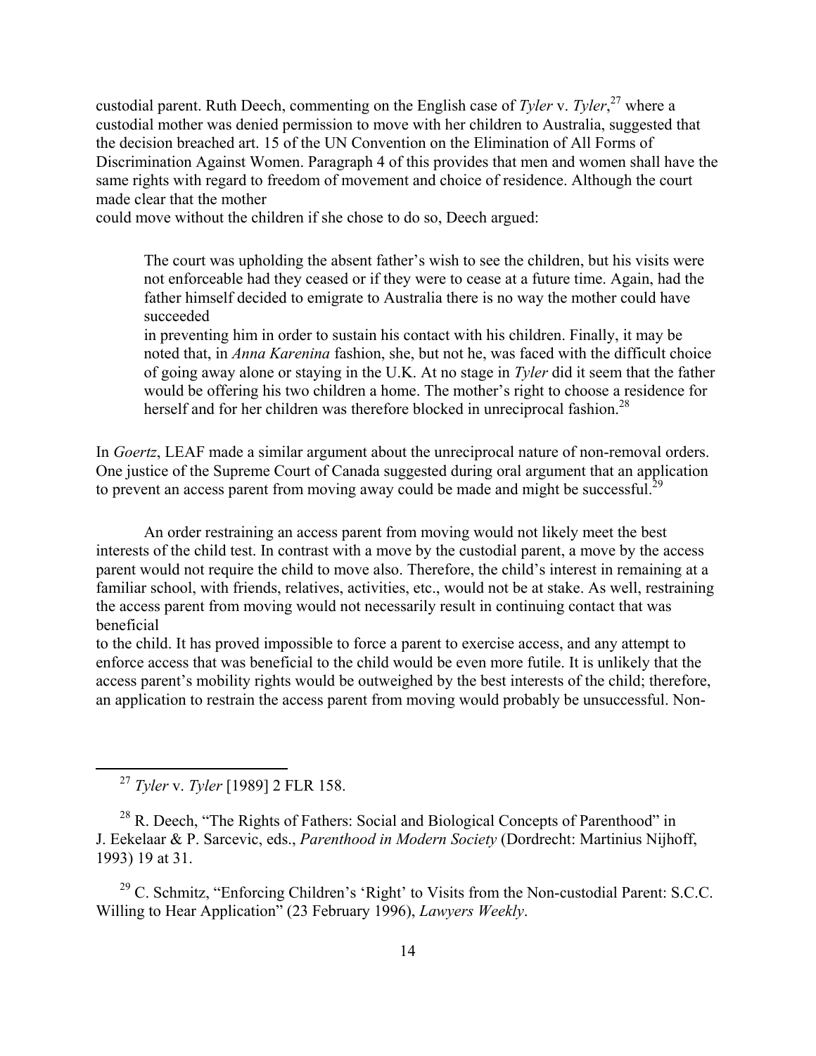custodial parent. Ruth Deech, commenting on the English case of *Tyler* v. *Tyler*,[27] where a custodial mother was denied permission to move with her children to Australia, suggested that the decision breached art. 15 of the UN Convention on the Elimination of All Forms of Discrimination Against Women. Paragraph 4 of this provides that men and women shall have the same rights with regard to freedom of movement and choice of residence. Although the court made clear that the mother could move without the children if she chose to do so, Deech argued:

> The court was upholding the absent father's wish to see the children, but his visits were not enforceable had they ceased or if they were to cease at a future time. Again, had the father himself decided to emigrate to Australia there is no way the mother could have succeeded in preventing him in order to sustain his contact with his children. Finally, it may be noted that, in *Anna Karenina* fashion, she, but not he, was faced with the difficult choice of going away alone or staying in the U.K. At no stage in *Tyler* did it seem that the father would be offering his two children a home. The mother's right to choose a residence for herself and for her children was therefore blocked in unreciprocal fashion.[28]

In *Goertz*, LEAF made a similar argument about the unreciprocal nature of non-removal orders. One justice of the Supreme Court of Canada suggested during oral argument that an application to prevent an access parent from moving away could be made and might be successful.[29]

An order restraining an access parent from moving would not likely meet the best interests of the child test. In contrast with a move by the custodial parent, a move by the access parent would not require the child to move also. Therefore, the child's interest in remaining at a familiar school, with friends, relatives, activities, etc., would not be at stake. As well, restraining the access parent from moving would not necessarily result in continuing contact that was beneficial to the child. It has proved impossible to force a parent to exercise access, and any attempt to enforce access that was beneficial to the child would be even more futile. It is unlikely that the access parent's mobility rights would be outweighed by the best interests of the child; therefore, an application to restrain the access parent from moving would probably be unsuccessful. Non-

---

[27] *Tyler* v. *Tyler* [1989] 2 FLR 158.

[28] R. Deech, "The Rights of Fathers: Social and Biological Concepts of Parenthood" in J. Eekelaar & P. Sarcevic, eds., *Parenthood in Modern Society* (Dordrecht: Martinius Nijhoff, 1993) 19 at 31.

[29] C. Schmitz, "Enforcing Children's 'Right' to Visits from the Non-custodial Parent: S.C.C. Willing to Hear Application" (23 February 1996), *Lawyers Weekly*.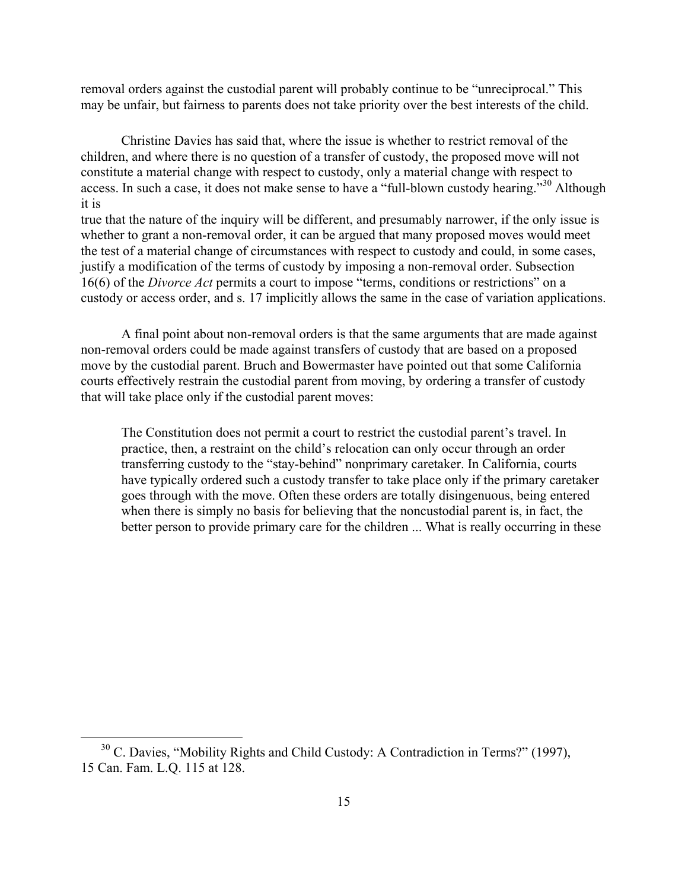removal orders against the custodial parent will probably continue to be "unreciprocal." This may be unfair, but fairness to parents does not take priority over the best interests of the child.

Christine Davies has said that, where the issue is whether to restrict removal of the children, and where there is no question of a transfer of custody, the proposed move will not constitute a material change with respect to custody, only a material change with respect to access. In such a case, it does not make sense to have a "full-blown custody hearing."[30] Although it is true that the nature of the inquiry will be different, and presumably narrower, if the only issue is whether to grant a non-removal order, it can be argued that many proposed moves would meet the test of a material change of circumstances with respect to custody and could, in some cases, justify a modification of the terms of custody by imposing a non-removal order. Subsection 16(6) of the *Divorce Act* permits a court to impose "terms, conditions or restrictions" on a custody or access order, and s. 17 implicitly allows the same in the case of variation applications.

A final point about non-removal orders is that the same arguments that are made against non-removal orders could be made against transfers of custody that are based on a proposed move by the custodial parent. Bruch and Bowermaster have pointed out that some California courts effectively restrain the custodial parent from moving, by ordering a transfer of custody that will take place only if the custodial parent moves:

> The Constitution does not permit a court to restrict the custodial parent's travel. In practice, then, a restraint on the child's relocation can only occur through an order transferring custody to the "stay-behind" nonprimary caretaker. In California, courts have typically ordered such a custody transfer to take place only if the primary caretaker goes through with the move. Often these orders are totally disingenuous, being entered when there is simply no basis for believing that the noncustodial parent is, in fact, the better person to provide primary care for the children ... What is really occurring in these

---

[30] C. Davies, "Mobility Rights and Child Custody: A Contradiction in Terms?" (1997), 15 Can. Fam. L.Q. 115 at 128.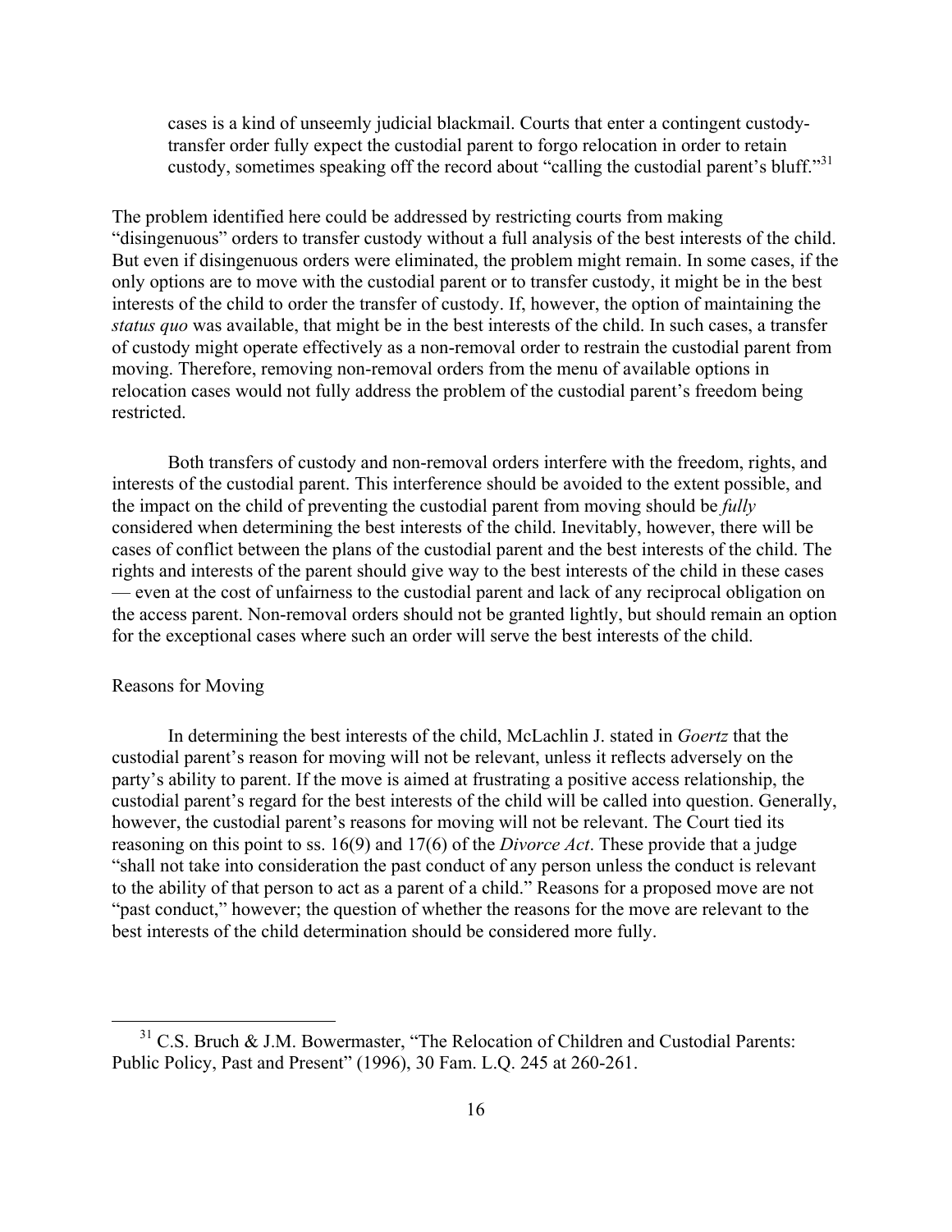> cases is a kind of unseemly judicial blackmail. Courts that enter a contingent custody-transfer order fully expect the custodial parent to forgo relocation in order to retain custody, sometimes speaking off the record about "calling the custodial parent's bluff."[31]

The problem identified here could be addressed by restricting courts from making "disingenuous" orders to transfer custody without a full analysis of the best interests of the child. But even if disingenuous orders were eliminated, the problem might remain. In some cases, if the only options are to move with the custodial parent or to transfer custody, it might be in the best interests of the child to order the transfer of custody. If, however, the option of maintaining the *status quo* was available, that might be in the best interests of the child. In such cases, a transfer of custody might operate effectively as a non-removal order to restrain the custodial parent from moving. Therefore, removing non-removal orders from the menu of available options in relocation cases would not fully address the problem of the custodial parent's freedom being restricted.

Both transfers of custody and non-removal orders interfere with the freedom, rights, and interests of the custodial parent. This interference should be avoided to the extent possible, and the impact on the child of preventing the custodial parent from moving should be *fully* considered when determining the best interests of the child. Inevitably, however, there will be cases of conflict between the plans of the custodial parent and the best interests of the child. The rights and interests of the parent should give way to the best interests of the child in these cases — even at the cost of unfairness to the custodial parent and lack of any reciprocal obligation on the access parent. Non-removal orders should not be granted lightly, but should remain an option for the exceptional cases where such an order will serve the best interests of the child.

### Reasons for Moving

In determining the best interests of the child, McLachlin J. stated in *Goertz* that the custodial parent's reason for moving will not be relevant, unless it reflects adversely on the party's ability to parent. If the move is aimed at frustrating a positive access relationship, the custodial parent's regard for the best interests of the child will be called into question. Generally, however, the custodial parent's reasons for moving will not be relevant. The Court tied its reasoning on this point to ss. 16(9) and 17(6) of the *Divorce Act*. These provide that a judge "shall not take into consideration the past conduct of any person unless the conduct is relevant to the ability of that person to act as a parent of a child." Reasons for a proposed move are not "past conduct," however; the question of whether the reasons for the move are relevant to the best interests of the child determination should be considered more fully.

---

[31] C.S. Bruch & J.M. Bowermaster, "The Relocation of Children and Custodial Parents: Public Policy, Past and Present" (1996), 30 Fam. L.Q. 245 at 260-261.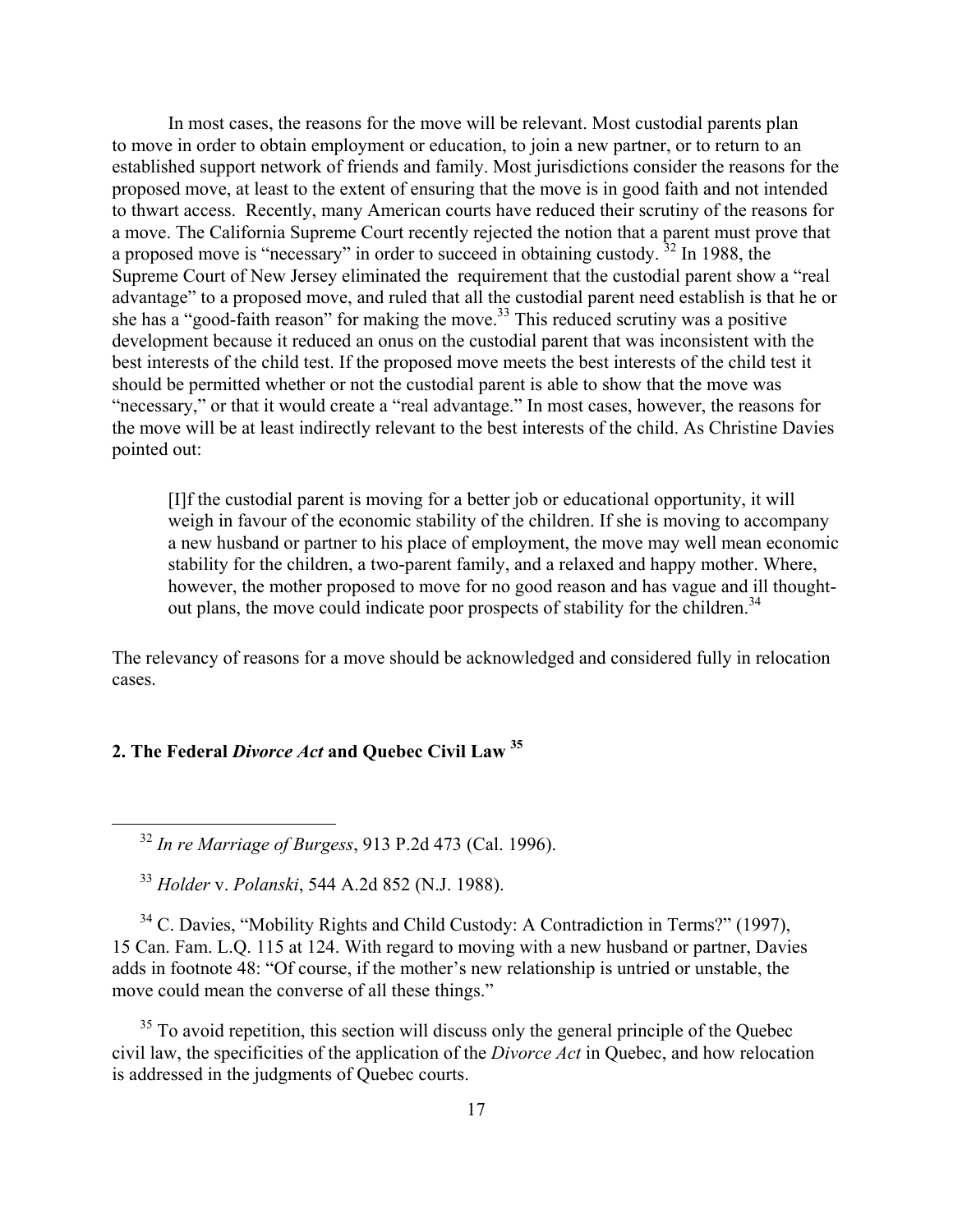In most cases, the reasons for the move will be relevant. Most custodial parents plan to move in order to obtain employment or education, to join a new partner, or to return to an established support network of friends and family. Most jurisdictions consider the reasons for the proposed move, at least to the extent of ensuring that the move is in good faith and not intended to thwart access. Recently, many American courts have reduced their scrutiny of the reasons for a move. The California Supreme Court recently rejected the notion that a parent must prove that a proposed move is "necessary" in order to succeed in obtaining custody.[32] In 1988, the Supreme Court of New Jersey eliminated the requirement that the custodial parent show a "real advantage" to a proposed move, and ruled that all the custodial parent need establish is that he or she has a "good-faith reason" for making the move.[33] This reduced scrutiny was a positive development because it reduced an onus on the custodial parent that was inconsistent with the best interests of the child test. If the proposed move meets the best interests of the child test it should be permitted whether or not the custodial parent is able to show that the move was "necessary," or that it would create a "real advantage." In most cases, however, the reasons for the move will be at least indirectly relevant to the best interests of the child. As Christine Davies pointed out:

> [I]f the custodial parent is moving for a better job or educational opportunity, it will weigh in favour of the economic stability of the children. If she is moving to accompany a new husband or partner to his place of employment, the move may well mean economic stability for the children, a two-parent family, and a relaxed and happy mother. Where, however, the mother proposed to move for no good reason and has vague and ill thought-out plans, the move could indicate poor prospects of stability for the children.[34]

The relevancy of reasons for a move should be acknowledged and considered fully in relocation cases.

## 2. The Federal *Divorce Act* and Quebec Civil Law [35]

---

[32] *In re Marriage of Burgess*, 913 P.2d 473 (Cal. 1996).

[33] *Holder* v. *Polanski*, 544 A.2d 852 (N.J. 1988).

[34] C. Davies, "Mobility Rights and Child Custody: A Contradiction in Terms?" (1997), 15 Can. Fam. L.Q. 115 at 124. With regard to moving with a new husband or partner, Davies adds in footnote 48: "Of course, if the mother's new relationship is untried or unstable, the move could mean the converse of all these things."

[35] To avoid repetition, this section will discuss only the general principle of the Quebec civil law, the specificities of the application of the *Divorce Act* in Quebec, and how relocation is addressed in the judgments of Quebec courts.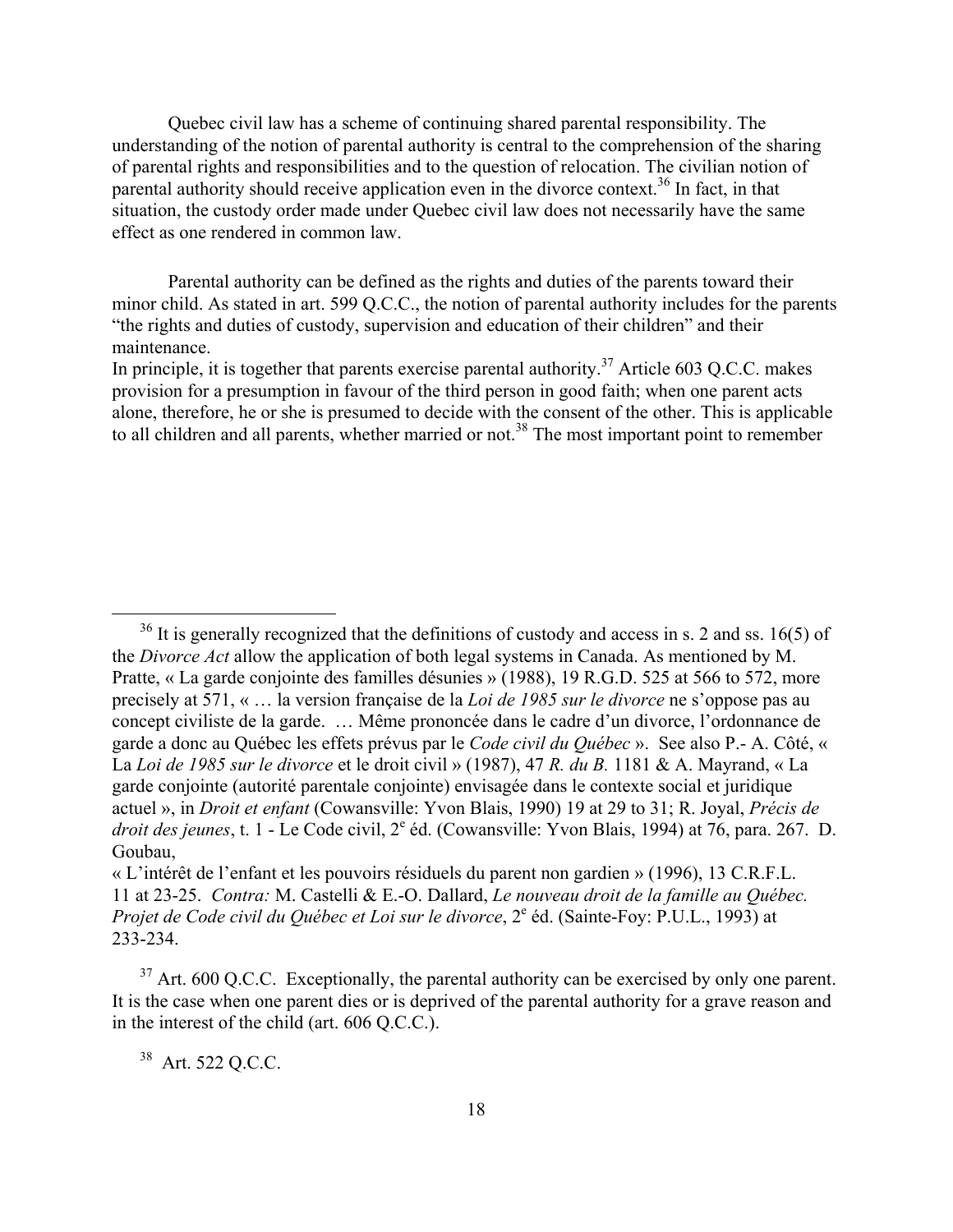Quebec civil law has a scheme of continuing shared parental responsibility. The understanding of the notion of parental authority is central to the comprehension of the sharing of parental rights and responsibilities and to the question of relocation. The civilian notion of parental authority should receive application even in the divorce context.[36] In fact, in that situation, the custody order made under Quebec civil law does not necessarily have the same effect as one rendered in common law.

Parental authority can be defined as the rights and duties of the parents toward their minor child. As stated in art. 599 Q.C.C., the notion of parental authority includes for the parents "the rights and duties of custody, supervision and education of their children" and their maintenance.
In principle, it is together that parents exercise parental authority.[37] Article 603 Q.C.C. makes provision for a presumption in favour of the third person in good faith; when one parent acts alone, therefore, he or she is presumed to decide with the consent of the other. This is applicable to all children and all parents, whether married or not.[38] The most important point to remember

---

[36] It is generally recognized that the definitions of custody and access in s. 2 and ss. 16(5) of the *Divorce Act* allow the application of both legal systems in Canada. As mentioned by M. Pratte, « La garde conjointe des familles désunies » (1988), 19 R.G.D. 525 at 566 to 572, more precisely at 571, « … la version française de la *Loi de 1985 sur le divorce* ne s'oppose pas au concept civiliste de la garde. … Même prononcée dans le cadre d'un divorce, l'ordonnance de garde a donc au Québec les effets prévus par le *Code civil du Québec* ». See also P.- A. Côté, « La *Loi de 1985 sur le divorce* et le droit civil » (1987), 47 *R. du B.* 1181 & A. Mayrand, « La garde conjointe (autorité parentale conjointe) envisagée dans le contexte social et juridique actuel », in *Droit et enfant* (Cowansville: Yvon Blais, 1990) 19 at 29 to 31; R. Joyal, *Précis de droit des jeunes*, t. 1 - Le Code civil, 2e éd. (Cowansville: Yvon Blais, 1994) at 76, para. 267. D. Goubau,
« L'intérêt de l'enfant et les pouvoirs résiduels du parent non gardien » (1996), 13 C.R.F.L. 11 at 23-25. *Contra:* M. Castelli & E.-O. Dallard, *Le nouveau droit de la famille au Québec. Projet de Code civil du Québec et Loi sur le divorce*, 2e éd. (Sainte-Foy: P.U.L., 1993) at 233-234.

[37] Art. 600 Q.C.C. Exceptionally, the parental authority can be exercised by only one parent. It is the case when one parent dies or is deprived of the parental authority for a grave reason and in the interest of the child (art. 606 Q.C.C.).

[38] Art. 522 Q.C.C.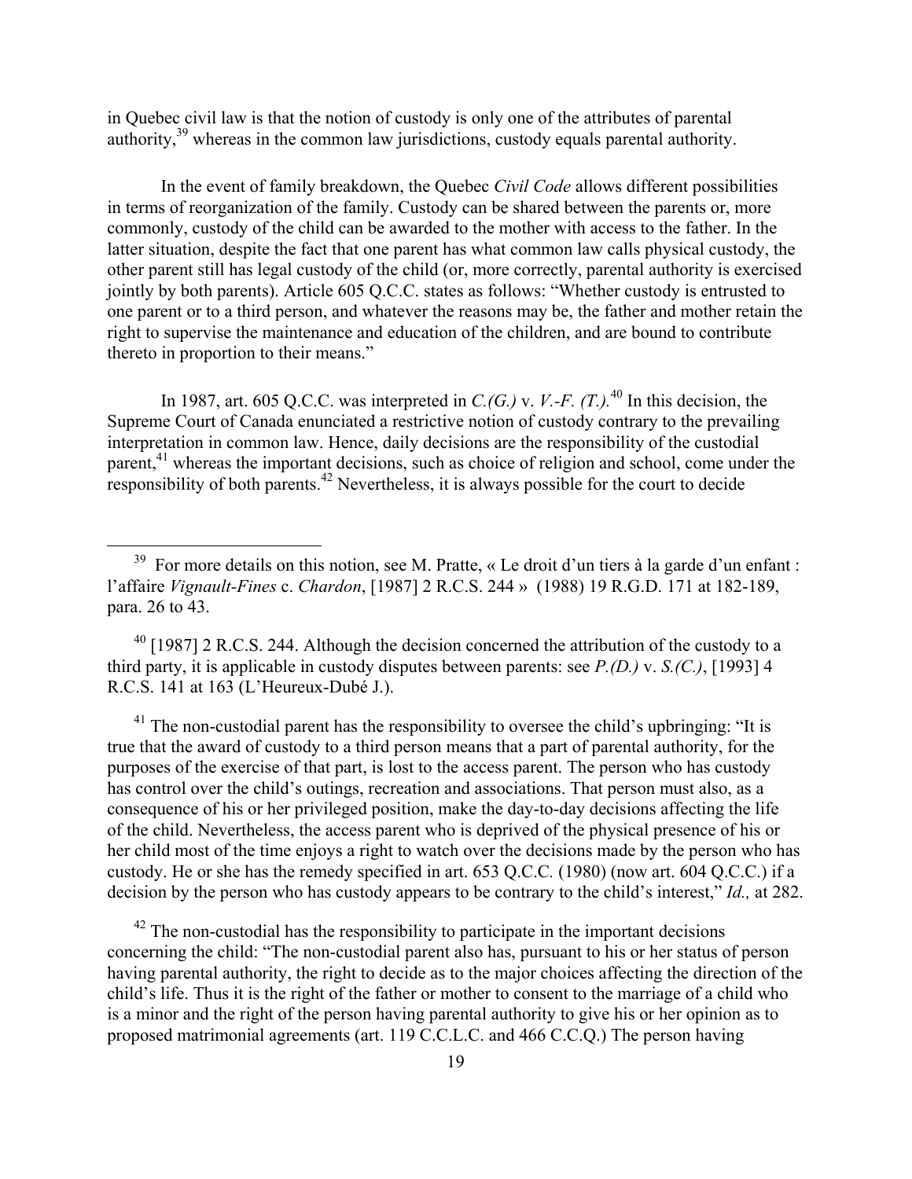in Quebec civil law is that the notion of custody is only one of the attributes of parental authority,[39] whereas in the common law jurisdictions, custody equals parental authority.

In the event of family breakdown, the Quebec *Civil Code* allows different possibilities in terms of reorganization of the family. Custody can be shared between the parents or, more commonly, custody of the child can be awarded to the mother with access to the father. In the latter situation, despite the fact that one parent has what common law calls physical custody, the other parent still has legal custody of the child (or, more correctly, parental authority is exercised jointly by both parents). Article 605 Q.C.C. states as follows: "Whether custody is entrusted to one parent or to a third person, and whatever the reasons may be, the father and mother retain the right to supervise the maintenance and education of the children, and are bound to contribute thereto in proportion to their means."

In 1987, art. 605 Q.C.C. was interpreted in *C.(G.)* v. *V.-F. (T.).*[40] In this decision, the Supreme Court of Canada enunciated a restrictive notion of custody contrary to the prevailing interpretation in common law. Hence, daily decisions are the responsibility of the custodial parent,[41] whereas the important decisions, such as choice of religion and school, come under the responsibility of both parents.[42] Nevertheless, it is always possible for the court to decide

---

[39] For more details on this notion, see M. Pratte, « Le droit d'un tiers à la garde d'un enfant : l'affaire *Vignault-Fines* c. *Chardon*, [1987] 2 R.C.S. 244 » (1988) 19 R.G.D. 171 at 182-189, para. 26 to 43.

[40] [1987] 2 R.C.S. 244. Although the decision concerned the attribution of the custody to a third party, it is applicable in custody disputes between parents: see *P.(D.)* v. *S.(C.)*, [1993] 4 R.C.S. 141 at 163 (L'Heureux-Dubé J.).

[41] The non-custodial parent has the responsibility to oversee the child's upbringing: "It is true that the award of custody to a third person means that a part of parental authority, for the purposes of the exercise of that part, is lost to the access parent. The person who has custody has control over the child's outings, recreation and associations. That person must also, as a consequence of his or her privileged position, make the day-to-day decisions affecting the life of the child. Nevertheless, the access parent who is deprived of the physical presence of his or her child most of the time enjoys a right to watch over the decisions made by the person who has custody. He or she has the remedy specified in art. 653 Q.C.C. (1980) (now art. 604 Q.C.C.) if a decision by the person who has custody appears to be contrary to the child's interest," *Id.,* at 282.

[42] The non-custodial has the responsibility to participate in the important decisions concerning the child: "The non-custodial parent also has, pursuant to his or her status of person having parental authority, the right to decide as to the major choices affecting the direction of the child's life. Thus it is the right of the father or mother to consent to the marriage of a child who is a minor and the right of the person having parental authority to give his or her opinion as to proposed matrimonial agreements (art. 119 C.C.L.C. and 466 C.C.Q.) The person having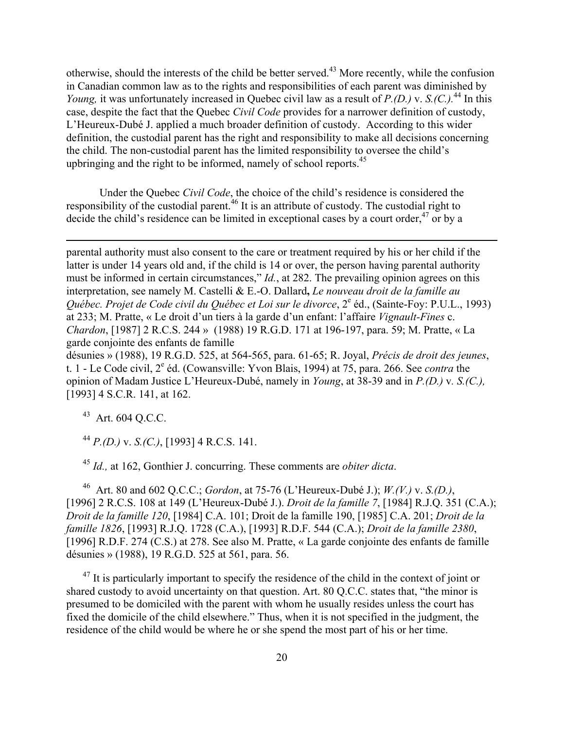otherwise, should the interests of the child be better served.[43] More recently, while the confusion in Canadian common law as to the rights and responsibilities of each parent was diminished by *Young,* it was unfortunately increased in Quebec civil law as a result of *P.(D.)* v. *S.(C.)*.[44] In this case, despite the fact that the Quebec *Civil Code* provides for a narrower definition of custody, L'Heureux-Dubé J. applied a much broader definition of custody. According to this wider definition, the custodial parent has the right and responsibility to make all decisions concerning the child. The non-custodial parent has the limited responsibility to oversee the child's upbringing and the right to be informed, namely of school reports.[45]

Under the Quebec *Civil Code*, the choice of the child's residence is considered the responsibility of the custodial parent.[46] It is an attribute of custody. The custodial right to decide the child's residence can be limited in exceptional cases by a court order,[47] or by a

---

parental authority must also consent to the care or treatment required by his or her child if the latter is under 14 years old and, if the child is 14 or over, the person having parental authority must be informed in certain circumstances," *Id.*, at 282. The prevailing opinion agrees on this interpretation, see namely M. Castelli & E.-O. Dallard**,** *Le nouveau droit de la famille au Québec. Projet de Code civil du Québec et Loi sur le divorce*, 2e éd., (Sainte-Foy: P.U.L., 1993) at 233; M. Pratte, « Le droit d'un tiers à la garde d'un enfant: l'affaire *Vignault-Fines* c. *Chardon*, [1987] 2 R.C.S. 244 » (1988) 19 R.G.D. 171 at 196-197, para. 59; M. Pratte, « La garde conjointe des enfants de famille désunies » (1988), 19 R.G.D. 525, at 564-565, para. 61-65; R. Joyal, *Précis de droit des jeunes*, t. 1 - Le Code civil, 2e éd. (Cowansville: Yvon Blais, 1994) at 75, para. 266. See *contra* the opinion of Madam Justice L'Heureux-Dubé, namely in *Young*, at 38-39 and in *P.(D.)* v. *S.(C.),* [1993] 4 S.C.R. 141, at 162.

[43] Art. 604 Q.C.C.

[44] *P.(D.)* v. *S.(C.)*, [1993] 4 R.C.S. 141.

[45] *Id.,* at 162, Gonthier J. concurring. These comments are *obiter dicta*.

[46] Art. 80 and 602 Q.C.C.; *Gordon*, at 75-76 (L'Heureux-Dubé J.); *W.(V.)* v. *S.(D.)*, [1996] 2 R.C.S. 108 at 149 (L'Heureux-Dubé J.). *Droit de la famille 7*, [1984] R.J.Q. 351 (C.A.); *Droit de la famille 120*, [1984] C.A. 101; Droit de la famille 190, [1985] C.A. 201; *Droit de la famille 1826*, [1993] R.J.Q. 1728 (C.A.), [1993] R.D.F. 544 (C.A.); *Droit de la famille 2380*, [1996] R.D.F. 274 (C.S.) at 278. See also M. Pratte, « La garde conjointe des enfants de famille désunies » (1988), 19 R.G.D. 525 at 561, para. 56.

[47] It is particularly important to specify the residence of the child in the context of joint or shared custody to avoid uncertainty on that question. Art. 80 Q.C.C. states that, "the minor is presumed to be domiciled with the parent with whom he usually resides unless the court has fixed the domicile of the child elsewhere." Thus, when it is not specified in the judgment, the residence of the child would be where he or she spend the most part of his or her time.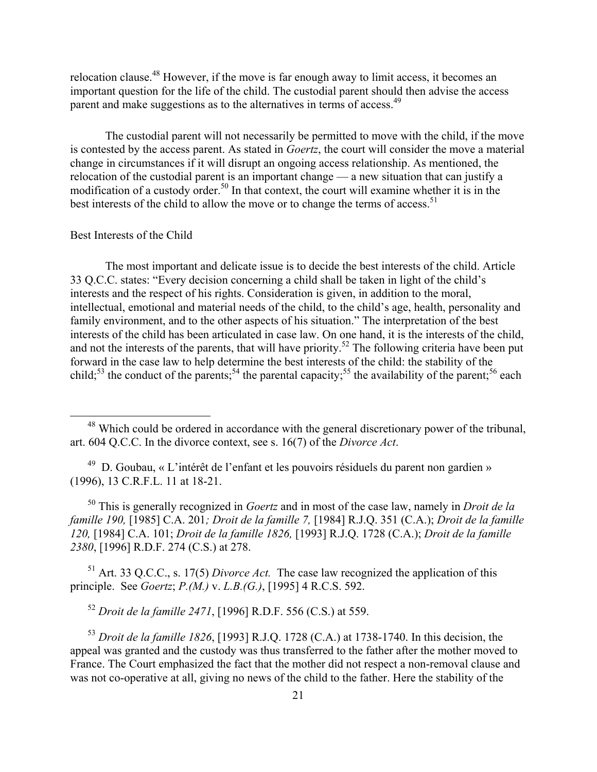relocation clause.[48] However, if the move is far enough away to limit access, it becomes an important question for the life of the child. The custodial parent should then advise the access parent and make suggestions as to the alternatives in terms of access.[49]

The custodial parent will not necessarily be permitted to move with the child, if the move is contested by the access parent. As stated in *Goertz*, the court will consider the move a material change in circumstances if it will disrupt an ongoing access relationship. As mentioned, the relocation of the custodial parent is an important change — a new situation that can justify a modification of a custody order.[50] In that context, the court will examine whether it is in the best interests of the child to allow the move or to change the terms of access.[51]

Best Interests of the Child

The most important and delicate issue is to decide the best interests of the child. Article 33 Q.C.C. states: "Every decision concerning a child shall be taken in light of the child's interests and the respect of his rights. Consideration is given, in addition to the moral, intellectual, emotional and material needs of the child, to the child's age, health, personality and family environment, and to the other aspects of his situation." The interpretation of the best interests of the child has been articulated in case law. On one hand, it is the interests of the child, and not the interests of the parents, that will have priority.[52] The following criteria have been put forward in the case law to help determine the best interests of the child: the stability of the child;[53] the conduct of the parents;[54] the parental capacity;[55] the availability of the parent;[56] each

---

[48] Which could be ordered in accordance with the general discretionary power of the tribunal, art. 604 Q.C.C. In the divorce context, see s. 16(7) of the *Divorce Act*.

[49] D. Goubau, « L'intérêt de l'enfant et les pouvoirs résiduels du parent non gardien » (1996), 13 C.R.F.L. 11 at 18-21.

[50] This is generally recognized in *Goertz* and in most of the case law, namely in *Droit de la famille 190,* [1985] C.A. 201*; Droit de la famille 7,* [1984] R.J.Q. 351 (C.A.); *Droit de la famille 120,* [1984] C.A. 101; *Droit de la famille 1826,* [1993] R.J.Q. 1728 (C.A.); *Droit de la famille 2380*, [1996] R.D.F. 274 (C.S.) at 278.

[51] Art. 33 Q.C.C., s. 17(5) *Divorce Act.* The case law recognized the application of this principle. See *Goertz*; *P.(M.)* v. *L.B.(G.)*, [1995] 4 R.C.S. 592.

[52] *Droit de la famille 2471*, [1996] R.D.F. 556 (C.S.) at 559.

[53] *Droit de la famille 1826*, [1993] R.J.Q. 1728 (C.A.) at 1738-1740. In this decision, the appeal was granted and the custody was thus transferred to the father after the mother moved to France. The Court emphasized the fact that the mother did not respect a non-removal clause and was not co-operative at all, giving no news of the child to the father. Here the stability of the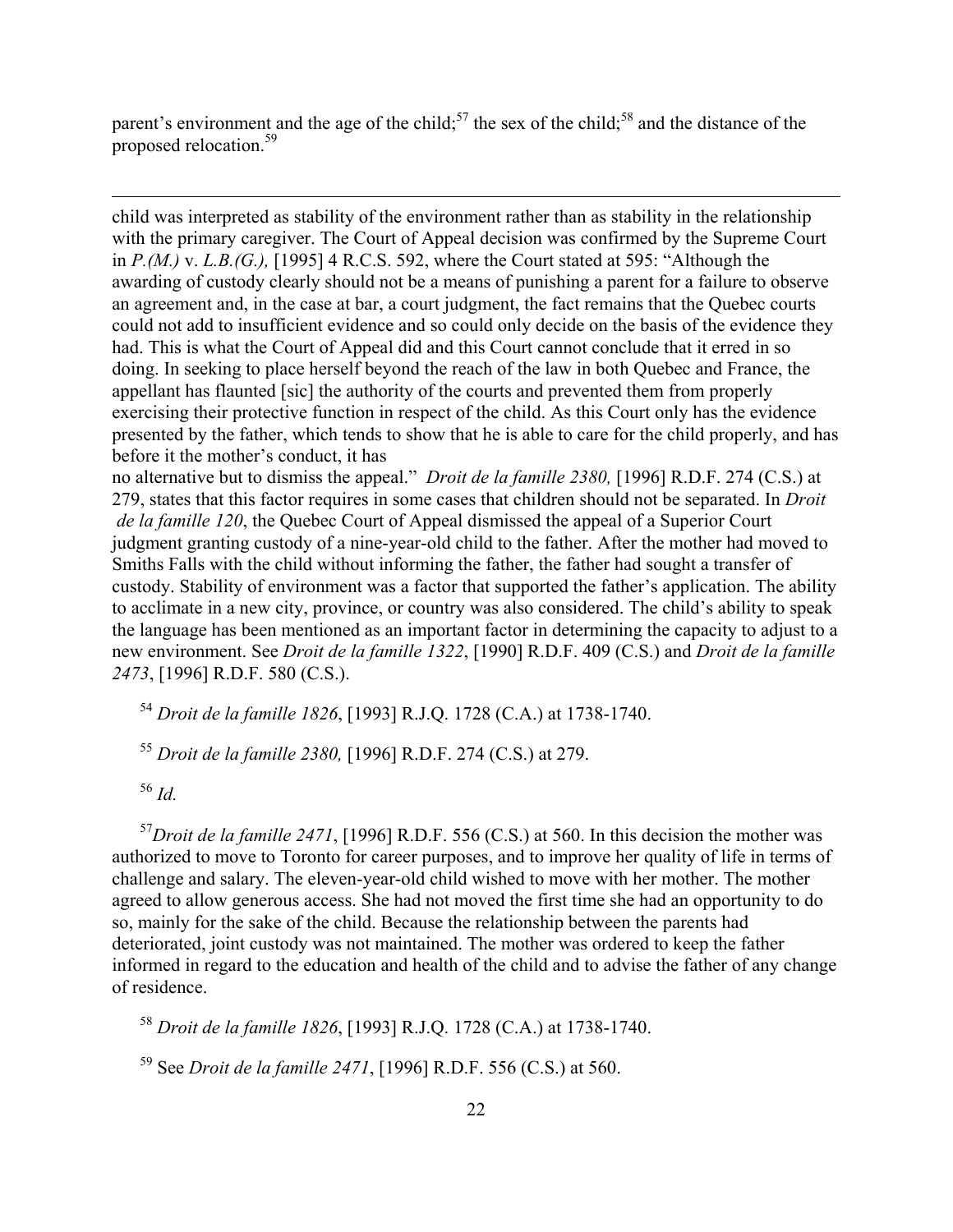parent's environment and the age of the child;[57] the sex of the child;[58] and the distance of the proposed relocation.[59]

---

child was interpreted as stability of the environment rather than as stability in the relationship with the primary caregiver. The Court of Appeal decision was confirmed by the Supreme Court in *P.(M.)* v. *L.B.(G.),* [1995] 4 R.C.S. 592, where the Court stated at 595: "Although the awarding of custody clearly should not be a means of punishing a parent for a failure to observe an agreement and, in the case at bar, a court judgment, the fact remains that the Quebec courts could not add to insufficient evidence and so could only decide on the basis of the evidence they had. This is what the Court of Appeal did and this Court cannot conclude that it erred in so doing. In seeking to place herself beyond the reach of the law in both Quebec and France, the appellant has flaunted [sic] the authority of the courts and prevented them from properly exercising their protective function in respect of the child. As this Court only has the evidence presented by the father, which tends to show that he is able to care for the child properly, and has before it the mother's conduct, it has
no alternative but to dismiss the appeal." *Droit de la famille 2380,* [1996] R.D.F. 274 (C.S.) at 279, states that this factor requires in some cases that children should not be separated. In *Droit de la famille 120*, the Quebec Court of Appeal dismissed the appeal of a Superior Court judgment granting custody of a nine-year-old child to the father. After the mother had moved to Smiths Falls with the child without informing the father, the father had sought a transfer of custody. Stability of environment was a factor that supported the father's application. The ability to acclimate in a new city, province, or country was also considered. The child's ability to speak the language has been mentioned as an important factor in determining the capacity to adjust to a new environment. See *Droit de la famille 1322*, [1990] R.D.F. 409 (C.S.) and *Droit de la famille 2473*, [1996] R.D.F. 580 (C.S.).

[54] *Droit de la famille 1826*, [1993] R.J.Q. 1728 (C.A.) at 1738-1740.

[55] *Droit de la famille 2380,* [1996] R.D.F. 274 (C.S.) at 279.

[56] *Id.*

[57] *Droit de la famille 2471*, [1996] R.D.F. 556 (C.S.) at 560. In this decision the mother was authorized to move to Toronto for career purposes, and to improve her quality of life in terms of challenge and salary. The eleven-year-old child wished to move with her mother. The mother agreed to allow generous access. She had not moved the first time she had an opportunity to do so, mainly for the sake of the child. Because the relationship between the parents had deteriorated, joint custody was not maintained. The mother was ordered to keep the father informed in regard to the education and health of the child and to advise the father of any change of residence.

[58] *Droit de la famille 1826*, [1993] R.J.Q. 1728 (C.A.) at 1738-1740.

[59] See *Droit de la famille 2471*, [1996] R.D.F. 556 (C.S.) at 560.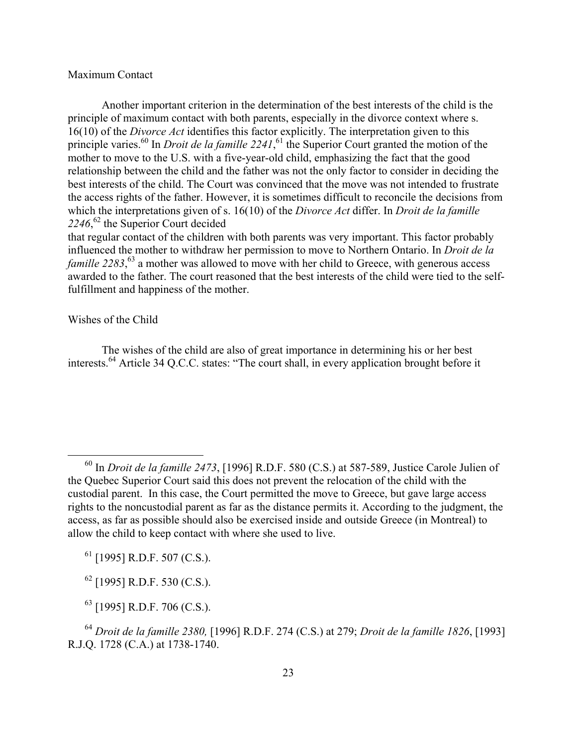### Maximum Contact

Another important criterion in the determination of the best interests of the child is the principle of maximum contact with both parents, especially in the divorce context where s. 16(10) of the *Divorce Act* identifies this factor explicitly. The interpretation given to this principle varies.[60] In *Droit de la famille 2241*,[61] the Superior Court granted the motion of the mother to move to the U.S. with a five-year-old child, emphasizing the fact that the good relationship between the child and the father was not the only factor to consider in deciding the best interests of the child. The Court was convinced that the move was not intended to frustrate the access rights of the father. However, it is sometimes difficult to reconcile the decisions from which the interpretations given of s. 16(10) of the *Divorce Act* differ. In *Droit de la famille 2246*,[62] the Superior Court decided that regular contact of the children with both parents was very important. This factor probably influenced the mother to withdraw her permission to move to Northern Ontario. In *Droit de la famille 2283*,[63] a mother was allowed to move with her child to Greece, with generous access awarded to the father. The court reasoned that the best interests of the child were tied to the self-fulfillment and happiness of the mother.

### Wishes of the Child

The wishes of the child are also of great importance in determining his or her best interests.[64] Article 34 Q.C.C. states: "The court shall, in every application brought before it

---

[60] In *Droit de la famille 2473*, [1996] R.D.F. 580 (C.S.) at 587-589, Justice Carole Julien of the Quebec Superior Court said this does not prevent the relocation of the child with the custodial parent. In this case, the Court permitted the move to Greece, but gave large access rights to the noncustodial parent as far as the distance permits it. According to the judgment, the access, as far as possible should also be exercised inside and outside Greece (in Montreal) to allow the child to keep contact with where she used to live.

[61] [1995] R.D.F. 507 (C.S.).

[62] [1995] R.D.F. 530 (C.S.).

[63] [1995] R.D.F. 706 (C.S.).

[64] *Droit de la famille 2380,* [1996] R.D.F. 274 (C.S.) at 279; *Droit de la famille 1826*, [1993] R.J.Q. 1728 (C.A.) at 1738-1740.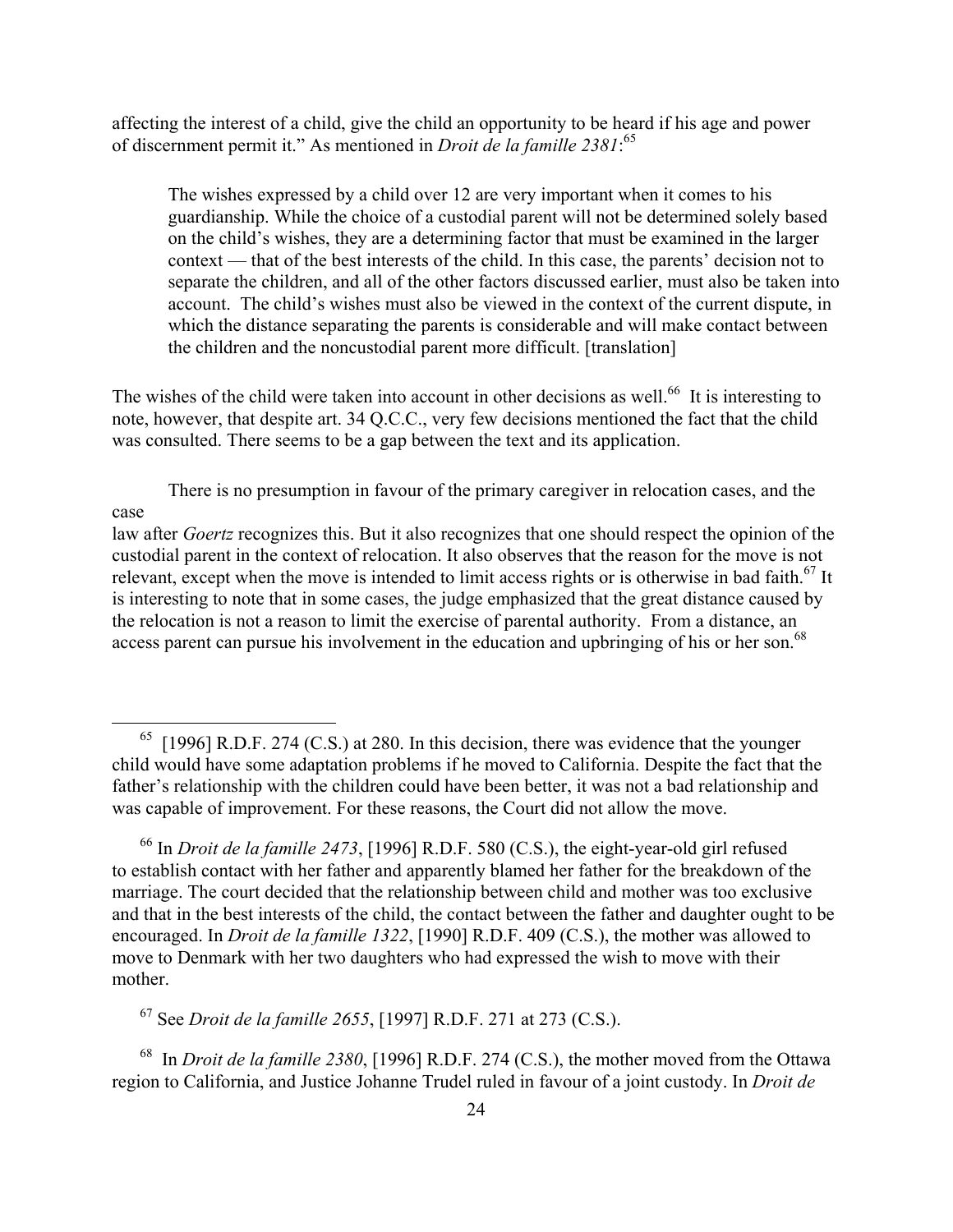affecting the interest of a child, give the child an opportunity to be heard if his age and power of discernment permit it." As mentioned in *Droit de la famille 2381*:[65]

> The wishes expressed by a child over 12 are very important when it comes to his guardianship. While the choice of a custodial parent will not be determined solely based on the child's wishes, they are a determining factor that must be examined in the larger context — that of the best interests of the child. In this case, the parents' decision not to separate the children, and all of the other factors discussed earlier, must also be taken into account. The child's wishes must also be viewed in the context of the current dispute, in which the distance separating the parents is considerable and will make contact between the children and the noncustodial parent more difficult. [translation]

The wishes of the child were taken into account in other decisions as well.[66] It is interesting to note, however, that despite art. 34 Q.C.C., very few decisions mentioned the fact that the child was consulted. There seems to be a gap between the text and its application.

There is no presumption in favour of the primary caregiver in relocation cases, and the case law after *Goertz* recognizes this. But it also recognizes that one should respect the opinion of the custodial parent in the context of relocation. It also observes that the reason for the move is not relevant, except when the move is intended to limit access rights or is otherwise in bad faith.[67] It is interesting to note that in some cases, the judge emphasized that the great distance caused by the relocation is not a reason to limit the exercise of parental authority. From a distance, an access parent can pursue his involvement in the education and upbringing of his or her son.[68]

---

[65] [1996] R.D.F. 274 (C.S.) at 280. In this decision, there was evidence that the younger child would have some adaptation problems if he moved to California. Despite the fact that the father's relationship with the children could have been better, it was not a bad relationship and was capable of improvement. For these reasons, the Court did not allow the move.

[66] In *Droit de la famille 2473*, [1996] R.D.F. 580 (C.S.), the eight-year-old girl refused to establish contact with her father and apparently blamed her father for the breakdown of the marriage. The court decided that the relationship between child and mother was too exclusive and that in the best interests of the child, the contact between the father and daughter ought to be encouraged. In *Droit de la famille 1322*, [1990] R.D.F. 409 (C.S.), the mother was allowed to move to Denmark with her two daughters who had expressed the wish to move with their mother.

[67] See *Droit de la famille 2655*, [1997] R.D.F. 271 at 273 (C.S.).

[68] In *Droit de la famille 2380*, [1996] R.D.F. 274 (C.S.), the mother moved from the Ottawa region to California, and Justice Johanne Trudel ruled in favour of a joint custody. In *Droit de*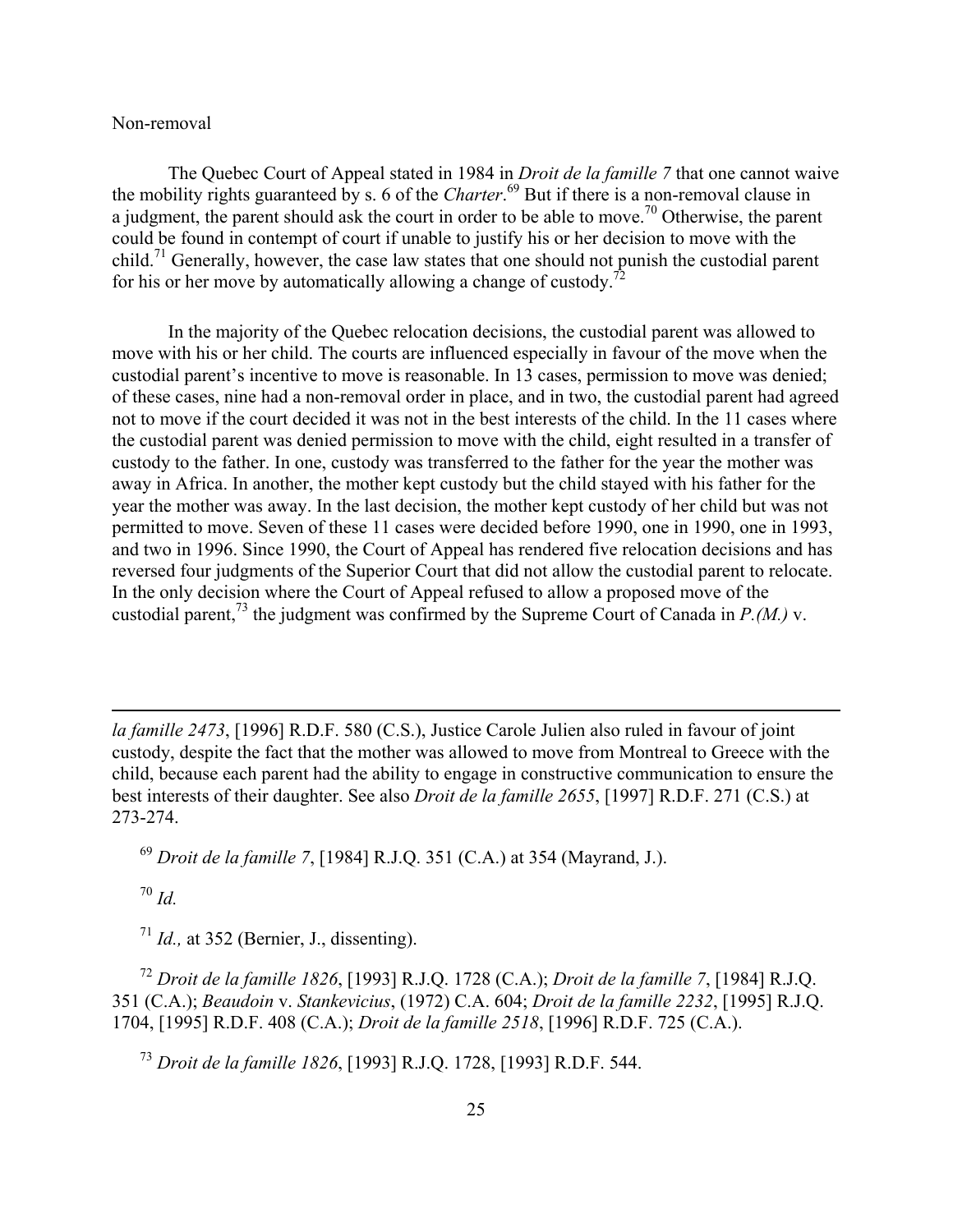Non-removal

The Quebec Court of Appeal stated in 1984 in *Droit de la famille 7* that one cannot waive the mobility rights guaranteed by s. 6 of the *Charter*.[69] But if there is a non-removal clause in a judgment, the parent should ask the court in order to be able to move.[70] Otherwise, the parent could be found in contempt of court if unable to justify his or her decision to move with the child.[71] Generally, however, the case law states that one should not punish the custodial parent for his or her move by automatically allowing a change of custody.[72]

In the majority of the Quebec relocation decisions, the custodial parent was allowed to move with his or her child. The courts are influenced especially in favour of the move when the custodial parent's incentive to move is reasonable. In 13 cases, permission to move was denied; of these cases, nine had a non-removal order in place, and in two, the custodial parent had agreed not to move if the court decided it was not in the best interests of the child. In the 11 cases where the custodial parent was denied permission to move with the child, eight resulted in a transfer of custody to the father. In one, custody was transferred to the father for the year the mother was away in Africa. In another, the mother kept custody but the child stayed with his father for the year the mother was away. In the last decision, the mother kept custody of her child but was not permitted to move. Seven of these 11 cases were decided before 1990, one in 1990, one in 1993, and two in 1996. Since 1990, the Court of Appeal has rendered five relocation decisions and has reversed four judgments of the Superior Court that did not allow the custodial parent to relocate. In the only decision where the Court of Appeal refused to allow a proposed move of the custodial parent,[73] the judgment was confirmed by the Supreme Court of Canada in *P.(M.)* v.

---

*la famille 2473*, [1996] R.D.F. 580 (C.S.), Justice Carole Julien also ruled in favour of joint custody, despite the fact that the mother was allowed to move from Montreal to Greece with the child, because each parent had the ability to engage in constructive communication to ensure the best interests of their daughter. See also *Droit de la famille 2655*, [1997] R.D.F. 271 (C.S.) at 273-274.

[69] *Droit de la famille 7*, [1984] R.J.Q. 351 (C.A.) at 354 (Mayrand, J.).

[70] *Id.*

[71] *Id.,* at 352 (Bernier, J., dissenting).

[72] *Droit de la famille 1826*, [1993] R.J.Q. 1728 (C.A.); *Droit de la famille 7*, [1984] R.J.Q. 351 (C.A.); *Beaudoin* v. *Stankevicius*, (1972) C.A. 604; *Droit de la famille 2232*, [1995] R.J.Q. 1704, [1995] R.D.F. 408 (C.A.); *Droit de la famille 2518*, [1996] R.D.F. 725 (C.A.).

[73] *Droit de la famille 1826*, [1993] R.J.Q. 1728, [1993] R.D.F. 544.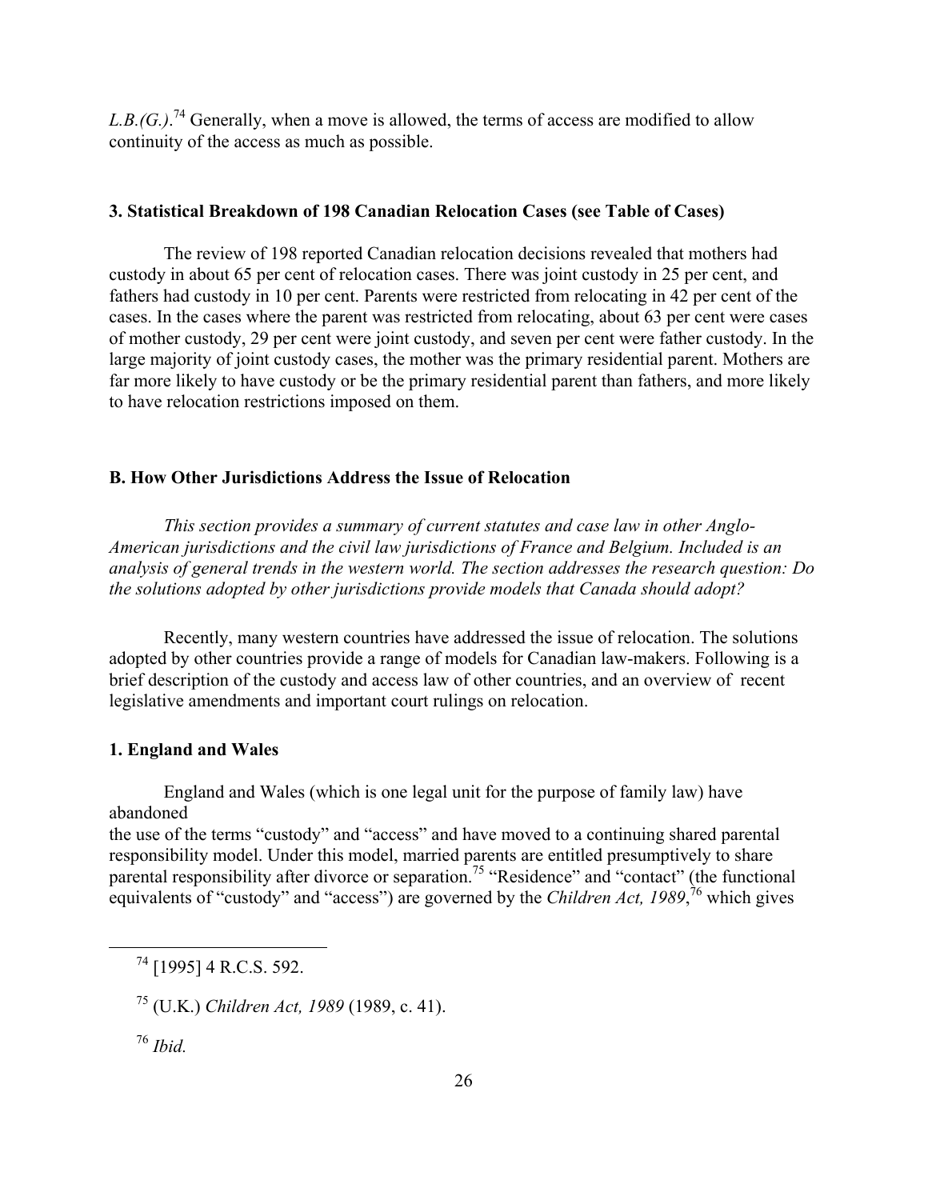*L.B.(G.)*.[74] Generally, when a move is allowed, the terms of access are modified to allow continuity of the access as much as possible.

### 3. Statistical Breakdown of 198 Canadian Relocation Cases (see Table of Cases)

The review of 198 reported Canadian relocation decisions revealed that mothers had custody in about 65 per cent of relocation cases. There was joint custody in 25 per cent, and fathers had custody in 10 per cent. Parents were restricted from relocating in 42 per cent of the cases. In the cases where the parent was restricted from relocating, about 63 per cent were cases of mother custody, 29 per cent were joint custody, and seven per cent were father custody. In the large majority of joint custody cases, the mother was the primary residential parent. Mothers are far more likely to have custody or be the primary residential parent than fathers, and more likely to have relocation restrictions imposed on them.

## B. How Other Jurisdictions Address the Issue of Relocation

*This section provides a summary of current statutes and case law in other Anglo-American jurisdictions and the civil law jurisdictions of France and Belgium. Included is an analysis of general trends in the western world. The section addresses the research question: Do the solutions adopted by other jurisdictions provide models that Canada should adopt?*

Recently, many western countries have addressed the issue of relocation. The solutions adopted by other countries provide a range of models for Canadian law-makers. Following is a brief description of the custody and access law of other countries, and an overview of recent legislative amendments and important court rulings on relocation.

### 1. England and Wales

England and Wales (which is one legal unit for the purpose of family law) have abandoned the use of the terms "custody" and "access" and have moved to a continuing shared parental responsibility model. Under this model, married parents are entitled presumptively to share parental responsibility after divorce or separation.[75] "Residence" and "contact" (the functional equivalents of "custody" and "access") are governed by the *Children Act, 1989*,[76] which gives

---

[74] [1995] 4 R.C.S. 592.

[75] (U.K.) *Children Act, 1989* (1989, c. 41).

[76] *Ibid.*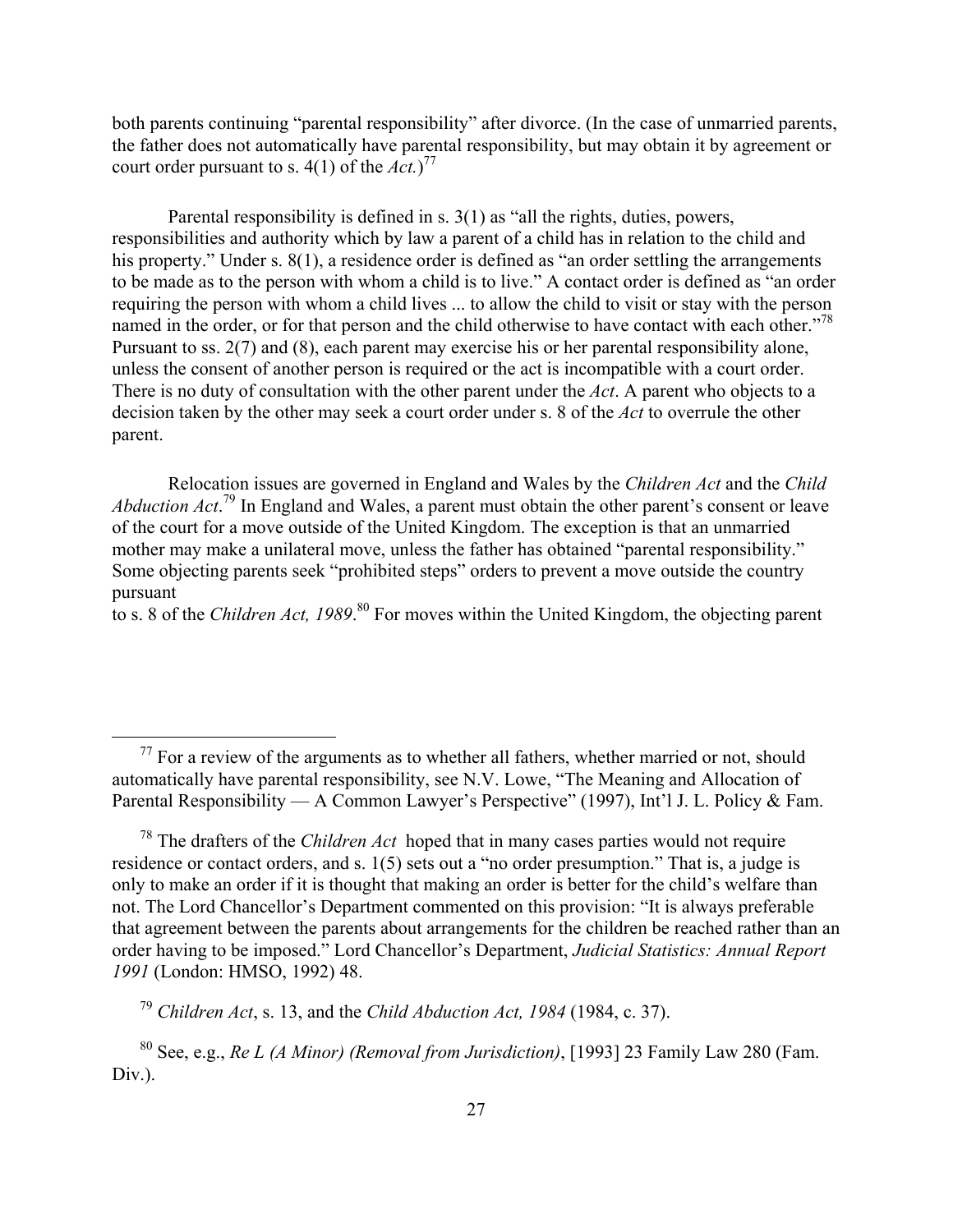both parents continuing "parental responsibility" after divorce. (In the case of unmarried parents, the father does not automatically have parental responsibility, but may obtain it by agreement or court order pursuant to s. 4(1) of the *Act.*)[77]

Parental responsibility is defined in s. 3(1) as "all the rights, duties, powers, responsibilities and authority which by law a parent of a child has in relation to the child and his property." Under s. 8(1), a residence order is defined as "an order settling the arrangements to be made as to the person with whom a child is to live." A contact order is defined as "an order requiring the person with whom a child lives ... to allow the child to visit or stay with the person named in the order, or for that person and the child otherwise to have contact with each other."[78] Pursuant to ss. 2(7) and (8), each parent may exercise his or her parental responsibility alone, unless the consent of another person is required or the act is incompatible with a court order. There is no duty of consultation with the other parent under the *Act*. A parent who objects to a decision taken by the other may seek a court order under s. 8 of the *Act* to overrule the other parent.

Relocation issues are governed in England and Wales by the *Children Act* and the *Child Abduction Act*.[79] In England and Wales, a parent must obtain the other parent's consent or leave of the court for a move outside of the United Kingdom. The exception is that an unmarried mother may make a unilateral move, unless the father has obtained "parental responsibility." Some objecting parents seek "prohibited steps" orders to prevent a move outside the country pursuant to s. 8 of the *Children Act, 1989*.[80] For moves within the United Kingdom, the objecting parent

---

[77] For a review of the arguments as to whether all fathers, whether married or not, should automatically have parental responsibility, see N.V. Lowe, "The Meaning and Allocation of Parental Responsibility — A Common Lawyer's Perspective" (1997), Int'l J. L. Policy & Fam.

[78] The drafters of the *Children Act* hoped that in many cases parties would not require residence or contact orders, and s. 1(5) sets out a "no order presumption." That is, a judge is only to make an order if it is thought that making an order is better for the child's welfare than not. The Lord Chancellor's Department commented on this provision: "It is always preferable that agreement between the parents about arrangements for the children be reached rather than an order having to be imposed." Lord Chancellor's Department, *Judicial Statistics: Annual Report 1991* (London: HMSO, 1992) 48.

[79] *Children Act*, s. 13, and the *Child Abduction Act, 1984* (1984, c. 37).

[80] See, e.g., *Re L (A Minor) (Removal from Jurisdiction)*, [1993] 23 Family Law 280 (Fam. Div.).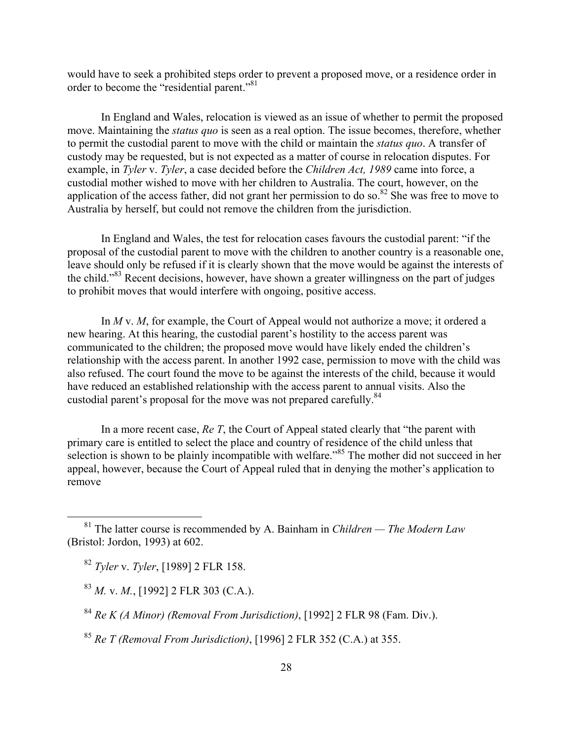would have to seek a prohibited steps order to prevent a proposed move, or a residence order in order to become the "residential parent."[81]

In England and Wales, relocation is viewed as an issue of whether to permit the proposed move. Maintaining the *status quo* is seen as a real option. The issue becomes, therefore, whether to permit the custodial parent to move with the child or maintain the *status quo*. A transfer of custody may be requested, but is not expected as a matter of course in relocation disputes. For example, in *Tyler* v. *Tyler*, a case decided before the *Children Act, 1989* came into force, a custodial mother wished to move with her children to Australia. The court, however, on the application of the access father, did not grant her permission to do so.[82] She was free to move to Australia by herself, but could not remove the children from the jurisdiction.

In England and Wales, the test for relocation cases favours the custodial parent: "if the proposal of the custodial parent to move with the children to another country is a reasonable one, leave should only be refused if it is clearly shown that the move would be against the interests of the child."[83] Recent decisions, however, have shown a greater willingness on the part of judges to prohibit moves that would interfere with ongoing, positive access.

In *M* v. *M*, for example, the Court of Appeal would not authorize a move; it ordered a new hearing. At this hearing, the custodial parent's hostility to the access parent was communicated to the children; the proposed move would have likely ended the children's relationship with the access parent. In another 1992 case, permission to move with the child was also refused. The court found the move to be against the interests of the child, because it would have reduced an established relationship with the access parent to annual visits. Also the custodial parent's proposal for the move was not prepared carefully.[84]

In a more recent case, *Re T*, the Court of Appeal stated clearly that "the parent with primary care is entitled to select the place and country of residence of the child unless that selection is shown to be plainly incompatible with welfare."[85] The mother did not succeed in her appeal, however, because the Court of Appeal ruled that in denying the mother's application to remove

---

[81] The latter course is recommended by A. Bainham in *Children — The Modern Law* (Bristol: Jordon, 1993) at 602.

[82] *Tyler* v. *Tyler*, [1989] 2 FLR 158.

[83] *M.* v. *M.*, [1992] 2 FLR 303 (C.A.).

[84] *Re K (A Minor) (Removal From Jurisdiction)*, [1992] 2 FLR 98 (Fam. Div.).

[85] *Re T (Removal From Jurisdiction)*, [1996] 2 FLR 352 (C.A.) at 355.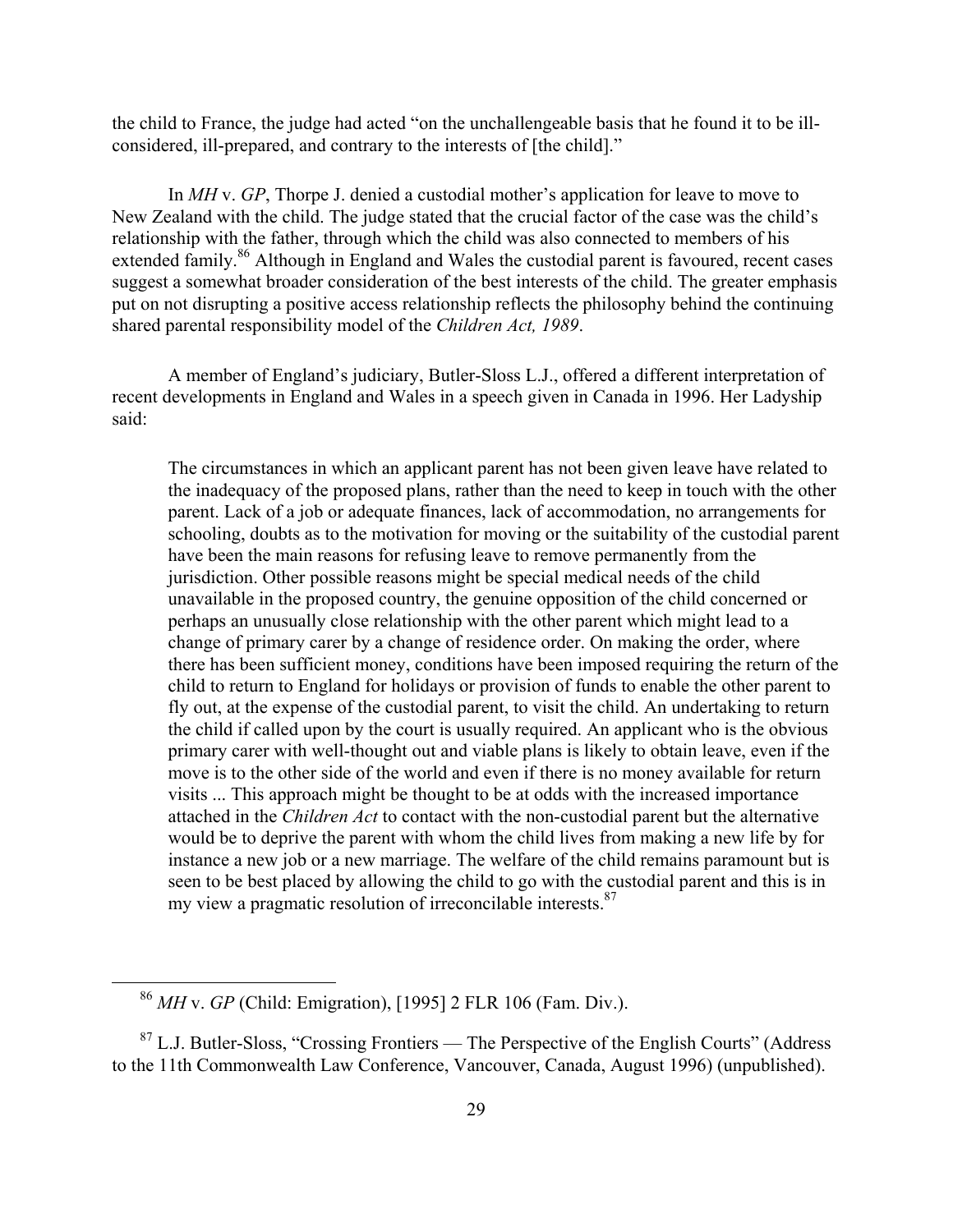the child to France, the judge had acted "on the unchallengeable basis that he found it to be ill-considered, ill-prepared, and contrary to the interests of [the child]."

In *MH* v. *GP*, Thorpe J. denied a custodial mother's application for leave to move to New Zealand with the child. The judge stated that the crucial factor of the case was the child's relationship with the father, through which the child was also connected to members of his extended family.[86] Although in England and Wales the custodial parent is favoured, recent cases suggest a somewhat broader consideration of the best interests of the child. The greater emphasis put on not disrupting a positive access relationship reflects the philosophy behind the continuing shared parental responsibility model of the *Children Act, 1989*.

A member of England's judiciary, Butler-Sloss L.J., offered a different interpretation of recent developments in England and Wales in a speech given in Canada in 1996. Her Ladyship said:

> The circumstances in which an applicant parent has not been given leave have related to the inadequacy of the proposed plans, rather than the need to keep in touch with the other parent. Lack of a job or adequate finances, lack of accommodation, no arrangements for schooling, doubts as to the motivation for moving or the suitability of the custodial parent have been the main reasons for refusing leave to remove permanently from the jurisdiction. Other possible reasons might be special medical needs of the child unavailable in the proposed country, the genuine opposition of the child concerned or perhaps an unusually close relationship with the other parent which might lead to a change of primary carer by a change of residence order. On making the order, where there has been sufficient money, conditions have been imposed requiring the return of the child to return to England for holidays or provision of funds to enable the other parent to fly out, at the expense of the custodial parent, to visit the child. An undertaking to return the child if called upon by the court is usually required. An applicant who is the obvious primary carer with well-thought out and viable plans is likely to obtain leave, even if the move is to the other side of the world and even if there is no money available for return visits ... This approach might be thought to be at odds with the increased importance attached in the *Children Act* to contact with the non-custodial parent but the alternative would be to deprive the parent with whom the child lives from making a new life by for instance a new job or a new marriage. The welfare of the child remains paramount but is seen to be best placed by allowing the child to go with the custodial parent and this is in my view a pragmatic resolution of irreconcilable interests.[87]

---

[86] *MH* v. *GP* (Child: Emigration), [1995] 2 FLR 106 (Fam. Div.).

[87] L.J. Butler-Sloss, "Crossing Frontiers — The Perspective of the English Courts" (Address to the 11th Commonwealth Law Conference, Vancouver, Canada, August 1996) (unpublished).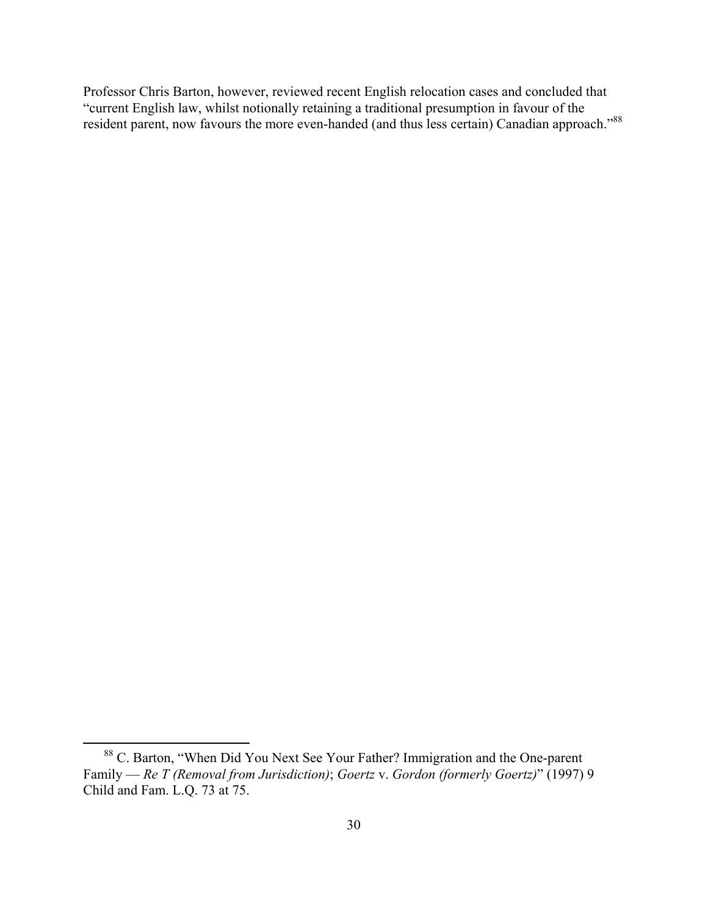Professor Chris Barton, however, reviewed recent English relocation cases and concluded that "current English law, whilst notionally retaining a traditional presumption in favour of the resident parent, now favours the more even-handed (and thus less certain) Canadian approach."[88]

[88] C. Barton, "When Did You Next See Your Father? Immigration and the One-parent Family — *Re T (Removal from Jurisdiction)*; *Goertz* v. *Gordon (formerly Goertz)*" (1997) 9 Child and Fam. L.Q. 73 at 75.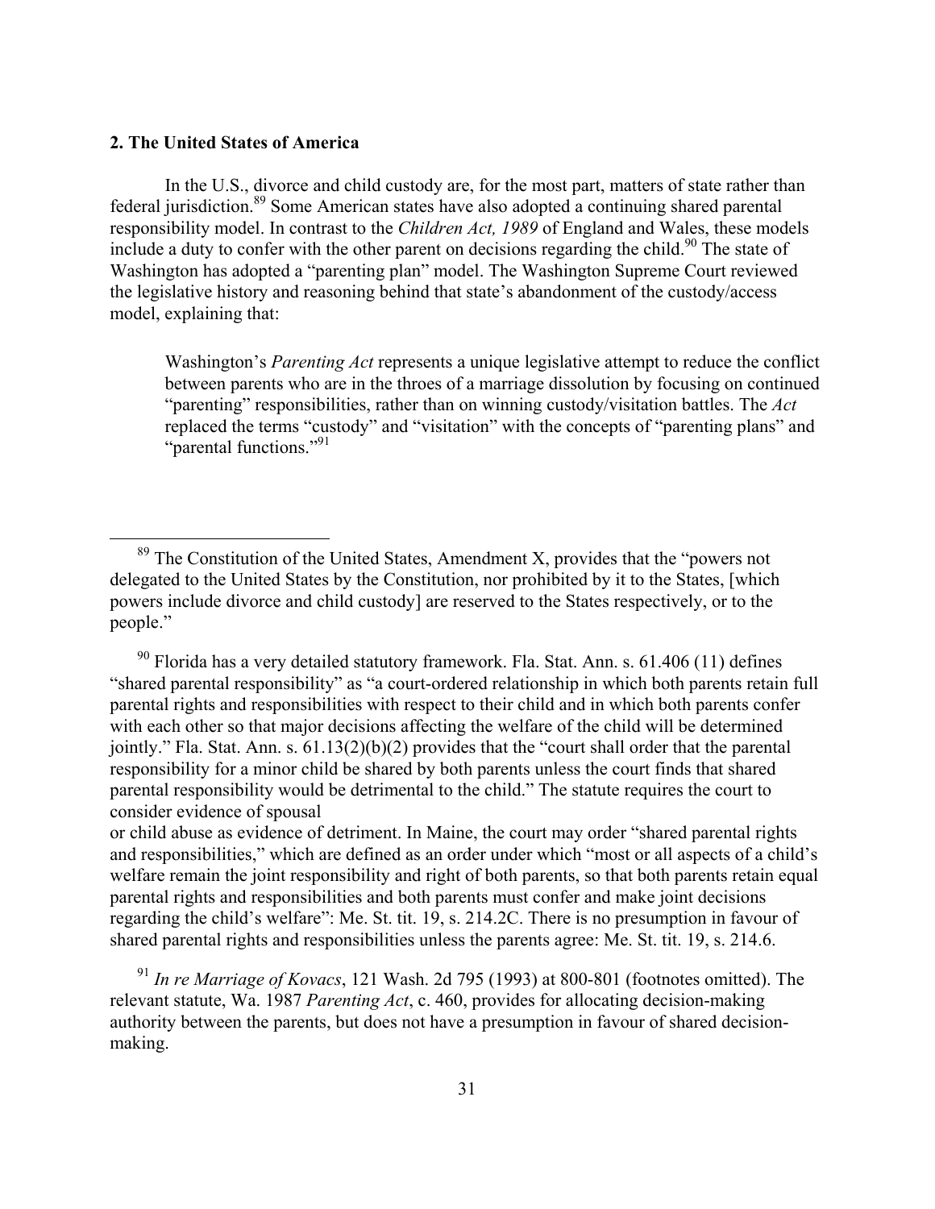**2. The United States of America**

In the U.S., divorce and child custody are, for the most part, matters of state rather than federal jurisdiction.[89] Some American states have also adopted a continuing shared parental responsibility model. In contrast to the *Children Act, 1989* of England and Wales, these models include a duty to confer with the other parent on decisions regarding the child.[90] The state of Washington has adopted a "parenting plan" model. The Washington Supreme Court reviewed the legislative history and reasoning behind that state's abandonment of the custody/access model, explaining that:

> Washington's *Parenting Act* represents a unique legislative attempt to reduce the conflict between parents who are in the throes of a marriage dissolution by focusing on continued "parenting" responsibilities, rather than on winning custody/visitation battles. The *Act* replaced the terms "custody" and "visitation" with the concepts of "parenting plans" and "parental functions."[91]

---

[89] The Constitution of the United States, Amendment X, provides that the "powers not delegated to the United States by the Constitution, nor prohibited by it to the States, [which powers include divorce and child custody] are reserved to the States respectively, or to the people."

[90] Florida has a very detailed statutory framework. Fla. Stat. Ann. s. 61.406 (11) defines "shared parental responsibility" as "a court-ordered relationship in which both parents retain full parental rights and responsibilities with respect to their child and in which both parents confer with each other so that major decisions affecting the welfare of the child will be determined jointly." Fla. Stat. Ann. s. 61.13(2)(b)(2) provides that the "court shall order that the parental responsibility for a minor child be shared by both parents unless the court finds that shared parental responsibility would be detrimental to the child." The statute requires the court to consider evidence of spousal or child abuse as evidence of detriment. In Maine, the court may order "shared parental rights and responsibilities," which are defined as an order under which "most or all aspects of a child's welfare remain the joint responsibility and right of both parents, so that both parents retain equal parental rights and responsibilities and both parents must confer and make joint decisions regarding the child's welfare": Me. St. tit. 19, s. 214.2C. There is no presumption in favour of shared parental rights and responsibilities unless the parents agree: Me. St. tit. 19, s. 214.6.

[91] *In re Marriage of Kovacs*, 121 Wash. 2d 795 (1993) at 800-801 (footnotes omitted). The relevant statute, Wa. 1987 *Parenting Act*, c. 460, provides for allocating decision-making authority between the parents, but does not have a presumption in favour of shared decision-making.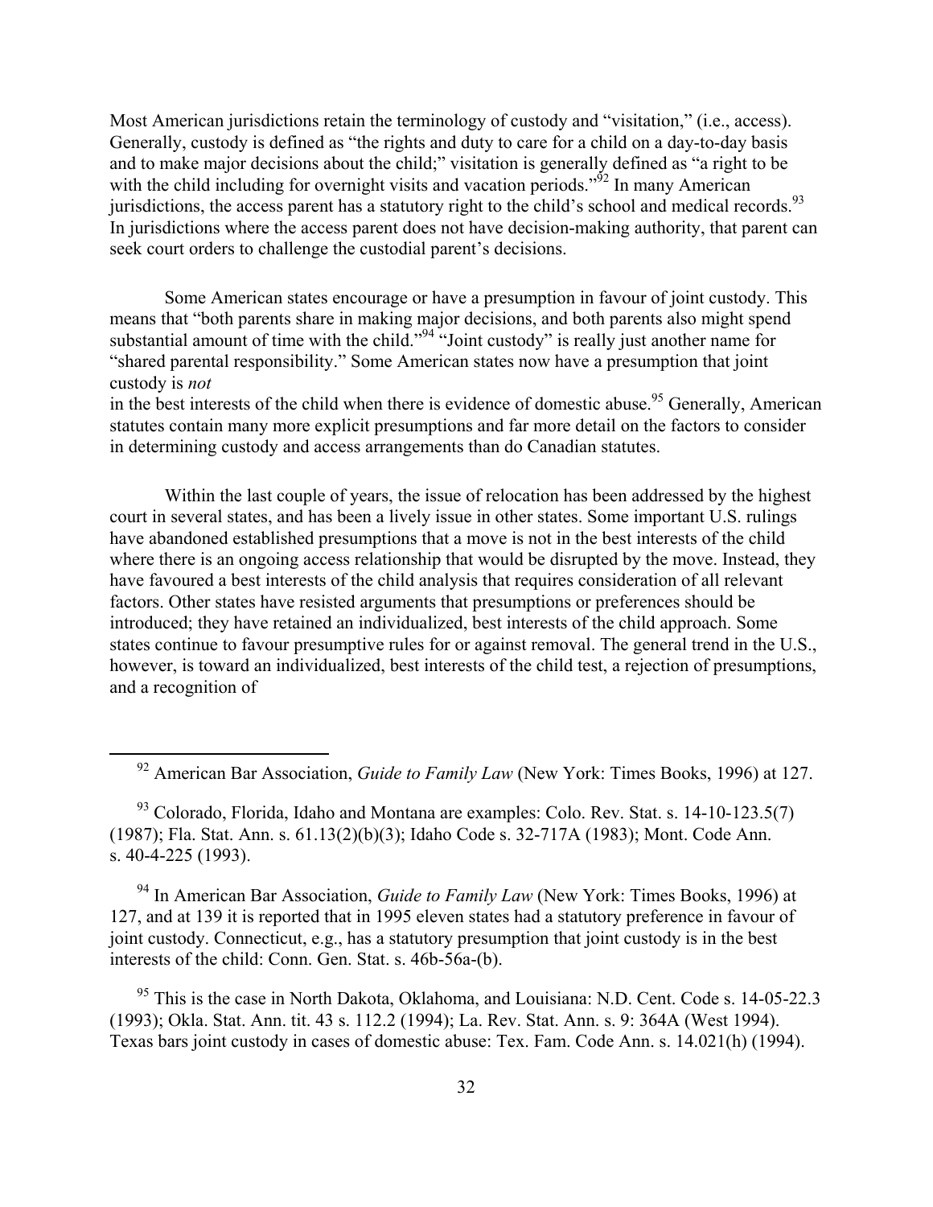Most American jurisdictions retain the terminology of custody and "visitation," (i.e., access). Generally, custody is defined as "the rights and duty to care for a child on a day-to-day basis and to make major decisions about the child;" visitation is generally defined as "a right to be with the child including for overnight visits and vacation periods."[92] In many American jurisdictions, the access parent has a statutory right to the child's school and medical records.[93] In jurisdictions where the access parent does not have decision-making authority, that parent can seek court orders to challenge the custodial parent's decisions.

Some American states encourage or have a presumption in favour of joint custody. This means that "both parents share in making major decisions, and both parents also might spend substantial amount of time with the child."[94] "Joint custody" is really just another name for "shared parental responsibility." Some American states now have a presumption that joint custody is *not* in the best interests of the child when there is evidence of domestic abuse.[95] Generally, American statutes contain many more explicit presumptions and far more detail on the factors to consider in determining custody and access arrangements than do Canadian statutes.

Within the last couple of years, the issue of relocation has been addressed by the highest court in several states, and has been a lively issue in other states. Some important U.S. rulings have abandoned established presumptions that a move is not in the best interests of the child where there is an ongoing access relationship that would be disrupted by the move. Instead, they have favoured a best interests of the child analysis that requires consideration of all relevant factors. Other states have resisted arguments that presumptions or preferences should be introduced; they have retained an individualized, best interests of the child approach. Some states continue to favour presumptive rules for or against removal. The general trend in the U.S., however, is toward an individualized, best interests of the child test, a rejection of presumptions, and a recognition of

---

[92] American Bar Association, *Guide to Family Law* (New York: Times Books, 1996) at 127.

[93] Colorado, Florida, Idaho and Montana are examples: Colo. Rev. Stat. s. 14-10-123.5(7) (1987); Fla. Stat. Ann. s. 61.13(2)(b)(3); Idaho Code s. 32-717A (1983); Mont. Code Ann. s. 40-4-225 (1993).

[94] In American Bar Association, *Guide to Family Law* (New York: Times Books, 1996) at 127, and at 139 it is reported that in 1995 eleven states had a statutory preference in favour of joint custody. Connecticut, e.g., has a statutory presumption that joint custody is in the best interests of the child: Conn. Gen. Stat. s. 46b-56a-(b).

[95] This is the case in North Dakota, Oklahoma, and Louisiana: N.D. Cent. Code s. 14-05-22.3 (1993); Okla. Stat. Ann. tit. 43 s. 112.2 (1994); La. Rev. Stat. Ann. s. 9: 364A (West 1994). Texas bars joint custody in cases of domestic abuse: Tex. Fam. Code Ann. s. 14.021(h) (1994).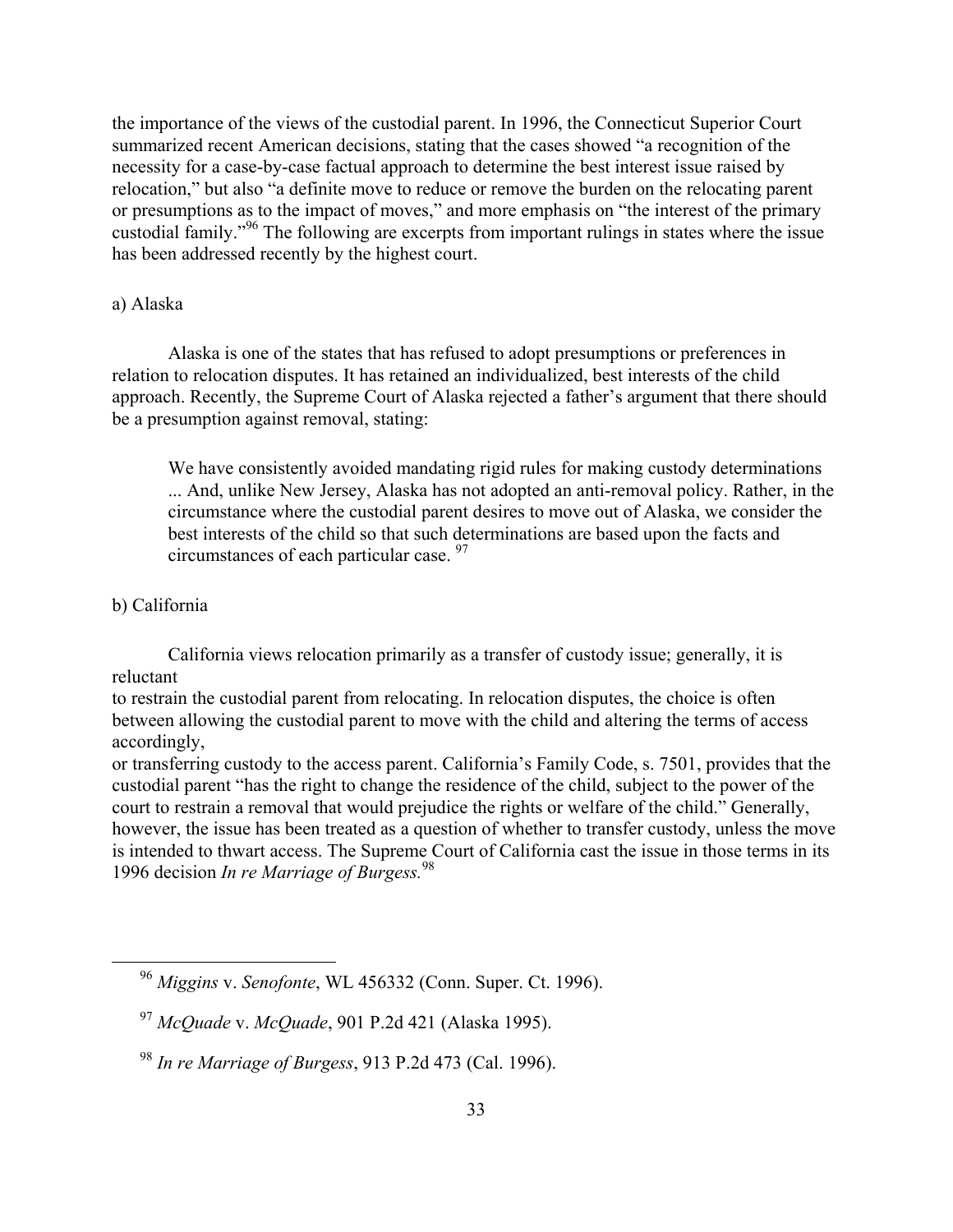the importance of the views of the custodial parent. In 1996, the Connecticut Superior Court summarized recent American decisions, stating that the cases showed "a recognition of the necessity for a case-by-case factual approach to determine the best interest issue raised by relocation," but also "a definite move to reduce or remove the burden on the relocating parent or presumptions as to the impact of moves," and more emphasis on "the interest of the primary custodial family."[96] The following are excerpts from important rulings in states where the issue has been addressed recently by the highest court.

a) Alaska

Alaska is one of the states that has refused to adopt presumptions or preferences in relation to relocation disputes. It has retained an individualized, best interests of the child approach. Recently, the Supreme Court of Alaska rejected a father's argument that there should be a presumption against removal, stating:

> We have consistently avoided mandating rigid rules for making custody determinations ... And, unlike New Jersey, Alaska has not adopted an anti-removal policy. Rather, in the circumstance where the custodial parent desires to move out of Alaska, we consider the best interests of the child so that such determinations are based upon the facts and circumstances of each particular case.[97]

b) California

California views relocation primarily as a transfer of custody issue; generally, it is reluctant to restrain the custodial parent from relocating. In relocation disputes, the choice is often between allowing the custodial parent to move with the child and altering the terms of access accordingly, or transferring custody to the access parent. California's Family Code, s. 7501, provides that the custodial parent "has the right to change the residence of the child, subject to the power of the court to restrain a removal that would prejudice the rights or welfare of the child." Generally, however, the issue has been treated as a question of whether to transfer custody, unless the move is intended to thwart access. The Supreme Court of California cast the issue in those terms in its 1996 decision *In re Marriage of Burgess.*[98]

---

[96] *Miggins* v. *Senofonte*, WL 456332 (Conn. Super. Ct. 1996).

[97] *McQuade* v. *McQuade*, 901 P.2d 421 (Alaska 1995).

[98] *In re Marriage of Burgess*, 913 P.2d 473 (Cal. 1996).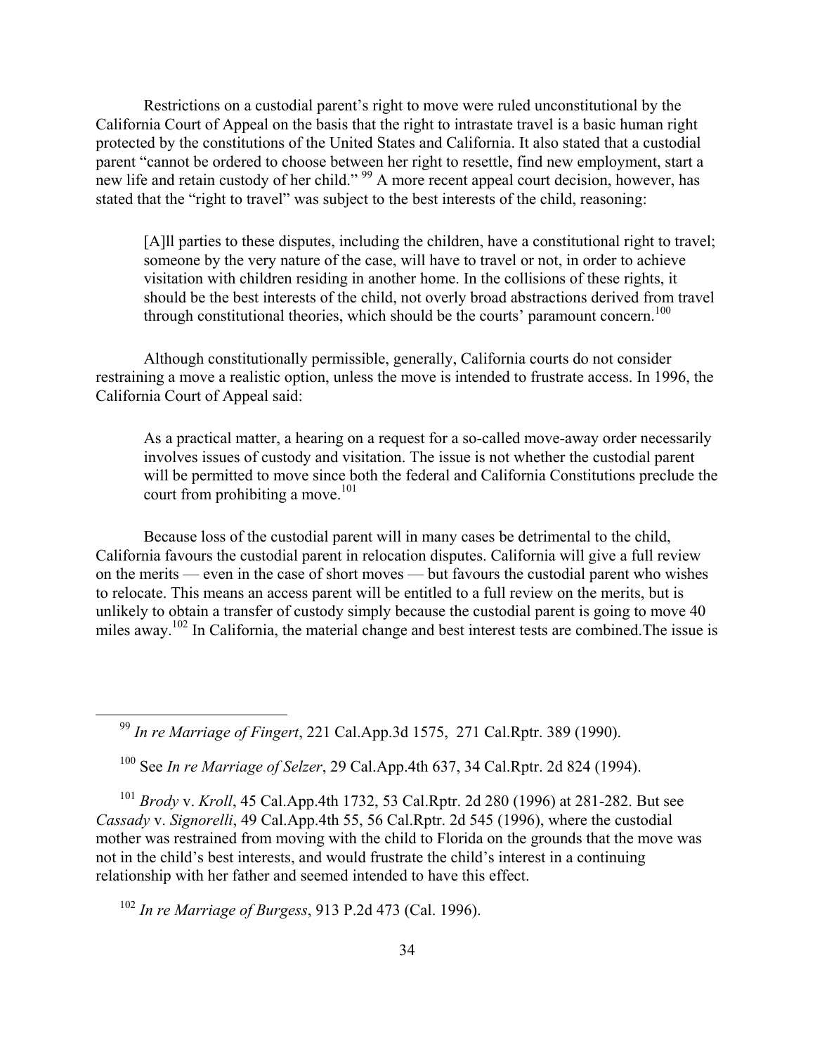Restrictions on a custodial parent's right to move were ruled unconstitutional by the California Court of Appeal on the basis that the right to intrastate travel is a basic human right protected by the constitutions of the United States and California. It also stated that a custodial parent "cannot be ordered to choose between her right to resettle, find new employment, start a new life and retain custody of her child." [99] A more recent appeal court decision, however, has stated that the "right to travel" was subject to the best interests of the child, reasoning:

> [A]ll parties to these disputes, including the children, have a constitutional right to travel; someone by the very nature of the case, will have to travel or not, in order to achieve visitation with children residing in another home. In the collisions of these rights, it should be the best interests of the child, not overly broad abstractions derived from travel through constitutional theories, which should be the courts' paramount concern.[100]

Although constitutionally permissible, generally, California courts do not consider restraining a move a realistic option, unless the move is intended to frustrate access. In 1996, the California Court of Appeal said:

> As a practical matter, a hearing on a request for a so-called move-away order necessarily involves issues of custody and visitation. The issue is not whether the custodial parent will be permitted to move since both the federal and California Constitutions preclude the court from prohibiting a move.[101]

Because loss of the custodial parent will in many cases be detrimental to the child, California favours the custodial parent in relocation disputes. California will give a full review on the merits — even in the case of short moves — but favours the custodial parent who wishes to relocate. This means an access parent will be entitled to a full review on the merits, but is unlikely to obtain a transfer of custody simply because the custodial parent is going to move 40 miles away.[102] In California, the material change and best interest tests are combined.The issue is

---

[99] *In re Marriage of Fingert*, 221 Cal.App.3d 1575, 271 Cal.Rptr. 389 (1990).

[100] See *In re Marriage of Selzer*, 29 Cal.App.4th 637, 34 Cal.Rptr. 2d 824 (1994).

[101] *Brody* v. *Kroll*, 45 Cal.App.4th 1732, 53 Cal.Rptr. 2d 280 (1996) at 281-282. But see *Cassady* v. *Signorelli*, 49 Cal.App.4th 55, 56 Cal.Rptr. 2d 545 (1996), where the custodial mother was restrained from moving with the child to Florida on the grounds that the move was not in the child's best interests, and would frustrate the child's interest in a continuing relationship with her father and seemed intended to have this effect.

[102] *In re Marriage of Burgess*, 913 P.2d 473 (Cal. 1996).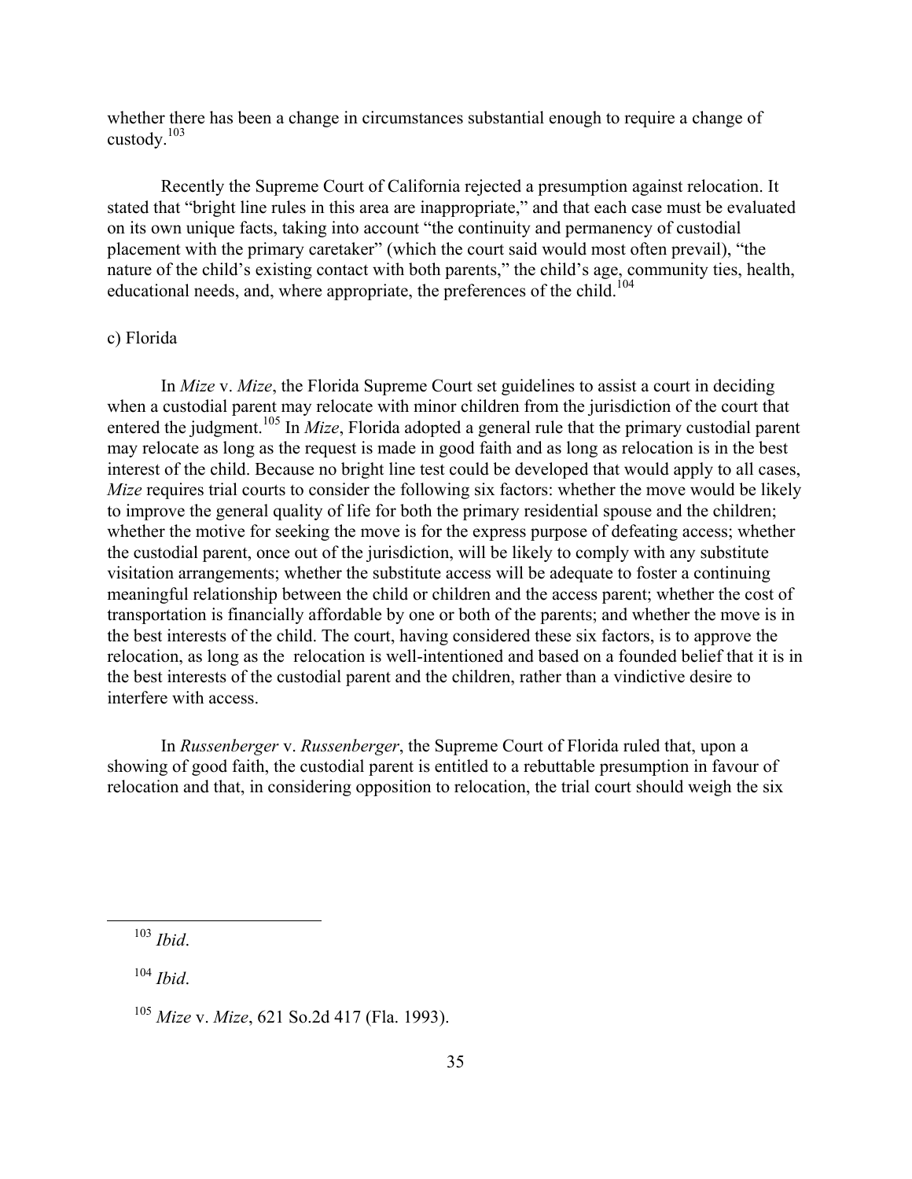whether there has been a change in circumstances substantial enough to require a change of custody.[103]

Recently the Supreme Court of California rejected a presumption against relocation. It stated that "bright line rules in this area are inappropriate," and that each case must be evaluated on its own unique facts, taking into account "the continuity and permanency of custodial placement with the primary caretaker" (which the court said would most often prevail), "the nature of the child's existing contact with both parents," the child's age, community ties, health, educational needs, and, where appropriate, the preferences of the child.[104]

c) Florida

In *Mize* v. *Mize*, the Florida Supreme Court set guidelines to assist a court in deciding when a custodial parent may relocate with minor children from the jurisdiction of the court that entered the judgment.[105] In *Mize*, Florida adopted a general rule that the primary custodial parent may relocate as long as the request is made in good faith and as long as relocation is in the best interest of the child. Because no bright line test could be developed that would apply to all cases, *Mize* requires trial courts to consider the following six factors: whether the move would be likely to improve the general quality of life for both the primary residential spouse and the children; whether the motive for seeking the move is for the express purpose of defeating access; whether the custodial parent, once out of the jurisdiction, will be likely to comply with any substitute visitation arrangements; whether the substitute access will be adequate to foster a continuing meaningful relationship between the child or children and the access parent; whether the cost of transportation is financially affordable by one or both of the parents; and whether the move is in the best interests of the child. The court, having considered these six factors, is to approve the relocation, as long as the relocation is well-intentioned and based on a founded belief that it is in the best interests of the custodial parent and the children, rather than a vindictive desire to interfere with access.

In *Russenberger* v. *Russenberger*, the Supreme Court of Florida ruled that, upon a showing of good faith, the custodial parent is entitled to a rebuttable presumption in favour of relocation and that, in considering opposition to relocation, the trial court should weigh the six

[103] *Ibid*.

[104] *Ibid*.

[105] *Mize* v. *Mize*, 621 So.2d 417 (Fla. 1993).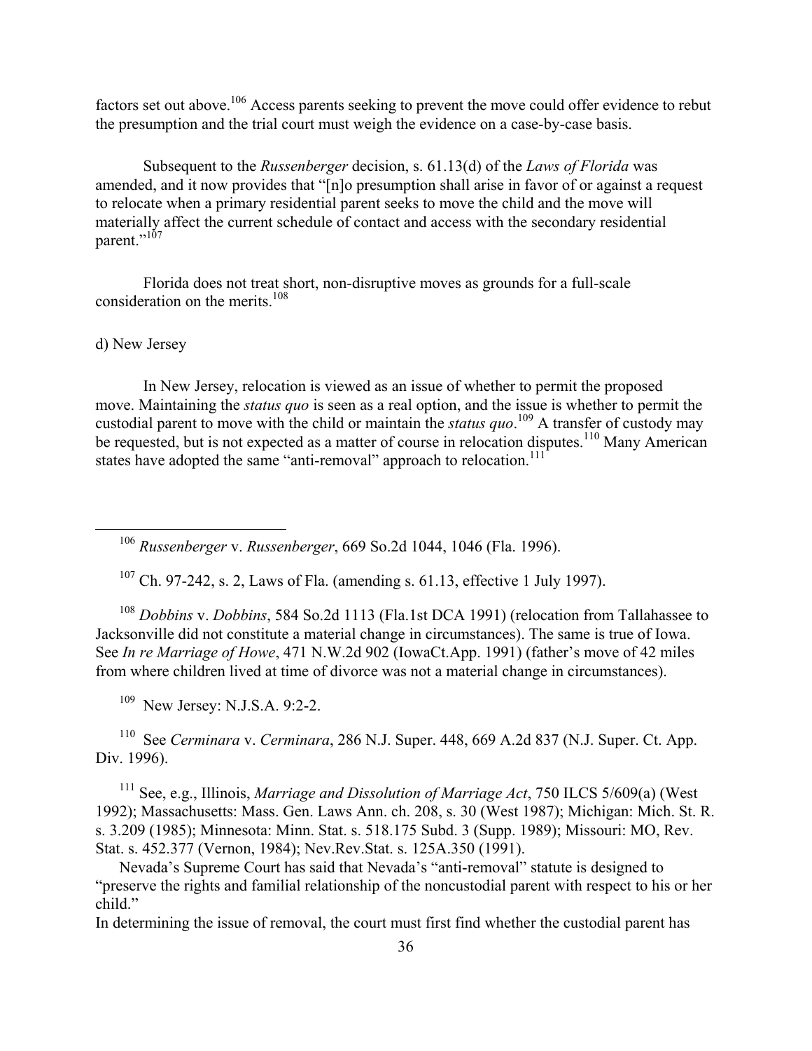factors set out above.[106] Access parents seeking to prevent the move could offer evidence to rebut the presumption and the trial court must weigh the evidence on a case-by-case basis.

Subsequent to the *Russenberger* decision, s. 61.13(d) of the *Laws of Florida* was amended, and it now provides that "[n]o presumption shall arise in favor of or against a request to relocate when a primary residential parent seeks to move the child and the move will materially affect the current schedule of contact and access with the secondary residential parent."[107]

Florida does not treat short, non-disruptive moves as grounds for a full-scale consideration on the merits.[108]

d) New Jersey

In New Jersey, relocation is viewed as an issue of whether to permit the proposed move. Maintaining the *status quo* is seen as a real option, and the issue is whether to permit the custodial parent to move with the child or maintain the *status quo*.[109] A transfer of custody may be requested, but is not expected as a matter of course in relocation disputes.[110] Many American states have adopted the same "anti-removal" approach to relocation.[111]

---

[106] *Russenberger* v. *Russenberger*, 669 So.2d 1044, 1046 (Fla. 1996).

[107] Ch. 97-242, s. 2, Laws of Fla. (amending s. 61.13, effective 1 July 1997).

[108] *Dobbins* v. *Dobbins*, 584 So.2d 1113 (Fla.1st DCA 1991) (relocation from Tallahassee to Jacksonville did not constitute a material change in circumstances). The same is true of Iowa. See *In re Marriage of Howe*, 471 N.W.2d 902 (IowaCt.App. 1991) (father's move of 42 miles from where children lived at time of divorce was not a material change in circumstances).

[109] New Jersey: N.J.S.A. 9:2-2.

[110] See *Cerminara* v. *Cerminara*, 286 N.J. Super. 448, 669 A.2d 837 (N.J. Super. Ct. App. Div. 1996).

[111] See, e.g., Illinois, *Marriage and Dissolution of Marriage Act*, 750 ILCS 5/609(a) (West 1992); Massachusetts: Mass. Gen. Laws Ann. ch. 208, s. 30 (West 1987); Michigan: Mich. St. R. s. 3.209 (1985); Minnesota: Minn. Stat. s. 518.175 Subd. 3 (Supp. 1989); Missouri: MO, Rev. Stat. s. 452.377 (Vernon, 1984); Nev.Rev.Stat. s. 125A.350 (1991).

Nevada's Supreme Court has said that Nevada's "anti-removal" statute is designed to "preserve the rights and familial relationship of the noncustodial parent with respect to his or her child."

In determining the issue of removal, the court must first find whether the custodial parent has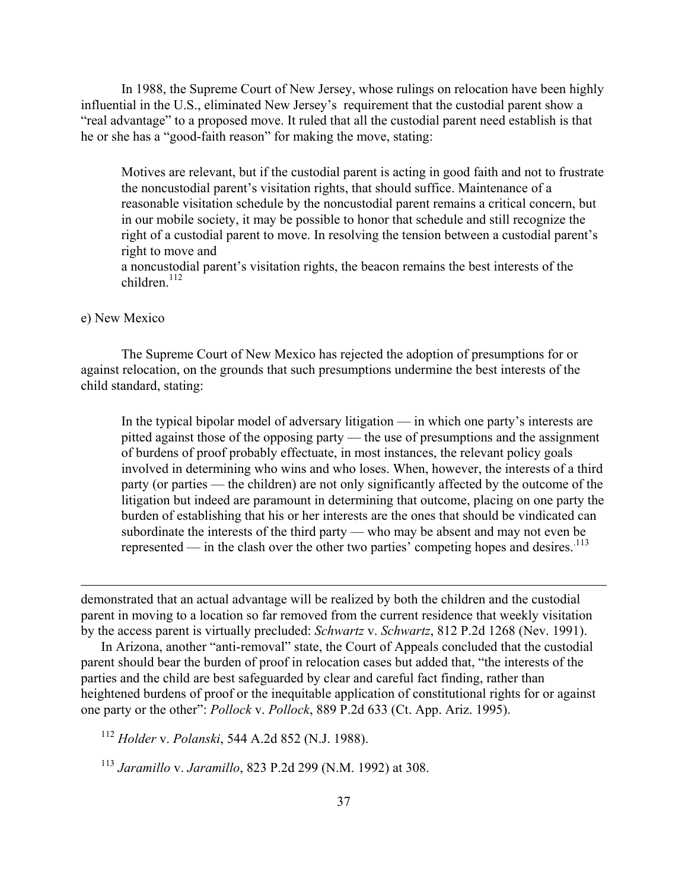In 1988, the Supreme Court of New Jersey, whose rulings on relocation have been highly influential in the U.S., eliminated New Jersey's requirement that the custodial parent show a "real advantage" to a proposed move. It ruled that all the custodial parent need establish is that he or she has a "good-faith reason" for making the move, stating:

> Motives are relevant, but if the custodial parent is acting in good faith and not to frustrate the noncustodial parent's visitation rights, that should suffice. Maintenance of a reasonable visitation schedule by the noncustodial parent remains a critical concern, but in our mobile society, it may be possible to honor that schedule and still recognize the right of a custodial parent to move. In resolving the tension between a custodial parent's right to move and a noncustodial parent's visitation rights, the beacon remains the best interests of the children.[112]

e) New Mexico

The Supreme Court of New Mexico has rejected the adoption of presumptions for or against relocation, on the grounds that such presumptions undermine the best interests of the child standard, stating:

> In the typical bipolar model of adversary litigation — in which one party's interests are pitted against those of the opposing party — the use of presumptions and the assignment of burdens of proof probably effectuate, in most instances, the relevant policy goals involved in determining who wins and who loses. When, however, the interests of a third party (or parties — the children) are not only significantly affected by the outcome of the litigation but indeed are paramount in determining that outcome, placing on one party the burden of establishing that his or her interests are the ones that should be vindicated can subordinate the interests of the third party — who may be absent and may not even be represented — in the clash over the other two parties' competing hopes and desires.[113]

---

demonstrated that an actual advantage will be realized by both the children and the custodial parent in moving to a location so far removed from the current residence that weekly visitation by the access parent is virtually precluded: *Schwartz* v. *Schwartz*, 812 P.2d 1268 (Nev. 1991).

In Arizona, another "anti-removal" state, the Court of Appeals concluded that the custodial parent should bear the burden of proof in relocation cases but added that, "the interests of the parties and the child are best safeguarded by clear and careful fact finding, rather than heightened burdens of proof or the inequitable application of constitutional rights for or against one party or the other": *Pollock* v. *Pollock*, 889 P.2d 633 (Ct. App. Ariz. 1995).

[112] *Holder* v. *Polanski*, 544 A.2d 852 (N.J. 1988).

[113] *Jaramillo* v. *Jaramillo*, 823 P.2d 299 (N.M. 1992) at 308.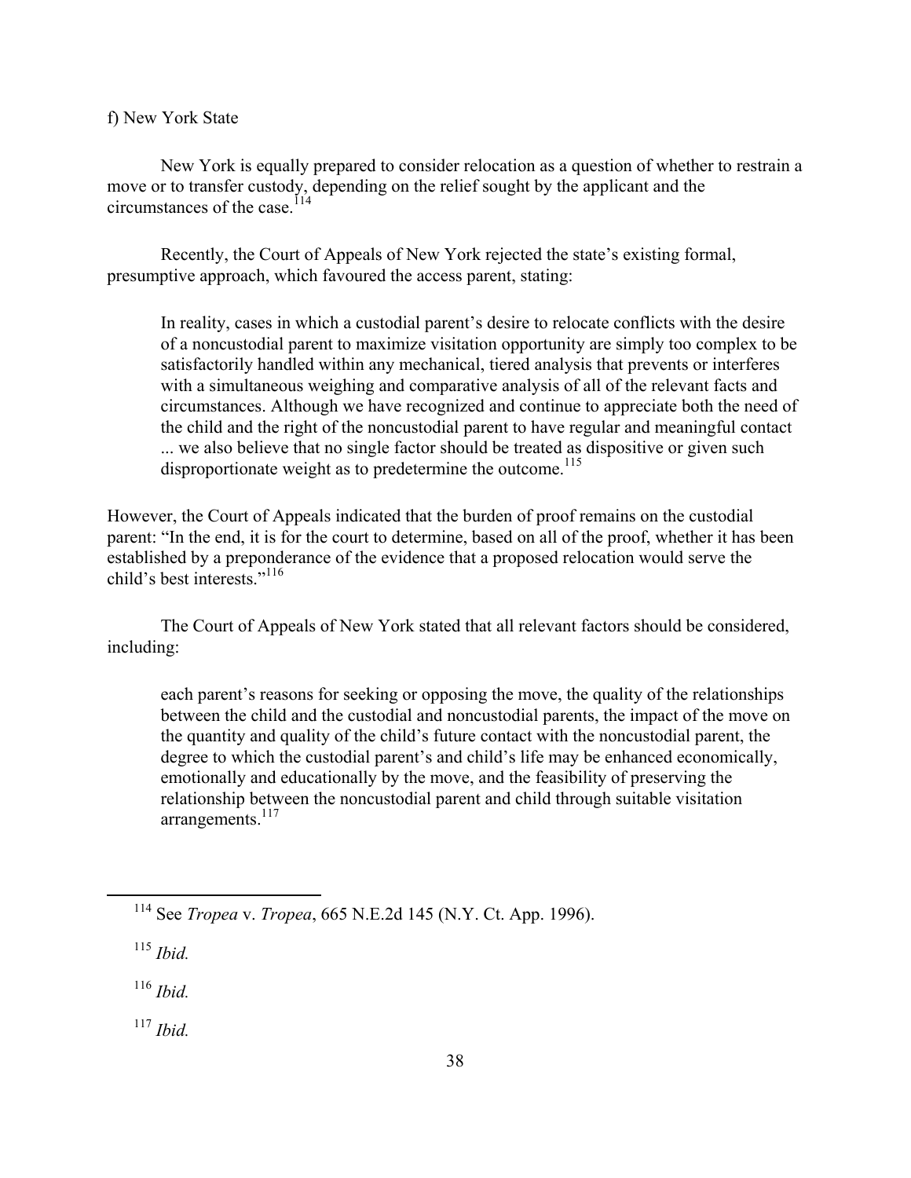f) New York State

New York is equally prepared to consider relocation as a question of whether to restrain a move or to transfer custody, depending on the relief sought by the applicant and the circumstances of the case.[114]

Recently, the Court of Appeals of New York rejected the state's existing formal, presumptive approach, which favoured the access parent, stating:

> In reality, cases in which a custodial parent's desire to relocate conflicts with the desire of a noncustodial parent to maximize visitation opportunity are simply too complex to be satisfactorily handled within any mechanical, tiered analysis that prevents or interferes with a simultaneous weighing and comparative analysis of all of the relevant facts and circumstances. Although we have recognized and continue to appreciate both the need of the child and the right of the noncustodial parent to have regular and meaningful contact ... we also believe that no single factor should be treated as dispositive or given such disproportionate weight as to predetermine the outcome.[115]

However, the Court of Appeals indicated that the burden of proof remains on the custodial parent: "In the end, it is for the court to determine, based on all of the proof, whether it has been established by a preponderance of the evidence that a proposed relocation would serve the child's best interests."[116]

The Court of Appeals of New York stated that all relevant factors should be considered, including:

> each parent's reasons for seeking or opposing the move, the quality of the relationships between the child and the custodial and noncustodial parents, the impact of the move on the quantity and quality of the child's future contact with the noncustodial parent, the degree to which the custodial parent's and child's life may be enhanced economically, emotionally and educationally by the move, and the feasibility of preserving the relationship between the noncustodial parent and child through suitable visitation arrangements.[117]

---

[114] See *Tropea* v. *Tropea*, 665 N.E.2d 145 (N.Y. Ct. App. 1996).

[115] *Ibid.*

[116] *Ibid.*

[117] *Ibid.*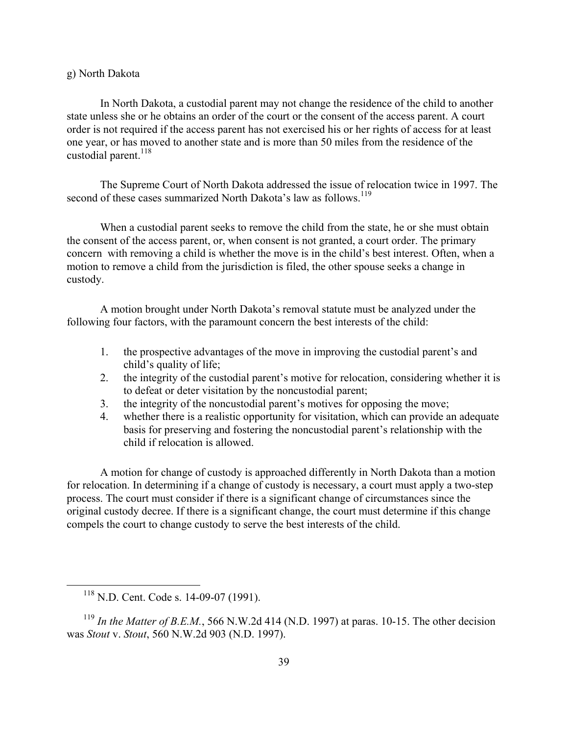g) North Dakota

In North Dakota, a custodial parent may not change the residence of the child to another state unless she or he obtains an order of the court or the consent of the access parent. A court order is not required if the access parent has not exercised his or her rights of access for at least one year, or has moved to another state and is more than 50 miles from the residence of the custodial parent.[118]

The Supreme Court of North Dakota addressed the issue of relocation twice in 1997. The second of these cases summarized North Dakota's law as follows.[119]

When a custodial parent seeks to remove the child from the state, he or she must obtain the consent of the access parent, or, when consent is not granted, a court order. The primary concern with removing a child is whether the move is in the child's best interest. Often, when a motion to remove a child from the jurisdiction is filed, the other spouse seeks a change in custody.

A motion brought under North Dakota's removal statute must be analyzed under the following four factors, with the paramount concern the best interests of the child:

1. the prospective advantages of the move in improving the custodial parent's and child's quality of life;
2. the integrity of the custodial parent's motive for relocation, considering whether it is to defeat or deter visitation by the noncustodial parent;
3. the integrity of the noncustodial parent's motives for opposing the move;
4. whether there is a realistic opportunity for visitation, which can provide an adequate basis for preserving and fostering the noncustodial parent's relationship with the child if relocation is allowed.

A motion for change of custody is approached differently in North Dakota than a motion for relocation. In determining if a change of custody is necessary, a court must apply a two-step process. The court must consider if there is a significant change of circumstances since the original custody decree. If there is a significant change, the court must determine if this change compels the court to change custody to serve the best interests of the child.

---

[118] N.D. Cent. Code s. 14-09-07 (1991).

[119] *In the Matter of B.E.M.*, 566 N.W.2d 414 (N.D. 1997) at paras. 10-15. The other decision was *Stout* v. *Stout*, 560 N.W.2d 903 (N.D. 1997).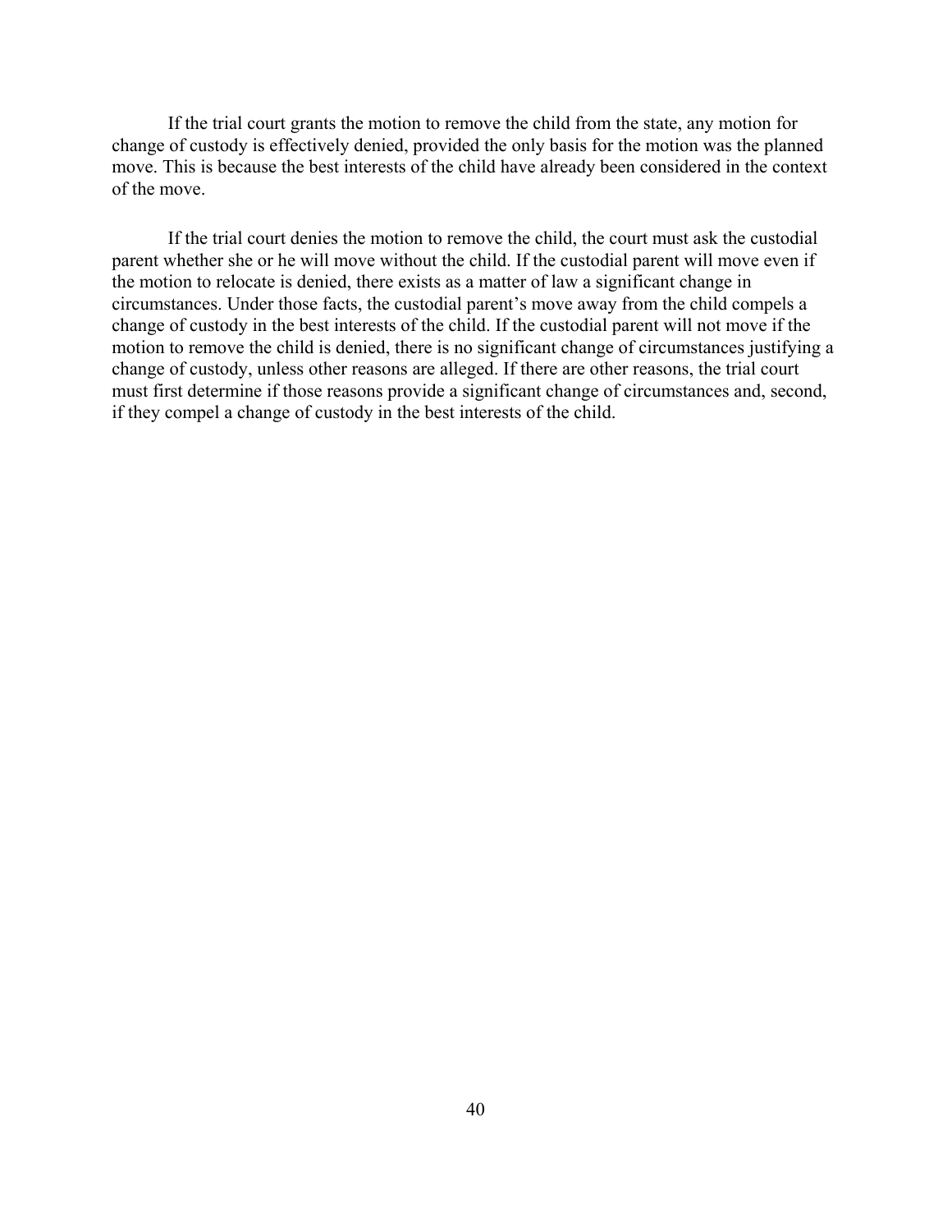If the trial court grants the motion to remove the child from the state, any motion for change of custody is effectively denied, provided the only basis for the motion was the planned move. This is because the best interests of the child have already been considered in the context of the move.

If the trial court denies the motion to remove the child, the court must ask the custodial parent whether she or he will move without the child. If the custodial parent will move even if the motion to relocate is denied, there exists as a matter of law a significant change in circumstances. Under those facts, the custodial parent's move away from the child compels a change of custody in the best interests of the child. If the custodial parent will not move if the motion to remove the child is denied, there is no significant change of circumstances justifying a change of custody, unless other reasons are alleged. If there are other reasons, the trial court must first determine if those reasons provide a significant change of circumstances and, second, if they compel a change of custody in the best interests of the child.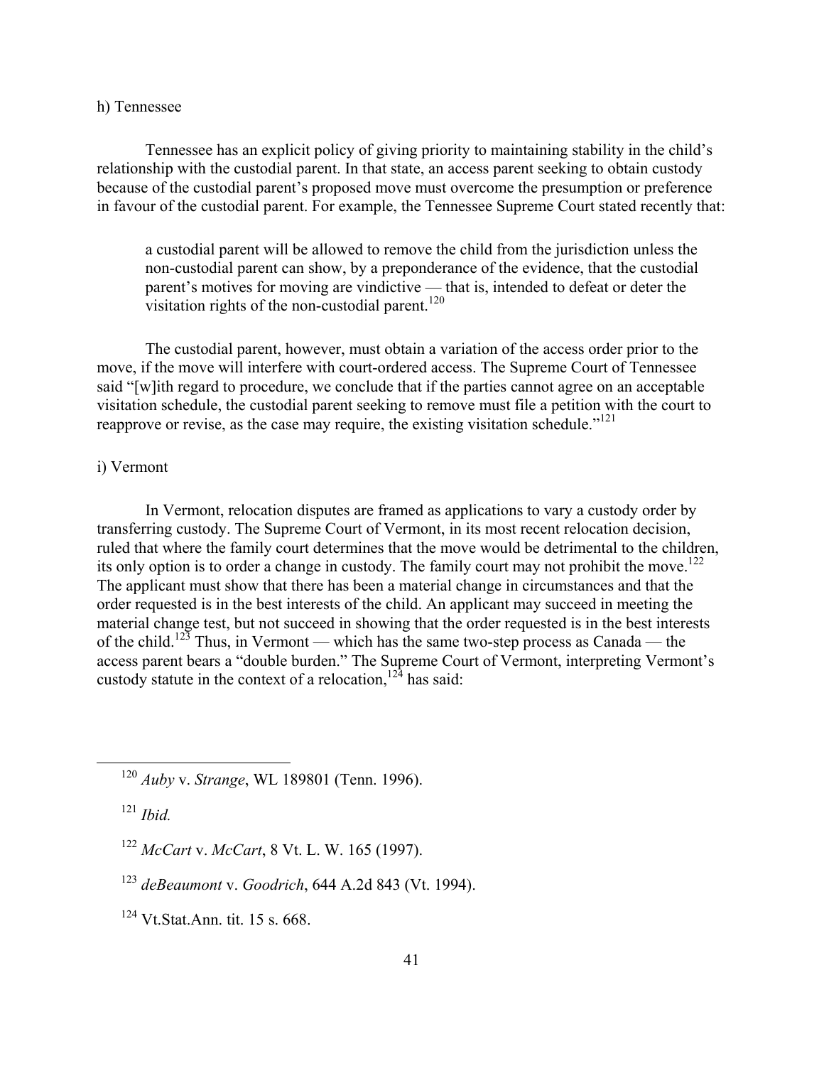h) Tennessee

Tennessee has an explicit policy of giving priority to maintaining stability in the child's relationship with the custodial parent. In that state, an access parent seeking to obtain custody because of the custodial parent's proposed move must overcome the presumption or preference in favour of the custodial parent. For example, the Tennessee Supreme Court stated recently that:

> a custodial parent will be allowed to remove the child from the jurisdiction unless the non-custodial parent can show, by a preponderance of the evidence, that the custodial parent's motives for moving are vindictive — that is, intended to defeat or deter the visitation rights of the non-custodial parent.[120]

The custodial parent, however, must obtain a variation of the access order prior to the move, if the move will interfere with court-ordered access. The Supreme Court of Tennessee said "[w]ith regard to procedure, we conclude that if the parties cannot agree on an acceptable visitation schedule, the custodial parent seeking to remove must file a petition with the court to reapprove or revise, as the case may require, the existing visitation schedule."[121]

i) Vermont

In Vermont, relocation disputes are framed as applications to vary a custody order by transferring custody. The Supreme Court of Vermont, in its most recent relocation decision, ruled that where the family court determines that the move would be detrimental to the children, its only option is to order a change in custody. The family court may not prohibit the move.[122] The applicant must show that there has been a material change in circumstances and that the order requested is in the best interests of the child. An applicant may succeed in meeting the material change test, but not succeed in showing that the order requested is in the best interests of the child.[123] Thus, in Vermont — which has the same two-step process as Canada — the access parent bears a "double burden." The Supreme Court of Vermont, interpreting Vermont's custody statute in the context of a relocation,[124] has said:

---

[120] *Auby* v. *Strange*, WL 189801 (Tenn. 1996).

[121] *Ibid.*

[122] *McCart* v. *McCart*, 8 Vt. L. W. 165 (1997).

[123] *deBeaumont* v. *Goodrich*, 644 A.2d 843 (Vt. 1994).

[124] Vt.Stat.Ann. tit. 15 s. 668.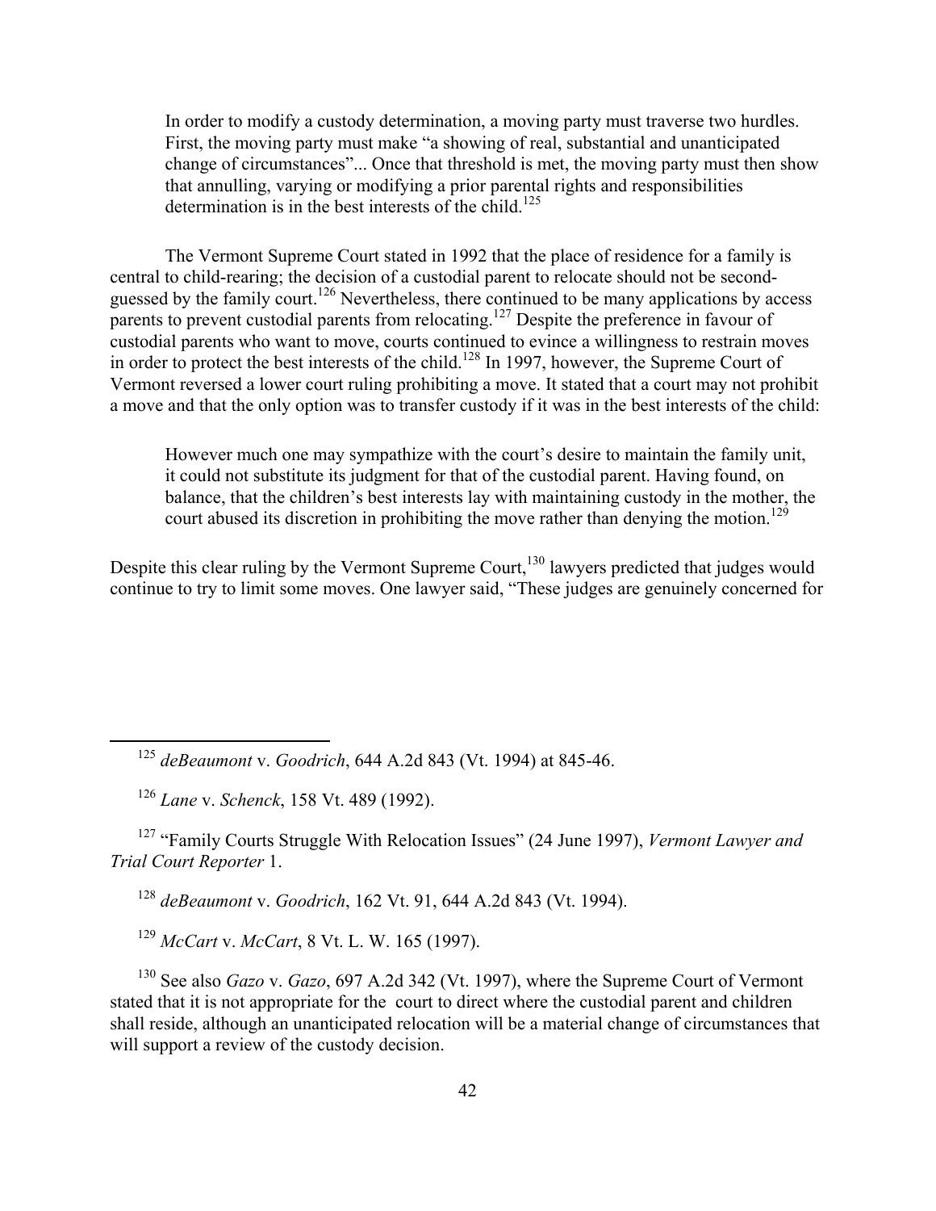> In order to modify a custody determination, a moving party must traverse two hurdles. First, the moving party must make "a showing of real, substantial and unanticipated change of circumstances"... Once that threshold is met, the moving party must then show that annulling, varying or modifying a prior parental rights and responsibilities determination is in the best interests of the child.[125]

The Vermont Supreme Court stated in 1992 that the place of residence for a family is central to child-rearing; the decision of a custodial parent to relocate should not be second-guessed by the family court.[126] Nevertheless, there continued to be many applications by access parents to prevent custodial parents from relocating.[127] Despite the preference in favour of custodial parents who want to move, courts continued to evince a willingness to restrain moves in order to protect the best interests of the child.[128] In 1997, however, the Supreme Court of Vermont reversed a lower court ruling prohibiting a move. It stated that a court may not prohibit a move and that the only option was to transfer custody if it was in the best interests of the child:

> However much one may sympathize with the court's desire to maintain the family unit, it could not substitute its judgment for that of the custodial parent. Having found, on balance, that the children's best interests lay with maintaining custody in the mother, the court abused its discretion in prohibiting the move rather than denying the motion.[129]

Despite this clear ruling by the Vermont Supreme Court,[130] lawyers predicted that judges would continue to try to limit some moves. One lawyer said, "These judges are genuinely concerned for

---

[125] *deBeaumont* v. *Goodrich*, 644 A.2d 843 (Vt. 1994) at 845-46.

[126] *Lane* v. *Schenck*, 158 Vt. 489 (1992).

[127] "Family Courts Struggle With Relocation Issues" (24 June 1997), *Vermont Lawyer and Trial Court Reporter* 1.

[128] *deBeaumont* v. *Goodrich*, 162 Vt. 91, 644 A.2d 843 (Vt. 1994).

[129] *McCart* v. *McCart*, 8 Vt. L. W. 165 (1997).

[130] See also *Gazo* v. *Gazo*, 697 A.2d 342 (Vt. 1997), where the Supreme Court of Vermont stated that it is not appropriate for the court to direct where the custodial parent and children shall reside, although an unanticipated relocation will be a material change of circumstances that will support a review of the custody decision.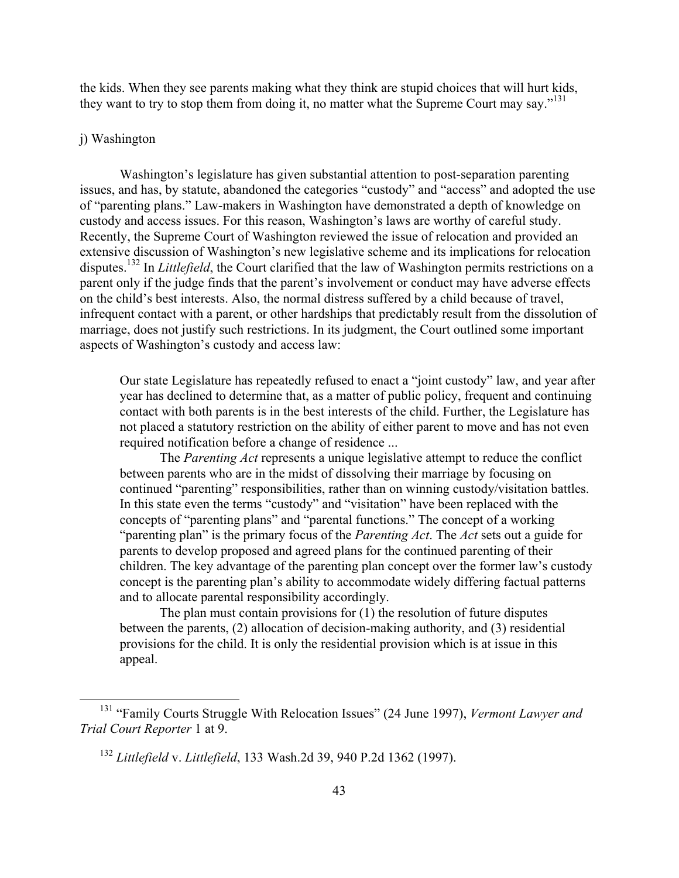the kids. When they see parents making what they think are stupid choices that will hurt kids, they want to try to stop them from doing it, no matter what the Supreme Court may say."[131]

j) Washington

Washington's legislature has given substantial attention to post-separation parenting issues, and has, by statute, abandoned the categories "custody" and "access" and adopted the use of "parenting plans." Law-makers in Washington have demonstrated a depth of knowledge on custody and access issues. For this reason, Washington's laws are worthy of careful study. Recently, the Supreme Court of Washington reviewed the issue of relocation and provided an extensive discussion of Washington's new legislative scheme and its implications for relocation disputes.[132] In *Littlefield*, the Court clarified that the law of Washington permits restrictions on a parent only if the judge finds that the parent's involvement or conduct may have adverse effects on the child's best interests. Also, the normal distress suffered by a child because of travel, infrequent contact with a parent, or other hardships that predictably result from the dissolution of marriage, does not justify such restrictions. In its judgment, the Court outlined some important aspects of Washington's custody and access law:

> Our state Legislature has repeatedly refused to enact a "joint custody" law, and year after year has declined to determine that, as a matter of public policy, frequent and continuing contact with both parents is in the best interests of the child. Further, the Legislature has not placed a statutory restriction on the ability of either parent to move and has not even required notification before a change of residence ...
>
> The *Parenting Act* represents a unique legislative attempt to reduce the conflict between parents who are in the midst of dissolving their marriage by focusing on continued "parenting" responsibilities, rather than on winning custody/visitation battles. In this state even the terms "custody" and "visitation" have been replaced with the concepts of "parenting plans" and "parental functions." The concept of a working "parenting plan" is the primary focus of the *Parenting Act*. The *Act* sets out a guide for parents to develop proposed and agreed plans for the continued parenting of their children. The key advantage of the parenting plan concept over the former law's custody concept is the parenting plan's ability to accommodate widely differing factual patterns and to allocate parental responsibility accordingly.
>
> The plan must contain provisions for (1) the resolution of future disputes between the parents, (2) allocation of decision-making authority, and (3) residential provisions for the child. It is only the residential provision which is at issue in this appeal.

[131] "Family Courts Struggle With Relocation Issues" (24 June 1997), *Vermont Lawyer and Trial Court Reporter* 1 at 9.

[132] *Littlefield* v. *Littlefield*, 133 Wash.2d 39, 940 P.2d 1362 (1997).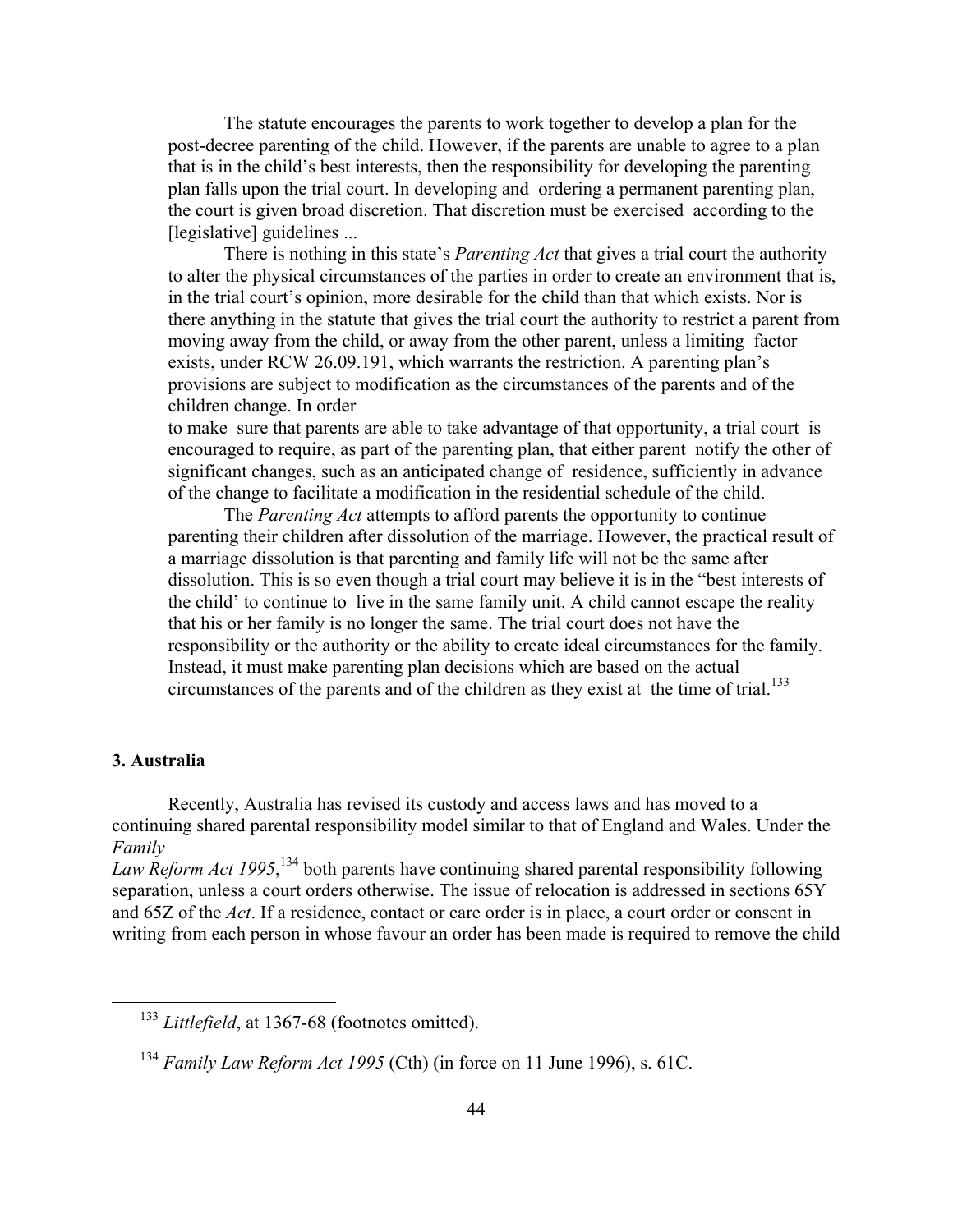> The statute encourages the parents to work together to develop a plan for the post-decree parenting of the child. However, if the parents are unable to agree to a plan that is in the child's best interests, then the responsibility for developing the parenting plan falls upon the trial court. In developing and ordering a permanent parenting plan, the court is given broad discretion. That discretion must be exercised according to the [legislative] guidelines ...
>
> There is nothing in this state's *Parenting Act* that gives a trial court the authority to alter the physical circumstances of the parties in order to create an environment that is, in the trial court's opinion, more desirable for the child than that which exists. Nor is there anything in the statute that gives the trial court the authority to restrict a parent from moving away from the child, or away from the other parent, unless a limiting factor exists, under RCW 26.09.191, which warrants the restriction. A parenting plan's provisions are subject to modification as the circumstances of the parents and of the children change. In order to make sure that parents are able to take advantage of that opportunity, a trial court is encouraged to require, as part of the parenting plan, that either parent notify the other of significant changes, such as an anticipated change of residence, sufficiently in advance of the change to facilitate a modification in the residential schedule of the child.
>
> The *Parenting Act* attempts to afford parents the opportunity to continue parenting their children after dissolution of the marriage. However, the practical result of a marriage dissolution is that parenting and family life will not be the same after dissolution. This is so even though a trial court may believe it is in the "best interests of the child' to continue to live in the same family unit. A child cannot escape the reality that his or her family is no longer the same. The trial court does not have the responsibility or the authority or the ability to create ideal circumstances for the family. Instead, it must make parenting plan decisions which are based on the actual circumstances of the parents and of the children as they exist at the time of trial.[133]

### 3. Australia

Recently, Australia has revised its custody and access laws and has moved to a continuing shared parental responsibility model similar to that of England and Wales. Under the *Family Law Reform Act 1995*,[134] both parents have continuing shared parental responsibility following separation, unless a court orders otherwise. The issue of relocation is addressed in sections 65Y and 65Z of the *Act*. If a residence, contact or care order is in place, a court order or consent in writing from each person in whose favour an order has been made is required to remove the child

---

[133] *Littlefield*, at 1367-68 (footnotes omitted).

[134] *Family Law Reform Act 1995* (Cth) (in force on 11 June 1996), s. 61C.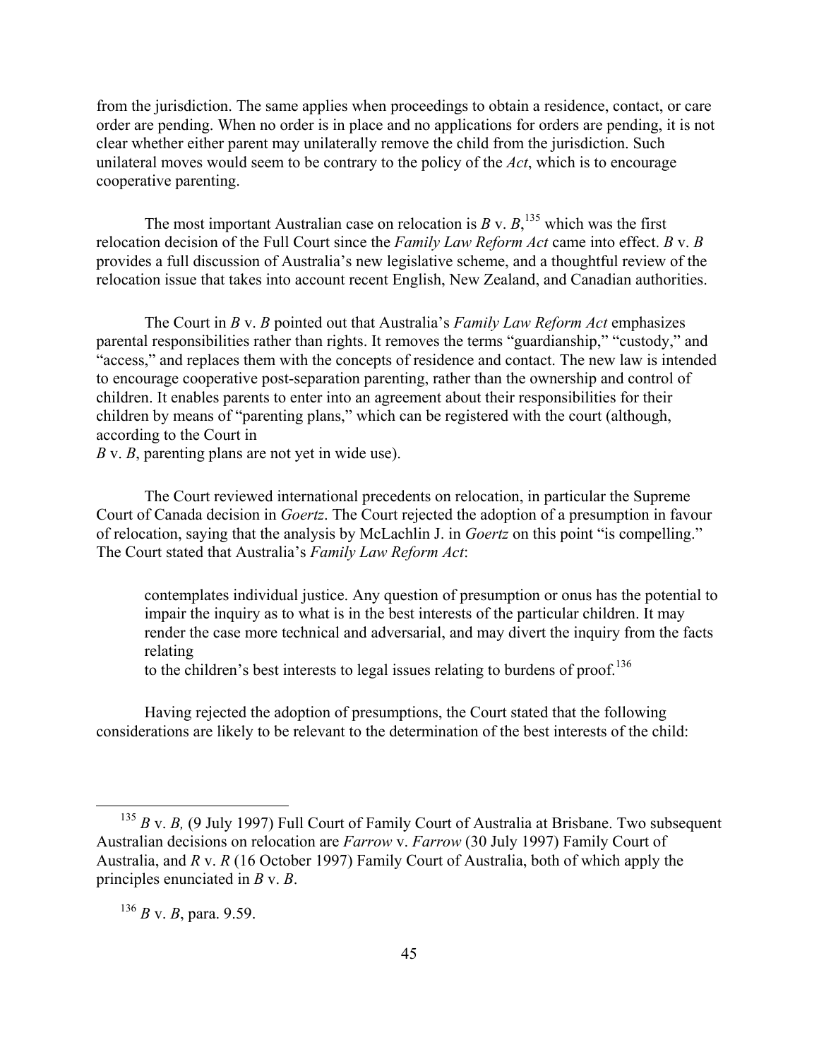from the jurisdiction. The same applies when proceedings to obtain a residence, contact, or care order are pending. When no order is in place and no applications for orders are pending, it is not clear whether either parent may unilaterally remove the child from the jurisdiction. Such unilateral moves would seem to be contrary to the policy of the *Act*, which is to encourage cooperative parenting.

The most important Australian case on relocation is *B* v. *B*,[135] which was the first relocation decision of the Full Court since the *Family Law Reform Act* came into effect. *B* v. *B* provides a full discussion of Australia's new legislative scheme, and a thoughtful review of the relocation issue that takes into account recent English, New Zealand, and Canadian authorities.

The Court in *B* v. *B* pointed out that Australia's *Family Law Reform Act* emphasizes parental responsibilities rather than rights. It removes the terms "guardianship," "custody," and "access," and replaces them with the concepts of residence and contact. The new law is intended to encourage cooperative post-separation parenting, rather than the ownership and control of children. It enables parents to enter into an agreement about their responsibilities for their children by means of "parenting plans," which can be registered with the court (although, according to the Court in *B* v. *B*, parenting plans are not yet in wide use).

The Court reviewed international precedents on relocation, in particular the Supreme Court of Canada decision in *Goertz*. The Court rejected the adoption of a presumption in favour of relocation, saying that the analysis by McLachlin J. in *Goertz* on this point "is compelling." The Court stated that Australia's *Family Law Reform Act*:

> contemplates individual justice. Any question of presumption or onus has the potential to impair the inquiry as to what is in the best interests of the particular children. It may render the case more technical and adversarial, and may divert the inquiry from the facts relating to the children's best interests to legal issues relating to burdens of proof.[136]

Having rejected the adoption of presumptions, the Court stated that the following considerations are likely to be relevant to the determination of the best interests of the child:

---

[135] *B* v. *B,* (9 July 1997) Full Court of Family Court of Australia at Brisbane. Two subsequent Australian decisions on relocation are *Farrow* v. *Farrow* (30 July 1997) Family Court of Australia, and *R* v. *R* (16 October 1997) Family Court of Australia, both of which apply the principles enunciated in *B* v. *B*.

[136] *B* v. *B*, para. 9.59.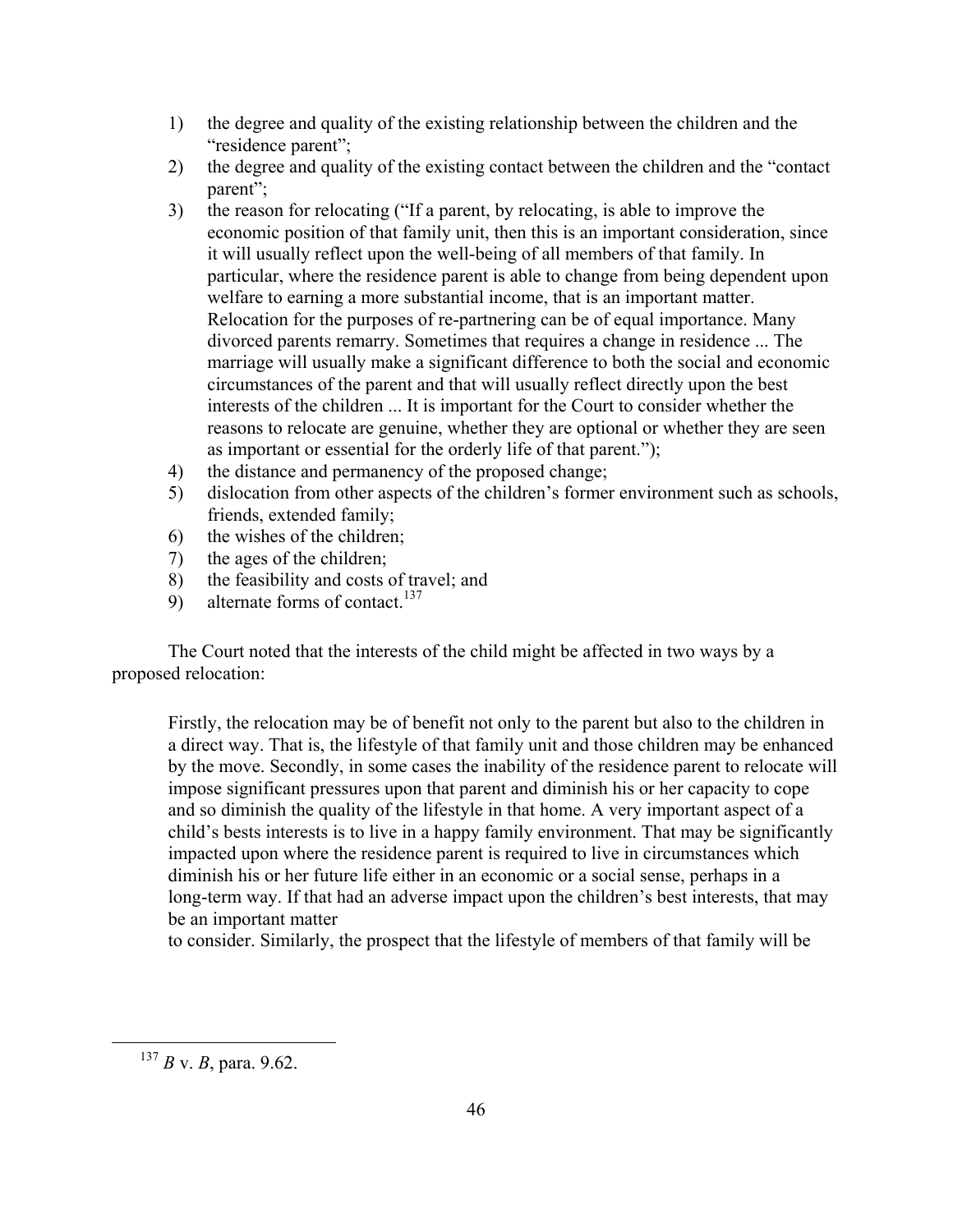1) the degree and quality of the existing relationship between the children and the "residence parent";
2) the degree and quality of the existing contact between the children and the "contact parent";
3) the reason for relocating ("If a parent, by relocating, is able to improve the economic position of that family unit, then this is an important consideration, since it will usually reflect upon the well-being of all members of that family. In particular, where the residence parent is able to change from being dependent upon welfare to earning a more substantial income, that is an important matter. Relocation for the purposes of re-partnering can be of equal importance. Many divorced parents remarry. Sometimes that requires a change in residence ... The marriage will usually make a significant difference to both the social and economic circumstances of the parent and that will usually reflect directly upon the best interests of the children ... It is important for the Court to consider whether the reasons to relocate are genuine, whether they are optional or whether they are seen as important or essential for the orderly life of that parent.");
4) the distance and permanency of the proposed change;
5) dislocation from other aspects of the children's former environment such as schools, friends, extended family;
6) the wishes of the children;
7) the ages of the children;
8) the feasibility and costs of travel; and
9) alternate forms of contact.[137]

The Court noted that the interests of the child might be affected in two ways by a proposed relocation:

> Firstly, the relocation may be of benefit not only to the parent but also to the children in a direct way. That is, the lifestyle of that family unit and those children may be enhanced by the move. Secondly, in some cases the inability of the residence parent to relocate will impose significant pressures upon that parent and diminish his or her capacity to cope and so diminish the quality of the lifestyle in that home. A very important aspect of a child's bests interests is to live in a happy family environment. That may be significantly impacted upon where the residence parent is required to live in circumstances which diminish his or her future life either in an economic or a social sense, perhaps in a long-term way. If that had an adverse impact upon the children's best interests, that may be an important matter
> to consider. Similarly, the prospect that the lifestyle of members of that family will be

[137] *B* v. *B*, para. 9.62.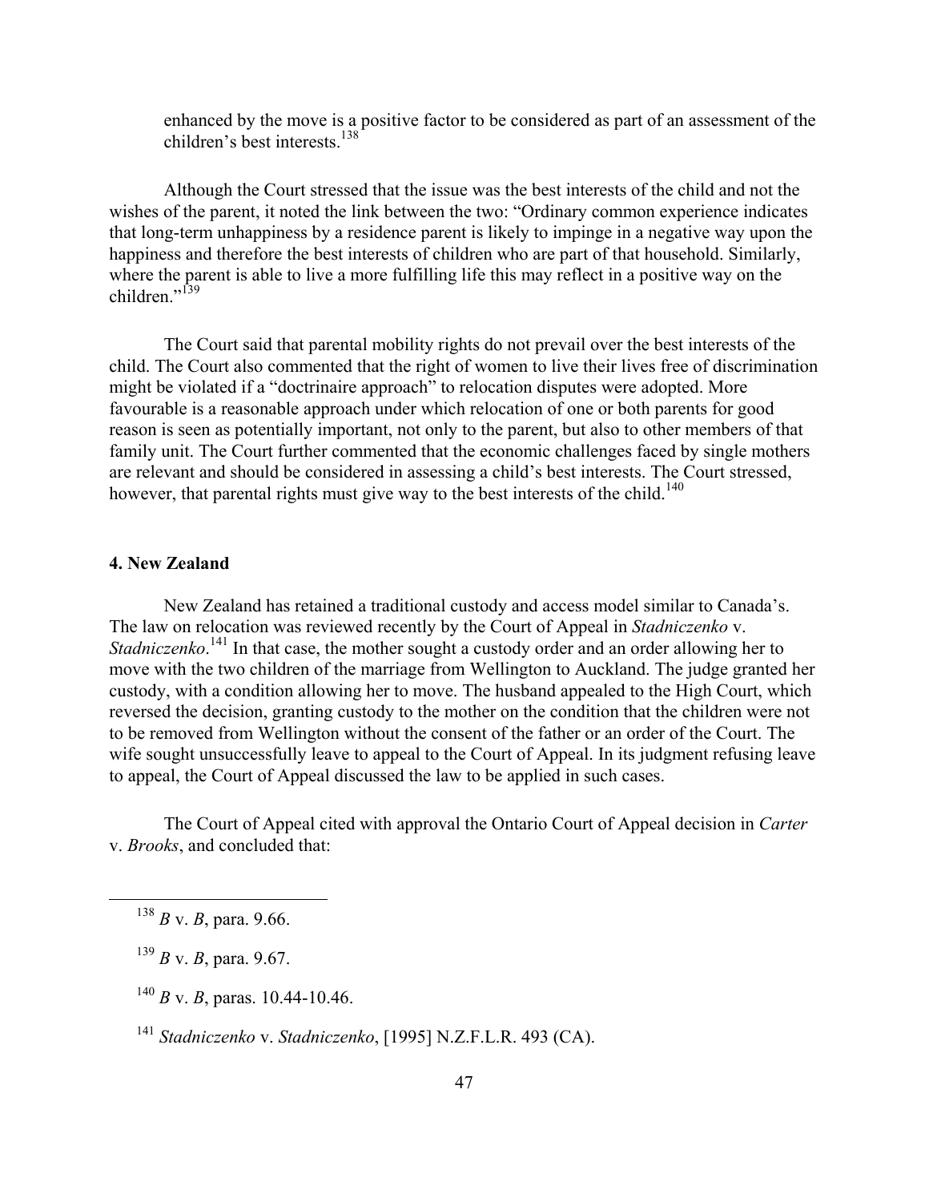enhanced by the move is a positive factor to be considered as part of an assessment of the children's best interests.[138]

Although the Court stressed that the issue was the best interests of the child and not the wishes of the parent, it noted the link between the two: "Ordinary common experience indicates that long-term unhappiness by a residence parent is likely to impinge in a negative way upon the happiness and therefore the best interests of children who are part of that household. Similarly, where the parent is able to live a more fulfilling life this may reflect in a positive way on the children."[139]

The Court said that parental mobility rights do not prevail over the best interests of the child. The Court also commented that the right of women to live their lives free of discrimination might be violated if a "doctrinaire approach" to relocation disputes were adopted. More favourable is a reasonable approach under which relocation of one or both parents for good reason is seen as potentially important, not only to the parent, but also to other members of that family unit. The Court further commented that the economic challenges faced by single mothers are relevant and should be considered in assessing a child's best interests. The Court stressed, however, that parental rights must give way to the best interests of the child.[140]

### 4. New Zealand

New Zealand has retained a traditional custody and access model similar to Canada's. The law on relocation was reviewed recently by the Court of Appeal in *Stadniczenko* v. *Stadniczenko*.[141] In that case, the mother sought a custody order and an order allowing her to move with the two children of the marriage from Wellington to Auckland. The judge granted her custody, with a condition allowing her to move. The husband appealed to the High Court, which reversed the decision, granting custody to the mother on the condition that the children were not to be removed from Wellington without the consent of the father or an order of the Court. The wife sought unsuccessfully leave to appeal to the Court of Appeal. In its judgment refusing leave to appeal, the Court of Appeal discussed the law to be applied in such cases.

The Court of Appeal cited with approval the Ontario Court of Appeal decision in *Carter* v. *Brooks*, and concluded that:

---

[138] *B* v. *B*, para. 9.66.

[139] *B* v. *B*, para. 9.67.

[140] *B* v. *B*, paras. 10.44-10.46.

[141] *Stadniczenko* v. *Stadniczenko*, [1995] N.Z.F.L.R. 493 (CA).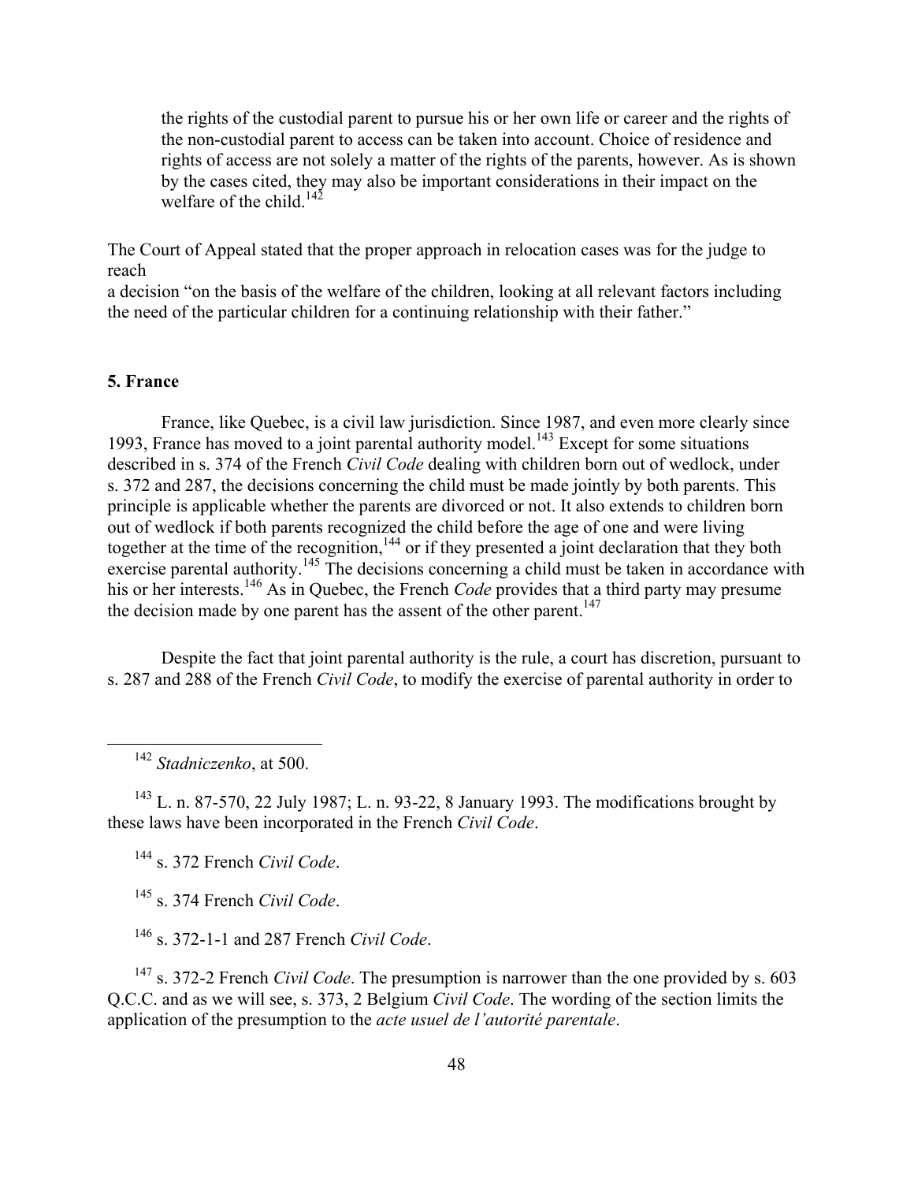> the rights of the custodial parent to pursue his or her own life or career and the rights of the non-custodial parent to access can be taken into account. Choice of residence and rights of access are not solely a matter of the rights of the parents, however. As is shown by the cases cited, they may also be important considerations in their impact on the welfare of the child.[142]

The Court of Appeal stated that the proper approach in relocation cases was for the judge to reach
a decision "on the basis of the welfare of the children, looking at all relevant factors including the need of the particular children for a continuing relationship with their father."

### 5. France

France, like Quebec, is a civil law jurisdiction. Since 1987, and even more clearly since 1993, France has moved to a joint parental authority model.[143] Except for some situations described in s. 374 of the French *Civil Code* dealing with children born out of wedlock, under s. 372 and 287, the decisions concerning the child must be made jointly by both parents. This principle is applicable whether the parents are divorced or not. It also extends to children born out of wedlock if both parents recognized the child before the age of one and were living together at the time of the recognition,[144] or if they presented a joint declaration that they both exercise parental authority.[145] The decisions concerning a child must be taken in accordance with his or her interests.[146] As in Quebec, the French *Code* provides that a third party may presume the decision made by one parent has the assent of the other parent.[147]

Despite the fact that joint parental authority is the rule, a court has discretion, pursuant to s. 287 and 288 of the French *Civil Code*, to modify the exercise of parental authority in order to

---

[142] *Stadniczenko*, at 500.

[143] L. n. 87-570, 22 July 1987; L. n. 93-22, 8 January 1993. The modifications brought by these laws have been incorporated in the French *Civil Code*.

[144] s. 372 French *Civil Code*.

[145] s. 374 French *Civil Code*.

[146] s. 372-1-1 and 287 French *Civil Code*.

[147] s. 372-2 French *Civil Code*. The presumption is narrower than the one provided by s. 603 Q.C.C. and as we will see, s. 373, 2 Belgium *Civil Code*. The wording of the section limits the application of the presumption to the *acte usuel de l'autorité parentale*.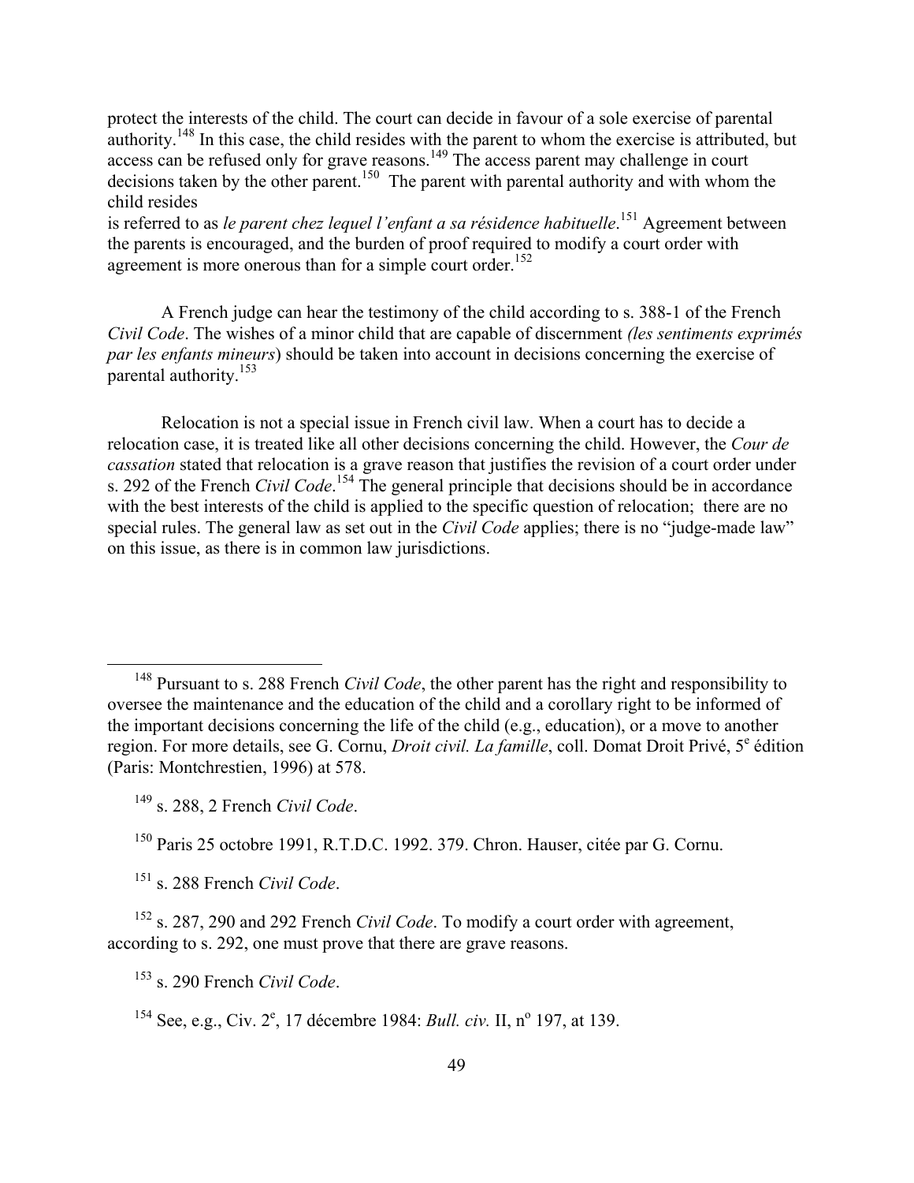protect the interests of the child. The court can decide in favour of a sole exercise of parental authority.[148] In this case, the child resides with the parent to whom the exercise is attributed, but access can be refused only for grave reasons.[149] The access parent may challenge in court decisions taken by the other parent.[150] The parent with parental authority and with whom the child resides is referred to as *le parent chez lequel l'enfant a sa résidence habituelle*.[151] Agreement between the parents is encouraged, and the burden of proof required to modify a court order with agreement is more onerous than for a simple court order.[152]

A French judge can hear the testimony of the child according to s. 388-1 of the French *Civil Code*. The wishes of a minor child that are capable of discernment *(les sentiments exprimés par les enfants mineurs*) should be taken into account in decisions concerning the exercise of parental authority.[153]

Relocation is not a special issue in French civil law. When a court has to decide a relocation case, it is treated like all other decisions concerning the child. However, the *Cour de cassation* stated that relocation is a grave reason that justifies the revision of a court order under s. 292 of the French *Civil Code*.[154] The general principle that decisions should be in accordance with the best interests of the child is applied to the specific question of relocation; there are no special rules. The general law as set out in the *Civil Code* applies; there is no "judge-made law" on this issue, as there is in common law jurisdictions.

---

[148] Pursuant to s. 288 French *Civil Code*, the other parent has the right and responsibility to oversee the maintenance and the education of the child and a corollary right to be informed of the important decisions concerning the life of the child (e.g., education), or a move to another region. For more details, see G. Cornu, *Droit civil. La famille*, coll. Domat Droit Privé, 5e édition (Paris: Montchrestien, 1996) at 578.

[149] s. 288, 2 French *Civil Code*.

[150] Paris 25 octobre 1991, R.T.D.C. 1992. 379. Chron. Hauser, citée par G. Cornu.

[151] s. 288 French *Civil Code*.

[152] s. 287, 290 and 292 French *Civil Code*. To modify a court order with agreement, according to s. 292, one must prove that there are grave reasons.

[153] s. 290 French *Civil Code*.

[154] See, e.g., Civ. 2e, 17 décembre 1984: *Bull. civ.* II, no 197, at 139.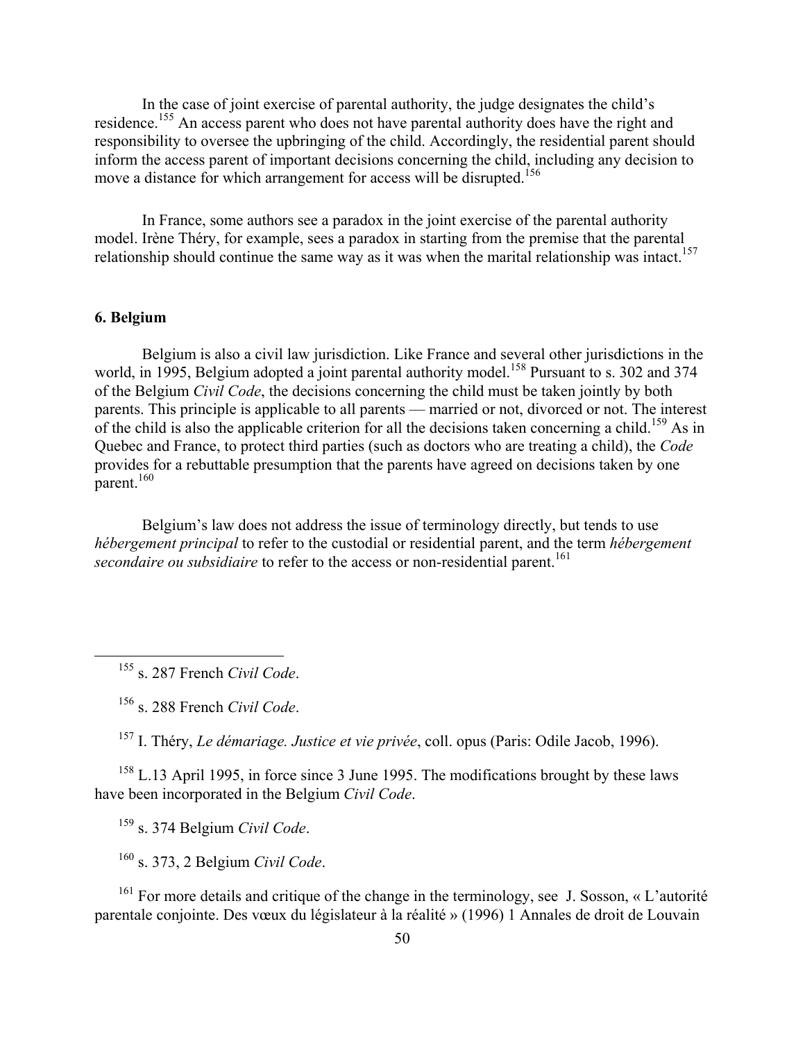In the case of joint exercise of parental authority, the judge designates the child's residence.[155] An access parent who does not have parental authority does have the right and responsibility to oversee the upbringing of the child. Accordingly, the residential parent should inform the access parent of important decisions concerning the child, including any decision to move a distance for which arrangement for access will be disrupted.[156]

In France, some authors see a paradox in the joint exercise of the parental authority model. Irène Théry, for example, sees a paradox in starting from the premise that the parental relationship should continue the same way as it was when the marital relationship was intact.[157]

### 6. Belgium

Belgium is also a civil law jurisdiction. Like France and several other jurisdictions in the world, in 1995, Belgium adopted a joint parental authority model.[158] Pursuant to s. 302 and 374 of the Belgium *Civil Code*, the decisions concerning the child must be taken jointly by both parents. This principle is applicable to all parents — married or not, divorced or not. The interest of the child is also the applicable criterion for all the decisions taken concerning a child.[159] As in Quebec and France, to protect third parties (such as doctors who are treating a child), the *Code* provides for a rebuttable presumption that the parents have agreed on decisions taken by one parent.[160]

Belgium's law does not address the issue of terminology directly, but tends to use *hébergement principal* to refer to the custodial or residential parent, and the term *hébergement secondaire ou subsidiaire* to refer to the access or non-residential parent.[161]

---

[155] s. 287 French *Civil Code*.

[156] s. 288 French *Civil Code*.

[157] I. Théry, *Le démariage. Justice et vie privée*, coll. opus (Paris: Odile Jacob, 1996).

[158] L.13 April 1995, in force since 3 June 1995. The modifications brought by these laws have been incorporated in the Belgium *Civil Code*.

[159] s. 374 Belgium *Civil Code*.

[160] s. 373, 2 Belgium *Civil Code*.

[161] For more details and critique of the change in the terminology, see J. Sosson, « L'autorité parentale conjointe. Des vœux du législateur à la réalité » (1996) 1 Annales de droit de Louvain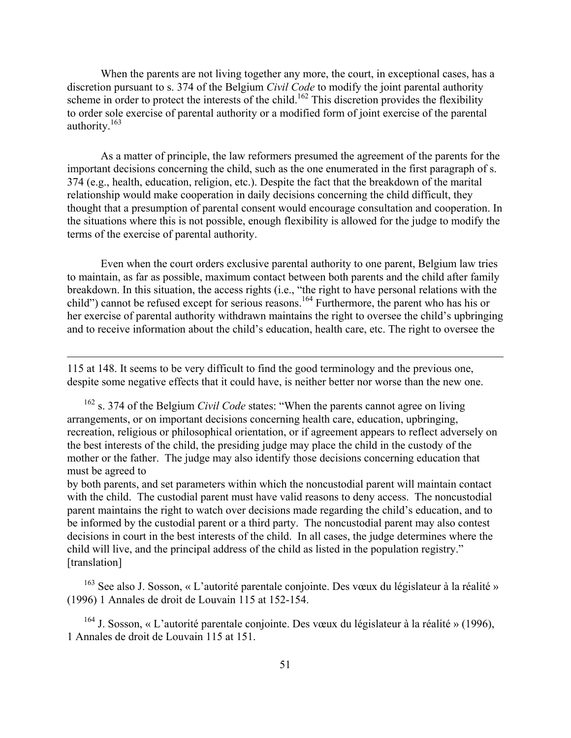When the parents are not living together any more, the court, in exceptional cases, has a discretion pursuant to s. 374 of the Belgium *Civil Code* to modify the joint parental authority scheme in order to protect the interests of the child.[162] This discretion provides the flexibility to order sole exercise of parental authority or a modified form of joint exercise of the parental authority.[163]

As a matter of principle, the law reformers presumed the agreement of the parents for the important decisions concerning the child, such as the one enumerated in the first paragraph of s. 374 (e.g., health, education, religion, etc.). Despite the fact that the breakdown of the marital relationship would make cooperation in daily decisions concerning the child difficult, they thought that a presumption of parental consent would encourage consultation and cooperation. In the situations where this is not possible, enough flexibility is allowed for the judge to modify the terms of the exercise of parental authority.

Even when the court orders exclusive parental authority to one parent, Belgium law tries to maintain, as far as possible, maximum contact between both parents and the child after family breakdown. In this situation, the access rights (i.e., "the right to have personal relations with the child") cannot be refused except for serious reasons.[164] Furthermore, the parent who has his or her exercise of parental authority withdrawn maintains the right to oversee the child's upbringing and to receive information about the child's education, health care, etc. The right to oversee the

---

115 at 148. It seems to be very difficult to find the good terminology and the previous one, despite some negative effects that it could have, is neither better nor worse than the new one.

[162] s. 374 of the Belgium *Civil Code* states: "When the parents cannot agree on living arrangements, or on important decisions concerning health care, education, upbringing, recreation, religious or philosophical orientation, or if agreement appears to reflect adversely on the best interests of the child, the presiding judge may place the child in the custody of the mother or the father. The judge may also identify those decisions concerning education that must be agreed to by both parents, and set parameters within which the noncustodial parent will maintain contact with the child. The custodial parent must have valid reasons to deny access. The noncustodial parent maintains the right to watch over decisions made regarding the child's education, and to be informed by the custodial parent or a third party. The noncustodial parent may also contest decisions in court in the best interests of the child. In all cases, the judge determines where the child will live, and the principal address of the child as listed in the population registry." [translation]

[163] See also J. Sosson, « L'autorité parentale conjointe. Des vœux du législateur à la réalité » (1996) 1 Annales de droit de Louvain 115 at 152-154.

[164] J. Sosson, « L'autorité parentale conjointe. Des vœux du législateur à la réalité » (1996), 1 Annales de droit de Louvain 115 at 151.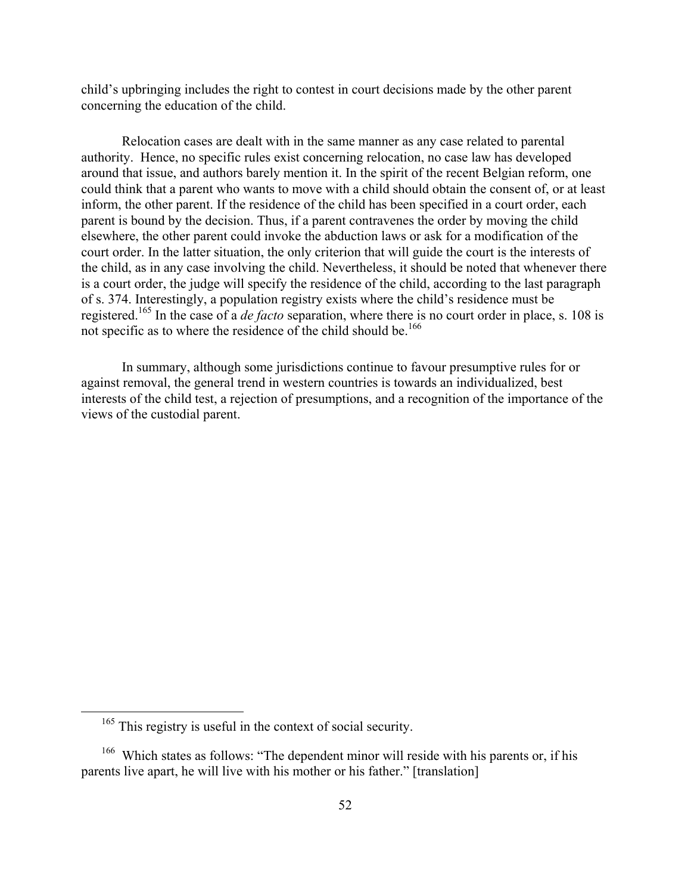child's upbringing includes the right to contest in court decisions made by the other parent concerning the education of the child.

Relocation cases are dealt with in the same manner as any case related to parental authority. Hence, no specific rules exist concerning relocation, no case law has developed around that issue, and authors barely mention it. In the spirit of the recent Belgian reform, one could think that a parent who wants to move with a child should obtain the consent of, or at least inform, the other parent. If the residence of the child has been specified in a court order, each parent is bound by the decision. Thus, if a parent contravenes the order by moving the child elsewhere, the other parent could invoke the abduction laws or ask for a modification of the court order. In the latter situation, the only criterion that will guide the court is the interests of the child, as in any case involving the child. Nevertheless, it should be noted that whenever there is a court order, the judge will specify the residence of the child, according to the last paragraph of s. 374. Interestingly, a population registry exists where the child's residence must be registered.[165] In the case of a *de facto* separation, where there is no court order in place, s. 108 is not specific as to where the residence of the child should be.[166]

In summary, although some jurisdictions continue to favour presumptive rules for or against removal, the general trend in western countries is towards an individualized, best interests of the child test, a rejection of presumptions, and a recognition of the importance of the views of the custodial parent.

---

[165] This registry is useful in the context of social security.

[166] Which states as follows: "The dependent minor will reside with his parents or, if his parents live apart, he will live with his mother or his father." [translation]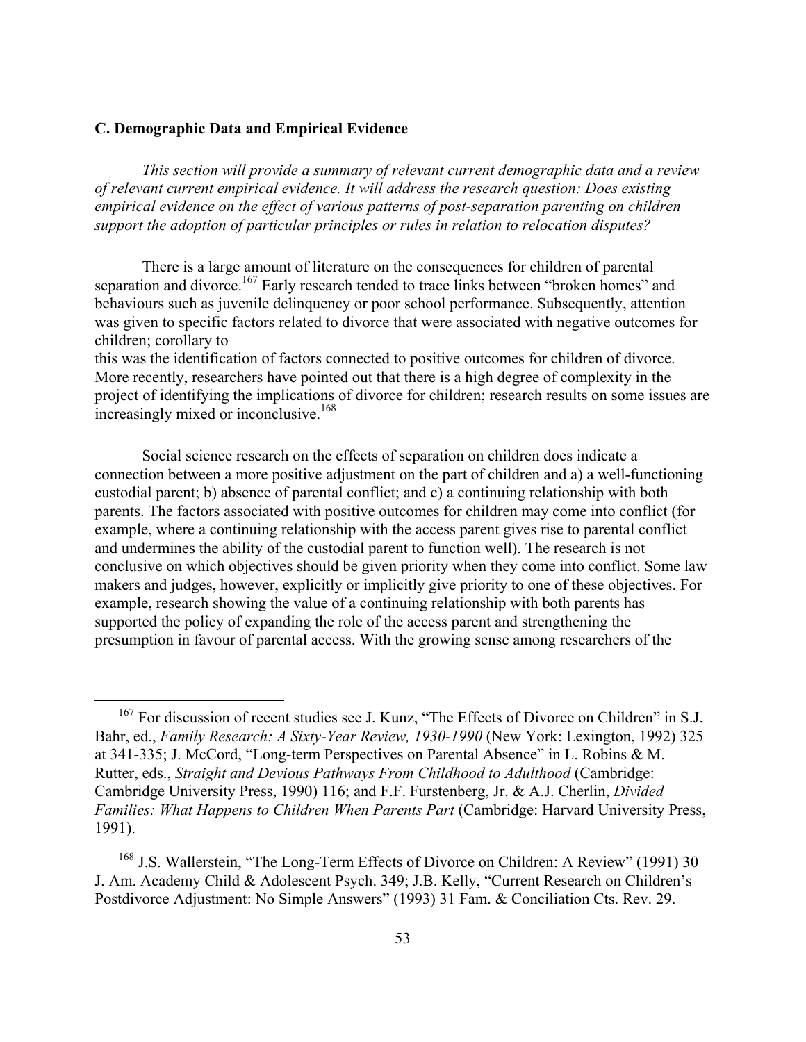### C. Demographic Data and Empirical Evidence

*This section will provide a summary of relevant current demographic data and a review of relevant current empirical evidence. It will address the research question: Does existing empirical evidence on the effect of various patterns of post-separation parenting on children support the adoption of particular principles or rules in relation to relocation disputes?*

There is a large amount of literature on the consequences for children of parental separation and divorce.[167] Early research tended to trace links between "broken homes" and behaviours such as juvenile delinquency or poor school performance. Subsequently, attention was given to specific factors related to divorce that were associated with negative outcomes for children; corollary to this was the identification of factors connected to positive outcomes for children of divorce. More recently, researchers have pointed out that there is a high degree of complexity in the project of identifying the implications of divorce for children; research results on some issues are increasingly mixed or inconclusive.[168]

Social science research on the effects of separation on children does indicate a connection between a more positive adjustment on the part of children and a) a well-functioning custodial parent; b) absence of parental conflict; and c) a continuing relationship with both parents. The factors associated with positive outcomes for children may come into conflict (for example, where a continuing relationship with the access parent gives rise to parental conflict and undermines the ability of the custodial parent to function well). The research is not conclusive on which objectives should be given priority when they come into conflict. Some law makers and judges, however, explicitly or implicitly give priority to one of these objectives. For example, research showing the value of a continuing relationship with both parents has supported the policy of expanding the role of the access parent and strengthening the presumption in favour of parental access. With the growing sense among researchers of the

---

[167] For discussion of recent studies see J. Kunz, "The Effects of Divorce on Children" in S.J. Bahr, ed., *Family Research: A Sixty-Year Review, 1930-1990* (New York: Lexington, 1992) 325 at 341-335; J. McCord, "Long-term Perspectives on Parental Absence" in L. Robins & M. Rutter, eds., *Straight and Devious Pathways From Childhood to Adulthood* (Cambridge: Cambridge University Press, 1990) 116; and F.F. Furstenberg, Jr. & A.J. Cherlin, *Divided Families: What Happens to Children When Parents Part* (Cambridge: Harvard University Press, 1991).

[168] J.S. Wallerstein, "The Long-Term Effects of Divorce on Children: A Review" (1991) 30 J. Am. Academy Child & Adolescent Psych. 349; J.B. Kelly, "Current Research on Children's Postdivorce Adjustment: No Simple Answers" (1993) 31 Fam. & Conciliation Cts. Rev. 29.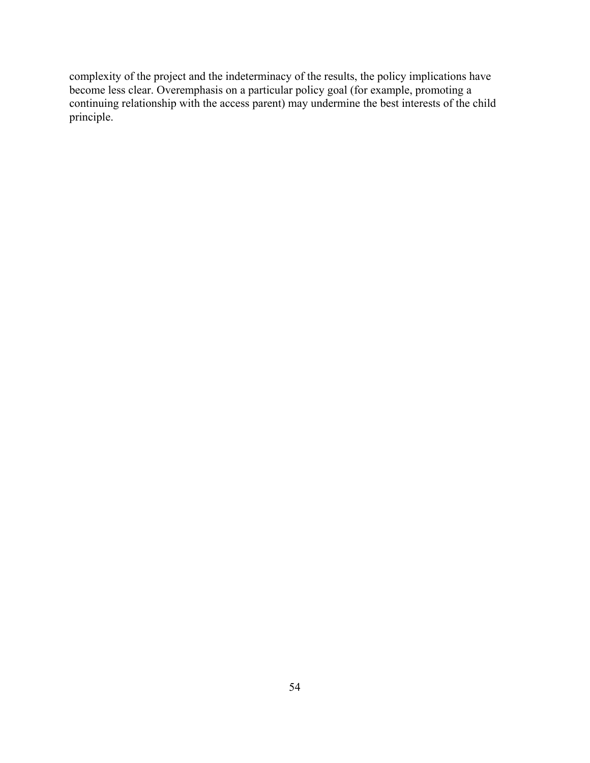complexity of the project and the indeterminacy of the results, the policy implications have become less clear. Overemphasis on a particular policy goal (for example, promoting a continuing relationship with the access parent) may undermine the best interests of the child principle.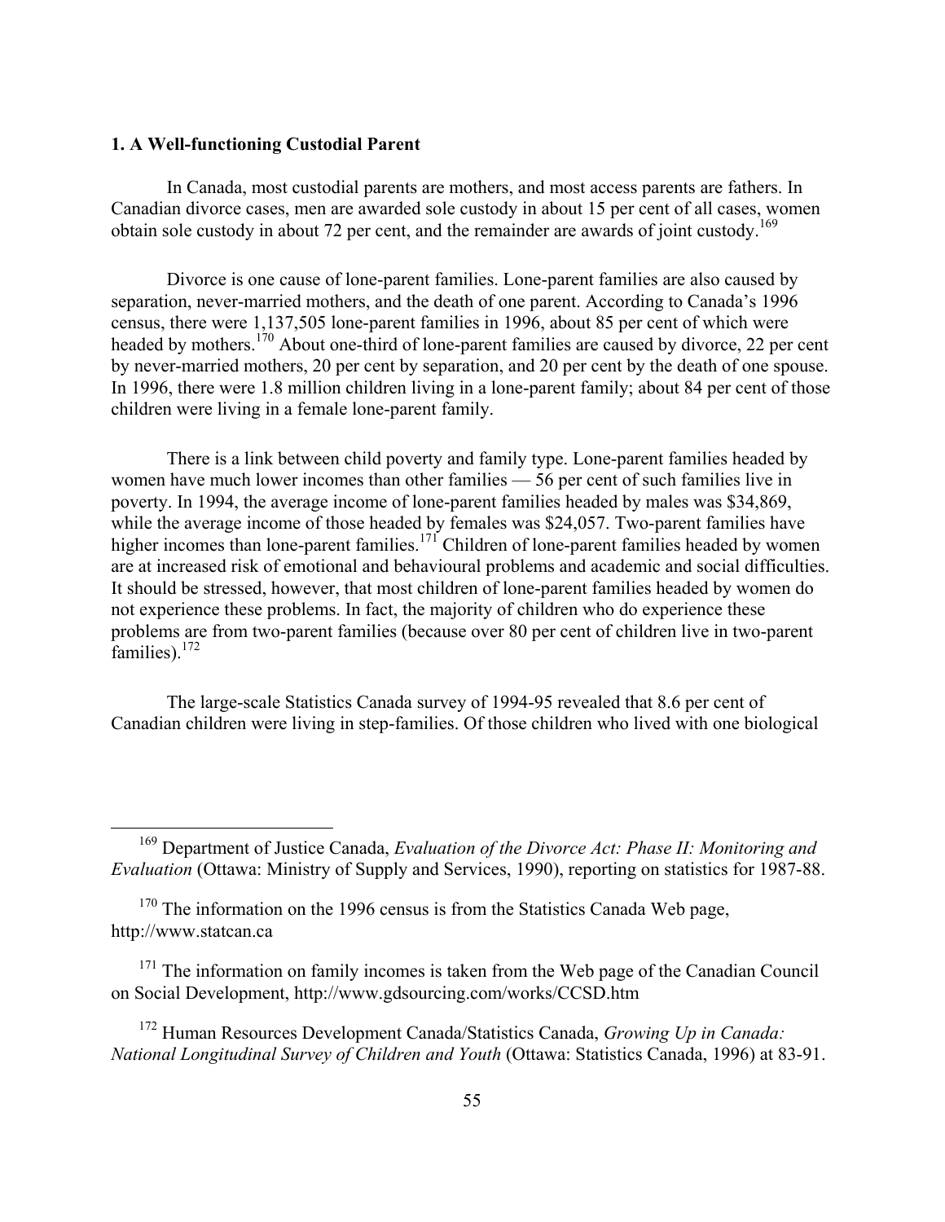### 1. A Well-functioning Custodial Parent

In Canada, most custodial parents are mothers, and most access parents are fathers. In Canadian divorce cases, men are awarded sole custody in about 15 per cent of all cases, women obtain sole custody in about 72 per cent, and the remainder are awards of joint custody.[169]

Divorce is one cause of lone-parent families. Lone-parent families are also caused by separation, never-married mothers, and the death of one parent. According to Canada's 1996 census, there were 1,137,505 lone-parent families in 1996, about 85 per cent of which were headed by mothers.[170] About one-third of lone-parent families are caused by divorce, 22 per cent by never-married mothers, 20 per cent by separation, and 20 per cent by the death of one spouse. In 1996, there were 1.8 million children living in a lone-parent family; about 84 per cent of those children were living in a female lone-parent family.

There is a link between child poverty and family type. Lone-parent families headed by women have much lower incomes than other families — 56 per cent of such families live in poverty. In 1994, the average income of lone-parent families headed by males was $34,869, while the average income of those headed by females was $24,057. Two-parent families have higher incomes than lone-parent families.[171] Children of lone-parent families headed by women are at increased risk of emotional and behavioural problems and academic and social difficulties. It should be stressed, however, that most children of lone-parent families headed by women do not experience these problems. In fact, the majority of children who do experience these problems are from two-parent families (because over 80 per cent of children live in two-parent families).[172]

The large-scale Statistics Canada survey of 1994-95 revealed that 8.6 per cent of Canadian children were living in step-families. Of those children who lived with one biological

---

[169] Department of Justice Canada, *Evaluation of the Divorce Act: Phase II: Monitoring and Evaluation* (Ottawa: Ministry of Supply and Services, 1990), reporting on statistics for 1987-88.

[170] The information on the 1996 census is from the Statistics Canada Web page, http://www.statcan.ca

[171] The information on family incomes is taken from the Web page of the Canadian Council on Social Development, http://www.gdsourcing.com/works/CCSD.htm

[172] Human Resources Development Canada/Statistics Canada, *Growing Up in Canada: National Longitudinal Survey of Children and Youth* (Ottawa: Statistics Canada, 1996) at 83-91.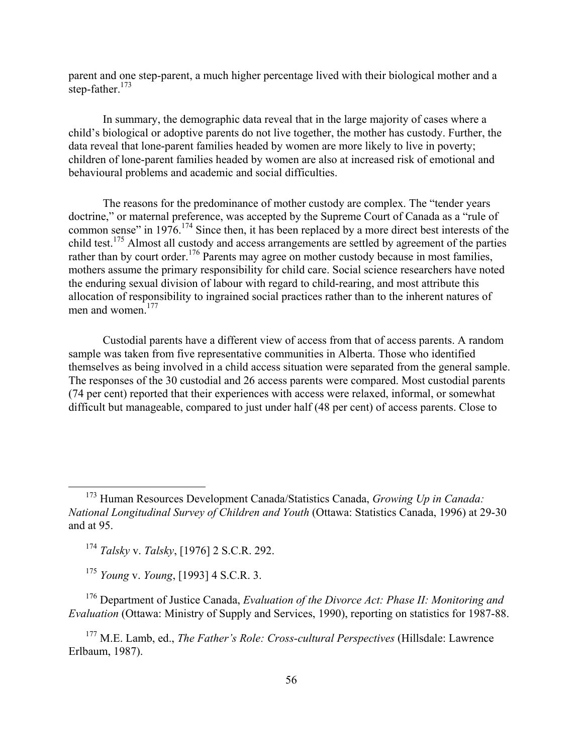parent and one step-parent, a much higher percentage lived with their biological mother and a step-father.[173]

In summary, the demographic data reveal that in the large majority of cases where a child's biological or adoptive parents do not live together, the mother has custody. Further, the data reveal that lone-parent families headed by women are more likely to live in poverty; children of lone-parent families headed by women are also at increased risk of emotional and behavioural problems and academic and social difficulties.

The reasons for the predominance of mother custody are complex. The "tender years doctrine," or maternal preference, was accepted by the Supreme Court of Canada as a "rule of common sense" in 1976.[174] Since then, it has been replaced by a more direct best interests of the child test.[175] Almost all custody and access arrangements are settled by agreement of the parties rather than by court order.[176] Parents may agree on mother custody because in most families, mothers assume the primary responsibility for child care. Social science researchers have noted the enduring sexual division of labour with regard to child-rearing, and most attribute this allocation of responsibility to ingrained social practices rather than to the inherent natures of men and women.[177]

Custodial parents have a different view of access from that of access parents. A random sample was taken from five representative communities in Alberta. Those who identified themselves as being involved in a child access situation were separated from the general sample. The responses of the 30 custodial and 26 access parents were compared. Most custodial parents (74 per cent) reported that their experiences with access were relaxed, informal, or somewhat difficult but manageable, compared to just under half (48 per cent) of access parents. Close to

---

[173] Human Resources Development Canada/Statistics Canada, *Growing Up in Canada: National Longitudinal Survey of Children and Youth* (Ottawa: Statistics Canada, 1996) at 29-30 and at 95.

[174] *Talsky* v. *Talsky*, [1976] 2 S.C.R. 292.

[175] *Young* v. *Young*, [1993] 4 S.C.R. 3.

[176] Department of Justice Canada, *Evaluation of the Divorce Act: Phase II: Monitoring and Evaluation* (Ottawa: Ministry of Supply and Services, 1990), reporting on statistics for 1987-88.

[177] M.E. Lamb, ed., *The Father's Role: Cross-cultural Perspectives* (Hillsdale: Lawrence Erlbaum, 1987).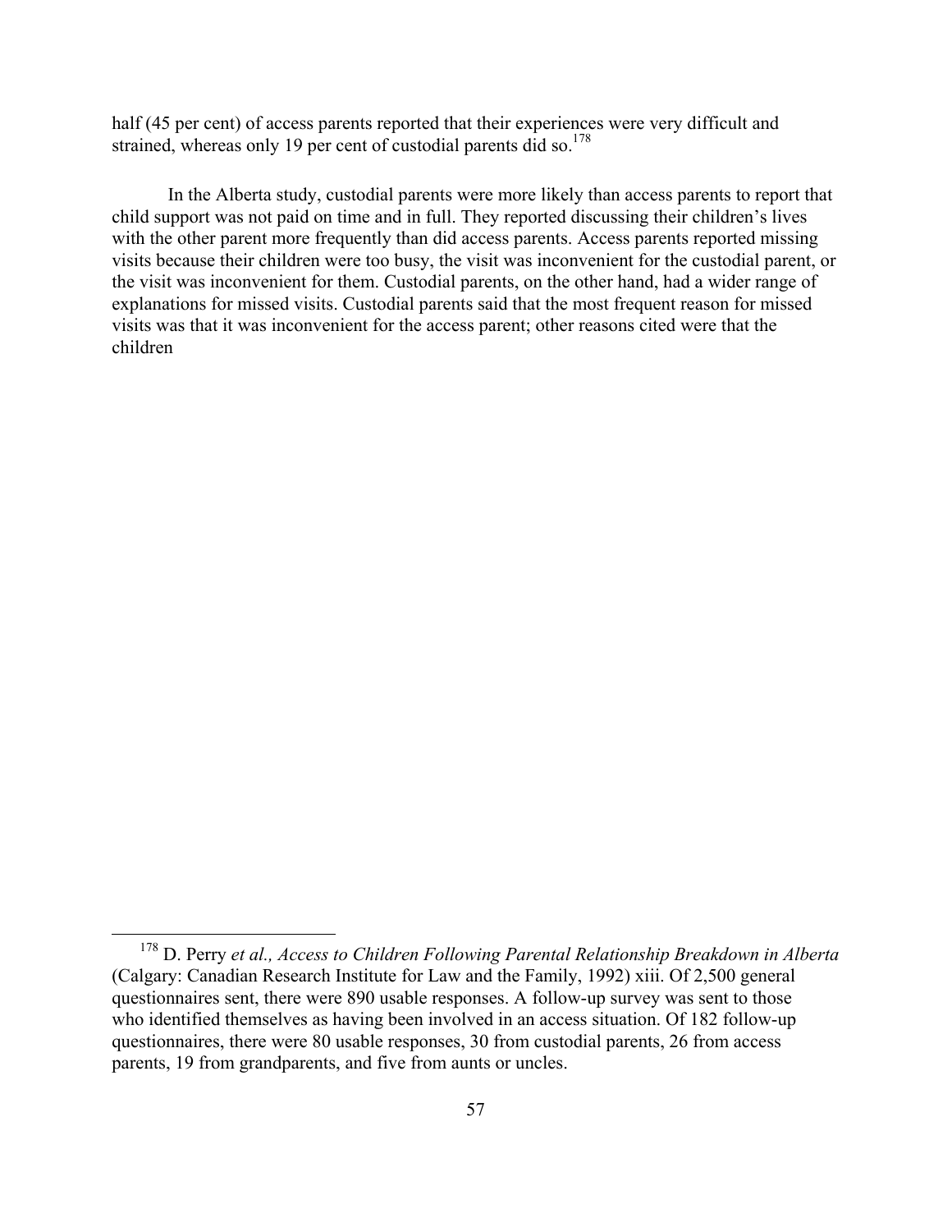half (45 per cent) of access parents reported that their experiences were very difficult and strained, whereas only 19 per cent of custodial parents did so.[178]

In the Alberta study, custodial parents were more likely than access parents to report that child support was not paid on time and in full. They reported discussing their children's lives with the other parent more frequently than did access parents. Access parents reported missing visits because their children were too busy, the visit was inconvenient for the custodial parent, or the visit was inconvenient for them. Custodial parents, on the other hand, had a wider range of explanations for missed visits. Custodial parents said that the most frequent reason for missed visits was that it was inconvenient for the access parent; other reasons cited were that the children

---

[178] D. Perry *et al., Access to Children Following Parental Relationship Breakdown in Alberta* (Calgary: Canadian Research Institute for Law and the Family, 1992) xiii. Of 2,500 general questionnaires sent, there were 890 usable responses. A follow-up survey was sent to those who identified themselves as having been involved in an access situation. Of 182 follow-up questionnaires, there were 80 usable responses, 30 from custodial parents, 26 from access parents, 19 from grandparents, and five from aunts or uncles.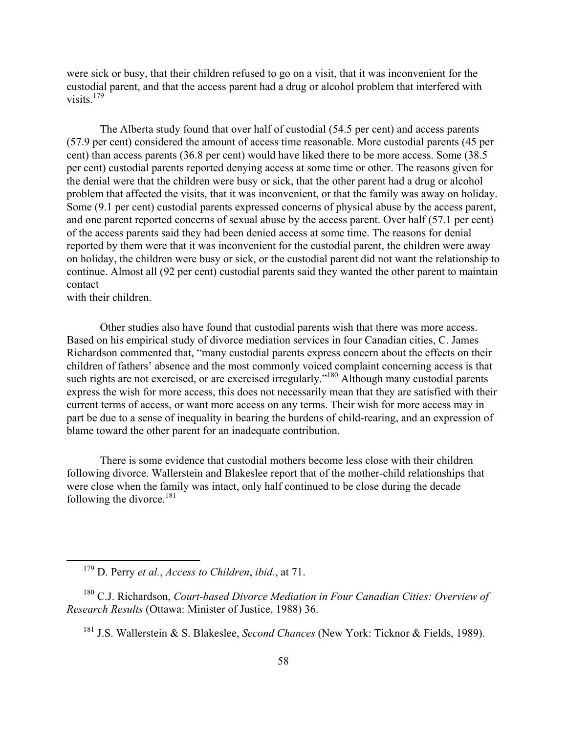were sick or busy, that their children refused to go on a visit, that it was inconvenient for the custodial parent, and that the access parent had a drug or alcohol problem that interfered with visits.[179]

The Alberta study found that over half of custodial (54.5 per cent) and access parents (57.9 per cent) considered the amount of access time reasonable. More custodial parents (45 per cent) than access parents (36.8 per cent) would have liked there to be more access. Some (38.5 per cent) custodial parents reported denying access at some time or other. The reasons given for the denial were that the children were busy or sick, that the other parent had a drug or alcohol problem that affected the visits, that it was inconvenient, or that the family was away on holiday. Some (9.1 per cent) custodial parents expressed concerns of physical abuse by the access parent, and one parent reported concerns of sexual abuse by the access parent. Over half (57.1 per cent) of the access parents said they had been denied access at some time. The reasons for denial reported by them were that it was inconvenient for the custodial parent, the children were away on holiday, the children were busy or sick, or the custodial parent did not want the relationship to continue. Almost all (92 per cent) custodial parents said they wanted the other parent to maintain contact with their children.

Other studies also have found that custodial parents wish that there was more access. Based on his empirical study of divorce mediation services in four Canadian cities, C. James Richardson commented that, "many custodial parents express concern about the effects on their children of fathers' absence and the most commonly voiced complaint concerning access is that such rights are not exercised, or are exercised irregularly."[180] Although many custodial parents express the wish for more access, this does not necessarily mean that they are satisfied with their current terms of access, or want more access on any terms. Their wish for more access may in part be due to a sense of inequality in bearing the burdens of child-rearing, and an expression of blame toward the other parent for an inadequate contribution.

There is some evidence that custodial mothers become less close with their children following divorce. Wallerstein and Blakeslee report that of the mother-child relationships that were close when the family was intact, only half continued to be close during the decade following the divorce.[181]

---

[179] D. Perry *et al.*, *Access to Children*, *ibid.*, at 71.

[180] C.J. Richardson, *Court-based Divorce Mediation in Four Canadian Cities: Overview of Research Results* (Ottawa: Minister of Justice, 1988) 36.

[181] J.S. Wallerstein & S. Blakeslee, *Second Chances* (New York: Ticknor & Fields, 1989).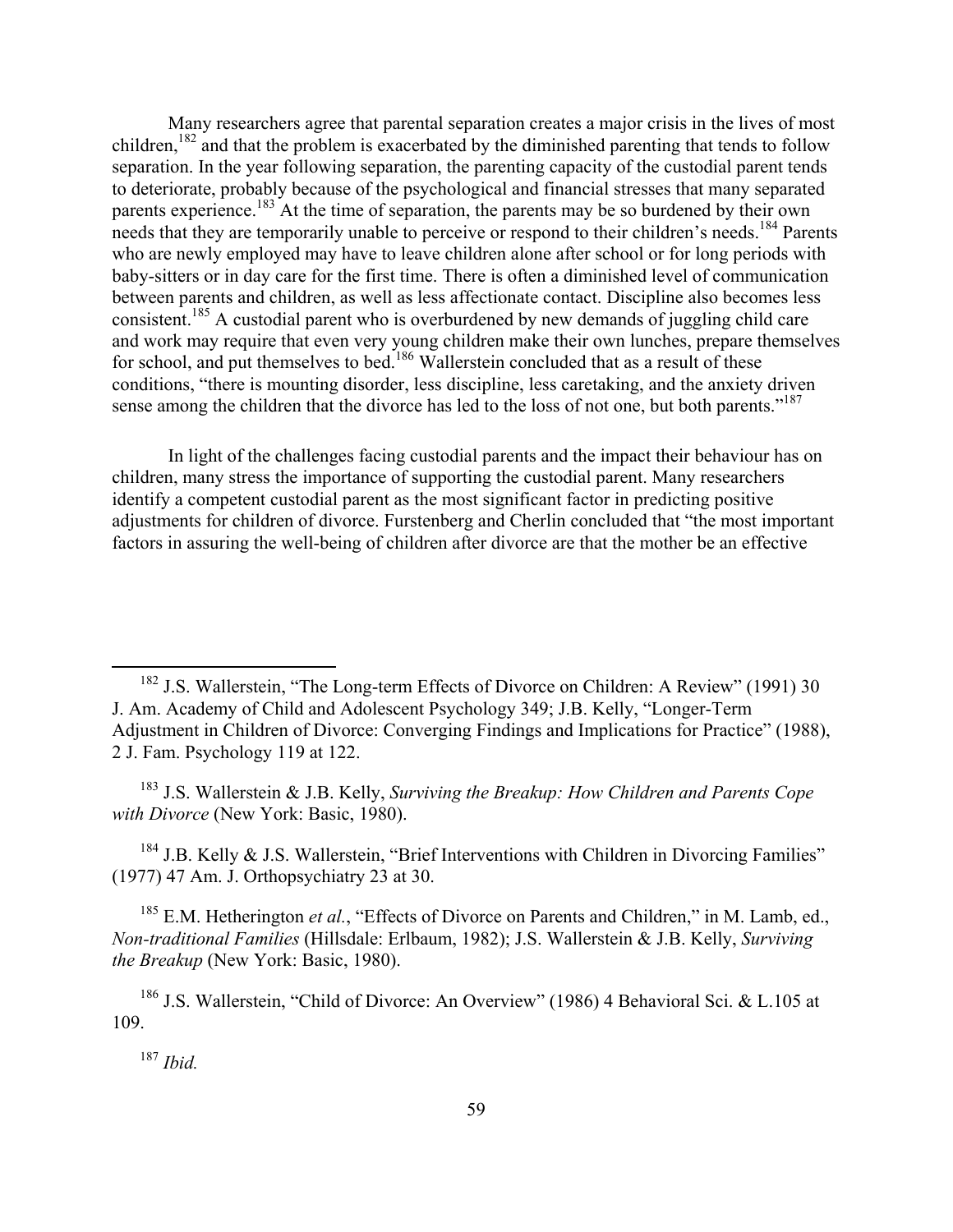Many researchers agree that parental separation creates a major crisis in the lives of most children,[182] and that the problem is exacerbated by the diminished parenting that tends to follow separation. In the year following separation, the parenting capacity of the custodial parent tends to deteriorate, probably because of the psychological and financial stresses that many separated parents experience.[183] At the time of separation, the parents may be so burdened by their own needs that they are temporarily unable to perceive or respond to their children's needs.[184] Parents who are newly employed may have to leave children alone after school or for long periods with baby-sitters or in day care for the first time. There is often a diminished level of communication between parents and children, as well as less affectionate contact. Discipline also becomes less consistent.[185] A custodial parent who is overburdened by new demands of juggling child care and work may require that even very young children make their own lunches, prepare themselves for school, and put themselves to bed.[186] Wallerstein concluded that as a result of these conditions, "there is mounting disorder, less discipline, less caretaking, and the anxiety driven sense among the children that the divorce has led to the loss of not one, but both parents."[187]

In light of the challenges facing custodial parents and the impact their behaviour has on children, many stress the importance of supporting the custodial parent. Many researchers identify a competent custodial parent as the most significant factor in predicting positive adjustments for children of divorce. Furstenberg and Cherlin concluded that "the most important factors in assuring the well-being of children after divorce are that the mother be an effective

---

[182] J.S. Wallerstein, "The Long-term Effects of Divorce on Children: A Review" (1991) 30 J. Am. Academy of Child and Adolescent Psychology 349; J.B. Kelly, "Longer-Term Adjustment in Children of Divorce: Converging Findings and Implications for Practice" (1988), 2 J. Fam. Psychology 119 at 122.

[183] J.S. Wallerstein & J.B. Kelly, *Surviving the Breakup: How Children and Parents Cope with Divorce* (New York: Basic, 1980).

[184] J.B. Kelly & J.S. Wallerstein, "Brief Interventions with Children in Divorcing Families" (1977) 47 Am. J. Orthopsychiatry 23 at 30.

[185] E.M. Hetherington *et al.*, "Effects of Divorce on Parents and Children," in M. Lamb, ed., *Non-traditional Families* (Hillsdale: Erlbaum, 1982); J.S. Wallerstein & J.B. Kelly, *Surviving the Breakup* (New York: Basic, 1980).

[186] J.S. Wallerstein, "Child of Divorce: An Overview" (1986) 4 Behavioral Sci. & L.105 at 109.

[187] *Ibid.*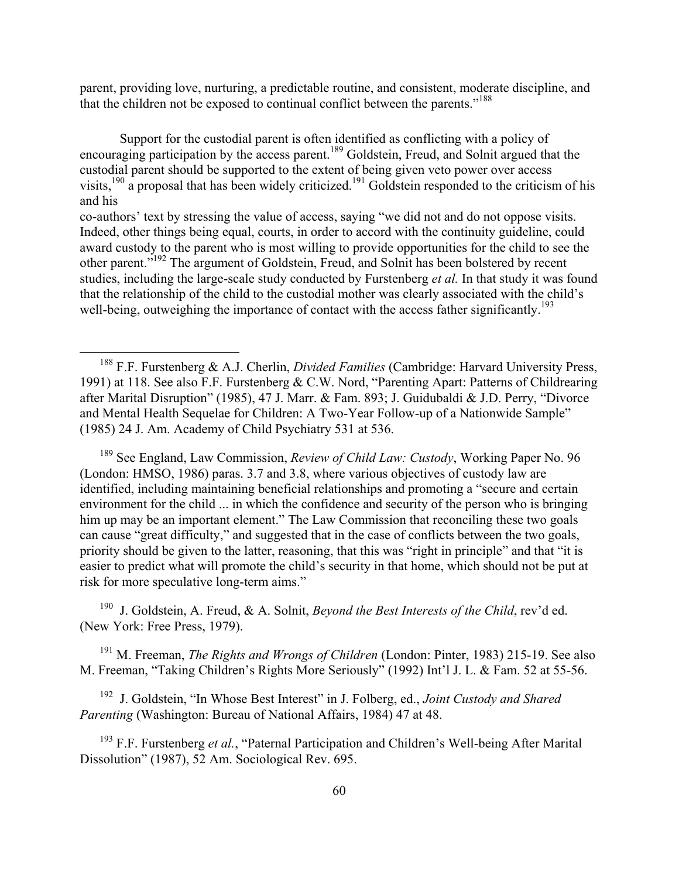parent, providing love, nurturing, a predictable routine, and consistent, moderate discipline, and that the children not be exposed to continual conflict between the parents."[188]

Support for the custodial parent is often identified as conflicting with a policy of encouraging participation by the access parent.[189] Goldstein, Freud, and Solnit argued that the custodial parent should be supported to the extent of being given veto power over access visits,[190] a proposal that has been widely criticized.[191] Goldstein responded to the criticism of his and his co-authors' text by stressing the value of access, saying "we did not and do not oppose visits. Indeed, other things being equal, courts, in order to accord with the continuity guideline, could award custody to the parent who is most willing to provide opportunities for the child to see the other parent."[192] The argument of Goldstein, Freud, and Solnit has been bolstered by recent studies, including the large-scale study conducted by Furstenberg *et al.* In that study it was found that the relationship of the child to the custodial mother was clearly associated with the child's well-being, outweighing the importance of contact with the access father significantly.[193]

---

[188] F.F. Furstenberg & A.J. Cherlin, *Divided Families* (Cambridge: Harvard University Press, 1991) at 118. See also F.F. Furstenberg & C.W. Nord, "Parenting Apart: Patterns of Childrearing after Marital Disruption" (1985), 47 J. Marr. & Fam. 893; J. Guidubaldi & J.D. Perry, "Divorce and Mental Health Sequelae for Children: A Two-Year Follow-up of a Nationwide Sample" (1985) 24 J. Am. Academy of Child Psychiatry 531 at 536.

[189] See England, Law Commission, *Review of Child Law: Custody*, Working Paper No. 96 (London: HMSO, 1986) paras. 3.7 and 3.8, where various objectives of custody law are identified, including maintaining beneficial relationships and promoting a "secure and certain environment for the child ... in which the confidence and security of the person who is bringing him up may be an important element." The Law Commission that reconciling these two goals can cause "great difficulty," and suggested that in the case of conflicts between the two goals, priority should be given to the latter, reasoning, that this was "right in principle" and that "it is easier to predict what will promote the child's security in that home, which should not be put at risk for more speculative long-term aims."

[190] J. Goldstein, A. Freud, & A. Solnit, *Beyond the Best Interests of the Child*, rev'd ed. (New York: Free Press, 1979).

[191] M. Freeman, *The Rights and Wrongs of Children* (London: Pinter, 1983) 215-19. See also M. Freeman, "Taking Children's Rights More Seriously" (1992) Int'l J. L. & Fam. 52 at 55-56.

[192] J. Goldstein, "In Whose Best Interest" in J. Folberg, ed., *Joint Custody and Shared Parenting* (Washington: Bureau of National Affairs, 1984) 47 at 48.

[193] F.F. Furstenberg *et al.*, "Paternal Participation and Children's Well-being After Marital Dissolution" (1987), 52 Am. Sociological Rev. 695.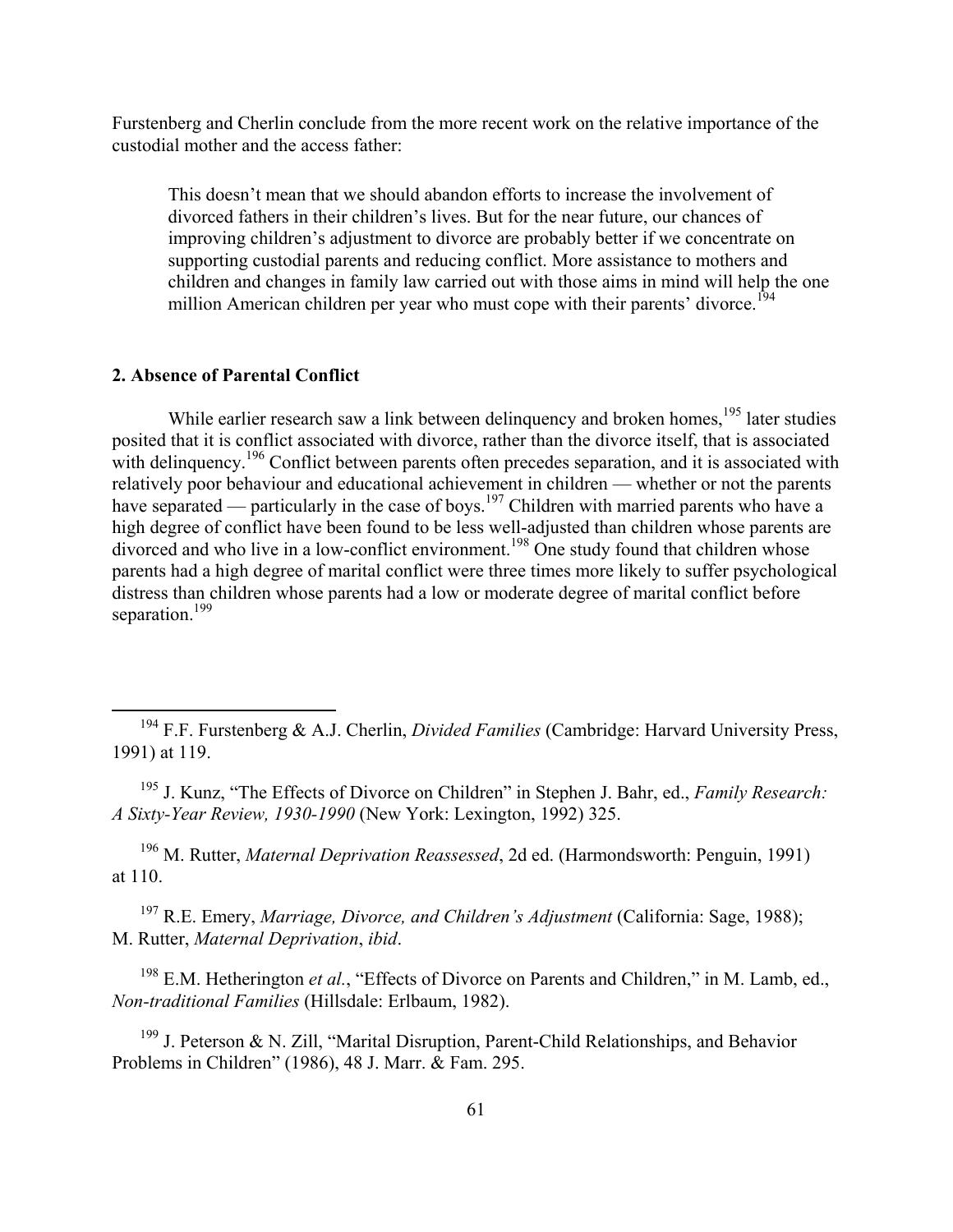Furstenberg and Cherlin conclude from the more recent work on the relative importance of the custodial mother and the access father:

> This doesn't mean that we should abandon efforts to increase the involvement of divorced fathers in their children's lives. But for the near future, our chances of improving children's adjustment to divorce are probably better if we concentrate on supporting custodial parents and reducing conflict. More assistance to mothers and children and changes in family law carried out with those aims in mind will help the one million American children per year who must cope with their parents' divorce.[194]

### 2. Absence of Parental Conflict

While earlier research saw a link between delinquency and broken homes,[195] later studies posited that it is conflict associated with divorce, rather than the divorce itself, that is associated with delinquency.[196] Conflict between parents often precedes separation, and it is associated with relatively poor behaviour and educational achievement in children — whether or not the parents have separated — particularly in the case of boys.[197] Children with married parents who have a high degree of conflict have been found to be less well-adjusted than children whose parents are divorced and who live in a low-conflict environment.[198] One study found that children whose parents had a high degree of marital conflict were three times more likely to suffer psychological distress than children whose parents had a low or moderate degree of marital conflict before separation.[199]

---

[194] F.F. Furstenberg & A.J. Cherlin, *Divided Families* (Cambridge: Harvard University Press, 1991) at 119.

[195] J. Kunz, "The Effects of Divorce on Children" in Stephen J. Bahr, ed., *Family Research: A Sixty-Year Review, 1930-1990* (New York: Lexington, 1992) 325.

[196] M. Rutter, *Maternal Deprivation Reassessed*, 2d ed. (Harmondsworth: Penguin, 1991) at 110.

[197] R.E. Emery, *Marriage, Divorce, and Children's Adjustment* (California: Sage, 1988); M. Rutter, *Maternal Deprivation*, *ibid*.

[198] E.M. Hetherington *et al.*, "Effects of Divorce on Parents and Children," in M. Lamb, ed., *Non-traditional Families* (Hillsdale: Erlbaum, 1982).

[199] J. Peterson & N. Zill, "Marital Disruption, Parent-Child Relationships, and Behavior Problems in Children" (1986), 48 J. Marr. & Fam. 295.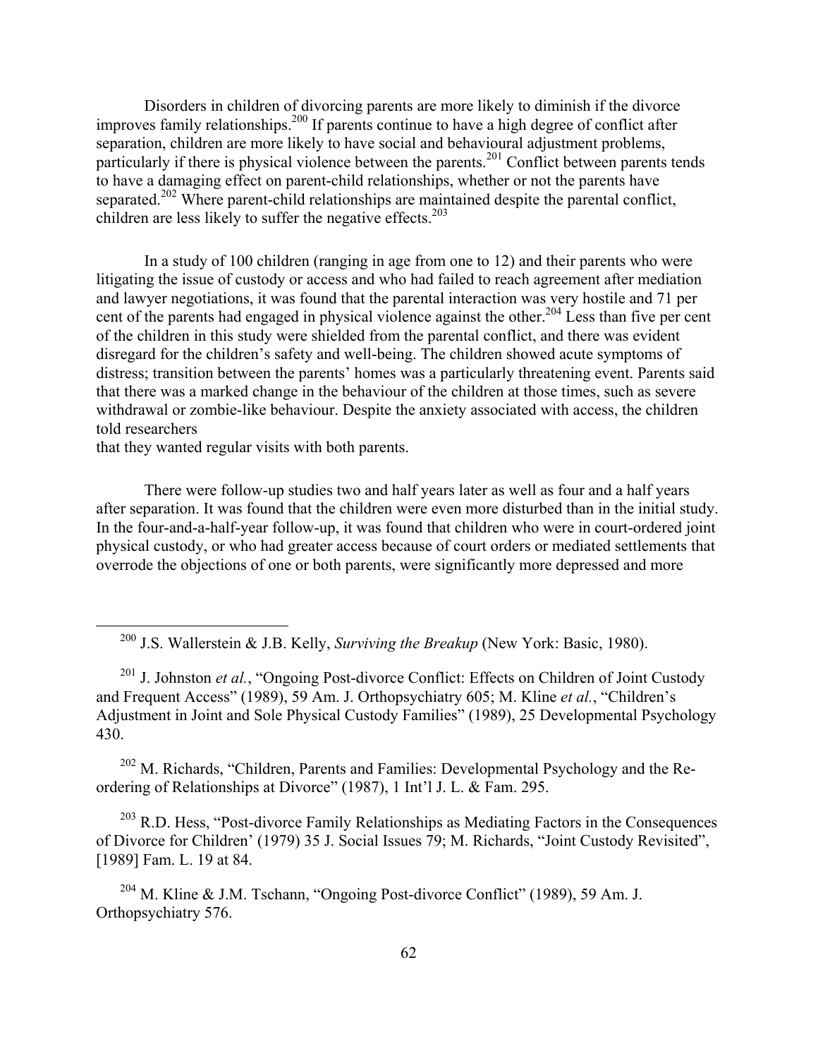Disorders in children of divorcing parents are more likely to diminish if the divorce improves family relationships.[200] If parents continue to have a high degree of conflict after separation, children are more likely to have social and behavioural adjustment problems, particularly if there is physical violence between the parents.[201] Conflict between parents tends to have a damaging effect on parent-child relationships, whether or not the parents have separated.[202] Where parent-child relationships are maintained despite the parental conflict, children are less likely to suffer the negative effects.[203]

In a study of 100 children (ranging in age from one to 12) and their parents who were litigating the issue of custody or access and who had failed to reach agreement after mediation and lawyer negotiations, it was found that the parental interaction was very hostile and 71 per cent of the parents had engaged in physical violence against the other.[204] Less than five per cent of the children in this study were shielded from the parental conflict, and there was evident disregard for the children's safety and well-being. The children showed acute symptoms of distress; transition between the parents' homes was a particularly threatening event. Parents said that there was a marked change in the behaviour of the children at those times, such as severe withdrawal or zombie-like behaviour. Despite the anxiety associated with access, the children told researchers
that they wanted regular visits with both parents.

There were follow-up studies two and half years later as well as four and a half years after separation. It was found that the children were even more disturbed than in the initial study. In the four-and-a-half-year follow-up, it was found that children who were in court-ordered joint physical custody, or who had greater access because of court orders or mediated settlements that overrode the objections of one or both parents, were significantly more depressed and more

---

[200] J.S. Wallerstein & J.B. Kelly, *Surviving the Breakup* (New York: Basic, 1980).

[201] J. Johnston *et al.*, "Ongoing Post-divorce Conflict: Effects on Children of Joint Custody and Frequent Access" (1989), 59 Am. J. Orthopsychiatry 605; M. Kline *et al.*, "Children's Adjustment in Joint and Sole Physical Custody Families" (1989), 25 Developmental Psychology 430.

[202] M. Richards, "Children, Parents and Families: Developmental Psychology and the Re-ordering of Relationships at Divorce" (1987), 1 Int'l J. L. & Fam. 295.

[203] R.D. Hess, "Post-divorce Family Relationships as Mediating Factors in the Consequences of Divorce for Children' (1979) 35 J. Social Issues 79; M. Richards, "Joint Custody Revisited", [1989] Fam. L. 19 at 84.

[204] M. Kline & J.M. Tschann, "Ongoing Post-divorce Conflict" (1989), 59 Am. J. Orthopsychiatry 576.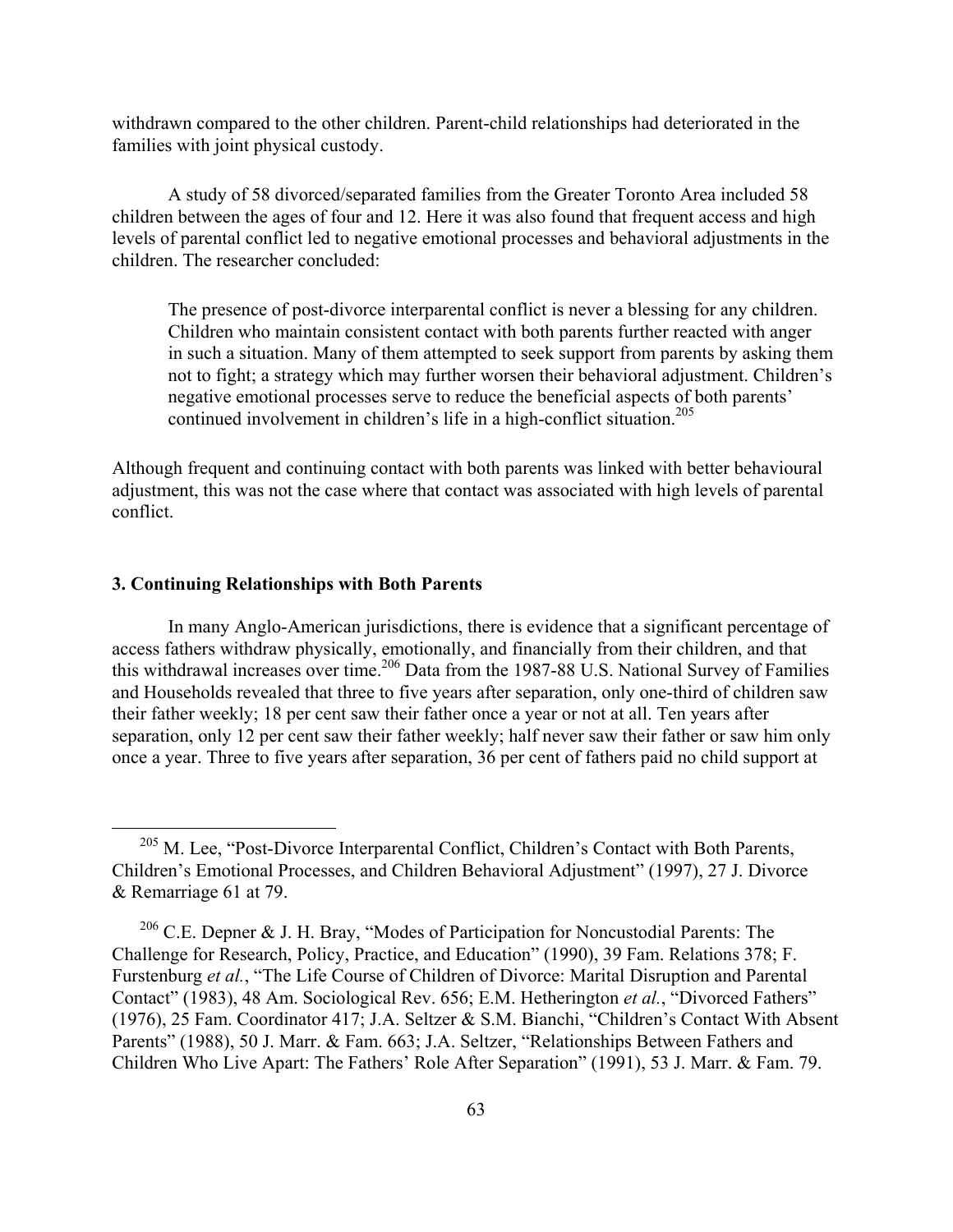withdrawn compared to the other children. Parent-child relationships had deteriorated in the families with joint physical custody.

A study of 58 divorced/separated families from the Greater Toronto Area included 58 children between the ages of four and 12. Here it was also found that frequent access and high levels of parental conflict led to negative emotional processes and behavioral adjustments in the children. The researcher concluded:

> The presence of post-divorce interparental conflict is never a blessing for any children. Children who maintain consistent contact with both parents further reacted with anger in such a situation. Many of them attempted to seek support from parents by asking them not to fight; a strategy which may further worsen their behavioral adjustment. Children's negative emotional processes serve to reduce the beneficial aspects of both parents' continued involvement in children's life in a high-conflict situation.[205]

Although frequent and continuing contact with both parents was linked with better behavioural adjustment, this was not the case where that contact was associated with high levels of parental conflict.

### 3. Continuing Relationships with Both Parents

In many Anglo-American jurisdictions, there is evidence that a significant percentage of access fathers withdraw physically, emotionally, and financially from their children, and that this withdrawal increases over time.[206] Data from the 1987-88 U.S. National Survey of Families and Households revealed that three to five years after separation, only one-third of children saw their father weekly; 18 per cent saw their father once a year or not at all. Ten years after separation, only 12 per cent saw their father weekly; half never saw their father or saw him only once a year. Three to five years after separation, 36 per cent of fathers paid no child support at

---

[205] M. Lee, "Post-Divorce Interparental Conflict, Children's Contact with Both Parents, Children's Emotional Processes, and Children Behavioral Adjustment" (1997), 27 J. Divorce & Remarriage 61 at 79.

[206] C.E. Depner & J. H. Bray, "Modes of Participation for Noncustodial Parents: The Challenge for Research, Policy, Practice, and Education" (1990), 39 Fam. Relations 378; F. Furstenburg *et al.*, "The Life Course of Children of Divorce: Marital Disruption and Parental Contact" (1983), 48 Am. Sociological Rev. 656; E.M. Hetherington *et al.*, "Divorced Fathers" (1976), 25 Fam. Coordinator 417; J.A. Seltzer & S.M. Bianchi, "Children's Contact With Absent Parents" (1988), 50 J. Marr. & Fam. 663; J.A. Seltzer, "Relationships Between Fathers and Children Who Live Apart: The Fathers' Role After Separation" (1991), 53 J. Marr. & Fam. 79.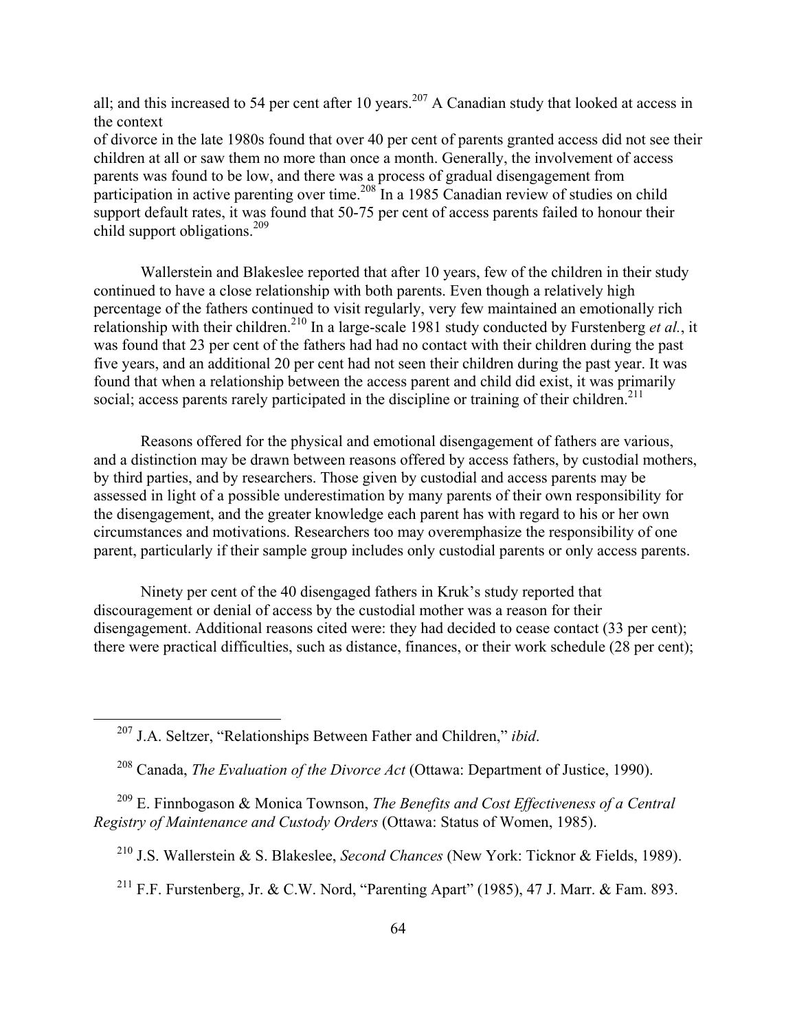all; and this increased to 54 per cent after 10 years.[207] A Canadian study that looked at access in the context of divorce in the late 1980s found that over 40 per cent of parents granted access did not see their children at all or saw them no more than once a month. Generally, the involvement of access parents was found to be low, and there was a process of gradual disengagement from participation in active parenting over time.[208] In a 1985 Canadian review of studies on child support default rates, it was found that 50-75 per cent of access parents failed to honour their child support obligations.[209]

Wallerstein and Blakeslee reported that after 10 years, few of the children in their study continued to have a close relationship with both parents. Even though a relatively high percentage of the fathers continued to visit regularly, very few maintained an emotionally rich relationship with their children.[210] In a large-scale 1981 study conducted by Furstenberg *et al.*, it was found that 23 per cent of the fathers had had no contact with their children during the past five years, and an additional 20 per cent had not seen their children during the past year. It was found that when a relationship between the access parent and child did exist, it was primarily social; access parents rarely participated in the discipline or training of their children.[211]

Reasons offered for the physical and emotional disengagement of fathers are various, and a distinction may be drawn between reasons offered by access fathers, by custodial mothers, by third parties, and by researchers. Those given by custodial and access parents may be assessed in light of a possible underestimation by many parents of their own responsibility for the disengagement, and the greater knowledge each parent has with regard to his or her own circumstances and motivations. Researchers too may overemphasize the responsibility of one parent, particularly if their sample group includes only custodial parents or only access parents.

Ninety per cent of the 40 disengaged fathers in Kruk's study reported that discouragement or denial of access by the custodial mother was a reason for their disengagement. Additional reasons cited were: they had decided to cease contact (33 per cent); there were practical difficulties, such as distance, finances, or their work schedule (28 per cent);

---

[207] J.A. Seltzer, "Relationships Between Father and Children," *ibid*.

[208] Canada, *The Evaluation of the Divorce Act* (Ottawa: Department of Justice, 1990).

[209] E. Finnbogason & Monica Townson, *The Benefits and Cost Effectiveness of a Central Registry of Maintenance and Custody Orders* (Ottawa: Status of Women, 1985).

[210] J.S. Wallerstein & S. Blakeslee, *Second Chances* (New York: Ticknor & Fields, 1989).

[211] F.F. Furstenberg, Jr. & C.W. Nord, "Parenting Apart" (1985), 47 J. Marr. & Fam. 893.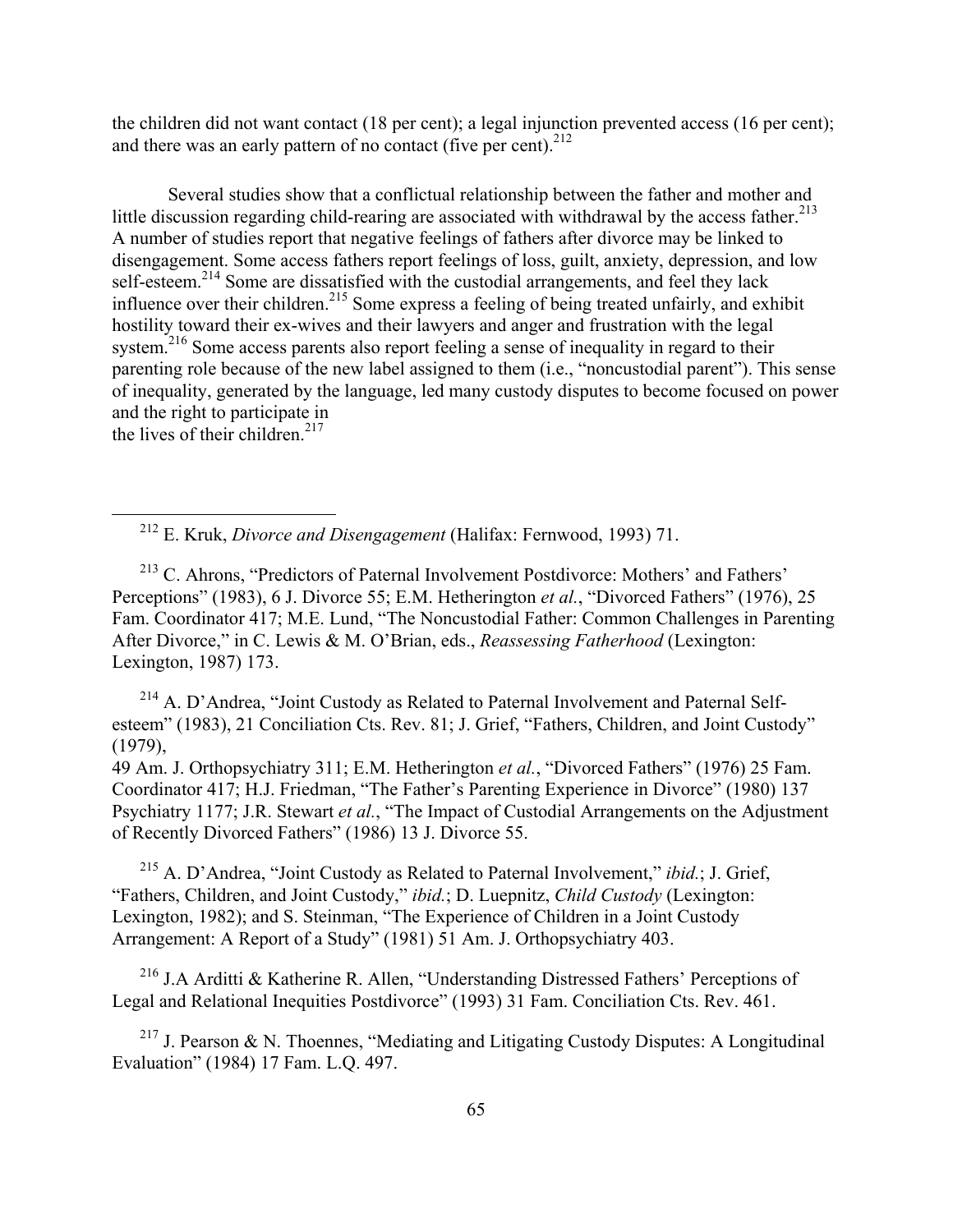the children did not want contact (18 per cent); a legal injunction prevented access (16 per cent); and there was an early pattern of no contact (five per cent).[212]

Several studies show that a conflictual relationship between the father and mother and little discussion regarding child-rearing are associated with withdrawal by the access father.[213] A number of studies report that negative feelings of fathers after divorce may be linked to disengagement. Some access fathers report feelings of loss, guilt, anxiety, depression, and low self-esteem.[214] Some are dissatisfied with the custodial arrangements, and feel they lack influence over their children.[215] Some express a feeling of being treated unfairly, and exhibit hostility toward their ex-wives and their lawyers and anger and frustration with the legal system.[216] Some access parents also report feeling a sense of inequality in regard to their parenting role because of the new label assigned to them (i.e., "noncustodial parent"). This sense of inequality, generated by the language, led many custody disputes to become focused on power and the right to participate in the lives of their children.[217]

---

[212] E. Kruk, *Divorce and Disengagement* (Halifax: Fernwood, 1993) 71.

[213] C. Ahrons, "Predictors of Paternal Involvement Postdivorce: Mothers' and Fathers' Perceptions" (1983), 6 J. Divorce 55; E.M. Hetherington *et al.*, "Divorced Fathers" (1976), 25 Fam. Coordinator 417; M.E. Lund, "The Noncustodial Father: Common Challenges in Parenting After Divorce," in C. Lewis & M. O'Brian, eds., *Reassessing Fatherhood* (Lexington: Lexington, 1987) 173.

[214] A. D'Andrea, "Joint Custody as Related to Paternal Involvement and Paternal Self-esteem" (1983), 21 Conciliation Cts. Rev. 81; J. Grief, "Fathers, Children, and Joint Custody" (1979), 49 Am. J. Orthopsychiatry 311; E.M. Hetherington *et al.*, "Divorced Fathers" (1976) 25 Fam. Coordinator 417; H.J. Friedman, "The Father's Parenting Experience in Divorce" (1980) 137 Psychiatry 1177; J.R. Stewart *et al.*, "The Impact of Custodial Arrangements on the Adjustment of Recently Divorced Fathers" (1986) 13 J. Divorce 55.

[215] A. D'Andrea, "Joint Custody as Related to Paternal Involvement," *ibid.*; J. Grief, "Fathers, Children, and Joint Custody," *ibid.*; D. Luepnitz, *Child Custody* (Lexington: Lexington, 1982); and S. Steinman, "The Experience of Children in a Joint Custody Arrangement: A Report of a Study" (1981) 51 Am. J. Orthopsychiatry 403.

[216] J.A Arditti & Katherine R. Allen, "Understanding Distressed Fathers' Perceptions of Legal and Relational Inequities Postdivorce" (1993) 31 Fam. Conciliation Cts. Rev. 461.

[217] J. Pearson & N. Thoennes, "Mediating and Litigating Custody Disputes: A Longitudinal Evaluation" (1984) 17 Fam. L.Q. 497.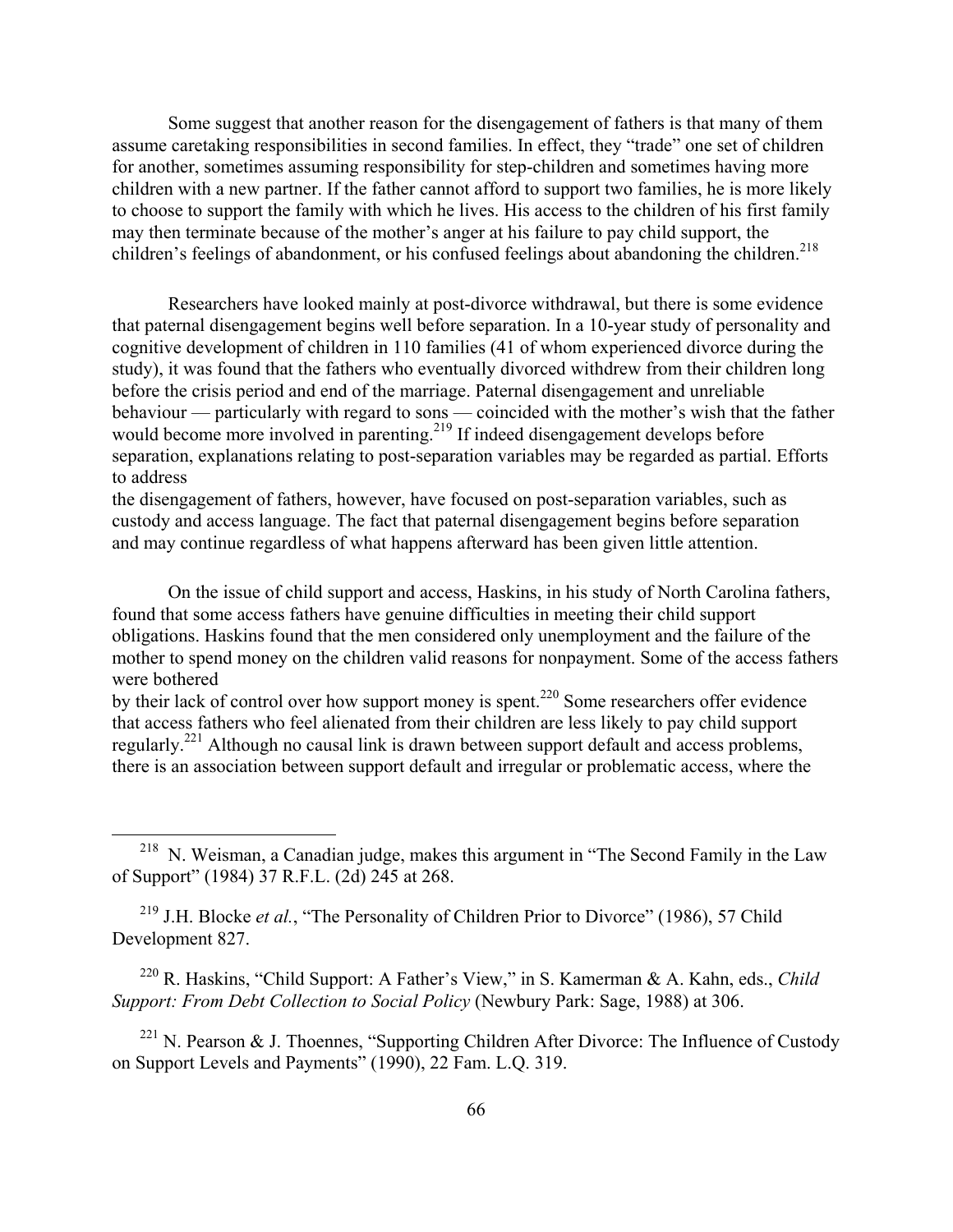Some suggest that another reason for the disengagement of fathers is that many of them assume caretaking responsibilities in second families. In effect, they "trade" one set of children for another, sometimes assuming responsibility for step-children and sometimes having more children with a new partner. If the father cannot afford to support two families, he is more likely to choose to support the family with which he lives. His access to the children of his first family may then terminate because of the mother's anger at his failure to pay child support, the children's feelings of abandonment, or his confused feelings about abandoning the children.[218]

Researchers have looked mainly at post-divorce withdrawal, but there is some evidence that paternal disengagement begins well before separation. In a 10-year study of personality and cognitive development of children in 110 families (41 of whom experienced divorce during the study), it was found that the fathers who eventually divorced withdrew from their children long before the crisis period and end of the marriage. Paternal disengagement and unreliable behaviour — particularly with regard to sons — coincided with the mother's wish that the father would become more involved in parenting.[219] If indeed disengagement develops before separation, explanations relating to post-separation variables may be regarded as partial. Efforts to address the disengagement of fathers, however, have focused on post-separation variables, such as custody and access language. The fact that paternal disengagement begins before separation and may continue regardless of what happens afterward has been given little attention.

On the issue of child support and access, Haskins, in his study of North Carolina fathers, found that some access fathers have genuine difficulties in meeting their child support obligations. Haskins found that the men considered only unemployment and the failure of the mother to spend money on the children valid reasons for nonpayment. Some of the access fathers were bothered by their lack of control over how support money is spent.[220] Some researchers offer evidence that access fathers who feel alienated from their children are less likely to pay child support regularly.[221] Although no causal link is drawn between support default and access problems, there is an association between support default and irregular or problematic access, where the

[218] N. Weisman, a Canadian judge, makes this argument in "The Second Family in the Law of Support" (1984) 37 R.F.L. (2d) 245 at 268.

[219] J.H. Blocke *et al.*, "The Personality of Children Prior to Divorce" (1986), 57 Child Development 827.

[220] R. Haskins, "Child Support: A Father's View," in S. Kamerman & A. Kahn, eds., *Child Support: From Debt Collection to Social Policy* (Newbury Park: Sage, 1988) at 306.

[221] N. Pearson & J. Thoennes, "Supporting Children After Divorce: The Influence of Custody on Support Levels and Payments" (1990), 22 Fam. L.Q. 319.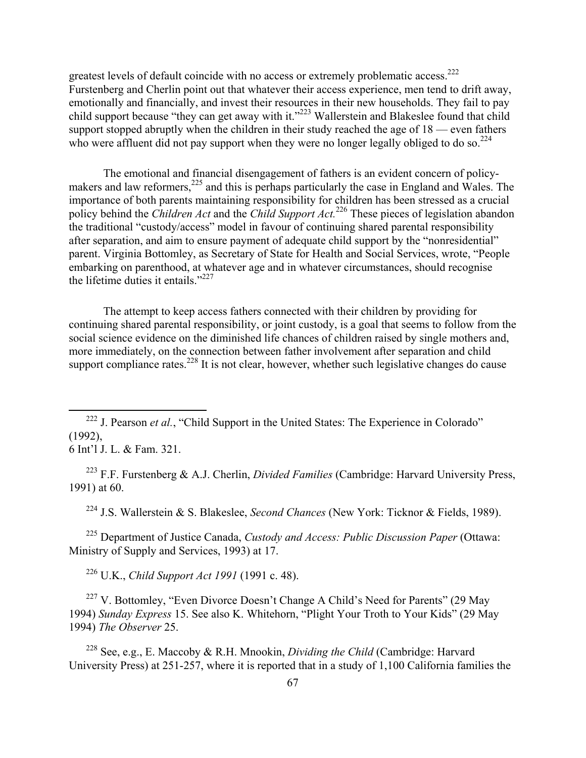greatest levels of default coincide with no access or extremely problematic access.[222] Furstenberg and Cherlin point out that whatever their access experience, men tend to drift away, emotionally and financially, and invest their resources in their new households. They fail to pay child support because "they can get away with it."[223] Wallerstein and Blakeslee found that child support stopped abruptly when the children in their study reached the age of 18 — even fathers who were affluent did not pay support when they were no longer legally obliged to do so.[224]

The emotional and financial disengagement of fathers is an evident concern of policy-makers and law reformers,[225] and this is perhaps particularly the case in England and Wales. The importance of both parents maintaining responsibility for children has been stressed as a crucial policy behind the *Children Act* and the *Child Support Act.*[226] These pieces of legislation abandon the traditional "custody/access" model in favour of continuing shared parental responsibility after separation, and aim to ensure payment of adequate child support by the "nonresidential" parent. Virginia Bottomley, as Secretary of State for Health and Social Services, wrote, "People embarking on parenthood, at whatever age and in whatever circumstances, should recognise the lifetime duties it entails."[227]

The attempt to keep access fathers connected with their children by providing for continuing shared parental responsibility, or joint custody, is a goal that seems to follow from the social science evidence on the diminished life chances of children raised by single mothers and, more immediately, on the connection between father involvement after separation and child support compliance rates.[228] It is not clear, however, whether such legislative changes do cause

---

[222] J. Pearson *et al.*, "Child Support in the United States: The Experience in Colorado" (1992), 6 Int'l J. L. & Fam. 321.

[223] F.F. Furstenberg & A.J. Cherlin, *Divided Families* (Cambridge: Harvard University Press, 1991) at 60.

[224] J.S. Wallerstein & S. Blakeslee, *Second Chances* (New York: Ticknor & Fields, 1989).

[225] Department of Justice Canada, *Custody and Access: Public Discussion Paper* (Ottawa: Ministry of Supply and Services, 1993) at 17.

[226] U.K., *Child Support Act 1991* (1991 c. 48).

[227] V. Bottomley, "Even Divorce Doesn't Change A Child's Need for Parents" (29 May 1994) *Sunday Express* 15. See also K. Whitehorn, "Plight Your Troth to Your Kids" (29 May 1994) *The Observer* 25.

[228] See, e.g., E. Maccoby & R.H. Mnookin, *Dividing the Child* (Cambridge: Harvard University Press) at 251-257, where it is reported that in a study of 1,100 California families the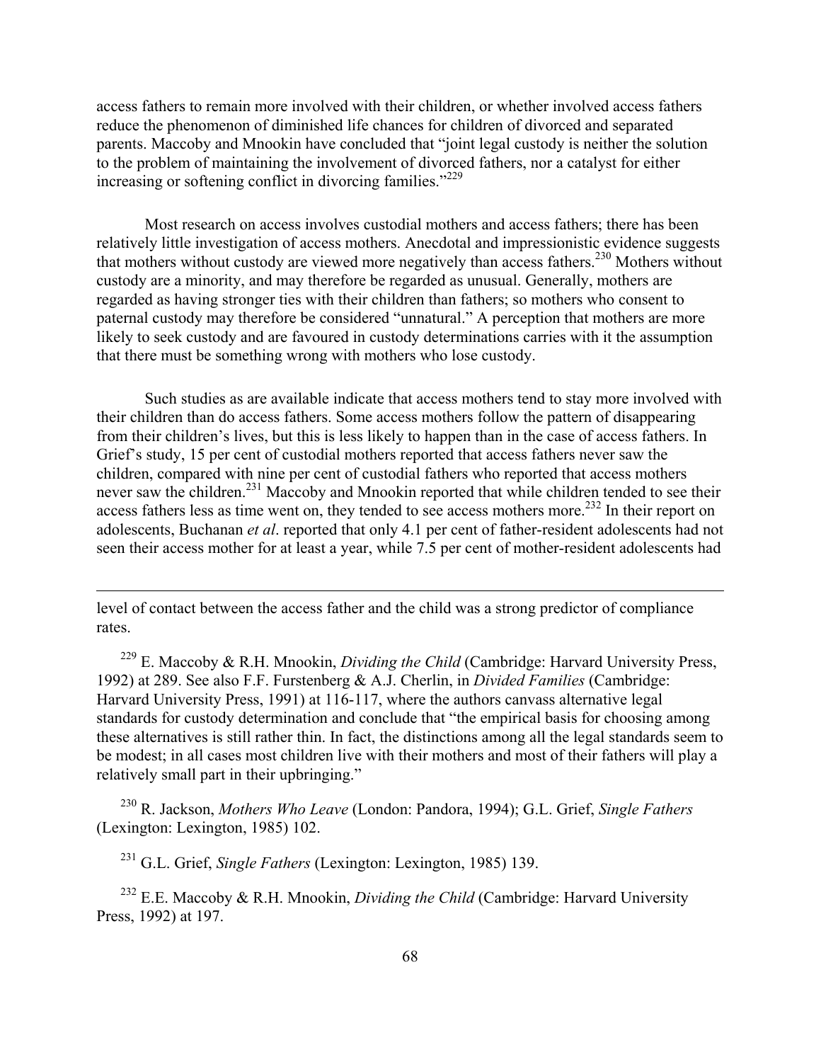access fathers to remain more involved with their children, or whether involved access fathers reduce the phenomenon of diminished life chances for children of divorced and separated parents. Maccoby and Mnookin have concluded that "joint legal custody is neither the solution to the problem of maintaining the involvement of divorced fathers, nor a catalyst for either increasing or softening conflict in divorcing families."[229]

Most research on access involves custodial mothers and access fathers; there has been relatively little investigation of access mothers. Anecdotal and impressionistic evidence suggests that mothers without custody are viewed more negatively than access fathers.[230] Mothers without custody are a minority, and may therefore be regarded as unusual. Generally, mothers are regarded as having stronger ties with their children than fathers; so mothers who consent to paternal custody may therefore be considered "unnatural." A perception that mothers are more likely to seek custody and are favoured in custody determinations carries with it the assumption that there must be something wrong with mothers who lose custody.

Such studies as are available indicate that access mothers tend to stay more involved with their children than do access fathers. Some access mothers follow the pattern of disappearing from their children's lives, but this is less likely to happen than in the case of access fathers. In Grief's study, 15 per cent of custodial mothers reported that access fathers never saw the children, compared with nine per cent of custodial fathers who reported that access mothers never saw the children.[231] Maccoby and Mnookin reported that while children tended to see their access fathers less as time went on, they tended to see access mothers more.[232] In their report on adolescents, Buchanan *et al*. reported that only 4.1 per cent of father-resident adolescents had not seen their access mother for at least a year, while 7.5 per cent of mother-resident adolescents had

---

level of contact between the access father and the child was a strong predictor of compliance rates.

[229] E. Maccoby & R.H. Mnookin, *Dividing the Child* (Cambridge: Harvard University Press, 1992) at 289. See also F.F. Furstenberg & A.J. Cherlin, in *Divided Families* (Cambridge: Harvard University Press, 1991) at 116-117, where the authors canvass alternative legal standards for custody determination and conclude that "the empirical basis for choosing among these alternatives is still rather thin. In fact, the distinctions among all the legal standards seem to be modest; in all cases most children live with their mothers and most of their fathers will play a relatively small part in their upbringing."

[230] R. Jackson, *Mothers Who Leave* (London: Pandora, 1994); G.L. Grief, *Single Fathers* (Lexington: Lexington, 1985) 102.

[231] G.L. Grief, *Single Fathers* (Lexington: Lexington, 1985) 139.

[232] E.E. Maccoby & R.H. Mnookin, *Dividing the Child* (Cambridge: Harvard University Press, 1992) at 197.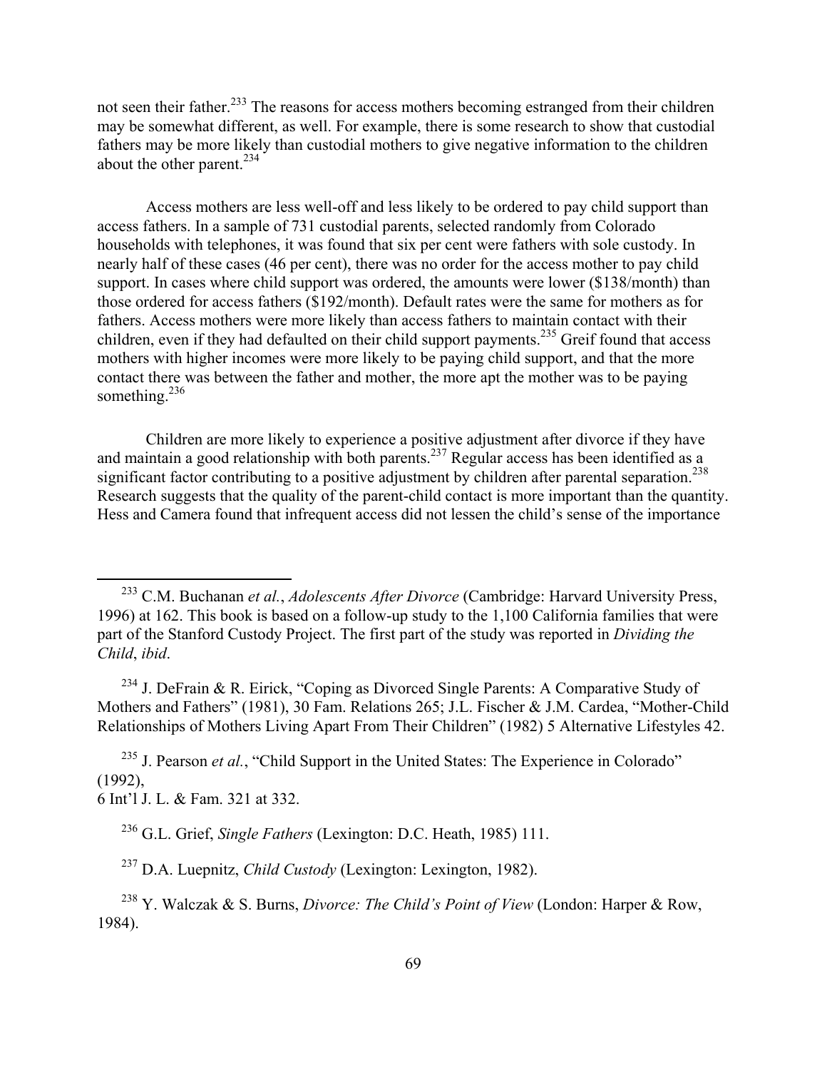not seen their father.[233] The reasons for access mothers becoming estranged from their children may be somewhat different, as well. For example, there is some research to show that custodial fathers may be more likely than custodial mothers to give negative information to the children about the other parent.[234]

Access mothers are less well-off and less likely to be ordered to pay child support than access fathers. In a sample of 731 custodial parents, selected randomly from Colorado households with telephones, it was found that six per cent were fathers with sole custody. In nearly half of these cases (46 per cent), there was no order for the access mother to pay child support. In cases where child support was ordered, the amounts were lower ($138/month) than those ordered for access fathers ($192/month). Default rates were the same for mothers as for fathers. Access mothers were more likely than access fathers to maintain contact with their children, even if they had defaulted on their child support payments.[235] Greif found that access mothers with higher incomes were more likely to be paying child support, and that the more contact there was between the father and mother, the more apt the mother was to be paying something.[236]

Children are more likely to experience a positive adjustment after divorce if they have and maintain a good relationship with both parents.[237] Regular access has been identified as a significant factor contributing to a positive adjustment by children after parental separation.[238] Research suggests that the quality of the parent-child contact is more important than the quantity. Hess and Camera found that infrequent access did not lessen the child's sense of the importance

---

[233] C.M. Buchanan *et al.*, *Adolescents After Divorce* (Cambridge: Harvard University Press, 1996) at 162. This book is based on a follow-up study to the 1,100 California families that were part of the Stanford Custody Project. The first part of the study was reported in *Dividing the Child*, *ibid*.

[234] J. DeFrain & R. Eirick, "Coping as Divorced Single Parents: A Comparative Study of Mothers and Fathers" (1981), 30 Fam. Relations 265; J.L. Fischer & J.M. Cardea, "Mother-Child Relationships of Mothers Living Apart From Their Children" (1982) 5 Alternative Lifestyles 42.

[235] J. Pearson *et al.*, "Child Support in the United States: The Experience in Colorado" (1992),
6 Int'l J. L. & Fam. 321 at 332.

[236] G.L. Grief, *Single Fathers* (Lexington: D.C. Heath, 1985) 111.

[237] D.A. Luepnitz, *Child Custody* (Lexington: Lexington, 1982).

[238] Y. Walczak & S. Burns, *Divorce: The Child's Point of View* (London: Harper & Row, 1984).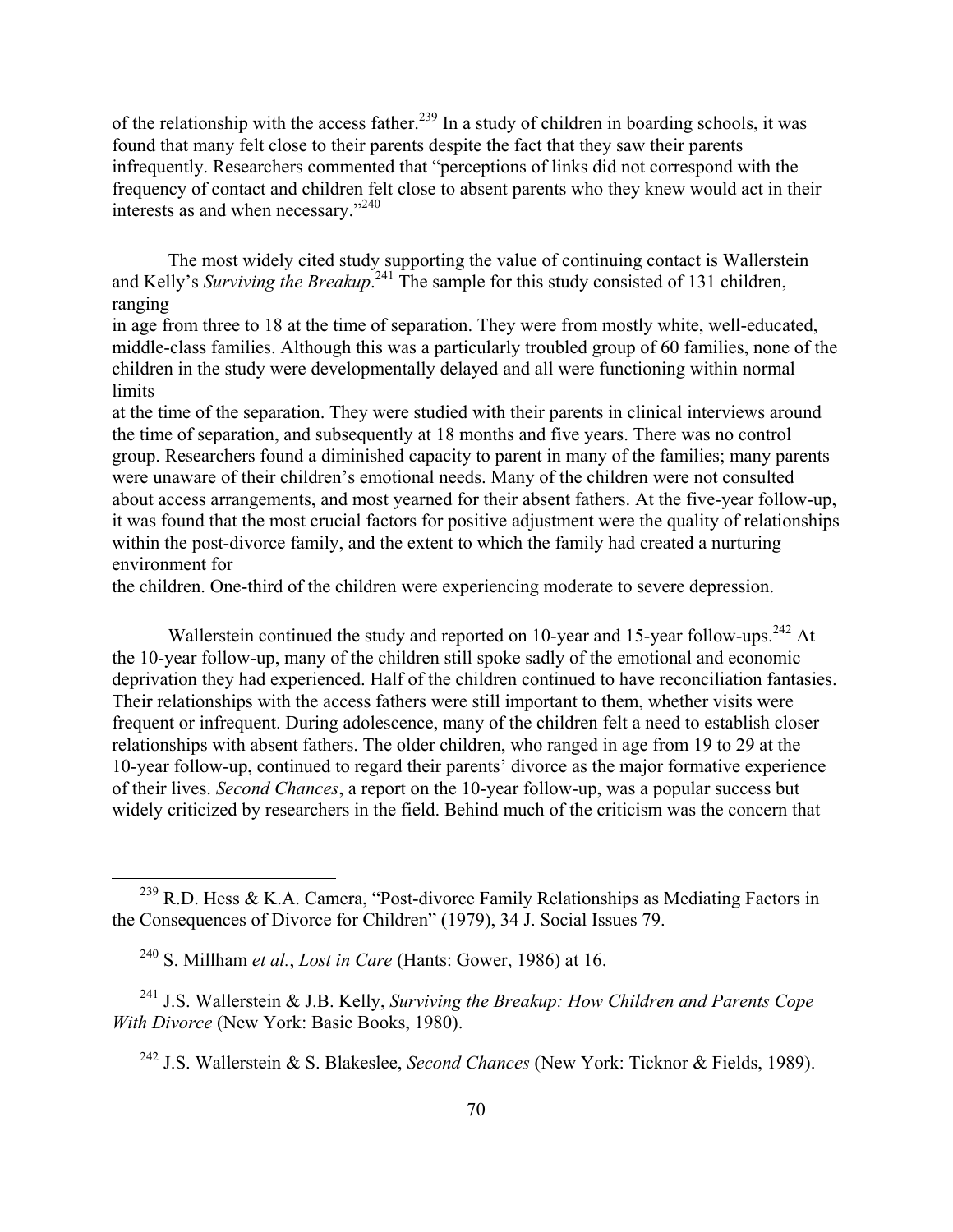of the relationship with the access father.[239] In a study of children in boarding schools, it was found that many felt close to their parents despite the fact that they saw their parents infrequently. Researchers commented that "perceptions of links did not correspond with the frequency of contact and children felt close to absent parents who they knew would act in their interests as and when necessary."[240]

The most widely cited study supporting the value of continuing contact is Wallerstein and Kelly's *Surviving the Breakup*.[241] The sample for this study consisted of 131 children, ranging in age from three to 18 at the time of separation. They were from mostly white, well-educated, middle-class families. Although this was a particularly troubled group of 60 families, none of the children in the study were developmentally delayed and all were functioning within normal limits at the time of the separation. They were studied with their parents in clinical interviews around the time of separation, and subsequently at 18 months and five years. There was no control group. Researchers found a diminished capacity to parent in many of the families; many parents were unaware of their children's emotional needs. Many of the children were not consulted about access arrangements, and most yearned for their absent fathers. At the five-year follow-up, it was found that the most crucial factors for positive adjustment were the quality of relationships within the post-divorce family, and the extent to which the family had created a nurturing environment for the children. One-third of the children were experiencing moderate to severe depression.

Wallerstein continued the study and reported on 10-year and 15-year follow-ups.[242] At the 10-year follow-up, many of the children still spoke sadly of the emotional and economic deprivation they had experienced. Half of the children continued to have reconciliation fantasies. Their relationships with the access fathers were still important to them, whether visits were frequent or infrequent. During adolescence, many of the children felt a need to establish closer relationships with absent fathers. The older children, who ranged in age from 19 to 29 at the 10-year follow-up, continued to regard their parents' divorce as the major formative experience of their lives. *Second Chances*, a report on the 10-year follow-up, was a popular success but widely criticized by researchers in the field. Behind much of the criticism was the concern that

---

[239] R.D. Hess & K.A. Camera, "Post-divorce Family Relationships as Mediating Factors in the Consequences of Divorce for Children" (1979), 34 J. Social Issues 79.

[240] S. Millham *et al.*, *Lost in Care* (Hants: Gower, 1986) at 16.

[241] J.S. Wallerstein & J.B. Kelly, *Surviving the Breakup: How Children and Parents Cope With Divorce* (New York: Basic Books, 1980).

[242] J.S. Wallerstein & S. Blakeslee, *Second Chances* (New York: Ticknor & Fields, 1989).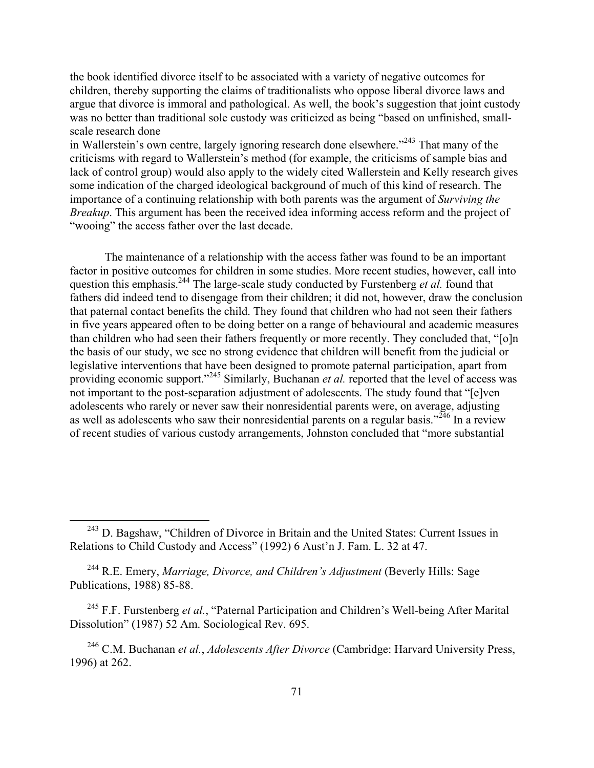the book identified divorce itself to be associated with a variety of negative outcomes for children, thereby supporting the claims of traditionalists who oppose liberal divorce laws and argue that divorce is immoral and pathological. As well, the book's suggestion that joint custody was no better than traditional sole custody was criticized as being "based on unfinished, small-scale research done in Wallerstein's own centre, largely ignoring research done elsewhere."[243] That many of the criticisms with regard to Wallerstein's method (for example, the criticisms of sample bias and lack of control group) would also apply to the widely cited Wallerstein and Kelly research gives some indication of the charged ideological background of much of this kind of research. The importance of a continuing relationship with both parents was the argument of *Surviving the Breakup*. This argument has been the received idea informing access reform and the project of "wooing" the access father over the last decade.

The maintenance of a relationship with the access father was found to be an important factor in positive outcomes for children in some studies. More recent studies, however, call into question this emphasis.[244] The large-scale study conducted by Furstenberg *et al.* found that fathers did indeed tend to disengage from their children; it did not, however, draw the conclusion that paternal contact benefits the child. They found that children who had not seen their fathers in five years appeared often to be doing better on a range of behavioural and academic measures than children who had seen their fathers frequently or more recently. They concluded that, "[o]n the basis of our study, we see no strong evidence that children will benefit from the judicial or legislative interventions that have been designed to promote paternal participation, apart from providing economic support."[245] Similarly, Buchanan *et al.* reported that the level of access was not important to the post-separation adjustment of adolescents. The study found that "[e]ven adolescents who rarely or never saw their nonresidential parents were, on average, adjusting as well as adolescents who saw their nonresidential parents on a regular basis."[246] In a review of recent studies of various custody arrangements, Johnston concluded that "more substantial

---

[243] D. Bagshaw, "Children of Divorce in Britain and the United States: Current Issues in Relations to Child Custody and Access" (1992) 6 Aust'n J. Fam. L. 32 at 47.

[244] R.E. Emery, *Marriage, Divorce, and Children's Adjustment* (Beverly Hills: Sage Publications, 1988) 85-88.

[245] F.F. Furstenberg *et al.*, "Paternal Participation and Children's Well-being After Marital Dissolution" (1987) 52 Am. Sociological Rev. 695.

[246] C.M. Buchanan *et al.*, *Adolescents After Divorce* (Cambridge: Harvard University Press, 1996) at 262.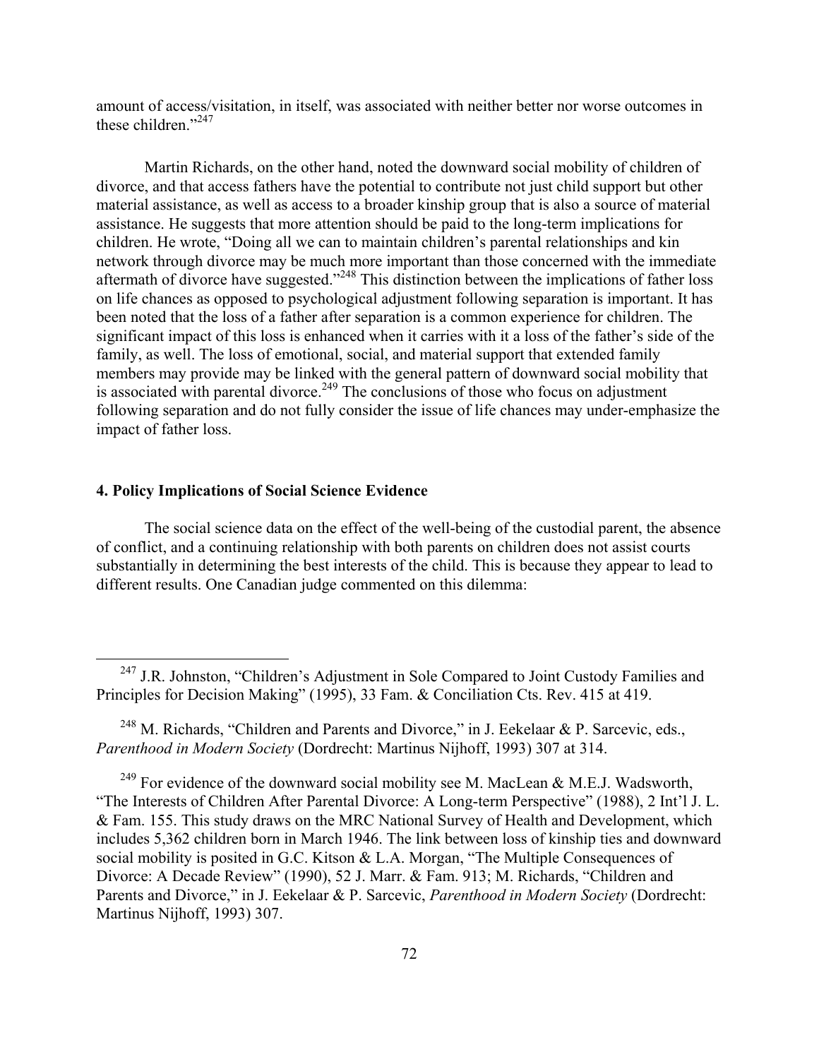amount of access/visitation, in itself, was associated with neither better nor worse outcomes in these children."[247]

Martin Richards, on the other hand, noted the downward social mobility of children of divorce, and that access fathers have the potential to contribute not just child support but other material assistance, as well as access to a broader kinship group that is also a source of material assistance. He suggests that more attention should be paid to the long-term implications for children. He wrote, "Doing all we can to maintain children's parental relationships and kin network through divorce may be much more important than those concerned with the immediate aftermath of divorce have suggested."[248] This distinction between the implications of father loss on life chances as opposed to psychological adjustment following separation is important. It has been noted that the loss of a father after separation is a common experience for children. The significant impact of this loss is enhanced when it carries with it a loss of the father's side of the family, as well. The loss of emotional, social, and material support that extended family members may provide may be linked with the general pattern of downward social mobility that is associated with parental divorce.[249] The conclusions of those who focus on adjustment following separation and do not fully consider the issue of life chances may under-emphasize the impact of father loss.

### 4. Policy Implications of Social Science Evidence

The social science data on the effect of the well-being of the custodial parent, the absence of conflict, and a continuing relationship with both parents on children does not assist courts substantially in determining the best interests of the child. This is because they appear to lead to different results. One Canadian judge commented on this dilemma:

---

[247] J.R. Johnston, "Children's Adjustment in Sole Compared to Joint Custody Families and Principles for Decision Making" (1995), 33 Fam. & Conciliation Cts. Rev. 415 at 419.

[248] M. Richards, "Children and Parents and Divorce," in J. Eekelaar & P. Sarcevic, eds., *Parenthood in Modern Society* (Dordrecht: Martinus Nijhoff, 1993) 307 at 314.

[249] For evidence of the downward social mobility see M. MacLean & M.E.J. Wadsworth, "The Interests of Children After Parental Divorce: A Long-term Perspective" (1988), 2 Int'l J. L. & Fam. 155. This study draws on the MRC National Survey of Health and Development, which includes 5,362 children born in March 1946. The link between loss of kinship ties and downward social mobility is posited in G.C. Kitson & L.A. Morgan, "The Multiple Consequences of Divorce: A Decade Review" (1990), 52 J. Marr. & Fam. 913; M. Richards, "Children and Parents and Divorce," in J. Eekelaar & P. Sarcevic, *Parenthood in Modern Society* (Dordrecht: Martinus Nijhoff, 1993) 307.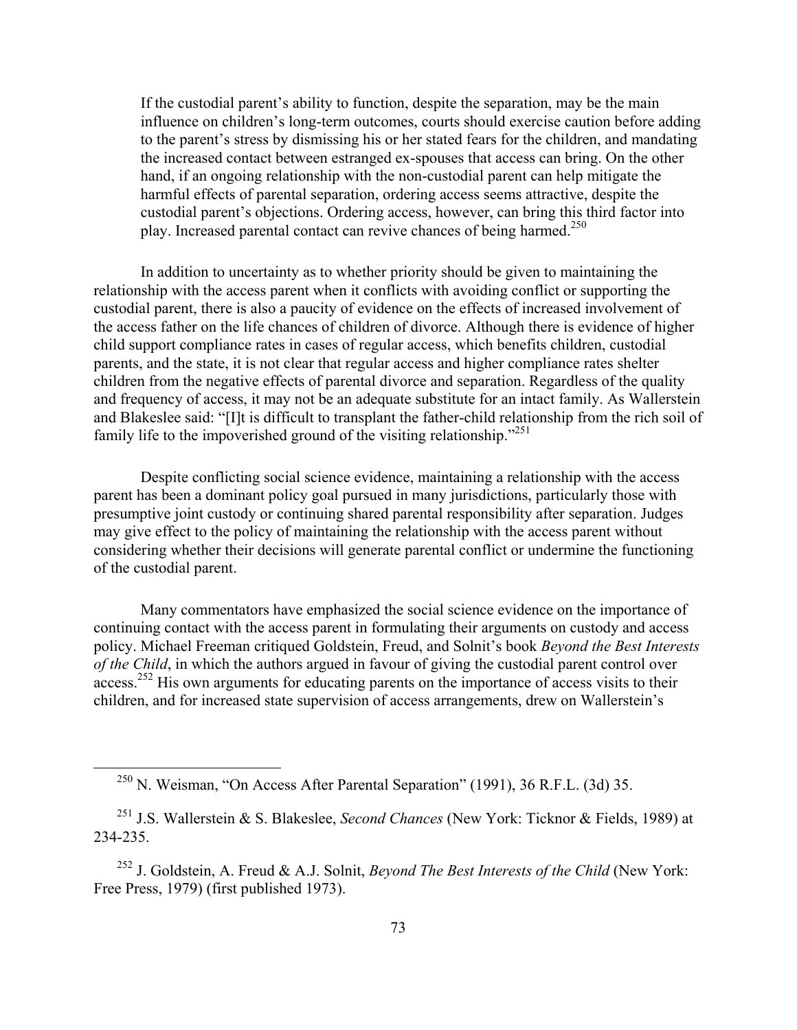> If the custodial parent's ability to function, despite the separation, may be the main influence on children's long-term outcomes, courts should exercise caution before adding to the parent's stress by dismissing his or her stated fears for the children, and mandating the increased contact between estranged ex-spouses that access can bring. On the other hand, if an ongoing relationship with the non-custodial parent can help mitigate the harmful effects of parental separation, ordering access seems attractive, despite the custodial parent's objections. Ordering access, however, can bring this third factor into play. Increased parental contact can revive chances of being harmed.[250]

In addition to uncertainty as to whether priority should be given to maintaining the relationship with the access parent when it conflicts with avoiding conflict or supporting the custodial parent, there is also a paucity of evidence on the effects of increased involvement of the access father on the life chances of children of divorce. Although there is evidence of higher child support compliance rates in cases of regular access, which benefits children, custodial parents, and the state, it is not clear that regular access and higher compliance rates shelter children from the negative effects of parental divorce and separation. Regardless of the quality and frequency of access, it may not be an adequate substitute for an intact family. As Wallerstein and Blakeslee said: "[I]t is difficult to transplant the father-child relationship from the rich soil of family life to the impoverished ground of the visiting relationship."[251]

Despite conflicting social science evidence, maintaining a relationship with the access parent has been a dominant policy goal pursued in many jurisdictions, particularly those with presumptive joint custody or continuing shared parental responsibility after separation. Judges may give effect to the policy of maintaining the relationship with the access parent without considering whether their decisions will generate parental conflict or undermine the functioning of the custodial parent.

Many commentators have emphasized the social science evidence on the importance of continuing contact with the access parent in formulating their arguments on custody and access policy. Michael Freeman critiqued Goldstein, Freud, and Solnit's book *Beyond the Best Interests of the Child*, in which the authors argued in favour of giving the custodial parent control over access.[252] His own arguments for educating parents on the importance of access visits to their children, and for increased state supervision of access arrangements, drew on Wallerstein's

---

[250] N. Weisman, "On Access After Parental Separation" (1991), 36 R.F.L. (3d) 35.

[251] J.S. Wallerstein & S. Blakeslee, *Second Chances* (New York: Ticknor & Fields, 1989) at 234-235.

[252] J. Goldstein, A. Freud & A.J. Solnit, *Beyond The Best Interests of the Child* (New York: Free Press, 1979) (first published 1973).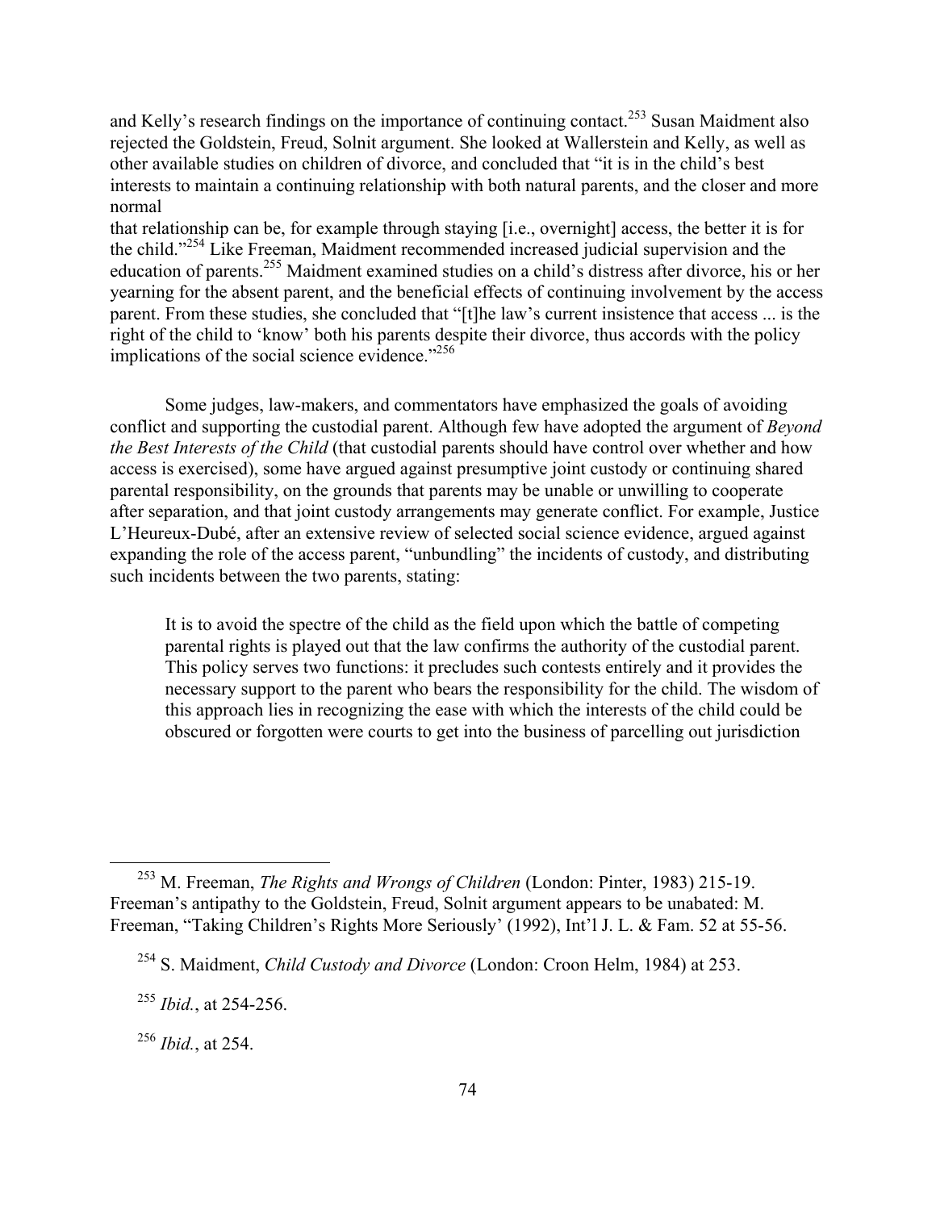and Kelly's research findings on the importance of continuing contact.[253] Susan Maidment also rejected the Goldstein, Freud, Solnit argument. She looked at Wallerstein and Kelly, as well as other available studies on children of divorce, and concluded that "it is in the child's best interests to maintain a continuing relationship with both natural parents, and the closer and more normal that relationship can be, for example through staying [i.e., overnight] access, the better it is for the child."[254] Like Freeman, Maidment recommended increased judicial supervision and the education of parents.[255] Maidment examined studies on a child's distress after divorce, his or her yearning for the absent parent, and the beneficial effects of continuing involvement by the access parent. From these studies, she concluded that "[t]he law's current insistence that access ... is the right of the child to 'know' both his parents despite their divorce, thus accords with the policy implications of the social science evidence."[256]

Some judges, law-makers, and commentators have emphasized the goals of avoiding conflict and supporting the custodial parent. Although few have adopted the argument of *Beyond the Best Interests of the Child* (that custodial parents should have control over whether and how access is exercised), some have argued against presumptive joint custody or continuing shared parental responsibility, on the grounds that parents may be unable or unwilling to cooperate after separation, and that joint custody arrangements may generate conflict. For example, Justice L'Heureux-Dubé, after an extensive review of selected social science evidence, argued against expanding the role of the access parent, "unbundling" the incidents of custody, and distributing such incidents between the two parents, stating:

> It is to avoid the spectre of the child as the field upon which the battle of competing parental rights is played out that the law confirms the authority of the custodial parent. This policy serves two functions: it precludes such contests entirely and it provides the necessary support to the parent who bears the responsibility for the child. The wisdom of this approach lies in recognizing the ease with which the interests of the child could be obscured or forgotten were courts to get into the business of parcelling out jurisdiction

---

[253] M. Freeman, *The Rights and Wrongs of Children* (London: Pinter, 1983) 215-19. Freeman's antipathy to the Goldstein, Freud, Solnit argument appears to be unabated: M. Freeman, "Taking Children's Rights More Seriously' (1992), Int'l J. L. & Fam. 52 at 55-56.

[254] S. Maidment, *Child Custody and Divorce* (London: Croon Helm, 1984) at 253.

[255] *Ibid.*, at 254-256.

[256] *Ibid.*, at 254.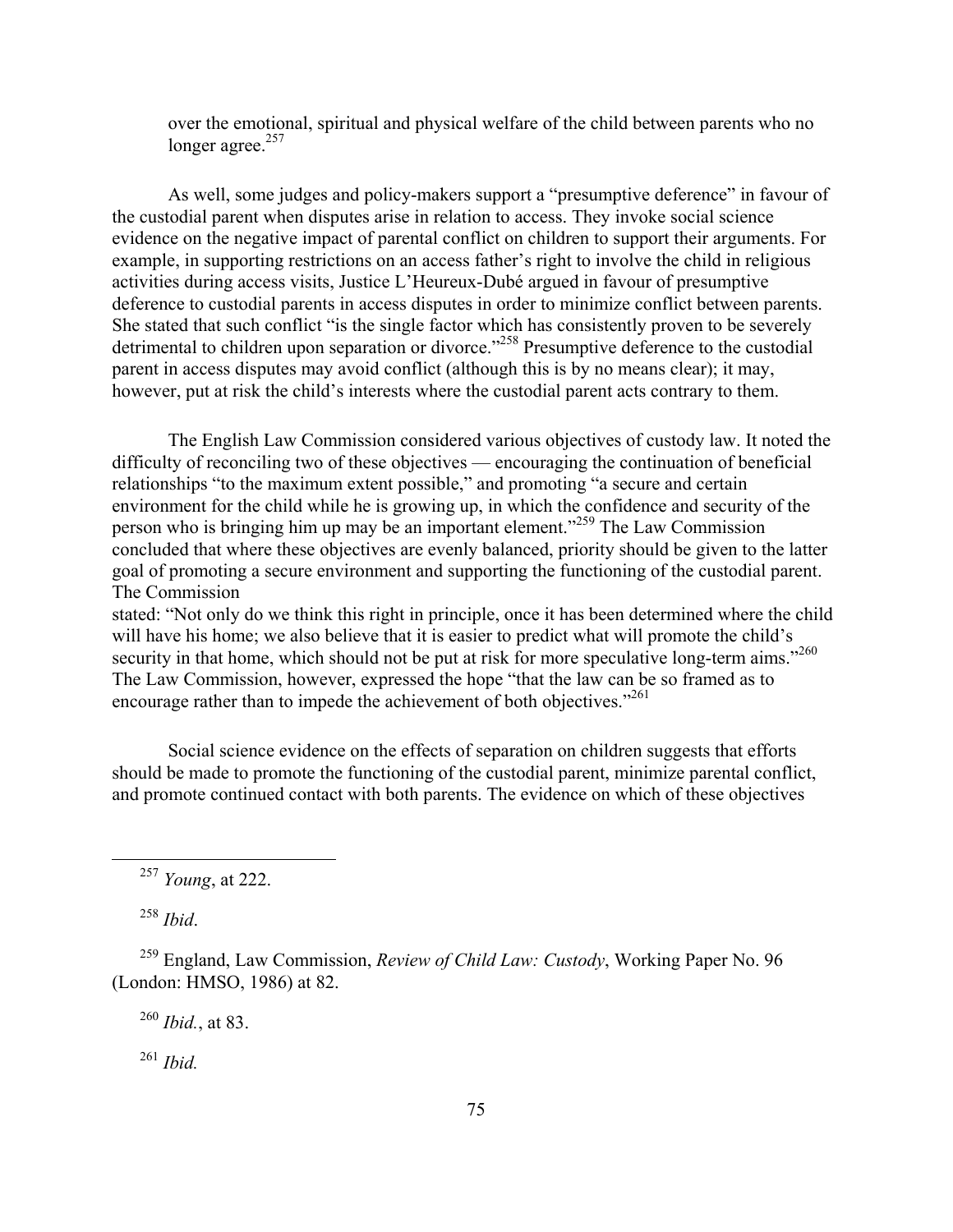over the emotional, spiritual and physical welfare of the child between parents who no longer agree.[257]

As well, some judges and policy-makers support a "presumptive deference" in favour of the custodial parent when disputes arise in relation to access. They invoke social science evidence on the negative impact of parental conflict on children to support their arguments. For example, in supporting restrictions on an access father's right to involve the child in religious activities during access visits, Justice L'Heureux-Dubé argued in favour of presumptive deference to custodial parents in access disputes in order to minimize conflict between parents. She stated that such conflict "is the single factor which has consistently proven to be severely detrimental to children upon separation or divorce."[258] Presumptive deference to the custodial parent in access disputes may avoid conflict (although this is by no means clear); it may, however, put at risk the child's interests where the custodial parent acts contrary to them.

The English Law Commission considered various objectives of custody law. It noted the difficulty of reconciling two of these objectives — encouraging the continuation of beneficial relationships "to the maximum extent possible," and promoting "a secure and certain environment for the child while he is growing up, in which the confidence and security of the person who is bringing him up may be an important element."[259] The Law Commission concluded that where these objectives are evenly balanced, priority should be given to the latter goal of promoting a secure environment and supporting the functioning of the custodial parent. The Commission stated: "Not only do we think this right in principle, once it has been determined where the child will have his home; we also believe that it is easier to predict what will promote the child's security in that home, which should not be put at risk for more speculative long-term aims."[260] The Law Commission, however, expressed the hope "that the law can be so framed as to encourage rather than to impede the achievement of both objectives."[261]

Social science evidence on the effects of separation on children suggests that efforts should be made to promote the functioning of the custodial parent, minimize parental conflict, and promote continued contact with both parents. The evidence on which of these objectives

---

[257] *Young*, at 222.

[258] *Ibid*.

[259] England, Law Commission, *Review of Child Law: Custody*, Working Paper No. 96 (London: HMSO, 1986) at 82.

[260] *Ibid.*, at 83.

[261] *Ibid.*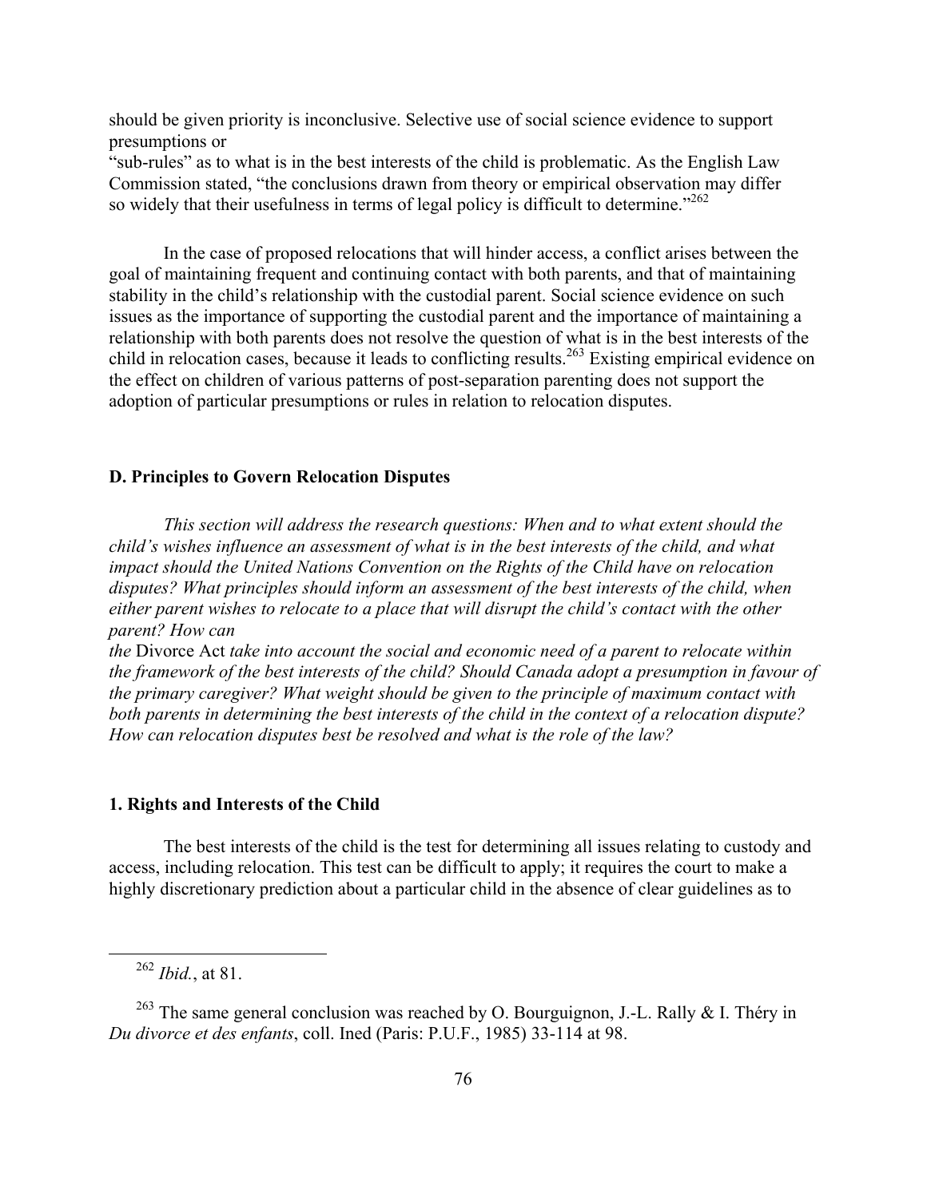should be given priority is inconclusive. Selective use of social science evidence to support presumptions or "sub-rules" as to what is in the best interests of the child is problematic. As the English Law Commission stated, "the conclusions drawn from theory or empirical observation may differ so widely that their usefulness in terms of legal policy is difficult to determine."[262]

In the case of proposed relocations that will hinder access, a conflict arises between the goal of maintaining frequent and continuing contact with both parents, and that of maintaining stability in the child's relationship with the custodial parent. Social science evidence on such issues as the importance of supporting the custodial parent and the importance of maintaining a relationship with both parents does not resolve the question of what is in the best interests of the child in relocation cases, because it leads to conflicting results.[263] Existing empirical evidence on the effect on children of various patterns of post-separation parenting does not support the adoption of particular presumptions or rules in relation to relocation disputes.

### D. Principles to Govern Relocation Disputes

*This section will address the research questions: When and to what extent should the child's wishes influence an assessment of what is in the best interests of the child, and what impact should the United Nations Convention on the Rights of the Child have on relocation disputes? What principles should inform an assessment of the best interests of the child, when either parent wishes to relocate to a place that will disrupt the child's contact with the other parent? How can the* Divorce Act *take into account the social and economic need of a parent to relocate within the framework of the best interests of the child? Should Canada adopt a presumption in favour of the primary caregiver? What weight should be given to the principle of maximum contact with both parents in determining the best interests of the child in the context of a relocation dispute? How can relocation disputes best be resolved and what is the role of the law?*

#### 1. Rights and Interests of the Child

The best interests of the child is the test for determining all issues relating to custody and access, including relocation. This test can be difficult to apply; it requires the court to make a highly discretionary prediction about a particular child in the absence of clear guidelines as to

---

[262] *Ibid.*, at 81.

[263] The same general conclusion was reached by O. Bourguignon, J.-L. Rally & I. Théry in *Du divorce et des enfants*, coll. Ined (Paris: P.U.F., 1985) 33-114 at 98.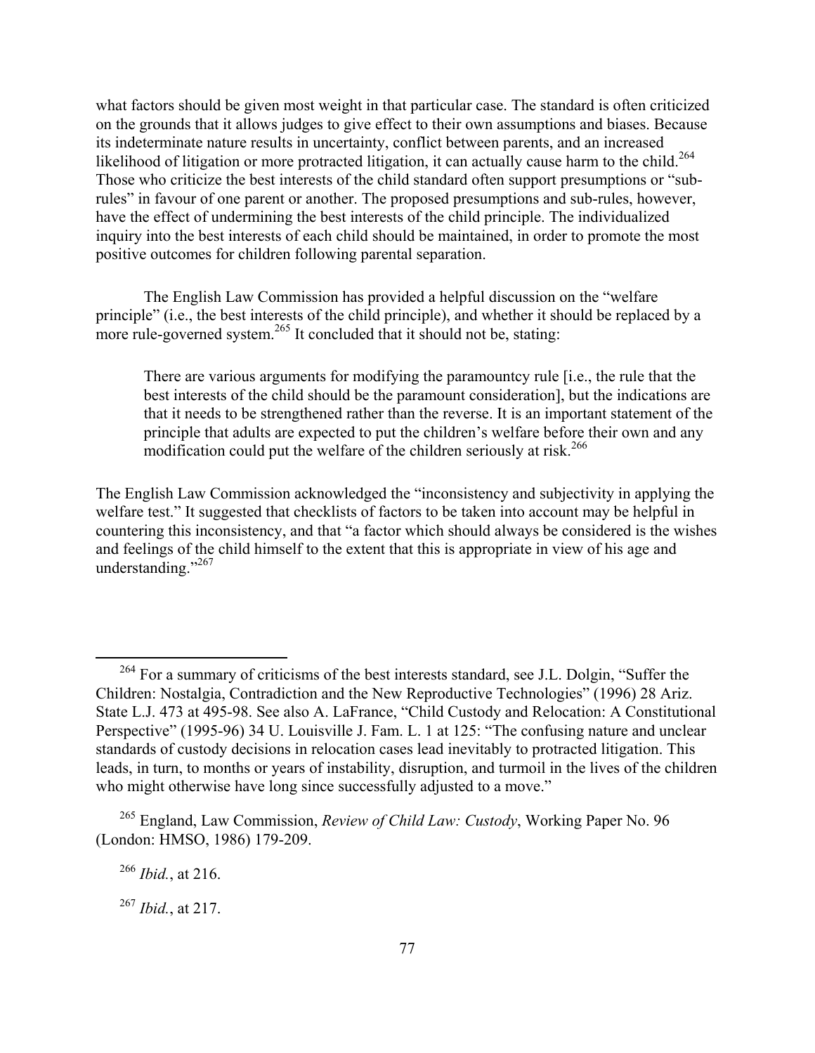what factors should be given most weight in that particular case. The standard is often criticized on the grounds that it allows judges to give effect to their own assumptions and biases. Because its indeterminate nature results in uncertainty, conflict between parents, and an increased likelihood of litigation or more protracted litigation, it can actually cause harm to the child.[264] Those who criticize the best interests of the child standard often support presumptions or "sub-rules" in favour of one parent or another. The proposed presumptions and sub-rules, however, have the effect of undermining the best interests of the child principle. The individualized inquiry into the best interests of each child should be maintained, in order to promote the most positive outcomes for children following parental separation.

The English Law Commission has provided a helpful discussion on the "welfare principle" (i.e., the best interests of the child principle), and whether it should be replaced by a more rule-governed system.[265] It concluded that it should not be, stating:

> There are various arguments for modifying the paramountcy rule [i.e., the rule that the best interests of the child should be the paramount consideration], but the indications are that it needs to be strengthened rather than the reverse. It is an important statement of the principle that adults are expected to put the children's welfare before their own and any modification could put the welfare of the children seriously at risk.[266]

The English Law Commission acknowledged the "inconsistency and subjectivity in applying the welfare test." It suggested that checklists of factors to be taken into account may be helpful in countering this inconsistency, and that "a factor which should always be considered is the wishes and feelings of the child himself to the extent that this is appropriate in view of his age and understanding."[267]

---

[264] For a summary of criticisms of the best interests standard, see J.L. Dolgin, "Suffer the Children: Nostalgia, Contradiction and the New Reproductive Technologies" (1996) 28 Ariz. State L.J. 473 at 495-98. See also A. LaFrance, "Child Custody and Relocation: A Constitutional Perspective" (1995-96) 34 U. Louisville J. Fam. L. 1 at 125: "The confusing nature and unclear standards of custody decisions in relocation cases lead inevitably to protracted litigation. This leads, in turn, to months or years of instability, disruption, and turmoil in the lives of the children who might otherwise have long since successfully adjusted to a move."

[265] England, Law Commission, *Review of Child Law: Custody*, Working Paper No. 96 (London: HMSO, 1986) 179-209.

[266] *Ibid.*, at 216.

[267] *Ibid.*, at 217.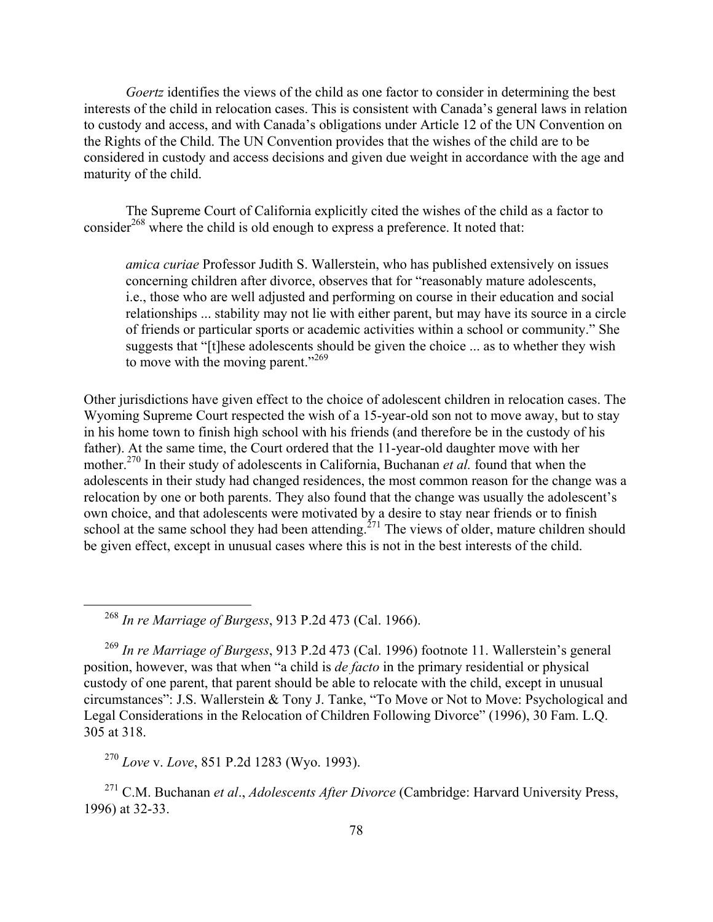*Goertz* identifies the views of the child as one factor to consider in determining the best interests of the child in relocation cases. This is consistent with Canada's general laws in relation to custody and access, and with Canada's obligations under Article 12 of the UN Convention on the Rights of the Child. The UN Convention provides that the wishes of the child are to be considered in custody and access decisions and given due weight in accordance with the age and maturity of the child.

The Supreme Court of California explicitly cited the wishes of the child as a factor to consider[268] where the child is old enough to express a preference. It noted that:

> *amica curiae* Professor Judith S. Wallerstein, who has published extensively on issues concerning children after divorce, observes that for "reasonably mature adolescents, i.e., those who are well adjusted and performing on course in their education and social relationships ... stability may not lie with either parent, but may have its source in a circle of friends or particular sports or academic activities within a school or community." She suggests that "[t]hese adolescents should be given the choice ... as to whether they wish to move with the moving parent."[269]

Other jurisdictions have given effect to the choice of adolescent children in relocation cases. The Wyoming Supreme Court respected the wish of a 15-year-old son not to move away, but to stay in his home town to finish high school with his friends (and therefore be in the custody of his father). At the same time, the Court ordered that the 11-year-old daughter move with her mother.[270] In their study of adolescents in California, Buchanan *et al.* found that when the adolescents in their study had changed residences, the most common reason for the change was a relocation by one or both parents. They also found that the change was usually the adolescent's own choice, and that adolescents were motivated by a desire to stay near friends or to finish school at the same school they had been attending.[271] The views of older, mature children should be given effect, except in unusual cases where this is not in the best interests of the child.

---

[268] *In re Marriage of Burgess*, 913 P.2d 473 (Cal. 1966).

[269] *In re Marriage of Burgess*, 913 P.2d 473 (Cal. 1996) footnote 11. Wallerstein's general position, however, was that when "a child is *de facto* in the primary residential or physical custody of one parent, that parent should be able to relocate with the child, except in unusual circumstances": J.S. Wallerstein & Tony J. Tanke, "To Move or Not to Move: Psychological and Legal Considerations in the Relocation of Children Following Divorce" (1996), 30 Fam. L.Q. 305 at 318.

[270] *Love* v. *Love*, 851 P.2d 1283 (Wyo. 1993).

[271] C.M. Buchanan *et al*., *Adolescents After Divorce* (Cambridge: Harvard University Press, 1996) at 32-33.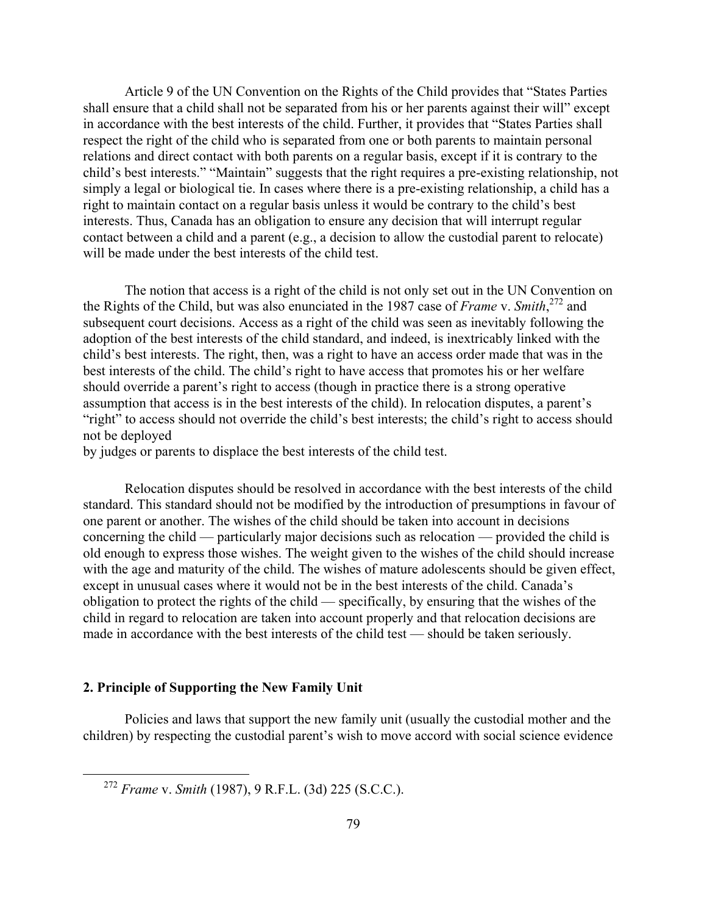Article 9 of the UN Convention on the Rights of the Child provides that "States Parties shall ensure that a child shall not be separated from his or her parents against their will" except in accordance with the best interests of the child. Further, it provides that "States Parties shall respect the right of the child who is separated from one or both parents to maintain personal relations and direct contact with both parents on a regular basis, except if it is contrary to the child's best interests." "Maintain" suggests that the right requires a pre-existing relationship, not simply a legal or biological tie. In cases where there is a pre-existing relationship, a child has a right to maintain contact on a regular basis unless it would be contrary to the child's best interests. Thus, Canada has an obligation to ensure any decision that will interrupt regular contact between a child and a parent (e.g., a decision to allow the custodial parent to relocate) will be made under the best interests of the child test.

The notion that access is a right of the child is not only set out in the UN Convention on the Rights of the Child, but was also enunciated in the 1987 case of *Frame* v. *Smith*,[272] and subsequent court decisions. Access as a right of the child was seen as inevitably following the adoption of the best interests of the child standard, and indeed, is inextricably linked with the child's best interests. The right, then, was a right to have an access order made that was in the best interests of the child. The child's right to have access that promotes his or her welfare should override a parent's right to access (though in practice there is a strong operative assumption that access is in the best interests of the child). In relocation disputes, a parent's "right" to access should not override the child's best interests; the child's right to access should not be deployed by judges or parents to displace the best interests of the child test.

Relocation disputes should be resolved in accordance with the best interests of the child standard. This standard should not be modified by the introduction of presumptions in favour of one parent or another. The wishes of the child should be taken into account in decisions concerning the child — particularly major decisions such as relocation — provided the child is old enough to express those wishes. The weight given to the wishes of the child should increase with the age and maturity of the child. The wishes of mature adolescents should be given effect, except in unusual cases where it would not be in the best interests of the child. Canada's obligation to protect the rights of the child — specifically, by ensuring that the wishes of the child in regard to relocation are taken into account properly and that relocation decisions are made in accordance with the best interests of the child test — should be taken seriously.

### 2. Principle of Supporting the New Family Unit

Policies and laws that support the new family unit (usually the custodial mother and the children) by respecting the custodial parent's wish to move accord with social science evidence

---

[272] *Frame* v. *Smith* (1987), 9 R.F.L. (3d) 225 (S.C.C.).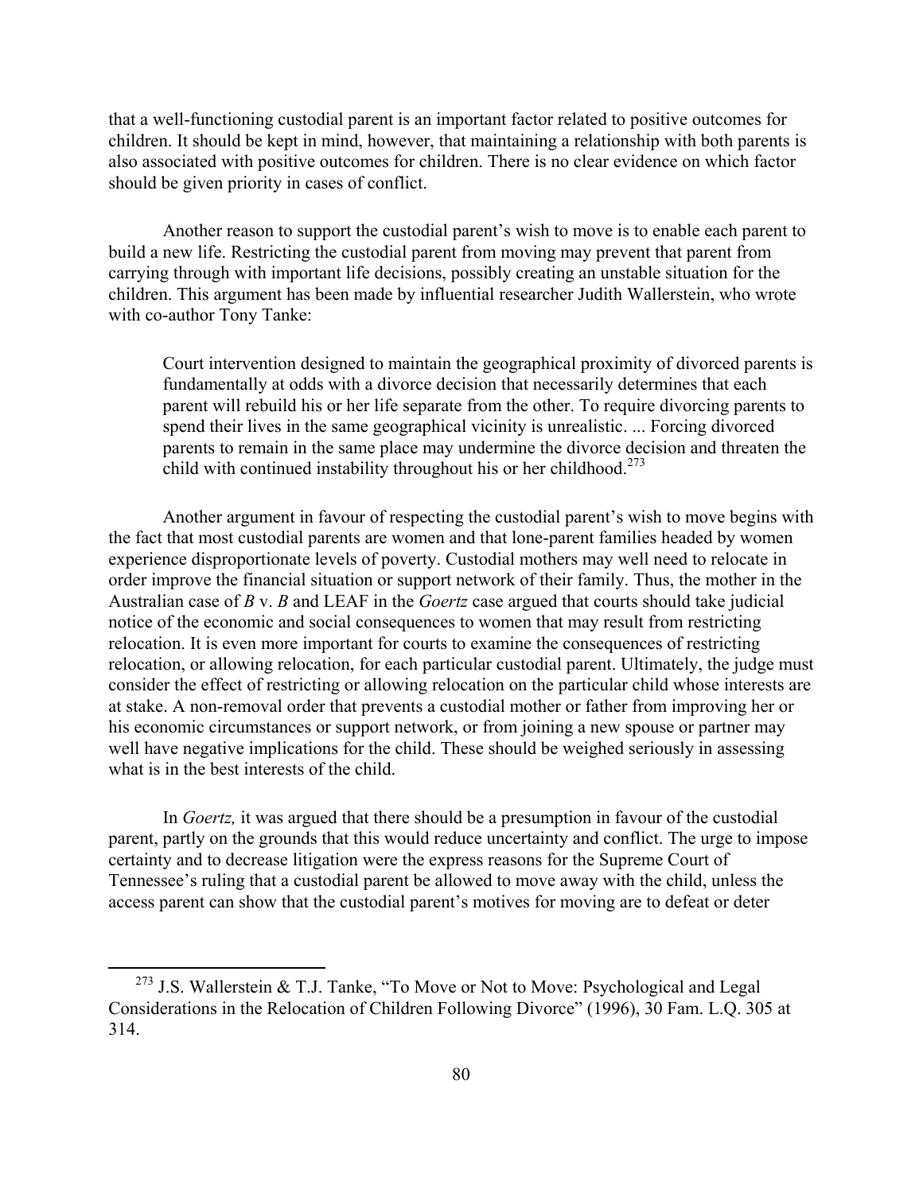that a well-functioning custodial parent is an important factor related to positive outcomes for children. It should be kept in mind, however, that maintaining a relationship with both parents is also associated with positive outcomes for children. There is no clear evidence on which factor should be given priority in cases of conflict.

Another reason to support the custodial parent's wish to move is to enable each parent to build a new life. Restricting the custodial parent from moving may prevent that parent from carrying through with important life decisions, possibly creating an unstable situation for the children. This argument has been made by influential researcher Judith Wallerstein, who wrote with co-author Tony Tanke:

> Court intervention designed to maintain the geographical proximity of divorced parents is fundamentally at odds with a divorce decision that necessarily determines that each parent will rebuild his or her life separate from the other. To require divorcing parents to spend their lives in the same geographical vicinity is unrealistic. ... Forcing divorced parents to remain in the same place may undermine the divorce decision and threaten the child with continued instability throughout his or her childhood.[273]

Another argument in favour of respecting the custodial parent's wish to move begins with the fact that most custodial parents are women and that lone-parent families headed by women experience disproportionate levels of poverty. Custodial mothers may well need to relocate in order improve the financial situation or support network of their family. Thus, the mother in the Australian case of *B* v. *B* and LEAF in the *Goertz* case argued that courts should take judicial notice of the economic and social consequences to women that may result from restricting relocation. It is even more important for courts to examine the consequences of restricting relocation, or allowing relocation, for each particular custodial parent. Ultimately, the judge must consider the effect of restricting or allowing relocation on the particular child whose interests are at stake. A non-removal order that prevents a custodial mother or father from improving her or his economic circumstances or support network, or from joining a new spouse or partner may well have negative implications for the child. These should be weighed seriously in assessing what is in the best interests of the child.

In *Goertz,* it was argued that there should be a presumption in favour of the custodial parent, partly on the grounds that this would reduce uncertainty and conflict. The urge to impose certainty and to decrease litigation were the express reasons for the Supreme Court of Tennessee's ruling that a custodial parent be allowed to move away with the child, unless the access parent can show that the custodial parent's motives for moving are to defeat or deter

---

[273] J.S. Wallerstein & T.J. Tanke, "To Move or Not to Move: Psychological and Legal Considerations in the Relocation of Children Following Divorce" (1996), 30 Fam. L.Q. 305 at 314.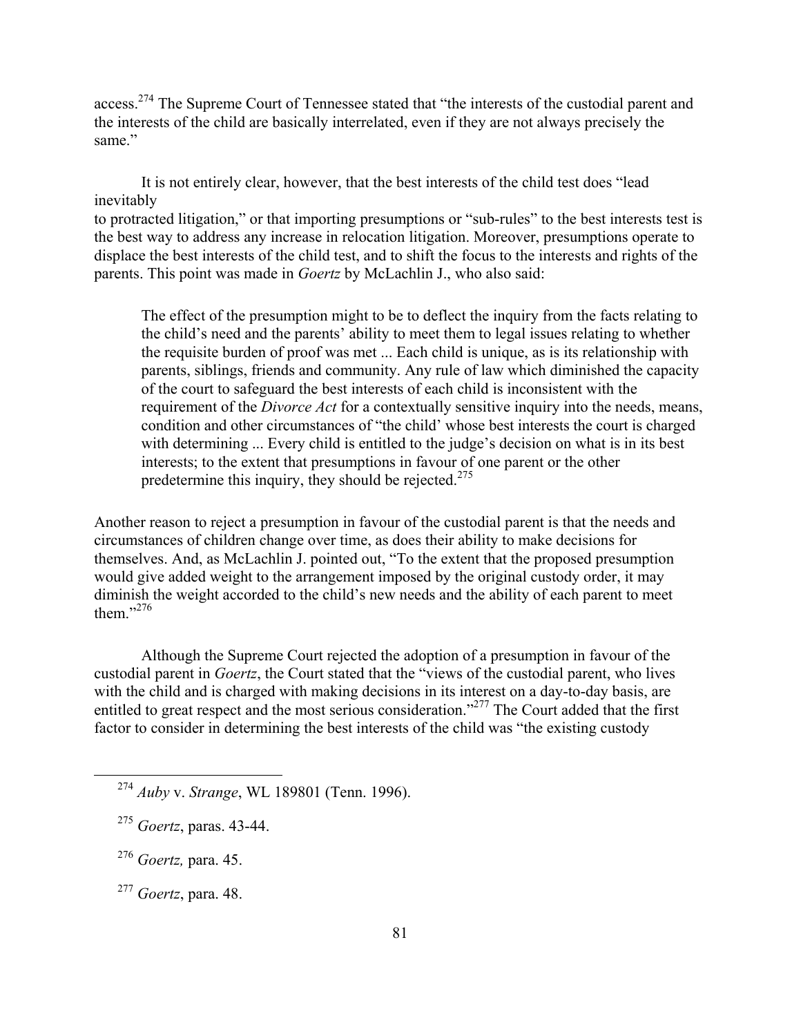access.[274] The Supreme Court of Tennessee stated that "the interests of the custodial parent and the interests of the child are basically interrelated, even if they are not always precisely the same."

It is not entirely clear, however, that the best interests of the child test does "lead inevitably to protracted litigation," or that importing presumptions or "sub-rules" to the best interests test is the best way to address any increase in relocation litigation. Moreover, presumptions operate to displace the best interests of the child test, and to shift the focus to the interests and rights of the parents. This point was made in *Goertz* by McLachlin J., who also said:

> The effect of the presumption might to be to deflect the inquiry from the facts relating to the child's need and the parents' ability to meet them to legal issues relating to whether the requisite burden of proof was met ... Each child is unique, as is its relationship with parents, siblings, friends and community. Any rule of law which diminished the capacity of the court to safeguard the best interests of each child is inconsistent with the requirement of the *Divorce Act* for a contextually sensitive inquiry into the needs, means, condition and other circumstances of "the child' whose best interests the court is charged with determining ... Every child is entitled to the judge's decision on what is in its best interests; to the extent that presumptions in favour of one parent or the other predetermine this inquiry, they should be rejected.[275]

Another reason to reject a presumption in favour of the custodial parent is that the needs and circumstances of children change over time, as does their ability to make decisions for themselves. And, as McLachlin J. pointed out, "To the extent that the proposed presumption would give added weight to the arrangement imposed by the original custody order, it may diminish the weight accorded to the child's new needs and the ability of each parent to meet them."[276]

Although the Supreme Court rejected the adoption of a presumption in favour of the custodial parent in *Goertz*, the Court stated that the "views of the custodial parent, who lives with the child and is charged with making decisions in its interest on a day-to-day basis, are entitled to great respect and the most serious consideration."[277] The Court added that the first factor to consider in determining the best interests of the child was "the existing custody

---

[274] *Auby* v. *Strange*, WL 189801 (Tenn. 1996).

[275] *Goertz*, paras. 43-44.

[276] *Goertz,* para. 45.

[277] *Goertz*, para. 48.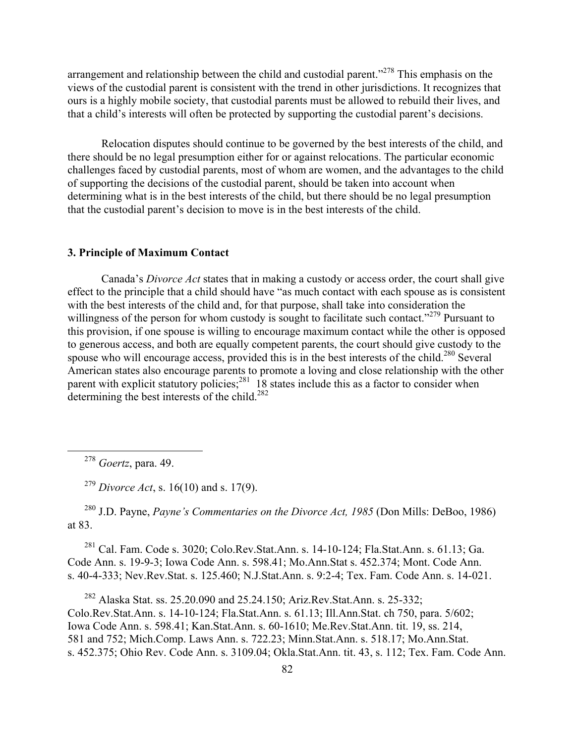arrangement and relationship between the child and custodial parent."[278] This emphasis on the views of the custodial parent is consistent with the trend in other jurisdictions. It recognizes that ours is a highly mobile society, that custodial parents must be allowed to rebuild their lives, and that a child's interests will often be protected by supporting the custodial parent's decisions.

Relocation disputes should continue to be governed by the best interests of the child, and there should be no legal presumption either for or against relocations. The particular economic challenges faced by custodial parents, most of whom are women, and the advantages to the child of supporting the decisions of the custodial parent, should be taken into account when determining what is in the best interests of the child, but there should be no legal presumption that the custodial parent's decision to move is in the best interests of the child.

### 3. Principle of Maximum Contact

Canada's *Divorce Act* states that in making a custody or access order, the court shall give effect to the principle that a child should have "as much contact with each spouse as is consistent with the best interests of the child and, for that purpose, shall take into consideration the willingness of the person for whom custody is sought to facilitate such contact."[279] Pursuant to this provision, if one spouse is willing to encourage maximum contact while the other is opposed to generous access, and both are equally competent parents, the court should give custody to the spouse who will encourage access, provided this is in the best interests of the child.[280] Several American states also encourage parents to promote a loving and close relationship with the other parent with explicit statutory policies;[281] 18 states include this as a factor to consider when determining the best interests of the child.[282]

---

[278] *Goertz*, para. 49.

[279] *Divorce Act*, s. 16(10) and s. 17(9).

[280] J.D. Payne, *Payne's Commentaries on the Divorce Act, 1985* (Don Mills: DeBoo, 1986) at 83.

[281] Cal. Fam. Code s. 3020; Colo.Rev.Stat.Ann. s. 14-10-124; Fla.Stat.Ann. s. 61.13; Ga. Code Ann. s. 19-9-3; Iowa Code Ann. s. 598.41; Mo.Ann.Stat s. 452.374; Mont. Code Ann. s. 40-4-333; Nev.Rev.Stat. s. 125.460; N.J.Stat.Ann. s. 9:2-4; Tex. Fam. Code Ann. s. 14-021.

[282] Alaska Stat. ss. 25.20.090 and 25.24.150; Ariz.Rev.Stat.Ann. s. 25-332; Colo.Rev.Stat.Ann. s. 14-10-124; Fla.Stat.Ann. s. 61.13; Ill.Ann.Stat. ch 750, para. 5/602; Iowa Code Ann. s. 598.41; Kan.Stat.Ann. s. 60-1610; Me.Rev.Stat.Ann. tit. 19, ss. 214, 581 and 752; Mich.Comp. Laws Ann. s. 722.23; Minn.Stat.Ann. s. 518.17; Mo.Ann.Stat. s. 452.375; Ohio Rev. Code Ann. s. 3109.04; Okla.Stat.Ann. tit. 43, s. 112; Tex. Fam. Code Ann.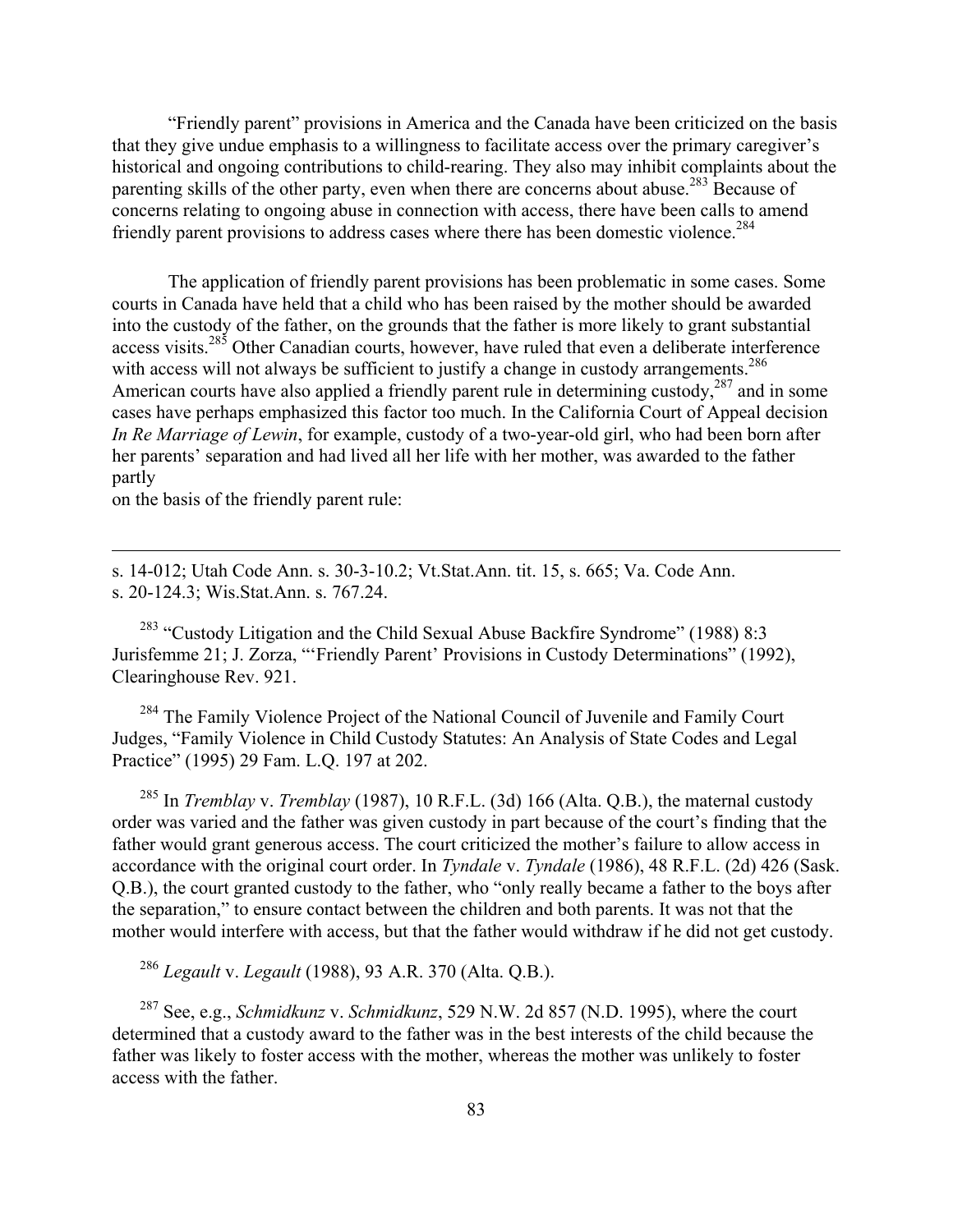"Friendly parent" provisions in America and the Canada have been criticized on the basis that they give undue emphasis to a willingness to facilitate access over the primary caregiver's historical and ongoing contributions to child-rearing. They also may inhibit complaints about the parenting skills of the other party, even when there are concerns about abuse.[283] Because of concerns relating to ongoing abuse in connection with access, there have been calls to amend friendly parent provisions to address cases where there has been domestic violence.[284]

The application of friendly parent provisions has been problematic in some cases. Some courts in Canada have held that a child who has been raised by the mother should be awarded into the custody of the father, on the grounds that the father is more likely to grant substantial access visits.[285] Other Canadian courts, however, have ruled that even a deliberate interference with access will not always be sufficient to justify a change in custody arrangements.[286] American courts have also applied a friendly parent rule in determining custody,[287] and in some cases have perhaps emphasized this factor too much. In the California Court of Appeal decision *In Re Marriage of Lewin*, for example, custody of a two-year-old girl, who had been born after her parents' separation and had lived all her life with her mother, was awarded to the father partly
on the basis of the friendly parent rule:

---

s. 14-012; Utah Code Ann. s. 30-3-10.2; Vt.Stat.Ann. tit. 15, s. 665; Va. Code Ann. s. 20-124.3; Wis.Stat.Ann. s. 767.24.

[283] "Custody Litigation and the Child Sexual Abuse Backfire Syndrome" (1988) 8:3 Jurisfemme 21; J. Zorza, "'Friendly Parent' Provisions in Custody Determinations" (1992), Clearinghouse Rev. 921.

[284] The Family Violence Project of the National Council of Juvenile and Family Court Judges, "Family Violence in Child Custody Statutes: An Analysis of State Codes and Legal Practice" (1995) 29 Fam. L.Q. 197 at 202.

[285] In *Tremblay* v. *Tremblay* (1987), 10 R.F.L. (3d) 166 (Alta. Q.B.), the maternal custody order was varied and the father was given custody in part because of the court's finding that the father would grant generous access. The court criticized the mother's failure to allow access in accordance with the original court order. In *Tyndale* v. *Tyndale* (1986), 48 R.F.L. (2d) 426 (Sask. Q.B.), the court granted custody to the father, who "only really became a father to the boys after the separation," to ensure contact between the children and both parents. It was not that the mother would interfere with access, but that the father would withdraw if he did not get custody.

[286] *Legault* v. *Legault* (1988), 93 A.R. 370 (Alta. Q.B.).

[287] See, e.g., *Schmidkunz* v. *Schmidkunz*, 529 N.W. 2d 857 (N.D. 1995), where the court determined that a custody award to the father was in the best interests of the child because the father was likely to foster access with the mother, whereas the mother was unlikely to foster access with the father.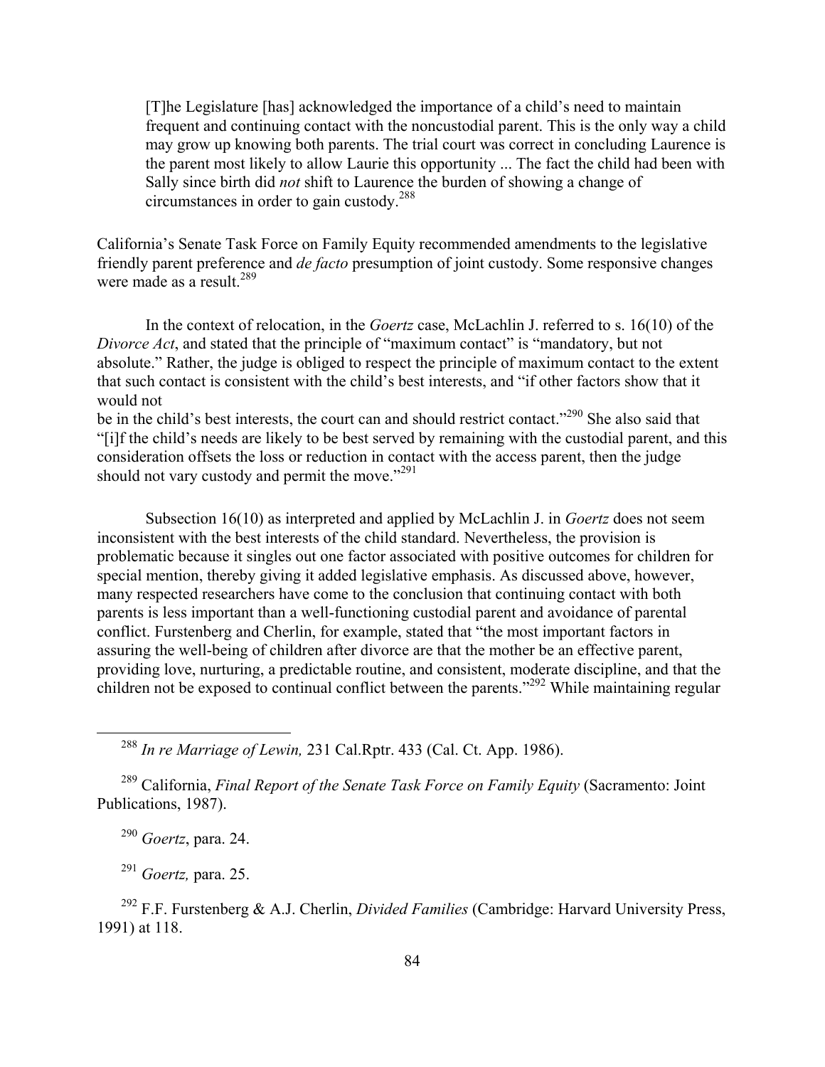> [T]he Legislature [has] acknowledged the importance of a child's need to maintain frequent and continuing contact with the noncustodial parent. This is the only way a child may grow up knowing both parents. The trial court was correct in concluding Laurence is the parent most likely to allow Laurie this opportunity ... The fact the child had been with Sally since birth did *not* shift to Laurence the burden of showing a change of circumstances in order to gain custody.[288]

California's Senate Task Force on Family Equity recommended amendments to the legislative friendly parent preference and *de facto* presumption of joint custody. Some responsive changes were made as a result.[289]

In the context of relocation, in the *Goertz* case, McLachlin J. referred to s. 16(10) of the *Divorce Act*, and stated that the principle of "maximum contact" is "mandatory, but not absolute." Rather, the judge is obliged to respect the principle of maximum contact to the extent that such contact is consistent with the child's best interests, and "if other factors show that it would not be in the child's best interests, the court can and should restrict contact."[290] She also said that "[i]f the child's needs are likely to be best served by remaining with the custodial parent, and this consideration offsets the loss or reduction in contact with the access parent, then the judge should not vary custody and permit the move."[291]

Subsection 16(10) as interpreted and applied by McLachlin J. in *Goertz* does not seem inconsistent with the best interests of the child standard. Nevertheless, the provision is problematic because it singles out one factor associated with positive outcomes for children for special mention, thereby giving it added legislative emphasis. As discussed above, however, many respected researchers have come to the conclusion that continuing contact with both parents is less important than a well-functioning custodial parent and avoidance of parental conflict. Furstenberg and Cherlin, for example, stated that "the most important factors in assuring the well-being of children after divorce are that the mother be an effective parent, providing love, nurturing, a predictable routine, and consistent, moderate discipline, and that the children not be exposed to continual conflict between the parents."[292] While maintaining regular

---

[288] *In re Marriage of Lewin,* 231 Cal.Rptr. 433 (Cal. Ct. App. 1986).

[289] California, *Final Report of the Senate Task Force on Family Equity* (Sacramento: Joint Publications, 1987).

[290] *Goertz*, para. 24.

[291] *Goertz,* para. 25.

[292] F.F. Furstenberg & A.J. Cherlin, *Divided Families* (Cambridge: Harvard University Press, 1991) at 118.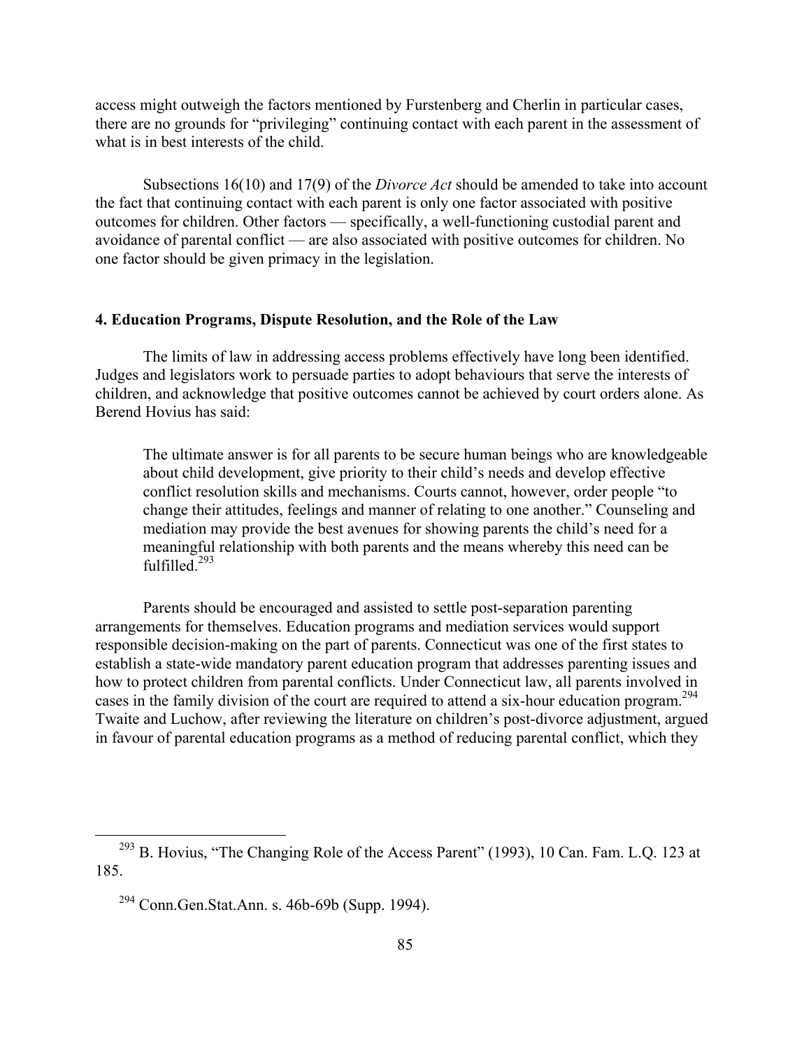access might outweigh the factors mentioned by Furstenberg and Cherlin in particular cases, there are no grounds for "privileging" continuing contact with each parent in the assessment of what is in best interests of the child.

Subsections 16(10) and 17(9) of the *Divorce Act* should be amended to take into account the fact that continuing contact with each parent is only one factor associated with positive outcomes for children. Other factors — specifically, a well-functioning custodial parent and avoidance of parental conflict — are also associated with positive outcomes for children. No one factor should be given primacy in the legislation.

### 4. Education Programs, Dispute Resolution, and the Role of the Law

The limits of law in addressing access problems effectively have long been identified. Judges and legislators work to persuade parties to adopt behaviours that serve the interests of children, and acknowledge that positive outcomes cannot be achieved by court orders alone. As Berend Hovius has said:

> The ultimate answer is for all parents to be secure human beings who are knowledgeable about child development, give priority to their child's needs and develop effective conflict resolution skills and mechanisms. Courts cannot, however, order people "to change their attitudes, feelings and manner of relating to one another." Counseling and mediation may provide the best avenues for showing parents the child's need for a meaningful relationship with both parents and the means whereby this need can be fulfilled.[293]

Parents should be encouraged and assisted to settle post-separation parenting arrangements for themselves. Education programs and mediation services would support responsible decision-making on the part of parents. Connecticut was one of the first states to establish a state-wide mandatory parent education program that addresses parenting issues and how to protect children from parental conflicts. Under Connecticut law, all parents involved in cases in the family division of the court are required to attend a six-hour education program.[294] Twaite and Luchow, after reviewing the literature on children's post-divorce adjustment, argued in favour of parental education programs as a method of reducing parental conflict, which they

---

[293] B. Hovius, "The Changing Role of the Access Parent" (1993), 10 Can. Fam. L.Q. 123 at 185.

[294] Conn.Gen.Stat.Ann. s. 46b-69b (Supp. 1994).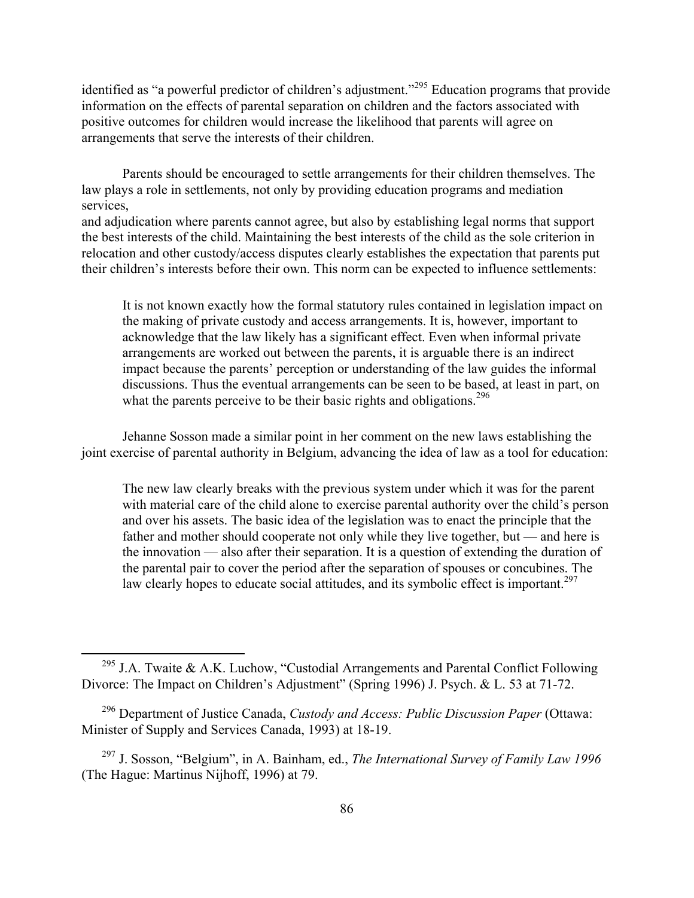identified as "a powerful predictor of children's adjustment."[295] Education programs that provide information on the effects of parental separation on children and the factors associated with positive outcomes for children would increase the likelihood that parents will agree on arrangements that serve the interests of their children.

Parents should be encouraged to settle arrangements for their children themselves. The law plays a role in settlements, not only by providing education programs and mediation services, and adjudication where parents cannot agree, but also by establishing legal norms that support the best interests of the child. Maintaining the best interests of the child as the sole criterion in relocation and other custody/access disputes clearly establishes the expectation that parents put their children's interests before their own. This norm can be expected to influence settlements:

> It is not known exactly how the formal statutory rules contained in legislation impact on the making of private custody and access arrangements. It is, however, important to acknowledge that the law likely has a significant effect. Even when informal private arrangements are worked out between the parents, it is arguable there is an indirect impact because the parents' perception or understanding of the law guides the informal discussions. Thus the eventual arrangements can be seen to be based, at least in part, on what the parents perceive to be their basic rights and obligations.[296]

Jehanne Sosson made a similar point in her comment on the new laws establishing the joint exercise of parental authority in Belgium, advancing the idea of law as a tool for education:

> The new law clearly breaks with the previous system under which it was for the parent with material care of the child alone to exercise parental authority over the child's person and over his assets. The basic idea of the legislation was to enact the principle that the father and mother should cooperate not only while they live together, but — and here is the innovation — also after their separation. It is a question of extending the duration of the parental pair to cover the period after the separation of spouses or concubines. The law clearly hopes to educate social attitudes, and its symbolic effect is important.[297]

---

[295] J.A. Twaite & A.K. Luchow, "Custodial Arrangements and Parental Conflict Following Divorce: The Impact on Children's Adjustment" (Spring 1996) J. Psych. & L. 53 at 71-72.

[296] Department of Justice Canada, *Custody and Access: Public Discussion Paper* (Ottawa: Minister of Supply and Services Canada, 1993) at 18-19.

[297] J. Sosson, "Belgium", in A. Bainham, ed., *The International Survey of Family Law 1996* (The Hague: Martinus Nijhoff, 1996) at 79.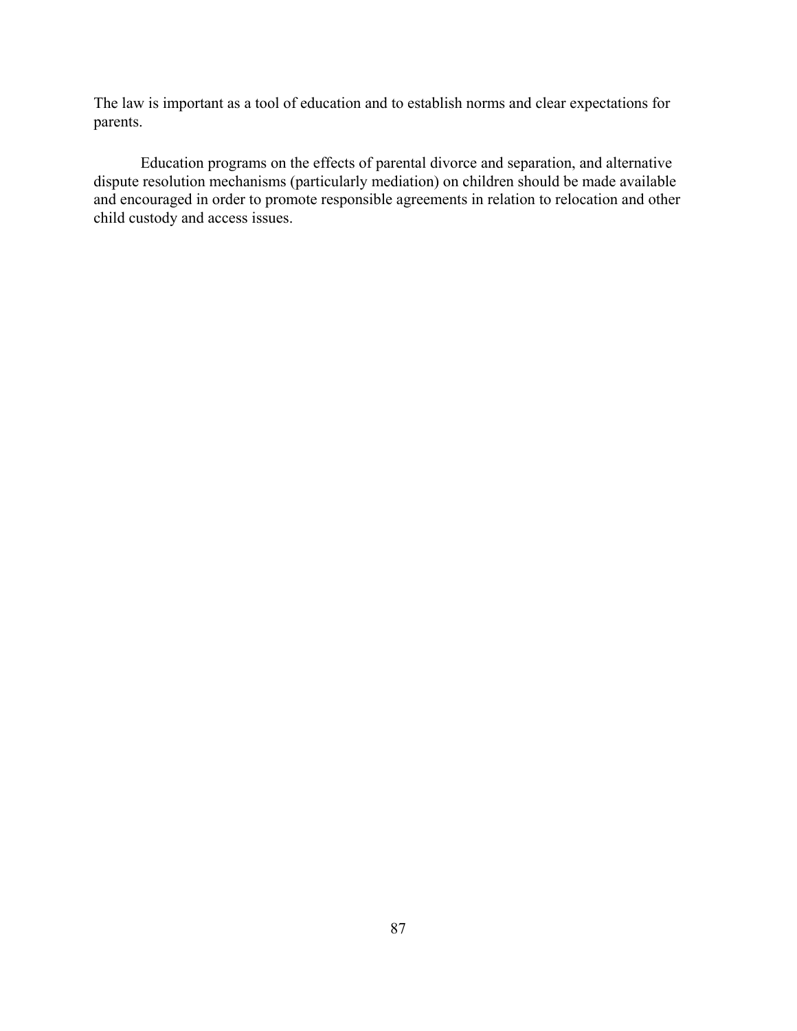The law is important as a tool of education and to establish norms and clear expectations for parents.

Education programs on the effects of parental divorce and separation, and alternative dispute resolution mechanisms (particularly mediation) on children should be made available and encouraged in order to promote responsible agreements in relation to relocation and other child custody and access issues.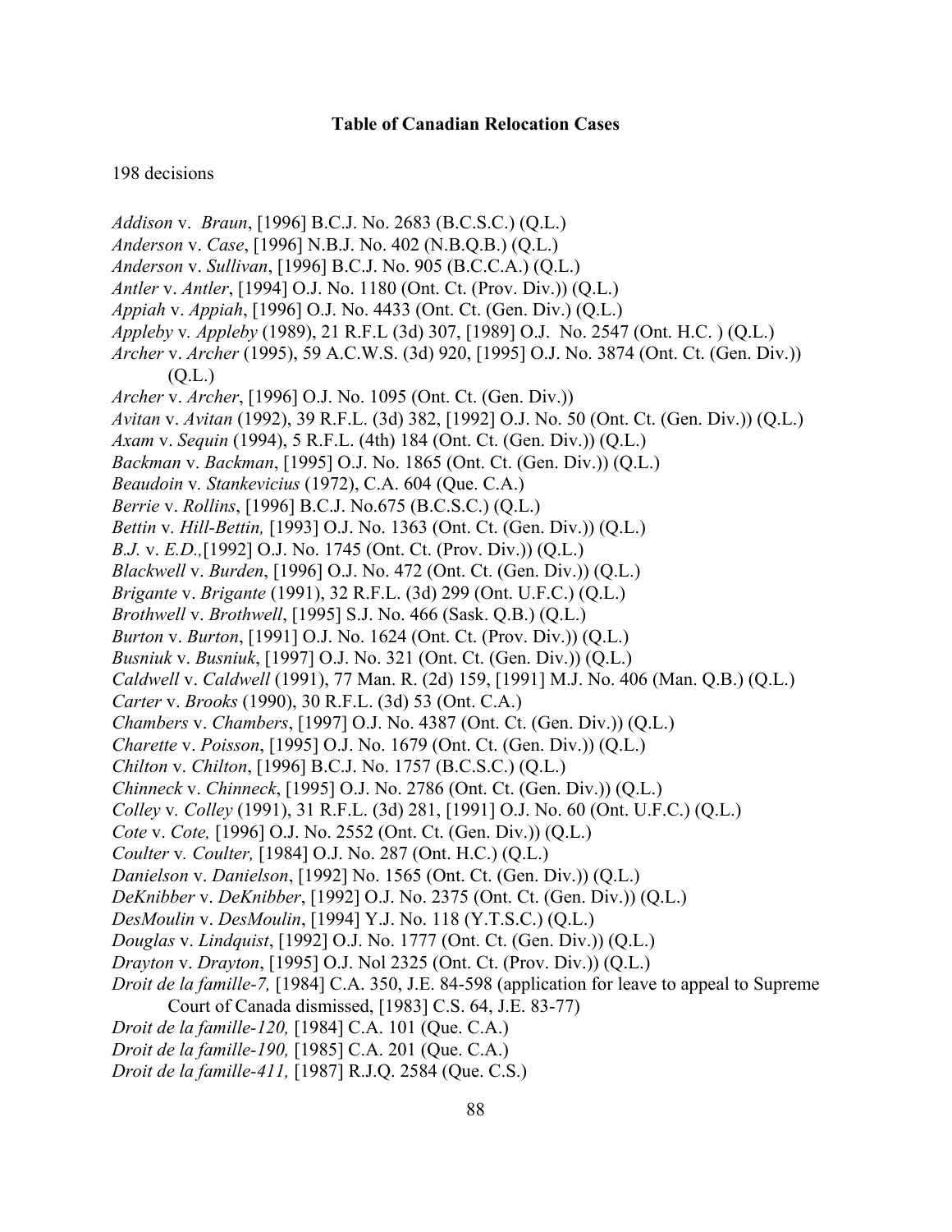**Table of Canadian Relocation Cases**

198 decisions

*Addison* v. *Braun*, [1996] B.C.J. No. 2683 (B.C.S.C.) (Q.L.)
*Anderson* v. *Case*, [1996] N.B.J. No. 402 (N.B.Q.B.) (Q.L.)
*Anderson* v. *Sullivan*, [1996] B.C.J. No. 905 (B.C.C.A.) (Q.L.)
*Antler* v. *Antler*, [1994] O.J. No. 1180 (Ont. Ct. (Prov. Div.)) (Q.L.)
*Appiah* v. *Appiah*, [1996] O.J. No. 4433 (Ont. Ct. (Gen. Div.) (Q.L.)
*Appleby* v*. Appleby* (1989), 21 R.F.L (3d) 307, [1989] O.J. No. 2547 (Ont. H.C. ) (Q.L.)
*Archer* v. *Archer* (1995), 59 A.C.W.S. (3d) 920, [1995] O.J. No. 3874 (Ont. Ct. (Gen. Div.)) (Q.L.)
*Archer* v. *Archer*, [1996] O.J. No. 1095 (Ont. Ct. (Gen. Div.))
*Avitan* v. *Avitan* (1992), 39 R.F.L. (3d) 382, [1992] O.J. No. 50 (Ont. Ct. (Gen. Div.)) (Q.L.)
*Axam* v. *Sequin* (1994), 5 R.F.L. (4th) 184 (Ont. Ct. (Gen. Div.)) (Q.L.)
*Backman* v. *Backman*, [1995] O.J. No. 1865 (Ont. Ct. (Gen. Div.)) (Q.L.)
*Beaudoin* v*. Stankevicius* (1972), C.A. 604 (Que. C.A.)
*Berrie* v. *Rollins*, [1996] B.C.J. No.675 (B.C.S.C.) (Q.L.)
*Bettin* v*. Hill-Bettin,* [1993] O.J. No. 1363 (Ont. Ct. (Gen. Div.)) (Q.L.)
*B.J.* v. *E.D.,*[1992] O.J. No. 1745 (Ont. Ct. (Prov. Div.)) (Q.L.)
*Blackwell* v. *Burden*, [1996] O.J. No. 472 (Ont. Ct. (Gen. Div.)) (Q.L.)
*Brigante* v. *Brigante* (1991), 32 R.F.L. (3d) 299 (Ont. U.F.C.) (Q.L.)
*Brothwell* v. *Brothwell*, [1995] S.J. No. 466 (Sask. Q.B.) (Q.L.)
*Burton* v. *Burton*, [1991] O.J. No. 1624 (Ont. Ct. (Prov. Div.)) (Q.L.)
*Busniuk* v. *Busniuk*, [1997] O.J. No. 321 (Ont. Ct. (Gen. Div.)) (Q.L.)
*Caldwell* v. *Caldwell* (1991), 77 Man. R. (2d) 159, [1991] M.J. No. 406 (Man. Q.B.) (Q.L.)
*Carter* v. *Brooks* (1990), 30 R.F.L. (3d) 53 (Ont. C.A.)
*Chambers* v. *Chambers*, [1997] O.J. No. 4387 (Ont. Ct. (Gen. Div.)) (Q.L.)
*Charette* v. *Poisson*, [1995] O.J. No. 1679 (Ont. Ct. (Gen. Div.)) (Q.L.)
*Chilton* v. *Chilton*, [1996] B.C.J. No. 1757 (B.C.S.C.) (Q.L.)
*Chinneck* v. *Chinneck*, [1995] O.J. No. 2786 (Ont. Ct. (Gen. Div.)) (Q.L.)
*Colley* v*. Colley* (1991), 31 R.F.L. (3d) 281, [1991] O.J. No. 60 (Ont. U.F.C.) (Q.L.)
*Cote* v. *Cote,* [1996] O.J. No. 2552 (Ont. Ct. (Gen. Div.)) (Q.L.)
*Coulter* v*. Coulter,* [1984] O.J. No. 287 (Ont. H.C.) (Q.L.)
*Danielson* v. *Danielson*, [1992] No. 1565 (Ont. Ct. (Gen. Div.)) (Q.L.)
*DeKnibber* v. *DeKnibber*, [1992] O.J. No. 2375 (Ont. Ct. (Gen. Div.)) (Q.L.)
*DesMoulin* v. *DesMoulin*, [1994] Y.J. No. 118 (Y.T.S.C.) (Q.L.)
*Douglas* v. *Lindquist*, [1992] O.J. No. 1777 (Ont. Ct. (Gen. Div.)) (Q.L.)
*Drayton* v. *Drayton*, [1995] O.J. Nol 2325 (Ont. Ct. (Prov. Div.)) (Q.L.)
*Droit de la famille-7,* [1984] C.A. 350, J.E. 84-598 (application for leave to appeal to Supreme Court of Canada dismissed, [1983] C.S. 64, J.E. 83-77)
*Droit de la famille-120,* [1984] C.A. 101 (Que. C.A.)
*Droit de la famille-190,* [1985] C.A. 201 (Que. C.A.)
*Droit de la famille-411,* [1987] R.J.Q. 2584 (Que. C.S.)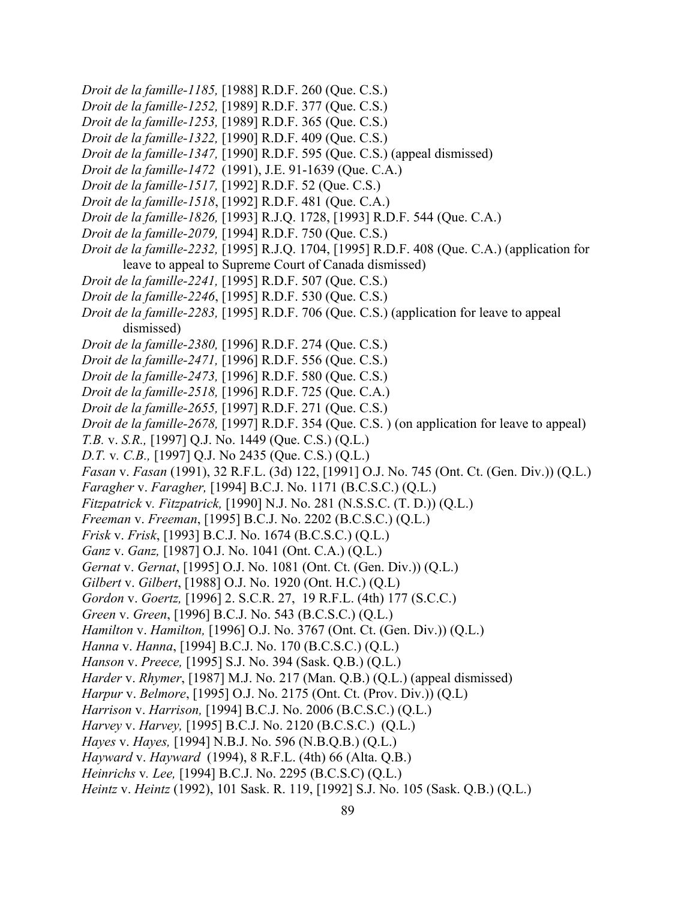*Droit de la famille-1185,* [1988] R.D.F. 260 (Que. C.S.)
*Droit de la famille-1252,* [1989] R.D.F. 377 (Que. C.S.)
*Droit de la famille-1253,* [1989] R.D.F. 365 (Que. C.S.)
*Droit de la famille-1322,* [1990] R.D.F. 409 (Que. C.S.)
*Droit de la famille-1347,* [1990] R.D.F. 595 (Que. C.S.) (appeal dismissed)
*Droit de la famille-1472* (1991), J.E. 91-1639 (Que. C.A.)
*Droit de la famille-1517,* [1992] R.D.F. 52 (Que. C.S.)
*Droit de la famille-1518*, [1992] R.D.F. 481 (Que. C.A.)
*Droit de la famille-1826,* [1993] R.J.Q. 1728, [1993] R.D.F. 544 (Que. C.A.)
*Droit de la famille-2079,* [1994] R.D.F. 750 (Que. C.S.)
*Droit de la famille-2232,* [1995] R.J.Q. 1704, [1995] R.D.F. 408 (Que. C.A.) (application for leave to appeal to Supreme Court of Canada dismissed)
*Droit de la famille-2241,* [1995] R.D.F. 507 (Que. C.S.)
*Droit de la famille-2246*, [1995] R.D.F. 530 (Que. C.S.)
*Droit de la famille-2283,* [1995] R.D.F. 706 (Que. C.S.) (application for leave to appeal dismissed)
*Droit de la famille-2380,* [1996] R.D.F. 274 (Que. C.S.)
*Droit de la famille-2471,* [1996] R.D.F. 556 (Que. C.S.)
*Droit de la famille-2473,* [1996] R.D.F. 580 (Que. C.S.)
*Droit de la famille-2518,* [1996] R.D.F. 725 (Que. C.A.)
*Droit de la famille-2655,* [1997] R.D.F. 271 (Que. C.S.)
*Droit de la famille-2678,* [1997] R.D.F. 354 (Que. C.S. ) (on application for leave to appeal)
*T.B.* v. *S.R.,* [1997] Q.J. No. 1449 (Que. C.S.) (Q.L.)
*D.T.* v*. C.B.,* [1997] Q.J. No 2435 (Que. C.S.) (Q.L.)
*Fasan* v. *Fasan* (1991), 32 R.F.L. (3d) 122, [1991] O.J. No. 745 (Ont. Ct. (Gen. Div.)) (Q.L.)
*Faragher* v. *Faragher,* [1994] B.C.J. No. 1171 (B.C.S.C.) (Q.L.)
*Fitzpatrick* v*. Fitzpatrick,* [1990] N.J. No. 281 (N.S.S.C. (T. D.)) (Q.L.)
*Freeman* v. *Freeman*, [1995] B.C.J. No. 2202 (B.C.S.C.) (Q.L.)
*Frisk* v. *Frisk*, [1993] B.C.J. No. 1674 (B.C.S.C.) (Q.L.)
*Ganz* v. *Ganz,* [1987] O.J. No. 1041 (Ont. C.A.) (Q.L.)
*Gernat* v. *Gernat*, [1995] O.J. No. 1081 (Ont. Ct. (Gen. Div.)) (Q.L.)
*Gilbert* v. *Gilbert*, [1988] O.J. No. 1920 (Ont. H.C.) (Q.L)
*Gordon* v. *Goertz,* [1996] 2. S.C.R. 27, 19 R.F.L. (4th) 177 (S.C.C.)
*Green* v. *Green*, [1996] B.C.J. No. 543 (B.C.S.C.) (Q.L.)
*Hamilton* v. *Hamilton,* [1996] O.J. No. 3767 (Ont. Ct. (Gen. Div.)) (Q.L.)
*Hanna* v. *Hanna*, [1994] B.C.J. No. 170 (B.C.S.C.) (Q.L.)
*Hanson* v. *Preece,* [1995] S.J. No. 394 (Sask. Q.B.) (Q.L.)
*Harder* v. *Rhymer*, [1987] M.J. No. 217 (Man. Q.B.) (Q.L.) (appeal dismissed)
*Harpur* v. *Belmore*, [1995] O.J. No. 2175 (Ont. Ct. (Prov. Div.)) (Q.L)
*Harrison* v. *Harrison,* [1994] B.C.J. No. 2006 (B.C.S.C.) (Q.L.)
*Harvey* v. *Harvey,* [1995] B.C.J. No. 2120 (B.C.S.C.) (Q.L.)
*Hayes* v. *Hayes,* [1994] N.B.J. No. 596 (N.B.Q.B.) (Q.L.)
*Hayward* v. *Hayward* (1994), 8 R.F.L. (4th) 66 (Alta. Q.B.)
*Heinrichs* v*. Lee,* [1994] B.C.J. No. 2295 (B.C.S.C) (Q.L.)
*Heintz* v. *Heintz* (1992), 101 Sask. R. 119, [1992] S.J. No. 105 (Sask. Q.B.) (Q.L.)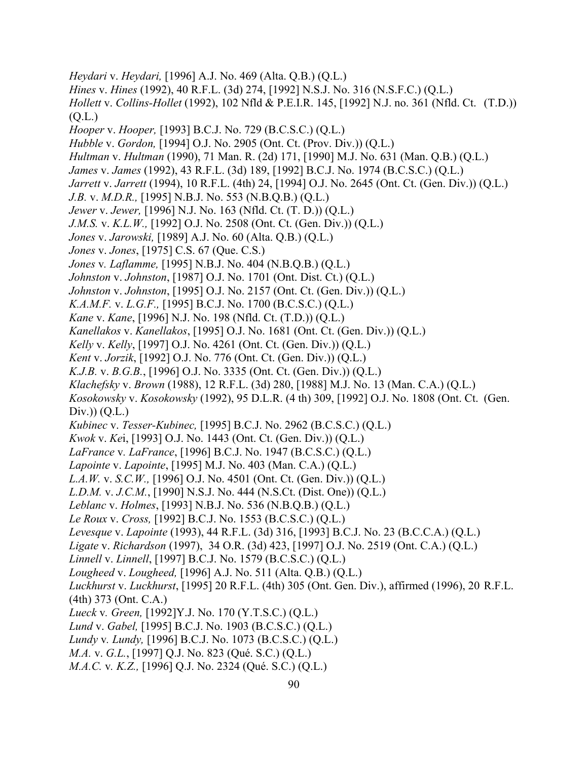*Heydari* v. *Heydari,* [1996] A.J. No. 469 (Alta. Q.B.) (Q.L.)
*Hines* v. *Hines* (1992), 40 R.F.L. (3d) 274, [1992] N.S.J. No. 316 (N.S.F.C.) (Q.L.)
*Hollett* v. *Collins-Hollet* (1992), 102 Nfld & P.E.I.R. 145, [1992] N.J. no. 361 (Nfld. Ct. (T.D.)) (Q.L.)
*Hooper* v. *Hooper,* [1993] B.C.J. No. 729 (B.C.S.C.) (Q.L.)
*Hubble* v. *Gordon,* [1994] O.J. No. 2905 (Ont. Ct. (Prov. Div.)) (Q.L.)
*Hultman* v. *Hultman* (1990), 71 Man. R. (2d) 171, [1990] M.J. No. 631 (Man. Q.B.) (Q.L.)
*James* v. *James* (1992), 43 R.F.L. (3d) 189, [1992] B.C.J. No. 1974 (B.C.S.C.) (Q.L.)
*Jarrett* v. *Jarrett* (1994), 10 R.F.L. (4th) 24, [1994] O.J. No. 2645 (Ont. Ct. (Gen. Div.)) (Q.L.)
*J.B.* v. *M.D.R.,* [1995] N.B.J. No. 553 (N.B.Q.B.) (Q.L.)
*Jewer* v. *Jewer,* [1996] N.J. No. 163 (Nfld. Ct. (T. D.)) (Q.L.)
*J.M.S.* v. *K.L.W.,* [1992] O.J. No. 2508 (Ont. Ct. (Gen. Div.)) (Q.L.)
*Jones* v. *Jarowski,* [1989] A.J. No. 60 (Alta. Q.B.) (Q.L.)
*Jones* v. *Jones*, [1975] C.S. 67 (Que. C.S.)
*Jones* v*. Laflamme,* [1995] N.B.J. No. 404 (N.B.Q.B.) (Q.L.)
*Johnston* v. *Johnston*, [1987] O.J. No. 1701 (Ont. Dist. Ct.) (Q.L.)
*Johnston* v. *Johnston*, [1995] O.J. No. 2157 (Ont. Ct. (Gen. Div.)) (Q.L.)
*K.A.M.F.* v. *L.G.F.,* [1995] B.C.J. No. 1700 (B.C.S.C.) (Q.L.)
*Kane* v. *Kane*, [1996] N.J. No. 198 (Nfld. Ct. (T.D.)) (Q.L.)
*Kanellakos* v. *Kanellakos*, [1995] O.J. No. 1681 (Ont. Ct. (Gen. Div.)) (Q.L.)
*Kelly* v. *Kelly*, [1997] O.J. No. 4261 (Ont. Ct. (Gen. Div.)) (Q.L.)
*Kent* v. *Jorzik*, [1992] O.J. No. 776 (Ont. Ct. (Gen. Div.)) (Q.L.)
*K.J.B.* v. *B.G.B.*, [1996] O.J. No. 3335 (Ont. Ct. (Gen. Div.)) (Q.L.)
*Klachefsky* v. *Brown* (1988), 12 R.F.L. (3d) 280, [1988] M.J. No. 13 (Man. C.A.) (Q.L.)
*Kosokowsky* v. *Kosokowsky* (1992), 95 D.L.R. (4 th) 309, [1992] O.J. No. 1808 (Ont. Ct. (Gen. Div.)) (Q.L.)
*Kubinec* v. *Tesser-Kubinec,* [1995] B.C.J. No. 2962 (B.C.S.C.) (Q.L.)
*Kwok* v. *Ke*i, [1993] O.J. No. 1443 (Ont. Ct. (Gen. Div.)) (Q.L.)
*LaFrance* v*. LaFrance*, [1996] B.C.J. No. 1947 (B.C.S.C.) (Q.L.)
*Lapointe* v. *Lapointe*, [1995] M.J. No. 403 (Man. C.A.) (Q.L.)
*L.A.W.* v. *S.C.W.,* [1996] O.J. No. 4501 (Ont. Ct. (Gen. Div.)) (Q.L.)
*L.D.M.* v. *J.C.M.*, [1990] N.S.J. No. 444 (N.S.Ct. (Dist. One)) (Q.L.)
*Leblanc* v. *Holmes*, [1993] N.B.J. No. 536 (N.B.Q.B.) (Q.L.)
*Le Roux* v. *Cross,* [1992] B.C.J. No. 1553 (B.C.S.C.) (Q.L.)
*Levesque* v. *Lapointe* (1993), 44 R.F.L. (3d) 316, [1993] B.C.J. No. 23 (B.C.C.A.) (Q.L.)
*Ligate* v. *Richardson* (1997), 34 O.R. (3d) 423, [1997] O.J. No. 2519 (Ont. C.A.) (Q.L.)
*Linnell* v. *Linnell*, [1997] B.C.J. No. 1579 (B.C.S.C.) (Q.L.)
*Lougheed* v. *Lougheed,* [1996] A.J. No. 511 (Alta. Q.B.) (Q.L.)
*Luckhurst* v. *Luckhurst*, [1995] 20 R.F.L. (4th) 305 (Ont. Gen. Div.), affirmed (1996), 20 R.F.L. (4th) 373 (Ont. C.A.)
*Lueck* v*. Green,* [1992]Y.J. No. 170 (Y.T.S.C.) (Q.L.)
*Lund* v. *Gabel,* [1995] B.C.J. No. 1903 (B.C.S.C.) (Q.L.)
*Lundy* v*. Lundy,* [1996] B.C.J. No. 1073 (B.C.S.C.) (Q.L.)
*M.A.* v. *G.L.*, [1997] Q.J. No. 823 (Qué. S.C.) (Q.L.)
*M.A.C.* v*. K.Z.,* [1996] Q.J. No. 2324 (Qué. S.C.) (Q.L.)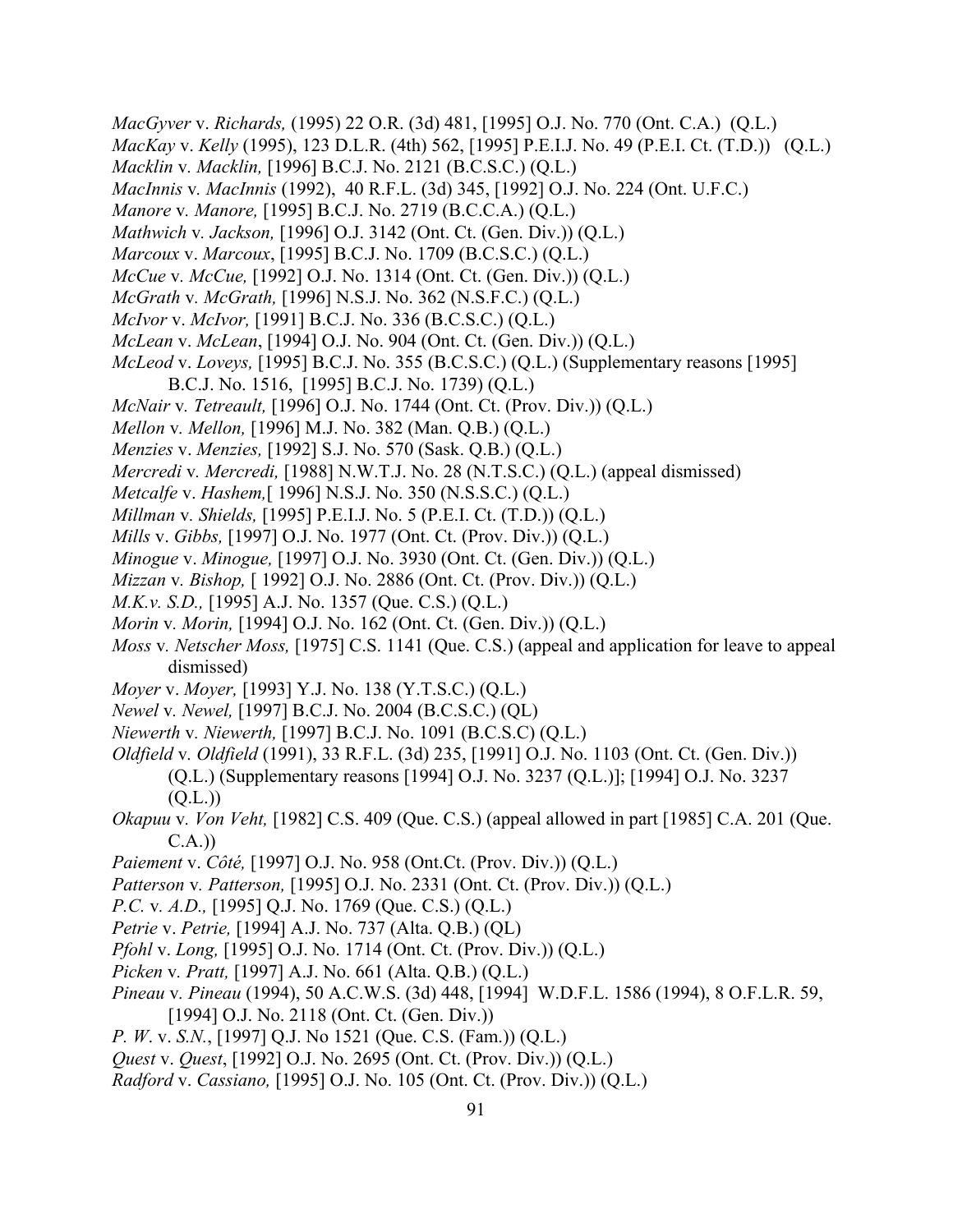*MacGyver* v. *Richards,* (1995) 22 O.R. (3d) 481, [1995] O.J. No. 770 (Ont. C.A.) (Q.L.)
*MacKay* v. *Kelly* (1995), 123 D.L.R. (4th) 562, [1995] P.E.I.J. No. 49 (P.E.I. Ct. (T.D.)) (Q.L.)
*Macklin* v. *Macklin,* [1996] B.C.J. No. 2121 (B.C.S.C.) (Q.L.)
*MacInnis* v. *MacInnis* (1992), 40 R.F.L. (3d) 345, [1992] O.J. No. 224 (Ont. U.F.C.)
*Manore* v. *Manore,* [1995] B.C.J. No. 2719 (B.C.C.A.) (Q.L.)
*Mathwich* v. *Jackson,* [1996] O.J. 3142 (Ont. Ct. (Gen. Div.)) (Q.L.)
*Marcoux* v. *Marcoux*, [1995] B.C.J. No. 1709 (B.C.S.C.) (Q.L.)
*McCue* v. *McCue,* [1992] O.J. No. 1314 (Ont. Ct. (Gen. Div.)) (Q.L.)
*McGrath* v. *McGrath,* [1996] N.S.J. No. 362 (N.S.F.C.) (Q.L.)
*McIvor* v. *McIvor,* [1991] B.C.J. No. 336 (B.C.S.C.) (Q.L.)
*McLean* v. *McLean*, [1994] O.J. No. 904 (Ont. Ct. (Gen. Div.)) (Q.L.)
*McLeod* v. *Loveys,* [1995] B.C.J. No. 355 (B.C.S.C.) (Q.L.) (Supplementary reasons [1995] B.C.J. No. 1516, [1995] B.C.J. No. 1739) (Q.L.)
*McNair* v. *Tetreault,* [1996] O.J. No. 1744 (Ont. Ct. (Prov. Div.)) (Q.L.)
*Mellon* v. *Mellon,* [1996] M.J. No. 382 (Man. Q.B.) (Q.L.)
*Menzies* v. *Menzies,* [1992] S.J. No. 570 (Sask. Q.B.) (Q.L.)
*Mercredi* v. *Mercredi,* [1988] N.W.T.J. No. 28 (N.T.S.C.) (Q.L.) (appeal dismissed)
*Metcalfe* v. *Hashem,*[ 1996] N.S.J. No. 350 (N.S.S.C.) (Q.L.)
*Millman* v. *Shields,* [1995] P.E.I.J. No. 5 (P.E.I. Ct. (T.D.)) (Q.L.)
*Mills* v. *Gibbs,* [1997] O.J. No. 1977 (Ont. Ct. (Prov. Div.)) (Q.L.)
*Minogue* v. *Minogue,* [1997] O.J. No. 3930 (Ont. Ct. (Gen. Div.)) (Q.L.)
*Mizzan* v. *Bishop,* [ 1992] O.J. No. 2886 (Ont. Ct. (Prov. Div.)) (Q.L.)
*M.K.v. S.D.,* [1995] A.J. No. 1357 (Que. C.S.) (Q.L.)
*Morin* v. *Morin,* [1994] O.J. No. 162 (Ont. Ct. (Gen. Div.)) (Q.L.)
*Moss* v. *Netscher Moss,* [1975] C.S. 1141 (Que. C.S.) (appeal and application for leave to appeal dismissed)
*Moyer* v. *Moyer,* [1993] Y.J. No. 138 (Y.T.S.C.) (Q.L.)
*Newel* v. *Newel,* [1997] B.C.J. No. 2004 (B.C.S.C.) (QL)
*Niewerth* v. *Niewerth,* [1997] B.C.J. No. 1091 (B.C.S.C) (Q.L.)
*Oldfield* v. *Oldfield* (1991), 33 R.F.L. (3d) 235, [1991] O.J. No. 1103 (Ont. Ct. (Gen. Div.)) (Q.L.) (Supplementary reasons [1994] O.J. No. 3237 (Q.L.)]; [1994] O.J. No. 3237 (Q.L.))
*Okapuu* v. *Von Veht,* [1982] C.S. 409 (Que. C.S.) (appeal allowed in part [1985] C.A. 201 (Que. C.A.))
*Paiement* v. *Côté,* [1997] O.J. No. 958 (Ont.Ct. (Prov. Div.)) (Q.L.)
*Patterson* v. *Patterson,* [1995] O.J. No. 2331 (Ont. Ct. (Prov. Div.)) (Q.L.)
*P.C.* v. *A.D.,* [1995] Q.J. No. 1769 (Que. C.S.) (Q.L.)
*Petrie* v. *Petrie,* [1994] A.J. No. 737 (Alta. Q.B.) (QL)
*Pfohl* v. *Long,* [1995] O.J. No. 1714 (Ont. Ct. (Prov. Div.)) (Q.L.)
*Picken* v. *Pratt,* [1997] A.J. No. 661 (Alta. Q.B.) (Q.L.)
*Pineau* v. *Pineau* (1994), 50 A.C.W.S. (3d) 448, [1994] W.D.F.L. 1586 (1994), 8 O.F.L.R. 59, [1994] O.J. No. 2118 (Ont. Ct. (Gen. Div.))
*P. W*. v. *S.N.*, [1997] Q.J. No 1521 (Que. C.S. (Fam.)) (Q.L.)
*Quest* v. *Quest*, [1992] O.J. No. 2695 (Ont. Ct. (Prov. Div.)) (Q.L.)
*Radford* v. *Cassiano,* [1995] O.J. No. 105 (Ont. Ct. (Prov. Div.)) (Q.L.)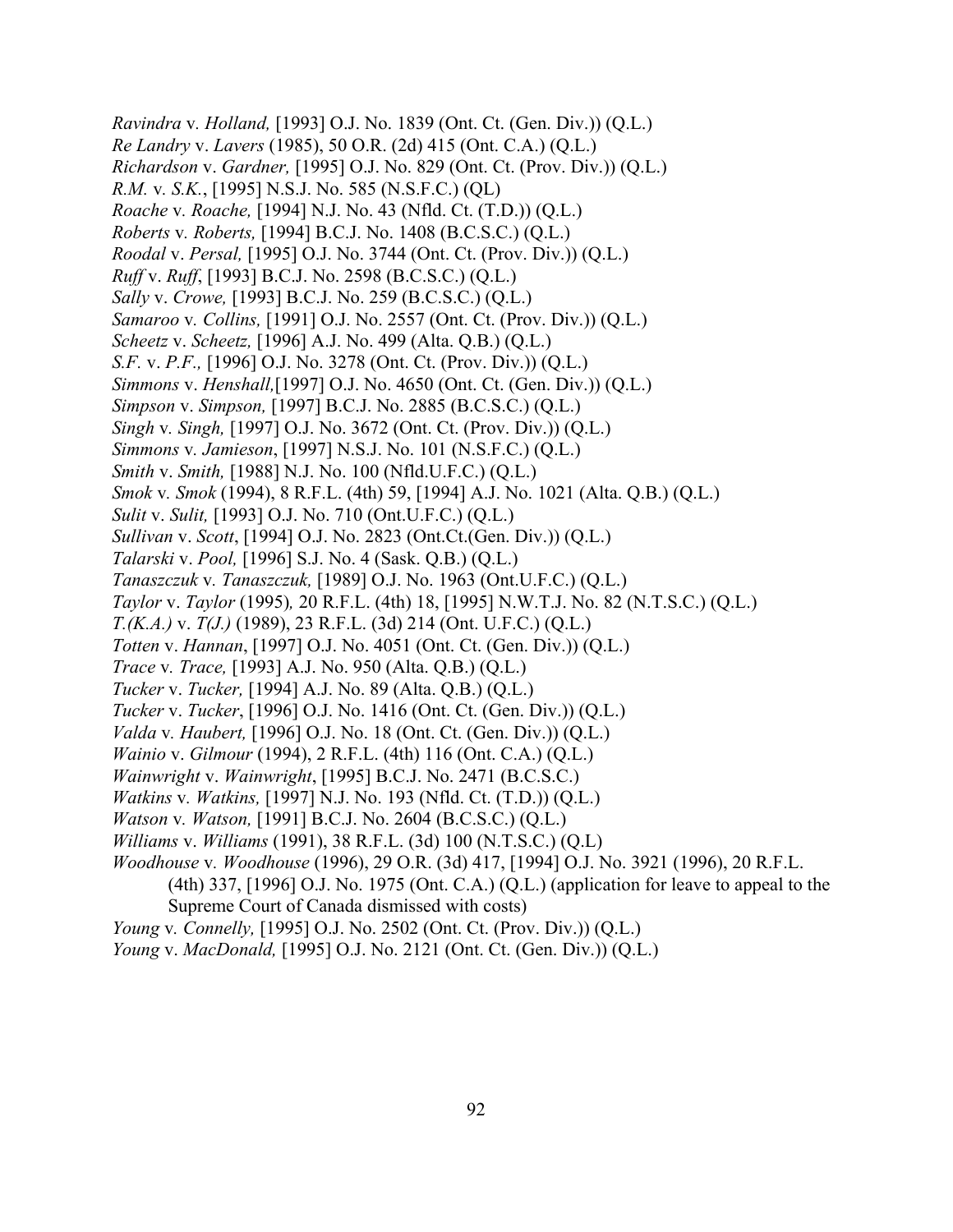*Ravindra* v. *Holland,* [1993] O.J. No. 1839 (Ont. Ct. (Gen. Div.)) (Q.L.)
*Re Landry* v. *Lavers* (1985), 50 O.R. (2d) 415 (Ont. C.A.) (Q.L.)
*Richardson* v. *Gardner,* [1995] O.J. No. 829 (Ont. Ct. (Prov. Div.)) (Q.L.)
*R.M.* v. *S.K.*, [1995] N.S.J. No. 585 (N.S.F.C.) (QL)
*Roache* v. *Roache,* [1994] N.J. No. 43 (Nfld. Ct. (T.D.)) (Q.L.)
*Roberts* v. *Roberts,* [1994] B.C.J. No. 1408 (B.C.S.C.) (Q.L.)
*Roodal* v. *Persal,* [1995] O.J. No. 3744 (Ont. Ct. (Prov. Div.)) (Q.L.)
*Ruff* v. *Ruff*, [1993] B.C.J. No. 2598 (B.C.S.C.) (Q.L.)
*Sally* v. *Crowe,* [1993] B.C.J. No. 259 (B.C.S.C.) (Q.L.)
*Samaroo* v. *Collins,* [1991] O.J. No. 2557 (Ont. Ct. (Prov. Div.)) (Q.L.)
*Scheetz* v. *Scheetz,* [1996] A.J. No. 499 (Alta. Q.B.) (Q.L.)
*S.F.* v. *P.F.,* [1996] O.J. No. 3278 (Ont. Ct. (Prov. Div.)) (Q.L.)
*Simmons* v. *Henshall,*[1997] O.J. No. 4650 (Ont. Ct. (Gen. Div.)) (Q.L.)
*Simpson* v. *Simpson,* [1997] B.C.J. No. 2885 (B.C.S.C.) (Q.L.)
*Singh* v. *Singh,* [1997] O.J. No. 3672 (Ont. Ct. (Prov. Div.)) (Q.L.)
*Simmons* v. *Jamieson*, [1997] N.S.J. No. 101 (N.S.F.C.) (Q.L.)
*Smith* v. *Smith,* [1988] N.J. No. 100 (Nfld.U.F.C.) (Q.L.)
*Smok* v. *Smok* (1994), 8 R.F.L. (4th) 59, [1994] A.J. No. 1021 (Alta. Q.B.) (Q.L.)
*Sulit* v. *Sulit,* [1993] O.J. No. 710 (Ont.U.F.C.) (Q.L.)
*Sullivan* v. *Scott*, [1994] O.J. No. 2823 (Ont.Ct.(Gen. Div.)) (Q.L.)
*Talarski* v. *Pool,* [1996] S.J. No. 4 (Sask. Q.B.) (Q.L.)
*Tanaszczuk* v. *Tanaszczuk,* [1989] O.J. No. 1963 (Ont.U.F.C.) (Q.L.)
*Taylor* v. *Taylor* (1995)*,* 20 R.F.L. (4th) 18, [1995] N.W.T.J. No. 82 (N.T.S.C.) (Q.L.)
*T.(K.A.)* v. *T(J.)* (1989), 23 R.F.L. (3d) 214 (Ont. U.F.C.) (Q.L.)
*Totten* v. *Hannan*, [1997] O.J. No. 4051 (Ont. Ct. (Gen. Div.)) (Q.L.)
*Trace* v. *Trace,* [1993] A.J. No. 950 (Alta. Q.B.) (Q.L.)
*Tucker* v. *Tucker,* [1994] A.J. No. 89 (Alta. Q.B.) (Q.L.)
*Tucker* v. *Tucker*, [1996] O.J. No. 1416 (Ont. Ct. (Gen. Div.)) (Q.L.)
*Valda* v. *Haubert,* [1996] O.J. No. 18 (Ont. Ct. (Gen. Div.)) (Q.L.)
*Wainio* v. *Gilmour* (1994), 2 R.F.L. (4th) 116 (Ont. C.A.) (Q.L.)
*Wainwright* v. *Wainwright*, [1995] B.C.J. No. 2471 (B.C.S.C.)
*Watkins* v. *Watkins,* [1997] N.J. No. 193 (Nfld. Ct. (T.D.)) (Q.L.)
*Watson* v. *Watson,* [1991] B.C.J. No. 2604 (B.C.S.C.) (Q.L.)
*Williams* v. *Williams* (1991), 38 R.F.L. (3d) 100 (N.T.S.C.) (Q.L)
*Woodhouse* v. *Woodhouse* (1996), 29 O.R. (3d) 417, [1994] O.J. No. 3921 (1996), 20 R.F.L. (4th) 337, [1996] O.J. No. 1975 (Ont. C.A.) (Q.L.) (application for leave to appeal to the Supreme Court of Canada dismissed with costs)
*Young* v. *Connelly,* [1995] O.J. No. 2502 (Ont. Ct. (Prov. Div.)) (Q.L.)
*Young* v. *MacDonald,* [1995] O.J. No. 2121 (Ont. Ct. (Gen. Div.)) (Q.L.)